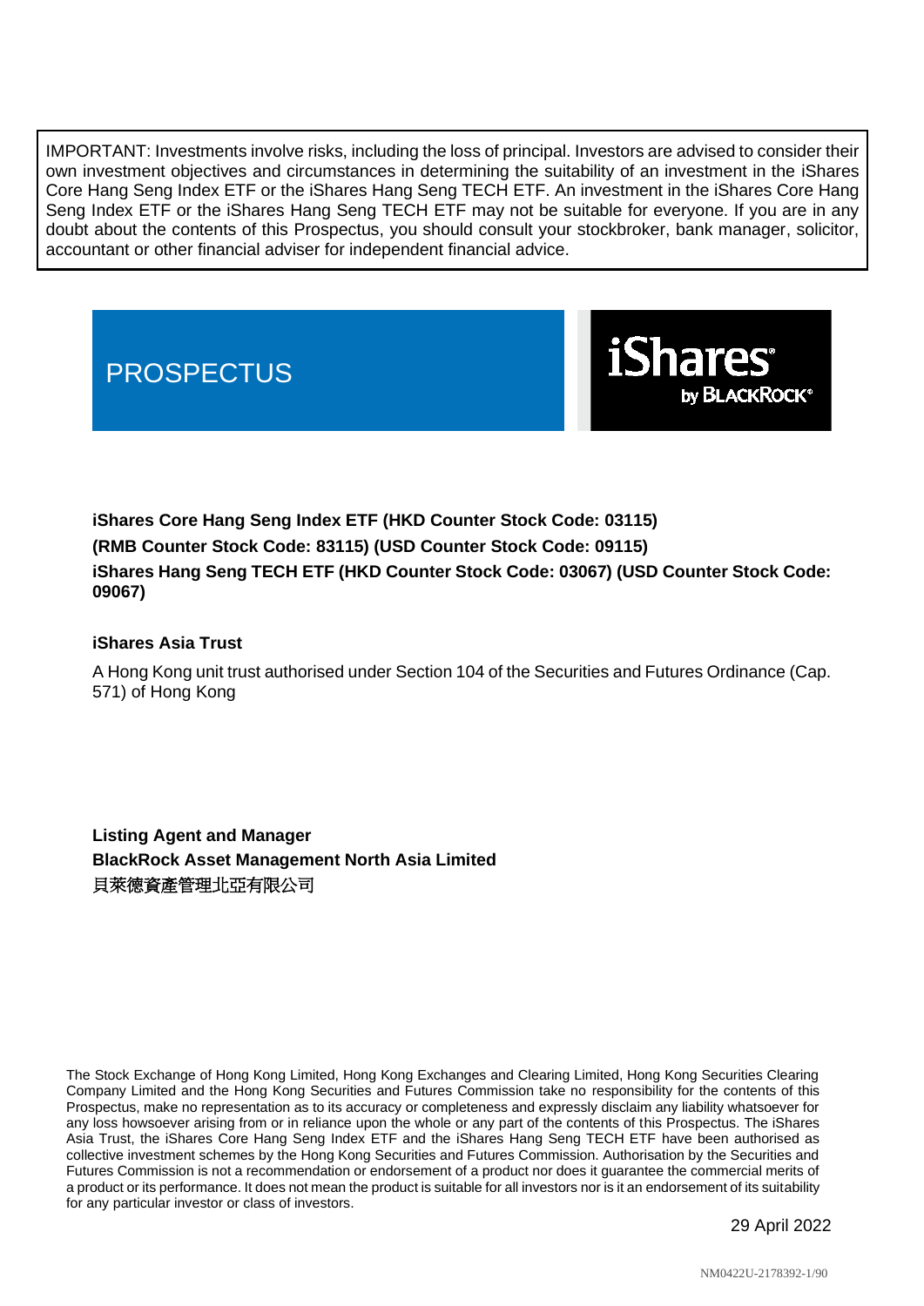IMPORTANT: Investments involve risks, including the loss of principal. Investors are advised to consider their own investment objectives and circumstances in determining the suitability of an investment in the iShares Core Hang Seng Index ETF or the iShares Hang Seng TECH ETF. An investment in the iShares Core Hang Seng Index ETF or the iShares Hang Seng TECH ETF may not be suitable for everyone. If you are in any doubt about the contents of this Prospectus, you should consult your stockbroker, bank manager, solicitor, accountant or other financial adviser for independent financial advice.

# PROSPECTUS

iShares by BLACKROCK®

**iShares Core Hang Seng Index ETF (HKD Counter Stock Code: 03115)**
**(RMB Counter Stock Code: 83115) (USD Counter Stock Code: 09115)**
**iShares Hang Seng TECH ETF (HKD Counter Stock Code: 03067) (USD Counter Stock Code: 09067)**

**iShares Asia Trust**

A Hong Kong unit trust authorised under Section 104 of the Securities and Futures Ordinance (Cap. 571) of Hong Kong

**Listing Agent and Manager**
**BlackRock Asset Management North Asia Limited**
貝萊德資產管理北亞有限公司

The Stock Exchange of Hong Kong Limited, Hong Kong Exchanges and Clearing Limited, Hong Kong Securities Clearing Company Limited and the Hong Kong Securities and Futures Commission take no responsibility for the contents of this Prospectus, make no representation as to its accuracy or completeness and expressly disclaim any liability whatsoever for any loss howsoever arising from or in reliance upon the whole or any part of the contents of this Prospectus. The iShares Asia Trust, the iShares Core Hang Seng Index ETF and the iShares Hang Seng TECH ETF have been authorised as collective investment schemes by the Hong Kong Securities and Futures Commission. Authorisation by the Securities and Futures Commission is not a recommendation or endorsement of a product nor does it guarantee the commercial merits of a product or its performance. It does not mean the product is suitable for all investors nor is it an endorsement of its suitability for any particular investor or class of investors.

29 April 2022

NM0422U-2178392-1/90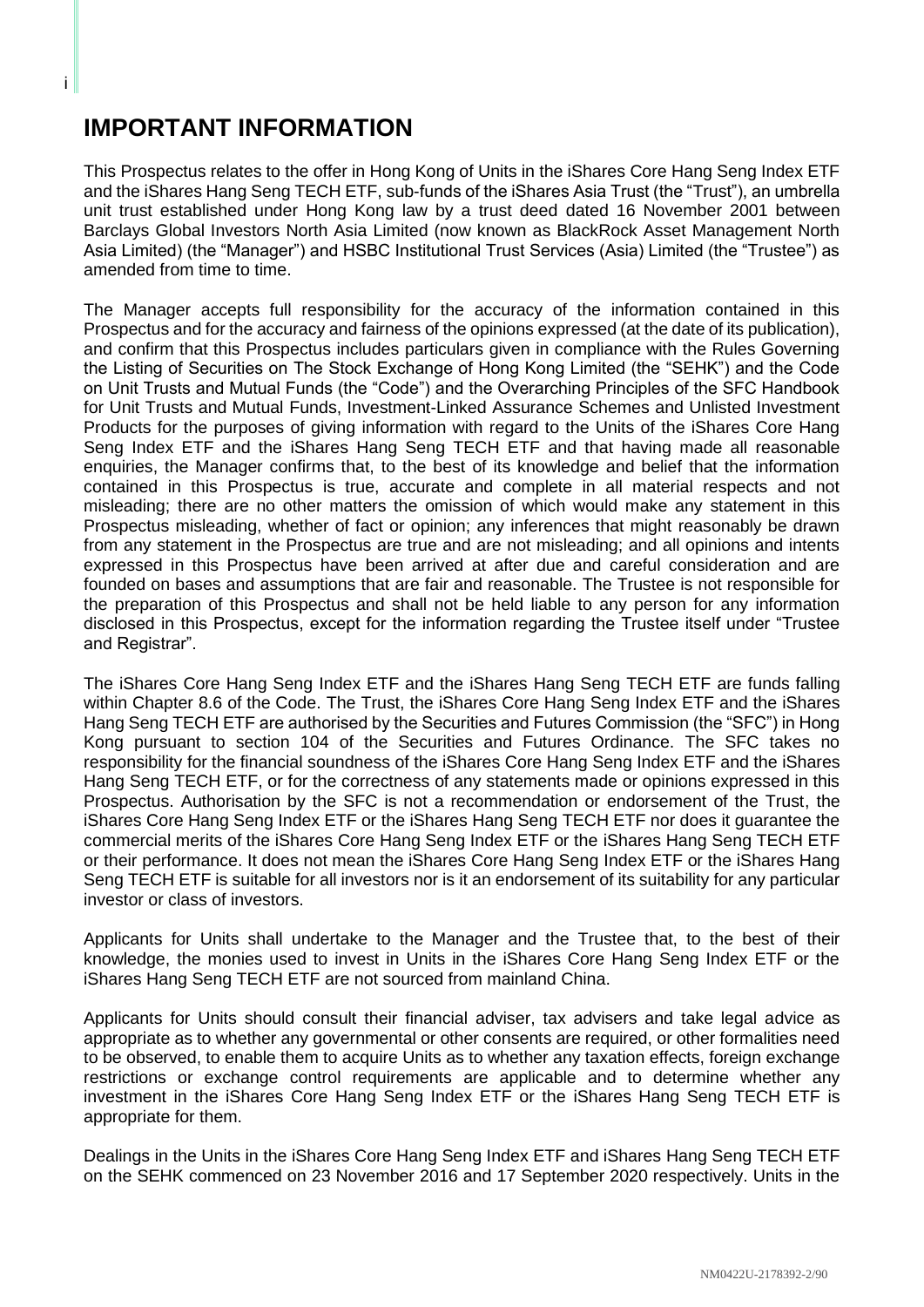# IMPORTANT INFORMATION

This Prospectus relates to the offer in Hong Kong of Units in the iShares Core Hang Seng Index ETF and the iShares Hang Seng TECH ETF, sub-funds of the iShares Asia Trust (the "Trust"), an umbrella unit trust established under Hong Kong law by a trust deed dated 16 November 2001 between Barclays Global Investors North Asia Limited (now known as BlackRock Asset Management North Asia Limited) (the "Manager") and HSBC Institutional Trust Services (Asia) Limited (the "Trustee") as amended from time to time.

The Manager accepts full responsibility for the accuracy of the information contained in this Prospectus and for the accuracy and fairness of the opinions expressed (at the date of its publication), and confirm that this Prospectus includes particulars given in compliance with the Rules Governing the Listing of Securities on The Stock Exchange of Hong Kong Limited (the "SEHK") and the Code on Unit Trusts and Mutual Funds (the "Code") and the Overarching Principles of the SFC Handbook for Unit Trusts and Mutual Funds, Investment-Linked Assurance Schemes and Unlisted Investment Products for the purposes of giving information with regard to the Units of the iShares Core Hang Seng Index ETF and the iShares Hang Seng TECH ETF and that having made all reasonable enquiries, the Manager confirms that, to the best of its knowledge and belief that the information contained in this Prospectus is true, accurate and complete in all material respects and not misleading; there are no other matters the omission of which would make any statement in this Prospectus misleading, whether of fact or opinion; any inferences that might reasonably be drawn from any statement in the Prospectus are true and are not misleading; and all opinions and intents expressed in this Prospectus have been arrived at after due and careful consideration and are founded on bases and assumptions that are fair and reasonable. The Trustee is not responsible for the preparation of this Prospectus and shall not be held liable to any person for any information disclosed in this Prospectus, except for the information regarding the Trustee itself under "Trustee and Registrar".

The iShares Core Hang Seng Index ETF and the iShares Hang Seng TECH ETF are funds falling within Chapter 8.6 of the Code. The Trust, the iShares Core Hang Seng Index ETF and the iShares Hang Seng TECH ETF are authorised by the Securities and Futures Commission (the "SFC") in Hong Kong pursuant to section 104 of the Securities and Futures Ordinance. The SFC takes no responsibility for the financial soundness of the iShares Core Hang Seng Index ETF and the iShares Hang Seng TECH ETF, or for the correctness of any statements made or opinions expressed in this Prospectus. Authorisation by the SFC is not a recommendation or endorsement of the Trust, the iShares Core Hang Seng Index ETF or the iShares Hang Seng TECH ETF nor does it guarantee the commercial merits of the iShares Core Hang Seng Index ETF or the iShares Hang Seng TECH ETF or their performance. It does not mean the iShares Core Hang Seng Index ETF or the iShares Hang Seng TECH ETF is suitable for all investors nor is it an endorsement of its suitability for any particular investor or class of investors.

Applicants for Units shall undertake to the Manager and the Trustee that, to the best of their knowledge, the monies used to invest in Units in the iShares Core Hang Seng Index ETF or the iShares Hang Seng TECH ETF are not sourced from mainland China.

Applicants for Units should consult their financial adviser, tax advisers and take legal advice as appropriate as to whether any governmental or other consents are required, or other formalities need to be observed, to enable them to acquire Units as to whether any taxation effects, foreign exchange restrictions or exchange control requirements are applicable and to determine whether any investment in the iShares Core Hang Seng Index ETF or the iShares Hang Seng TECH ETF is appropriate for them.

Dealings in the Units in the iShares Core Hang Seng Index ETF and iShares Hang Seng TECH ETF on the SEHK commenced on 23 November 2016 and 17 September 2020 respectively. Units in the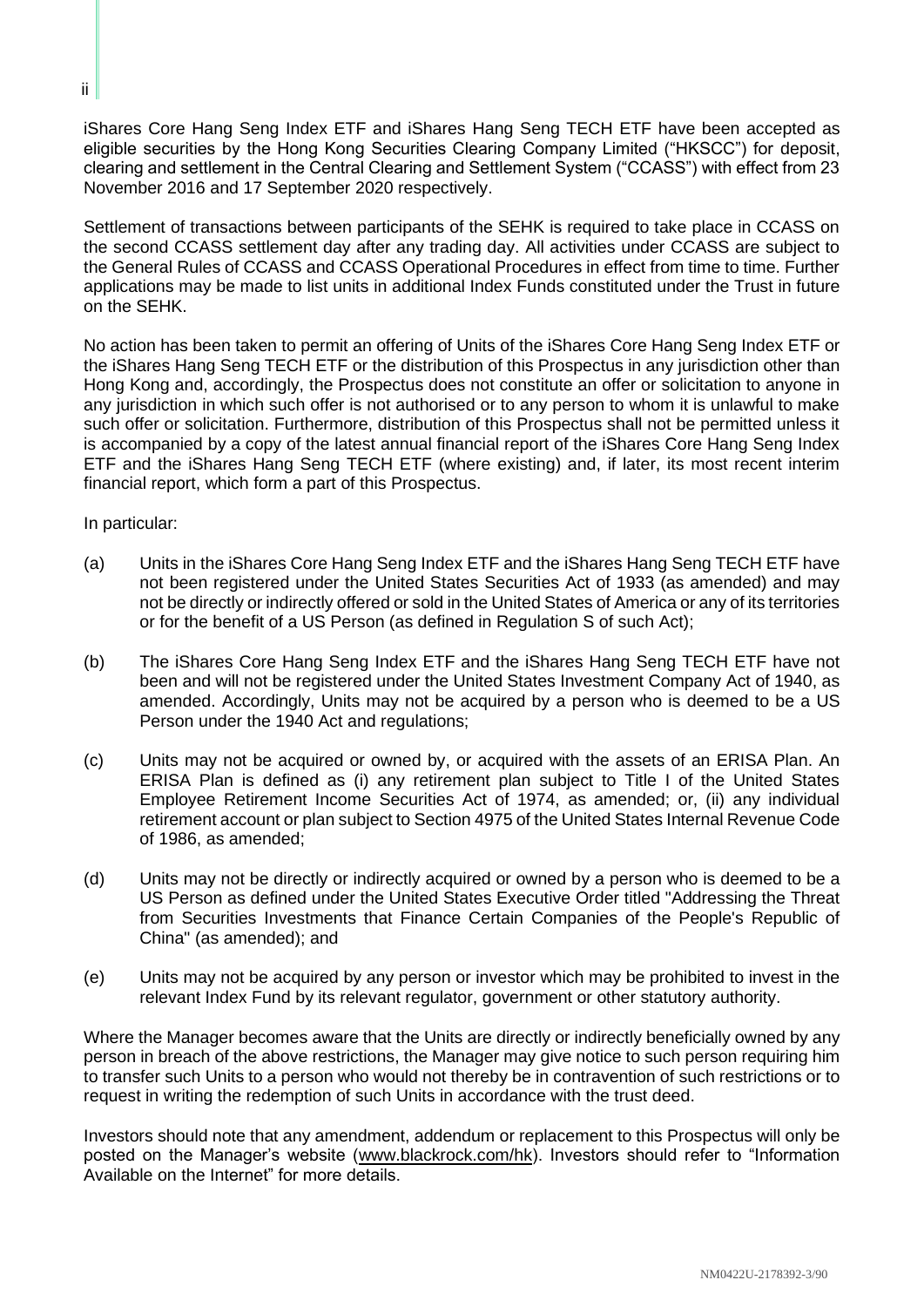iShares Core Hang Seng Index ETF and iShares Hang Seng TECH ETF have been accepted as eligible securities by the Hong Kong Securities Clearing Company Limited ("HKSCC") for deposit, clearing and settlement in the Central Clearing and Settlement System ("CCASS") with effect from 23 November 2016 and 17 September 2020 respectively.

Settlement of transactions between participants of the SEHK is required to take place in CCASS on the second CCASS settlement day after any trading day. All activities under CCASS are subject to the General Rules of CCASS and CCASS Operational Procedures in effect from time to time. Further applications may be made to list units in additional Index Funds constituted under the Trust in future on the SEHK.

No action has been taken to permit an offering of Units of the iShares Core Hang Seng Index ETF or the iShares Hang Seng TECH ETF or the distribution of this Prospectus in any jurisdiction other than Hong Kong and, accordingly, the Prospectus does not constitute an offer or solicitation to anyone in any jurisdiction in which such offer is not authorised or to any person to whom it is unlawful to make such offer or solicitation. Furthermore, distribution of this Prospectus shall not be permitted unless it is accompanied by a copy of the latest annual financial report of the iShares Core Hang Seng Index ETF and the iShares Hang Seng TECH ETF (where existing) and, if later, its most recent interim financial report, which form a part of this Prospectus.

In particular:

(a) Units in the iShares Core Hang Seng Index ETF and the iShares Hang Seng TECH ETF have not been registered under the United States Securities Act of 1933 (as amended) and may not be directly or indirectly offered or sold in the United States of America or any of its territories or for the benefit of a US Person (as defined in Regulation S of such Act);

(b) The iShares Core Hang Seng Index ETF and the iShares Hang Seng TECH ETF have not been and will not be registered under the United States Investment Company Act of 1940, as amended. Accordingly, Units may not be acquired by a person who is deemed to be a US Person under the 1940 Act and regulations;

(c) Units may not be acquired or owned by, or acquired with the assets of an ERISA Plan. An ERISA Plan is defined as (i) any retirement plan subject to Title I of the United States Employee Retirement Income Securities Act of 1974, as amended; or, (ii) any individual retirement account or plan subject to Section 4975 of the United States Internal Revenue Code of 1986, as amended;

(d) Units may not be directly or indirectly acquired or owned by a person who is deemed to be a US Person as defined under the United States Executive Order titled "Addressing the Threat from Securities Investments that Finance Certain Companies of the People's Republic of China" (as amended); and

(e) Units may not be acquired by any person or investor which may be prohibited to invest in the relevant Index Fund by its relevant regulator, government or other statutory authority.

Where the Manager becomes aware that the Units are directly or indirectly beneficially owned by any person in breach of the above restrictions, the Manager may give notice to such person requiring him to transfer such Units to a person who would not thereby be in contravention of such restrictions or to request in writing the redemption of such Units in accordance with the trust deed.

Investors should note that any amendment, addendum or replacement to this Prospectus will only be posted on the Manager's website (www.blackrock.com/hk). Investors should refer to "Information Available on the Internet" for more details.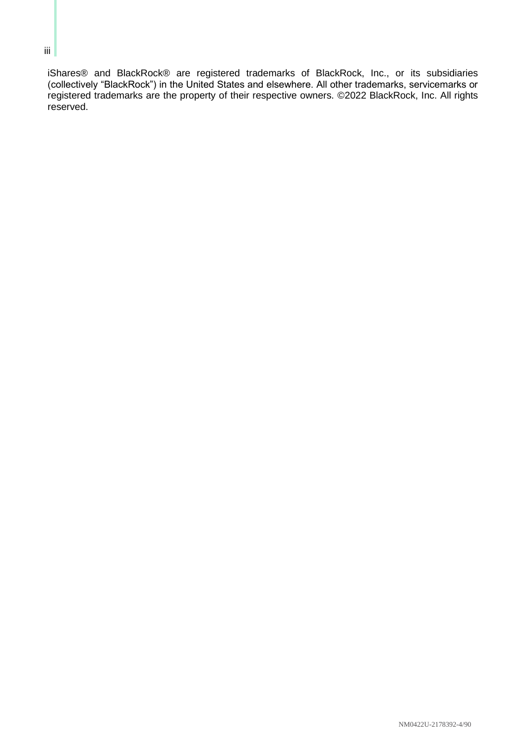iShares® and BlackRock® are registered trademarks of BlackRock, Inc., or its subsidiaries (collectively "BlackRock") in the United States and elsewhere. All other trademarks, servicemarks or registered trademarks are the property of their respective owners. ©2022 BlackRock, Inc. All rights reserved.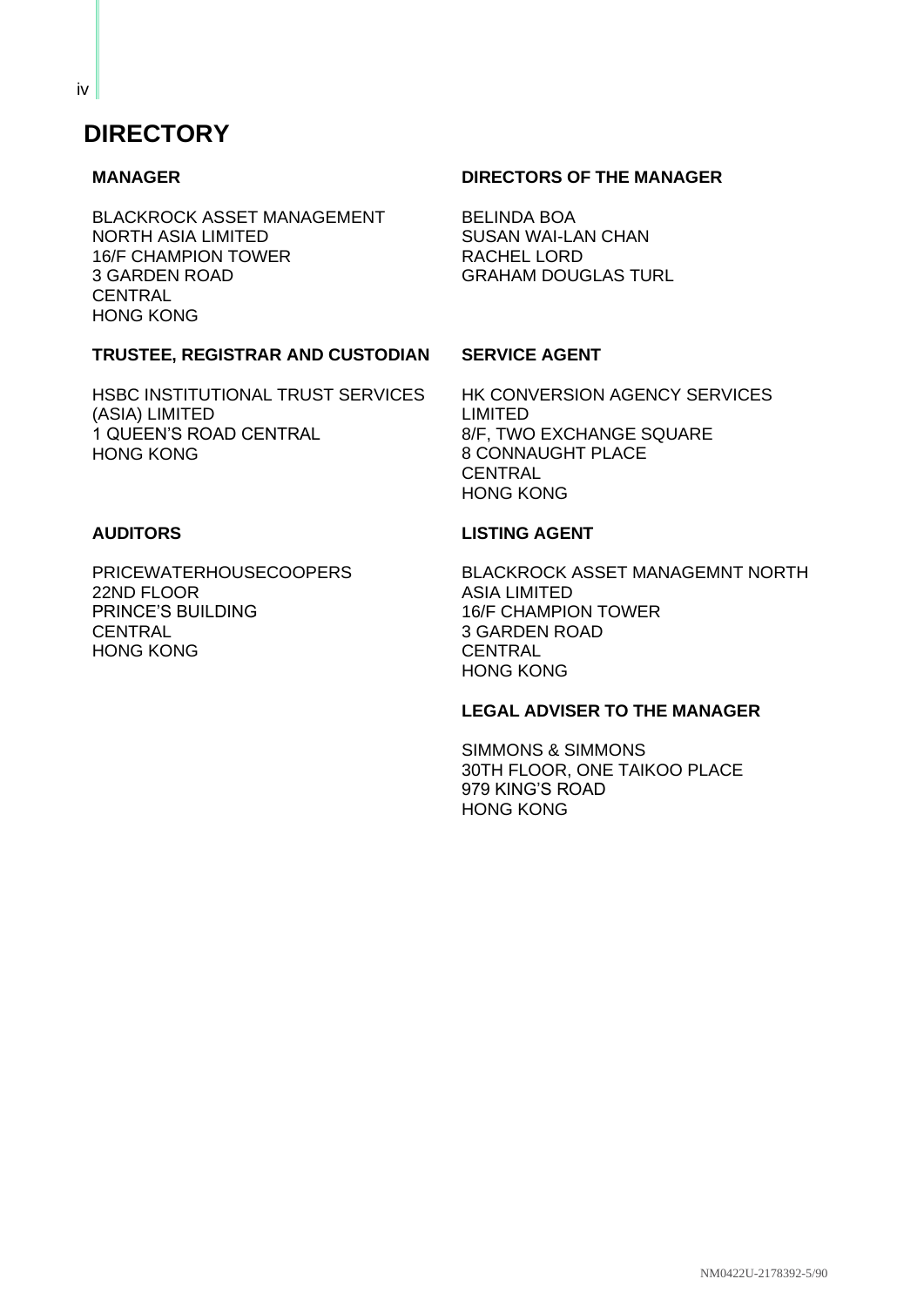# DIRECTORY

### MANAGER

BLACKROCK ASSET MANAGEMENT
NORTH ASIA LIMITED
16/F CHAMPION TOWER
3 GARDEN ROAD
CENTRAL
HONG KONG

### DIRECTORS OF THE MANAGER

BELINDA BOA
SUSAN WAI-LAN CHAN
RACHEL LORD
GRAHAM DOUGLAS TURL

### TRUSTEE, REGISTRAR AND CUSTODIAN

HSBC INSTITUTIONAL TRUST SERVICES
(ASIA) LIMITED
1 QUEEN'S ROAD CENTRAL
HONG KONG

### SERVICE AGENT

HK CONVERSION AGENCY SERVICES
LIMITED
8/F, TWO EXCHANGE SQUARE
8 CONNAUGHT PLACE
CENTRAL
HONG KONG

### AUDITORS

PRICEWATERHOUSECOOPERS
22ND FLOOR
PRINCE'S BUILDING
CENTRAL
HONG KONG

### LISTING AGENT

BLACKROCK ASSET MANAGEMNT NORTH
ASIA LIMITED
16/F CHAMPION TOWER
3 GARDEN ROAD
CENTRAL
HONG KONG

### LEGAL ADVISER TO THE MANAGER

SIMMONS & SIMMONS
30TH FLOOR, ONE TAIKOO PLACE
979 KING'S ROAD
HONG KONG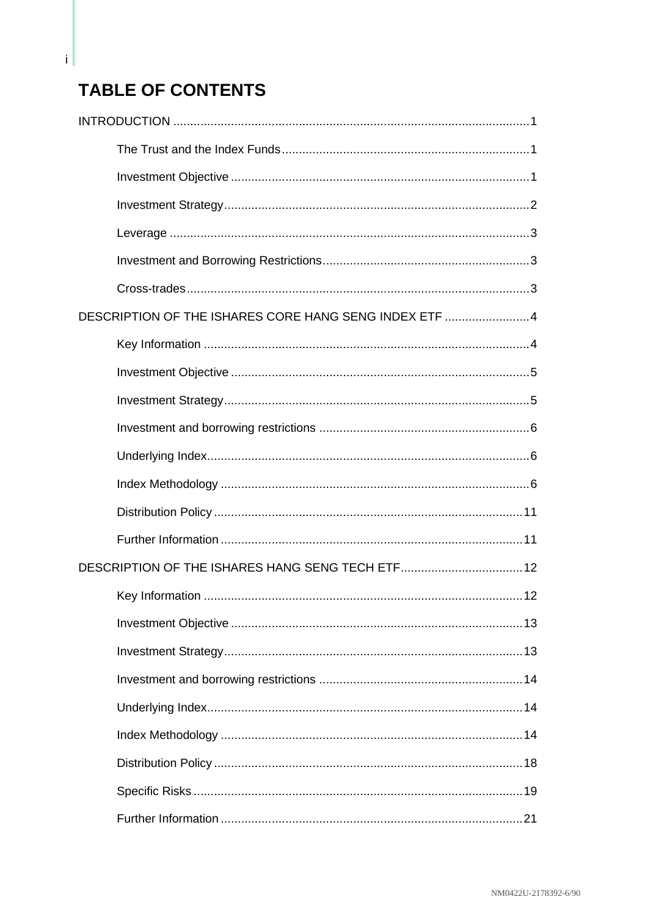# TABLE OF CONTENTS

INTRODUCTION ........................................................................................................1

- The Trust and the Index Funds .........................................................................1
- Investment Objective ........................................................................................1
- Investment Strategy..........................................................................................2
- Leverage ..........................................................................................................3
- Investment and Borrowing Restrictions.............................................................3
- Cross-trades.....................................................................................................3

DESCRIPTION OF THE ISHARES CORE HANG SENG INDEX ETF .........................4

- Key Information ................................................................................................4
- Investment Objective ........................................................................................5
- Investment Strategy..........................................................................................5
- Investment and borrowing restrictions ..............................................................6
- Underlying Index...............................................................................................6
- Index Methodology ...........................................................................................6
- Distribution Policy ...........................................................................................11
- Further Information .........................................................................................11

DESCRIPTION OF THE ISHARES HANG SENG TECH ETF....................................12

- Key Information ..............................................................................................12
- Investment Objective ......................................................................................13
- Investment Strategy........................................................................................13
- Investment and borrowing restrictions ............................................................14
- Underlying Index.............................................................................................14
- Index Methodology .........................................................................................14
- Distribution Policy ...........................................................................................18
- Specific Risks .................................................................................................19
- Further Information .........................................................................................21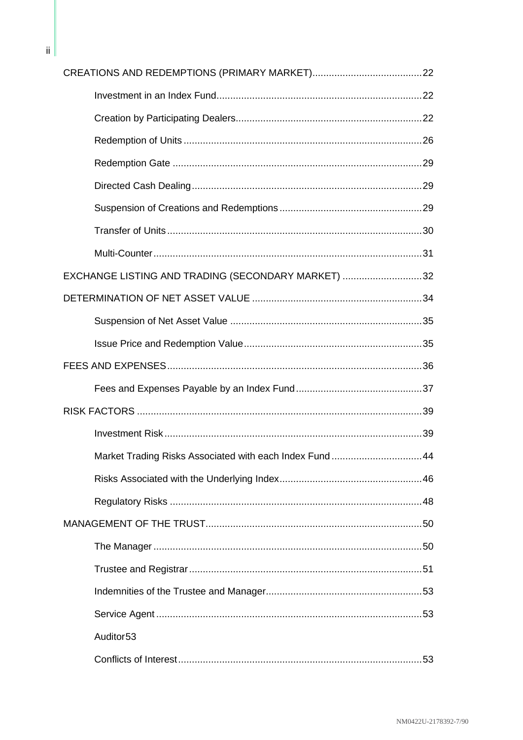CREATIONS AND REDEMPTIONS (PRIMARY MARKET)........................................22

Investment in an Index Fund..........................................................................22

Creation by Participating Dealers...................................................................22

Redemption of Units ......................................................................................26

Redemption Gate ..........................................................................................29

Directed Cash Dealing...................................................................................29

Suspension of Creations and Redemptions...................................................29

Transfer of Units............................................................................................30

Multi-Counter.................................................................................................31

EXCHANGE LISTING AND TRADING (SECONDARY MARKET) .............................32

DETERMINATION OF NET ASSET VALUE .............................................................34

Suspension of Net Asset Value .....................................................................35

Issue Price and Redemption Value................................................................35

FEES AND EXPENSES............................................................................................36

Fees and Expenses Payable by an Index Fund.............................................37

RISK FACTORS .......................................................................................................39

Investment Risk.............................................................................................39

Market Trading Risks Associated with each Index Fund.................................44

Risks Associated with the Underlying Index...................................................46

Regulatory Risks ...........................................................................................48

MANAGEMENT OF THE TRUST..............................................................................50

The Manager .................................................................................................50

Trustee and Registrar....................................................................................51

Indemnities of the Trustee and Manager.........................................................53

Service Agent ................................................................................................53

Auditor53

Conflicts of Interest........................................................................................53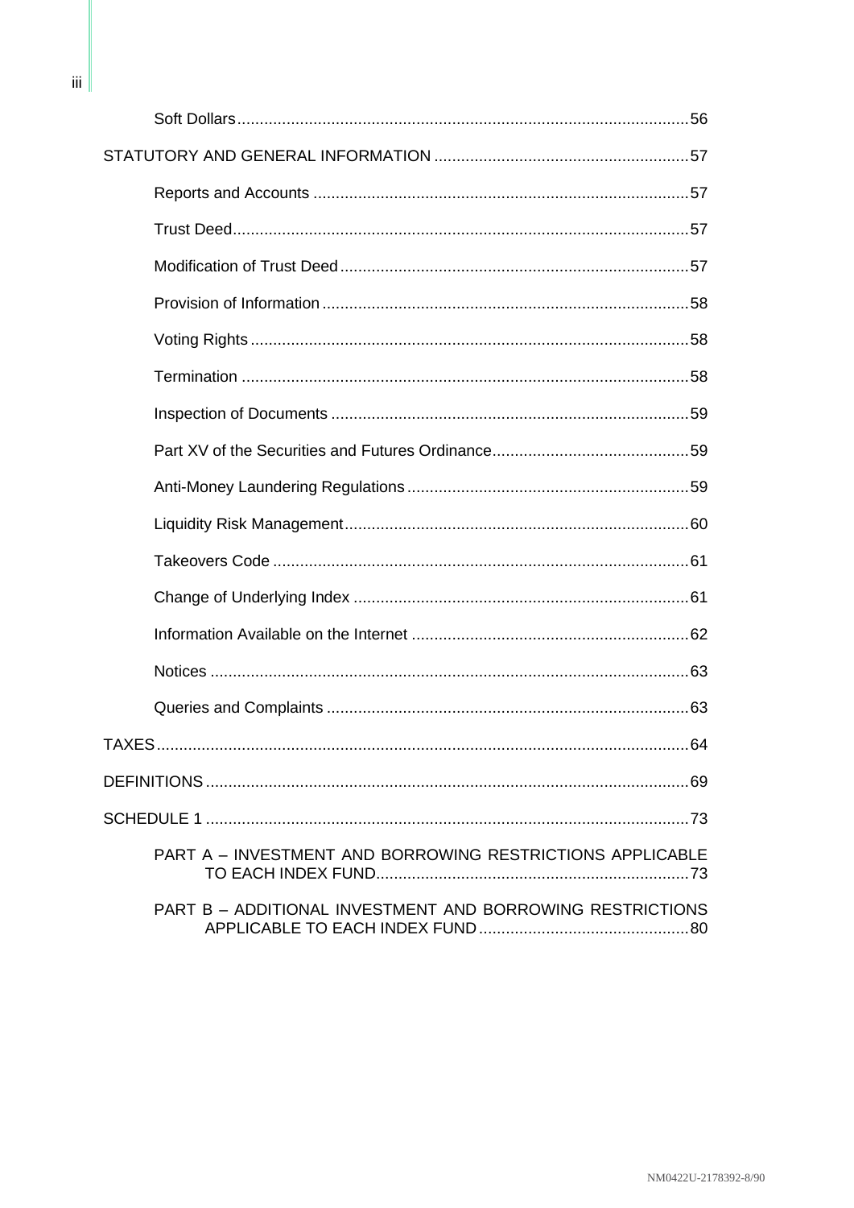Soft Dollars ........................................................................................................ 56

STATISTICAL AND GENERAL INFORMATION ......................................................... 57

Reports and Accounts .................................................................................... 57

Trust Deed ...................................................................................................... 57

Modification of Trust Deed .............................................................................. 57

Provision of Information .................................................................................. 58

Voting Rights .................................................................................................. 58

Termination .................................................................................................... 58

Inspection of Documents ................................................................................ 59

Part XV of the Securities and Futures Ordinance ............................................ 59

Anti-Money Laundering Regulations ............................................................... 59

Liquidity Risk Management ............................................................................. 60

Takeovers Code ............................................................................................. 61

Change of Underlying Index ........................................................................... 61

Information Available on the Internet .............................................................. 62

Notices ........................................................................................................... 63

Queries and Complaints ................................................................................. 63

TAXES ................................................................................................................... 64

DEFINITIONS ........................................................................................................ 69

SCHEDULE 1 ........................................................................................................ 73

PART A – INVESTMENT AND BORROWING RESTRICTIONS APPLICABLE TO EACH INDEX FUND ...................................................................... 73

PART B – ADDITIONAL INVESTMENT AND BORROWING RESTRICTIONS APPLICABLE TO EACH INDEX FUND ............................................... 80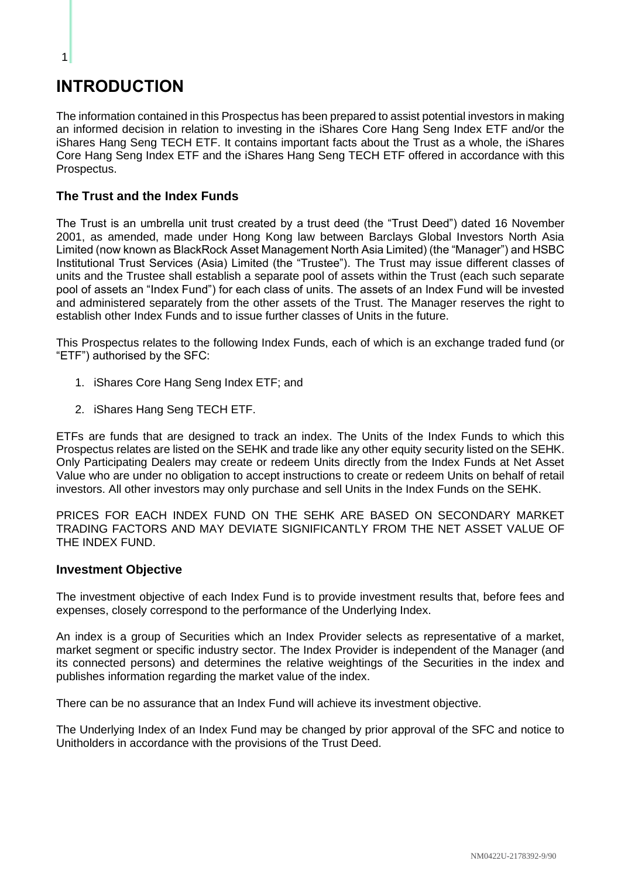# INTRODUCTION

The information contained in this Prospectus has been prepared to assist potential investors in making an informed decision in relation to investing in the iShares Core Hang Seng Index ETF and/or the iShares Hang Seng TECH ETF. It contains important facts about the Trust as a whole, the iShares Core Hang Seng Index ETF and the iShares Hang Seng TECH ETF offered in accordance with this Prospectus.

### The Trust and the Index Funds

The Trust is an umbrella unit trust created by a trust deed (the "Trust Deed") dated 16 November 2001, as amended, made under Hong Kong law between Barclays Global Investors North Asia Limited (now known as BlackRock Asset Management North Asia Limited) (the "Manager") and HSBC Institutional Trust Services (Asia) Limited (the "Trustee"). The Trust may issue different classes of units and the Trustee shall establish a separate pool of assets within the Trust (each such separate pool of assets an "Index Fund") for each class of units. The assets of an Index Fund will be invested and administered separately from the other assets of the Trust. The Manager reserves the right to establish other Index Funds and to issue further classes of Units in the future.

This Prospectus relates to the following Index Funds, each of which is an exchange traded fund (or "ETF") authorised by the SFC:

1. iShares Core Hang Seng Index ETF; and
2. iShares Hang Seng TECH ETF.

ETFs are funds that are designed to track an index. The Units of the Index Funds to which this Prospectus relates are listed on the SEHK and trade like any other equity security listed on the SEHK. Only Participating Dealers may create or redeem Units directly from the Index Funds at Net Asset Value who are under no obligation to accept instructions to create or redeem Units on behalf of retail investors. All other investors may only purchase and sell Units in the Index Funds on the SEHK.

PRICES FOR EACH INDEX FUND ON THE SEHK ARE BASED ON SECONDARY MARKET TRADING FACTORS AND MAY DEVIATE SIGNIFICANTLY FROM THE NET ASSET VALUE OF THE INDEX FUND.

### Investment Objective

The investment objective of each Index Fund is to provide investment results that, before fees and expenses, closely correspond to the performance of the Underlying Index.

An index is a group of Securities which an Index Provider selects as representative of a market, market segment or specific industry sector. The Index Provider is independent of the Manager (and its connected persons) and determines the relative weightings of the Securities in the index and publishes information regarding the market value of the index.

There can be no assurance that an Index Fund will achieve its investment objective.

The Underlying Index of an Index Fund may be changed by prior approval of the SFC and notice to Unitholders in accordance with the provisions of the Trust Deed.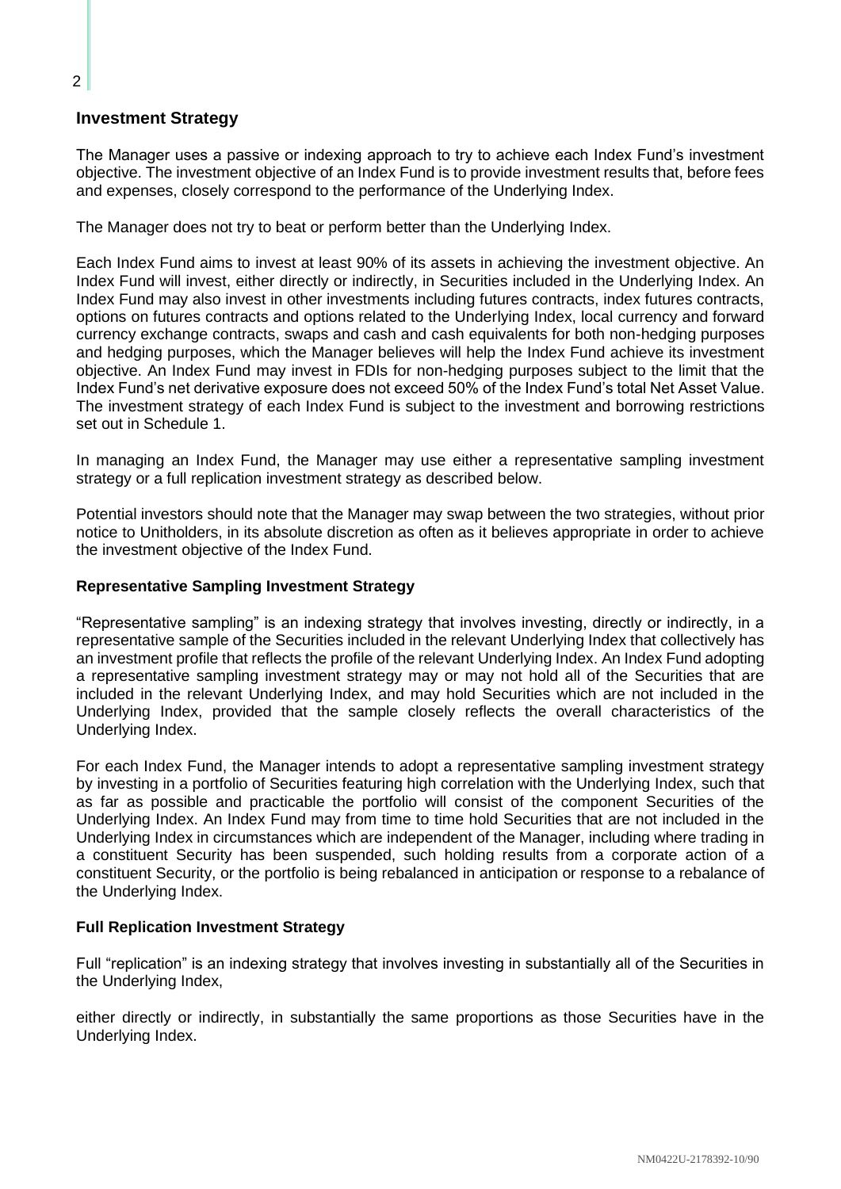## Investment Strategy

The Manager uses a passive or indexing approach to try to achieve each Index Fund's investment objective. The investment objective of an Index Fund is to provide investment results that, before fees and expenses, closely correspond to the performance of the Underlying Index.

The Manager does not try to beat or perform better than the Underlying Index.

Each Index Fund aims to invest at least 90% of its assets in achieving the investment objective. An Index Fund will invest, either directly or indirectly, in Securities included in the Underlying Index. An Index Fund may also invest in other investments including futures contracts, index futures contracts, options on futures contracts and options related to the Underlying Index, local currency and forward currency exchange contracts, swaps and cash and cash equivalents for both non-hedging purposes and hedging purposes, which the Manager believes will help the Index Fund achieve its investment objective. An Index Fund may invest in FDIs for non-hedging purposes subject to the limit that the Index Fund's net derivative exposure does not exceed 50% of the Index Fund's total Net Asset Value. The investment strategy of each Index Fund is subject to the investment and borrowing restrictions set out in Schedule 1.

In managing an Index Fund, the Manager may use either a representative sampling investment strategy or a full replication investment strategy as described below.

Potential investors should note that the Manager may swap between the two strategies, without prior notice to Unitholders, in its absolute discretion as often as it believes appropriate in order to achieve the investment objective of the Index Fund.

### Representative Sampling Investment Strategy

"Representative sampling" is an indexing strategy that involves investing, directly or indirectly, in a representative sample of the Securities included in the relevant Underlying Index that collectively has an investment profile that reflects the profile of the relevant Underlying Index. An Index Fund adopting a representative sampling investment strategy may or may not hold all of the Securities that are included in the relevant Underlying Index, and may hold Securities which are not included in the Underlying Index, provided that the sample closely reflects the overall characteristics of the Underlying Index.

For each Index Fund, the Manager intends to adopt a representative sampling investment strategy by investing in a portfolio of Securities featuring high correlation with the Underlying Index, such that as far as possible and practicable the portfolio will consist of the component Securities of the Underlying Index. An Index Fund may from time to time hold Securities that are not included in the Underlying Index in circumstances which are independent of the Manager, including where trading in a constituent Security has been suspended, such holding results from a corporate action of a constituent Security, or the portfolio is being rebalanced in anticipation or response to a rebalance of the Underlying Index.

### Full Replication Investment Strategy

Full "replication" is an indexing strategy that involves investing in substantially all of the Securities in the Underlying Index,

either directly or indirectly, in substantially the same proportions as those Securities have in the Underlying Index.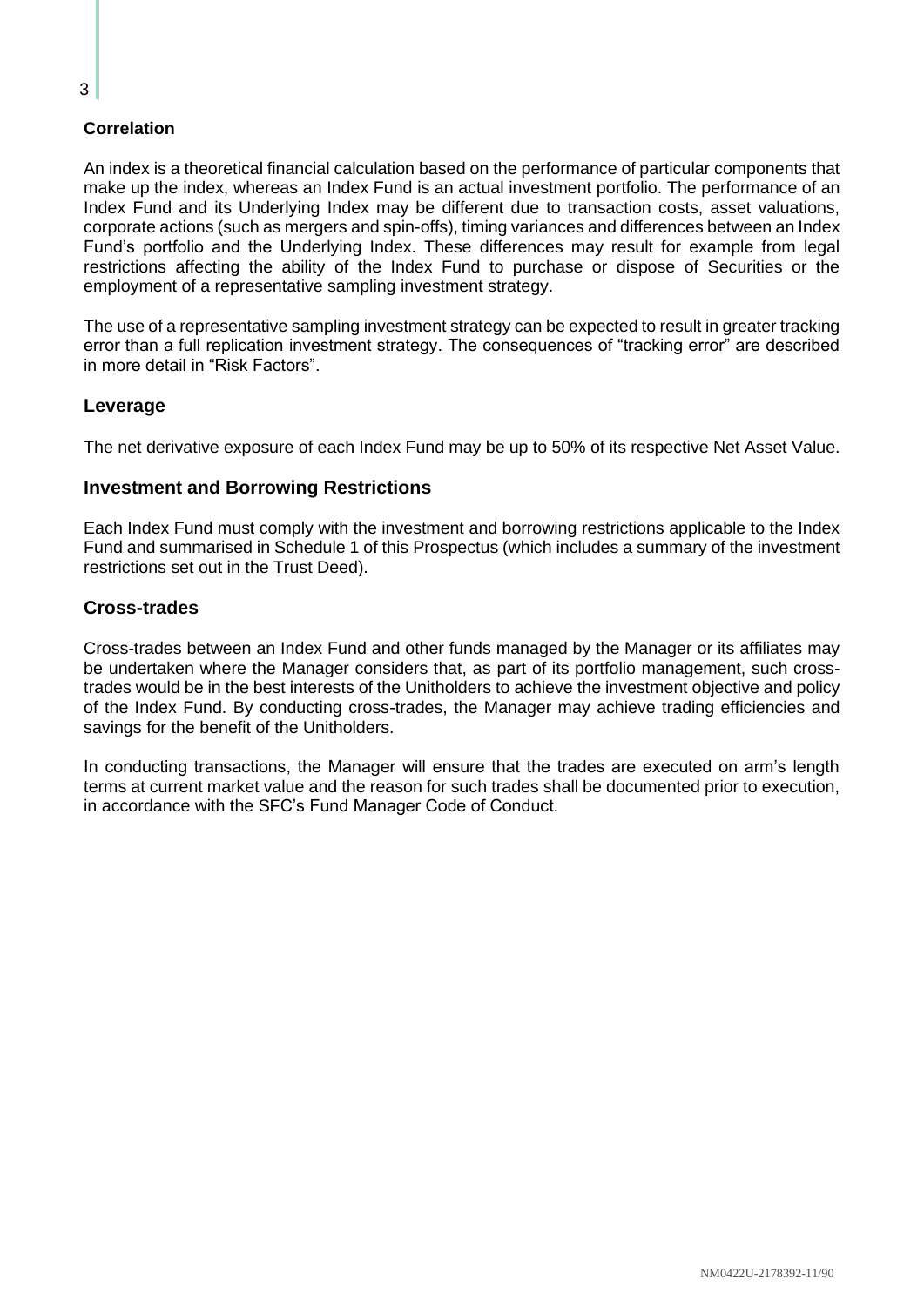### Correlation

An index is a theoretical financial calculation based on the performance of particular components that make up the index, whereas an Index Fund is an actual investment portfolio. The performance of an Index Fund and its Underlying Index may be different due to transaction costs, asset valuations, corporate actions (such as mergers and spin-offs), timing variances and differences between an Index Fund's portfolio and the Underlying Index. These differences may result for example from legal restrictions affecting the ability of the Index Fund to purchase or dispose of Securities or the employment of a representative sampling investment strategy.

The use of a representative sampling investment strategy can be expected to result in greater tracking error than a full replication investment strategy. The consequences of "tracking error" are described in more detail in "Risk Factors".

## Leverage

The net derivative exposure of each Index Fund may be up to 50% of its respective Net Asset Value.

## Investment and Borrowing Restrictions

Each Index Fund must comply with the investment and borrowing restrictions applicable to the Index Fund and summarised in Schedule 1 of this Prospectus (which includes a summary of the investment restrictions set out in the Trust Deed).

## Cross-trades

Cross-trades between an Index Fund and other funds managed by the Manager or its affiliates may be undertaken where the Manager considers that, as part of its portfolio management, such cross-trades would be in the best interests of the Unitholders to achieve the investment objective and policy of the Index Fund. By conducting cross-trades, the Manager may achieve trading efficiencies and savings for the benefit of the Unitholders.

In conducting transactions, the Manager will ensure that the trades are executed on arm's length terms at current market value and the reason for such trades shall be documented prior to execution, in accordance with the SFC's Fund Manager Code of Conduct.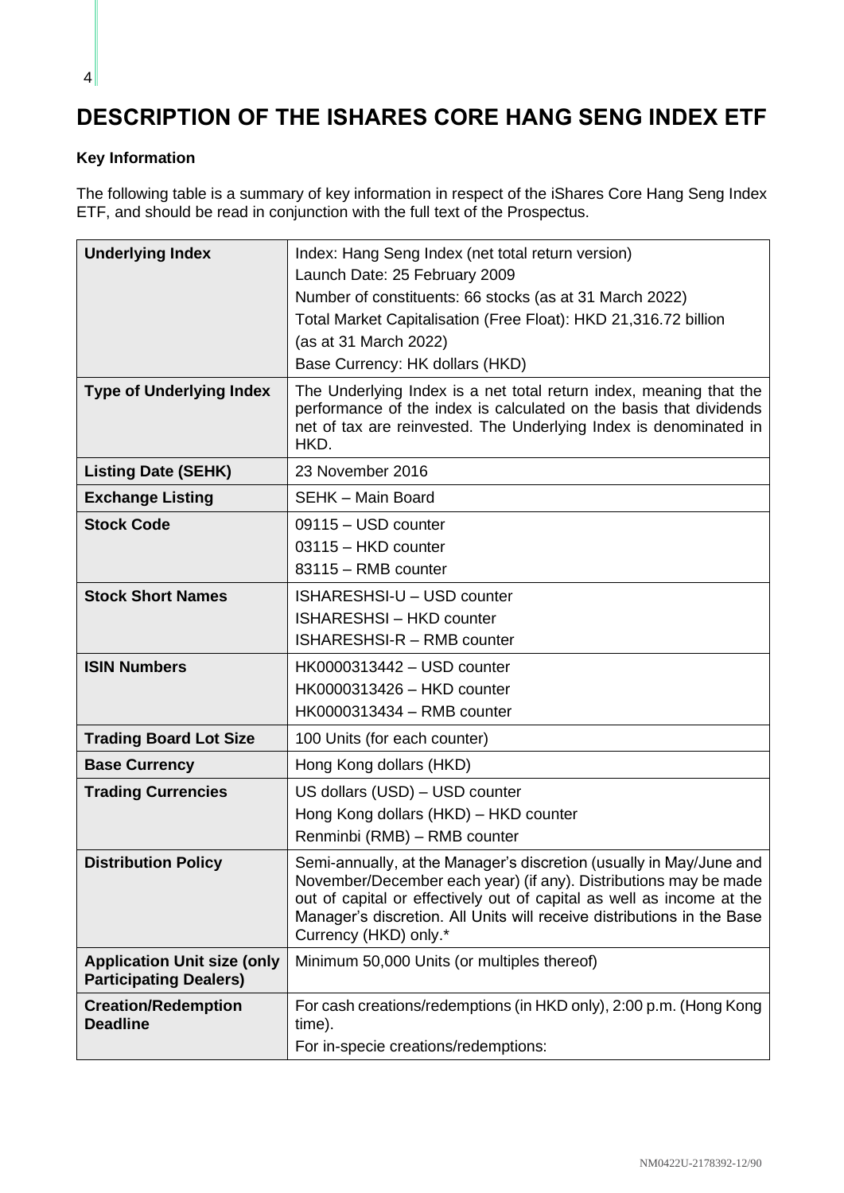# DESCRIPTION OF THE ISHARES CORE HANG SENG INDEX ETF

**Key Information**

The following table is a summary of key information in respect of the iShares Core Hang Seng Index ETF, and should be read in conjunction with the full text of the Prospectus.

| | |
|---|---|
| **Underlying Index** | Index: Hang Seng Index (net total return version)<br>Launch Date: 25 February 2009<br>Number of constituents: 66 stocks (as at 31 March 2022)<br>Total Market Capitalisation (Free Float): HKD 21,316.72 billion (as at 31 March 2022)<br>Base Currency: HK dollars (HKD) |
| **Type of Underlying Index** | The Underlying Index is a net total return index, meaning that the performance of the index is calculated on the basis that dividends net of tax are reinvested. The Underlying Index is denominated in HKD. |
| **Listing Date (SEHK)** | 23 November 2016 |
| **Exchange Listing** | SEHK – Main Board |
| **Stock Code** | 09115 – USD counter<br>03115 – HKD counter<br>83115 – RMB counter |
| **Stock Short Names** | ISHARESHSI-U – USD counter<br>ISHARESHSI – HKD counter<br>ISHARESHSI-R – RMB counter |
| **ISIN Numbers** | HK0000313442 – USD counter<br>HK0000313426 – HKD counter<br>HK0000313434 – RMB counter |
| **Trading Board Lot Size** | 100 Units (for each counter) |
| **Base Currency** | Hong Kong dollars (HKD) |
| **Trading Currencies** | US dollars (USD) – USD counter<br>Hong Kong dollars (HKD) – HKD counter<br>Renminbi (RMB) – RMB counter |
| **Distribution Policy** | Semi-annually, at the Manager's discretion (usually in May/June and November/December each year) (if any). Distributions may be made out of capital or effectively out of capital as well as income at the Manager's discretion. All Units will receive distributions in the Base Currency (HKD) only.* |
| **Application Unit size (only Participating Dealers)** | Minimum 50,000 Units (or multiples thereof) |
| **Creation/Redemption Deadline** | For cash creations/redemptions (in HKD only), 2:00 p.m. (Hong Kong time).<br>For in-specie creations/redemptions: |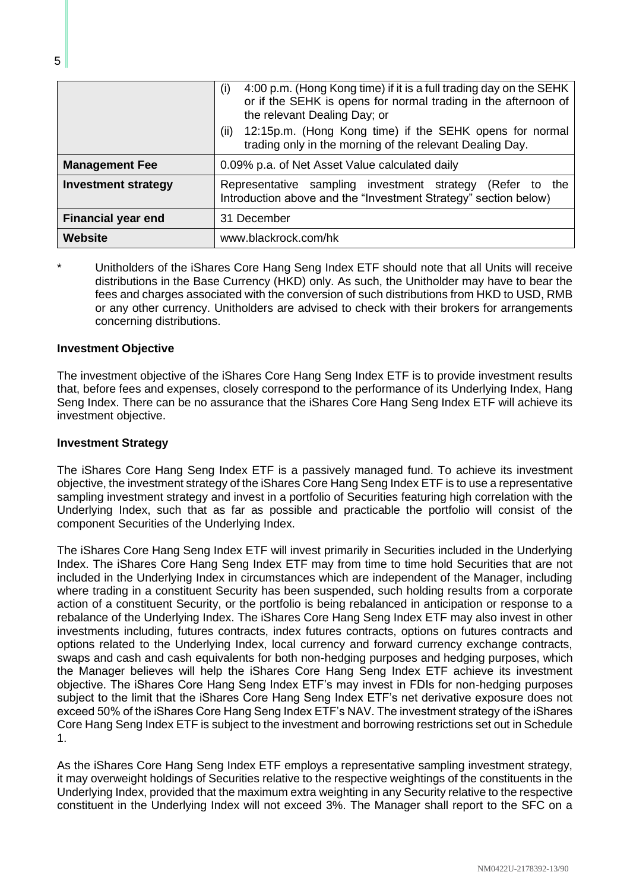| | |
|---|---|
| | (i) 4:00 p.m. (Hong Kong time) if it is a full trading day on the SEHK or if the SEHK is opens for normal trading in the afternoon of the relevant Dealing Day; or<br>(ii) 12:15p.m. (Hong Kong time) if the SEHK opens for normal trading only in the morning of the relevant Dealing Day. |
| **Management Fee** | 0.09% p.a. of Net Asset Value calculated daily |
| **Investment strategy** | Representative sampling investment strategy (Refer to the Introduction above and the "Investment Strategy" section below) |
| **Financial year end** | 31 December |
| **Website** | www.blackrock.com/hk |

\* Unitholders of the iShares Core Hang Seng Index ETF should note that all Units will receive distributions in the Base Currency (HKD) only. As such, the Unitholder may have to bear the fees and charges associated with the conversion of such distributions from HKD to USD, RMB or any other currency. Unitholders are advised to check with their brokers for arrangements concerning distributions.

**Investment Objective**

The investment objective of the iShares Core Hang Seng Index ETF is to provide investment results that, before fees and expenses, closely correspond to the performance of its Underlying Index, Hang Seng Index. There can be no assurance that the iShares Core Hang Seng Index ETF will achieve its investment objective.

**Investment Strategy**

The iShares Core Hang Seng Index ETF is a passively managed fund. To achieve its investment objective, the investment strategy of the iShares Core Hang Seng Index ETF is to use a representative sampling investment strategy and invest in a portfolio of Securities featuring high correlation with the Underlying Index, such that as far as possible and practicable the portfolio will consist of the component Securities of the Underlying Index.

The iShares Core Hang Seng Index ETF will invest primarily in Securities included in the Underlying Index. The iShares Core Hang Seng Index ETF may from time to time hold Securities that are not included in the Underlying Index in circumstances which are independent of the Manager, including where trading in a constituent Security has been suspended, such holding results from a corporate action of a constituent Security, or the portfolio is being rebalanced in anticipation or response to a rebalance of the Underlying Index. The iShares Core Hang Seng Index ETF may also invest in other investments including, futures contracts, index futures contracts, options on futures contracts and options related to the Underlying Index, local currency and forward currency exchange contracts, swaps and cash and cash equivalents for both non-hedging purposes and hedging purposes, which the Manager believes will help the iShares Core Hang Seng Index ETF achieve its investment objective. The iShares Core Hang Seng Index ETF's may invest in FDIs for non-hedging purposes subject to the limit that the iShares Core Hang Seng Index ETF's net derivative exposure does not exceed 50% of the iShares Core Hang Seng Index ETF's NAV. The investment strategy of the iShares Core Hang Seng Index ETF is subject to the investment and borrowing restrictions set out in Schedule 1.

As the iShares Core Hang Seng Index ETF employs a representative sampling investment strategy, it may overweight holdings of Securities relative to the respective weightings of the constituents in the Underlying Index, provided that the maximum extra weighting in any Security relative to the respective constituent in the Underlying Index will not exceed 3%. The Manager shall report to the SFC on a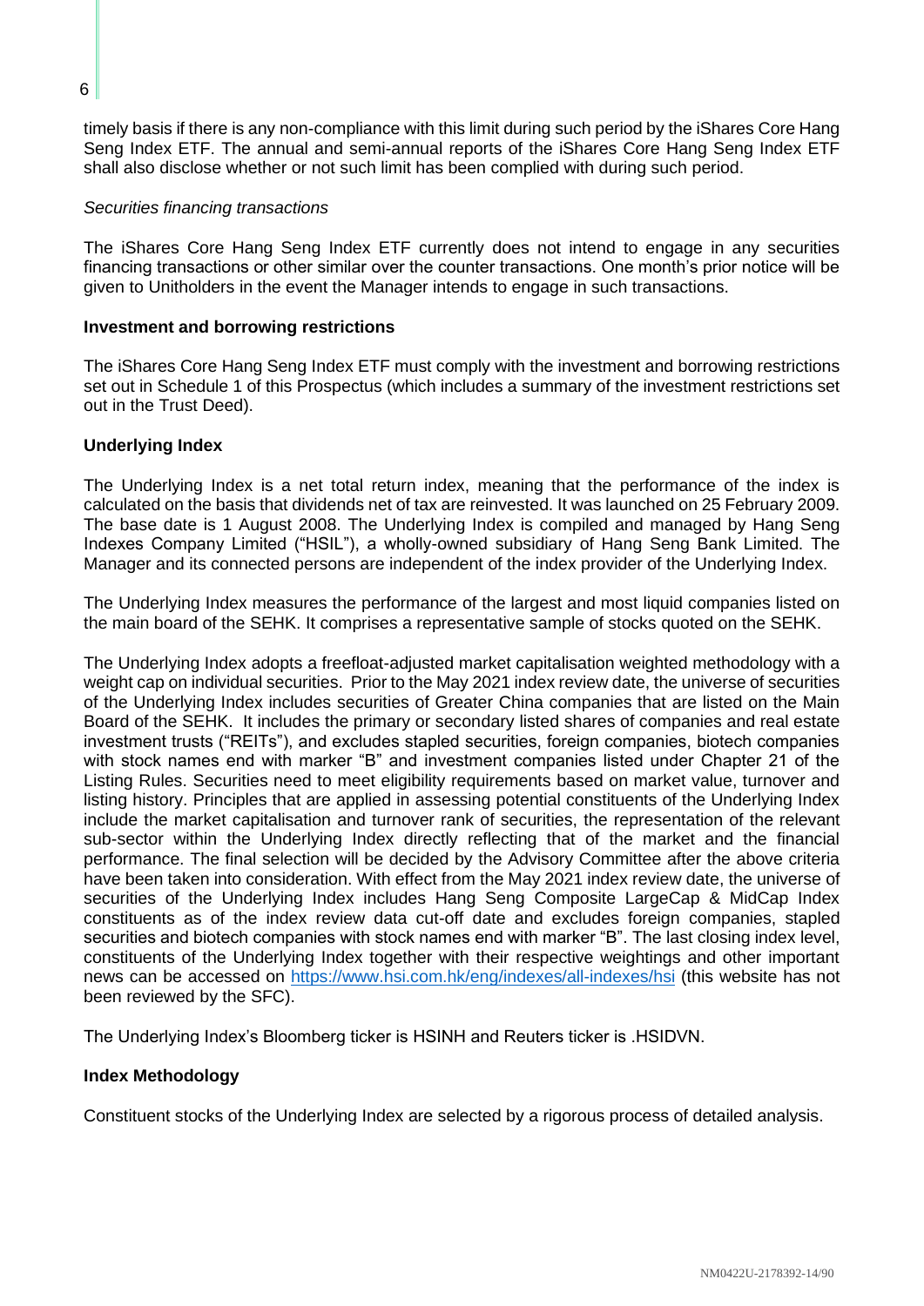timely basis if there is any non-compliance with this limit during such period by the iShares Core Hang Seng Index ETF. The annual and semi-annual reports of the iShares Core Hang Seng Index ETF shall also disclose whether or not such limit has been complied with during such period.

*Securities financing transactions*

The iShares Core Hang Seng Index ETF currently does not intend to engage in any securities financing transactions or other similar over the counter transactions. One month's prior notice will be given to Unitholders in the event the Manager intends to engage in such transactions.

**Investment and borrowing restrictions**

The iShares Core Hang Seng Index ETF must comply with the investment and borrowing restrictions set out in Schedule 1 of this Prospectus (which includes a summary of the investment restrictions set out in the Trust Deed).

**Underlying Index**

The Underlying Index is a net total return index, meaning that the performance of the index is calculated on the basis that dividends net of tax are reinvested. It was launched on 25 February 2009. The base date is 1 August 2008. The Underlying Index is compiled and managed by Hang Seng Indexes Company Limited ("HSIL"), a wholly-owned subsidiary of Hang Seng Bank Limited. The Manager and its connected persons are independent of the index provider of the Underlying Index.

The Underlying Index measures the performance of the largest and most liquid companies listed on the main board of the SEHK. It comprises a representative sample of stocks quoted on the SEHK.

The Underlying Index adopts a freefloat-adjusted market capitalisation weighted methodology with a weight cap on individual securities. Prior to the May 2021 index review date, the universe of securities of the Underlying Index includes securities of Greater China companies that are listed on the Main Board of the SEHK. It includes the primary or secondary listed shares of companies and real estate investment trusts ("REITs"), and excludes stapled securities, foreign companies, biotech companies with stock names end with marker "B" and investment companies listed under Chapter 21 of the Listing Rules. Securities need to meet eligibility requirements based on market value, turnover and listing history. Principles that are applied in assessing potential constituents of the Underlying Index include the market capitalisation and turnover rank of securities, the representation of the relevant sub-sector within the Underlying Index directly reflecting that of the market and the financial performance. The final selection will be decided by the Advisory Committee after the above criteria have been taken into consideration. With effect from the May 2021 index review date, the universe of securities of the Underlying Index includes Hang Seng Composite LargeCap & MidCap Index constituents as of the index review data cut-off date and excludes foreign companies, stapled securities and biotech companies with stock names end with marker "B". The last closing index level, constituents of the Underlying Index together with their respective weightings and other important news can be accessed on https://www.hsi.com.hk/eng/indexes/all-indexes/hsi (this website has not been reviewed by the SFC).

The Underlying Index's Bloomberg ticker is HSINH and Reuters ticker is .HSIDVN.

**Index Methodology**

Constituent stocks of the Underlying Index are selected by a rigorous process of detailed analysis.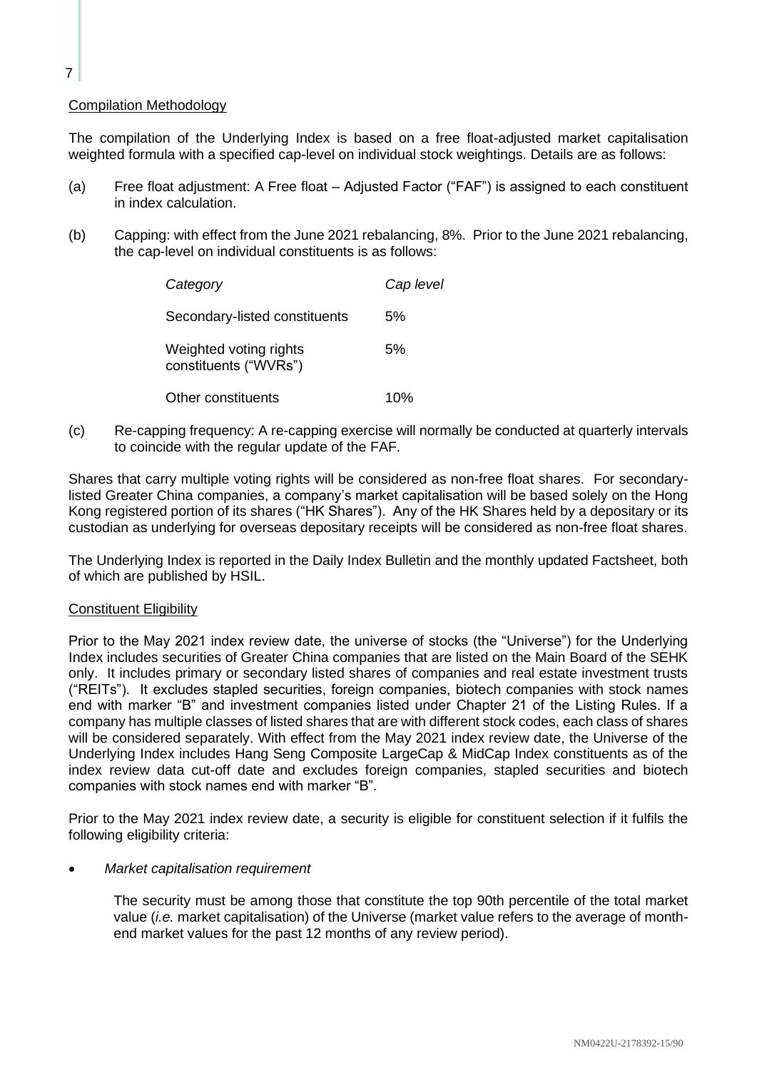Compilation Methodology

The compilation of the Underlying Index is based on a free float-adjusted market capitalisation weighted formula with a specified cap-level on individual stock weightings. Details are as follows:

(a) Free float adjustment: A Free float – Adjusted Factor ("FAF") is assigned to each constituent in index calculation.

(b) Capping: with effect from the June 2021 rebalancing, 8%. Prior to the June 2021 rebalancing, the cap-level on individual constituents is as follows:

| *Category* | *Cap level* |
|---|---|
| Secondary-listed constituents | 5% |
| Weighted voting rights constituents ("WVRs") | 5% |
| Other constituents | 10% |

(c) Re-capping frequency: A re-capping exercise will normally be conducted at quarterly intervals to coincide with the regular update of the FAF.

Shares that carry multiple voting rights will be considered as non-free float shares. For secondary-listed Greater China companies, a company's market capitalisation will be based solely on the Hong Kong registered portion of its shares ("HK Shares"). Any of the HK Shares held by a depositary or its custodian as underlying for overseas depositary receipts will be considered as non-free float shares.

The Underlying Index is reported in the Daily Index Bulletin and the monthly updated Factsheet, both of which are published by HSIL.

Constituent Eligibility

Prior to the May 2021 index review date, the universe of stocks (the "Universe") for the Underlying Index includes securities of Greater China companies that are listed on the Main Board of the SEHK only. It includes primary or secondary listed shares of companies and real estate investment trusts ("REITs"). It excludes stapled securities, foreign companies, biotech companies with stock names end with marker "B" and investment companies listed under Chapter 21 of the Listing Rules. If a company has multiple classes of listed shares that are with different stock codes, each class of shares will be considered separately. With effect from the May 2021 index review date, the Universe of the Underlying Index includes Hang Seng Composite LargeCap & MidCap Index constituents as of the index review data cut-off date and excludes foreign companies, stapled securities and biotech companies with stock names end with marker "B".

Prior to the May 2021 index review date, a security is eligible for constituent selection if it fulfils the following eligibility criteria:

- *Market capitalisation requirement*

  The security must be among those that constitute the top 90th percentile of the total market value (*i.e.* market capitalisation) of the Universe (market value refers to the average of month-end market values for the past 12 months of any review period).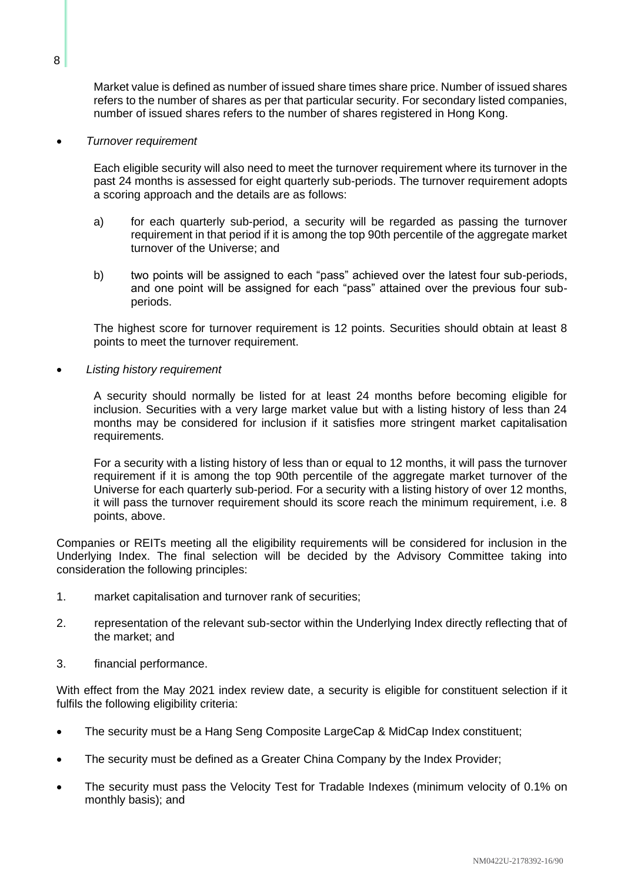Market value is defined as number of issued share times share price. Number of issued shares refers to the number of shares as per that particular security. For secondary listed companies, number of issued shares refers to the number of shares registered in Hong Kong.

- *Turnover requirement*

  Each eligible security will also need to meet the turnover requirement where its turnover in the past 24 months is assessed for eight quarterly sub-periods. The turnover requirement adopts a scoring approach and the details are as follows:

  a) for each quarterly sub-period, a security will be regarded as passing the turnover requirement in that period if it is among the top 90th percentile of the aggregate market turnover of the Universe; and

  b) two points will be assigned to each "pass" achieved over the latest four sub-periods, and one point will be assigned for each "pass" attained over the previous four sub-periods.

  The highest score for turnover requirement is 12 points. Securities should obtain at least 8 points to meet the turnover requirement.

- *Listing history requirement*

  A security should normally be listed for at least 24 months before becoming eligible for inclusion. Securities with a very large market value but with a listing history of less than 24 months may be considered for inclusion if it satisfies more stringent market capitalisation requirements.

  For a security with a listing history of less than or equal to 12 months, it will pass the turnover requirement if it is among the top 90th percentile of the aggregate market turnover of the Universe for each quarterly sub-period. For a security with a listing history of over 12 months, it will pass the turnover requirement should its score reach the minimum requirement, i.e. 8 points, above.

Companies or REITs meeting all the eligibility requirements will be considered for inclusion in the Underlying Index. The final selection will be decided by the Advisory Committee taking into consideration the following principles:

1. market capitalisation and turnover rank of securities;
2. representation of the relevant sub-sector within the Underlying Index directly reflecting that of the market; and
3. financial performance.

With effect from the May 2021 index review date, a security is eligible for constituent selection if it fulfils the following eligibility criteria:

- The security must be a Hang Seng Composite LargeCap & MidCap Index constituent;
- The security must be defined as a Greater China Company by the Index Provider;
- The security must pass the Velocity Test for Tradable Indexes (minimum velocity of 0.1% on monthly basis); and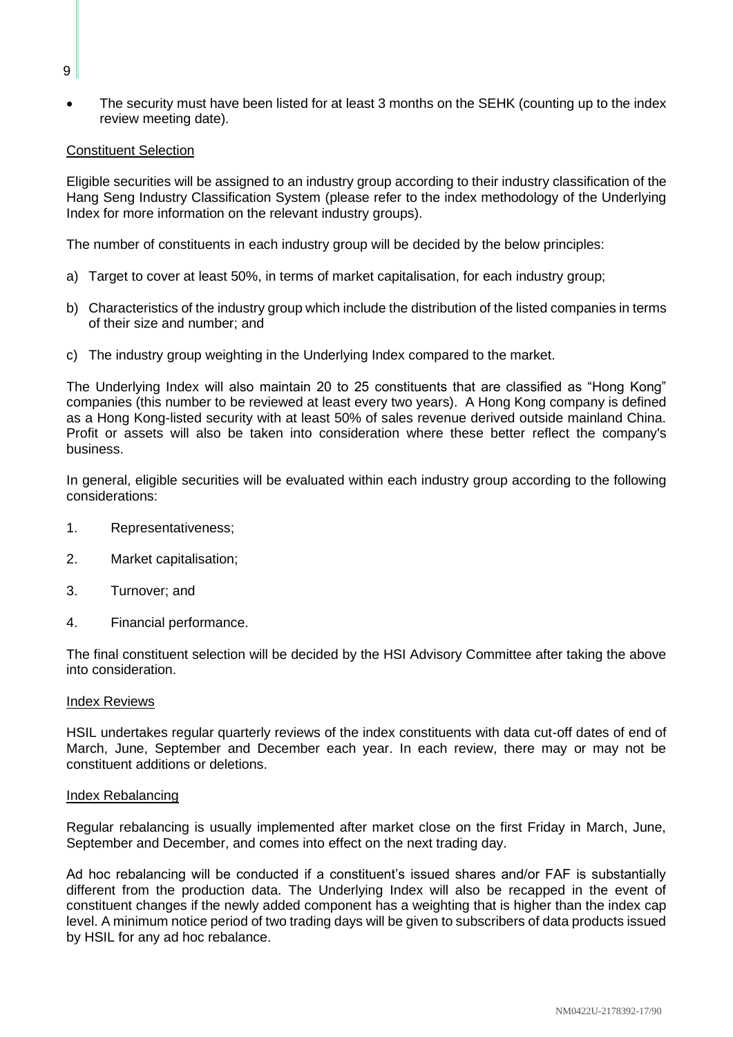- The security must have been listed for at least 3 months on the SEHK (counting up to the index review meeting date).

Constituent Selection

Eligible securities will be assigned to an industry group according to their industry classification of the Hang Seng Industry Classification System (please refer to the index methodology of the Underlying Index for more information on the relevant industry groups).

The number of constituents in each industry group will be decided by the below principles:

a) Target to cover at least 50%, in terms of market capitalisation, for each industry group;

b) Characteristics of the industry group which include the distribution of the listed companies in terms of their size and number; and

c) The industry group weighting in the Underlying Index compared to the market.

The Underlying Index will also maintain 20 to 25 constituents that are classified as "Hong Kong" companies (this number to be reviewed at least every two years). A Hong Kong company is defined as a Hong Kong-listed security with at least 50% of sales revenue derived outside mainland China. Profit or assets will also be taken into consideration where these better reflect the company's business.

In general, eligible securities will be evaluated within each industry group according to the following considerations:

1. Representativeness;

2. Market capitalisation;

3. Turnover; and

4. Financial performance.

The final constituent selection will be decided by the HSI Advisory Committee after taking the above into consideration.

Index Reviews

HSIL undertakes regular quarterly reviews of the index constituents with data cut-off dates of end of March, June, September and December each year. In each review, there may or may not be constituent additions or deletions.

Index Rebalancing

Regular rebalancing is usually implemented after market close on the first Friday in March, June, September and December, and comes into effect on the next trading day.

Ad hoc rebalancing will be conducted if a constituent's issued shares and/or FAF is substantially different from the production data. The Underlying Index will also be recapped in the event of constituent changes if the newly added component has a weighting that is higher than the index cap level. A minimum notice period of two trading days will be given to subscribers of data products issued by HSIL for any ad hoc rebalance.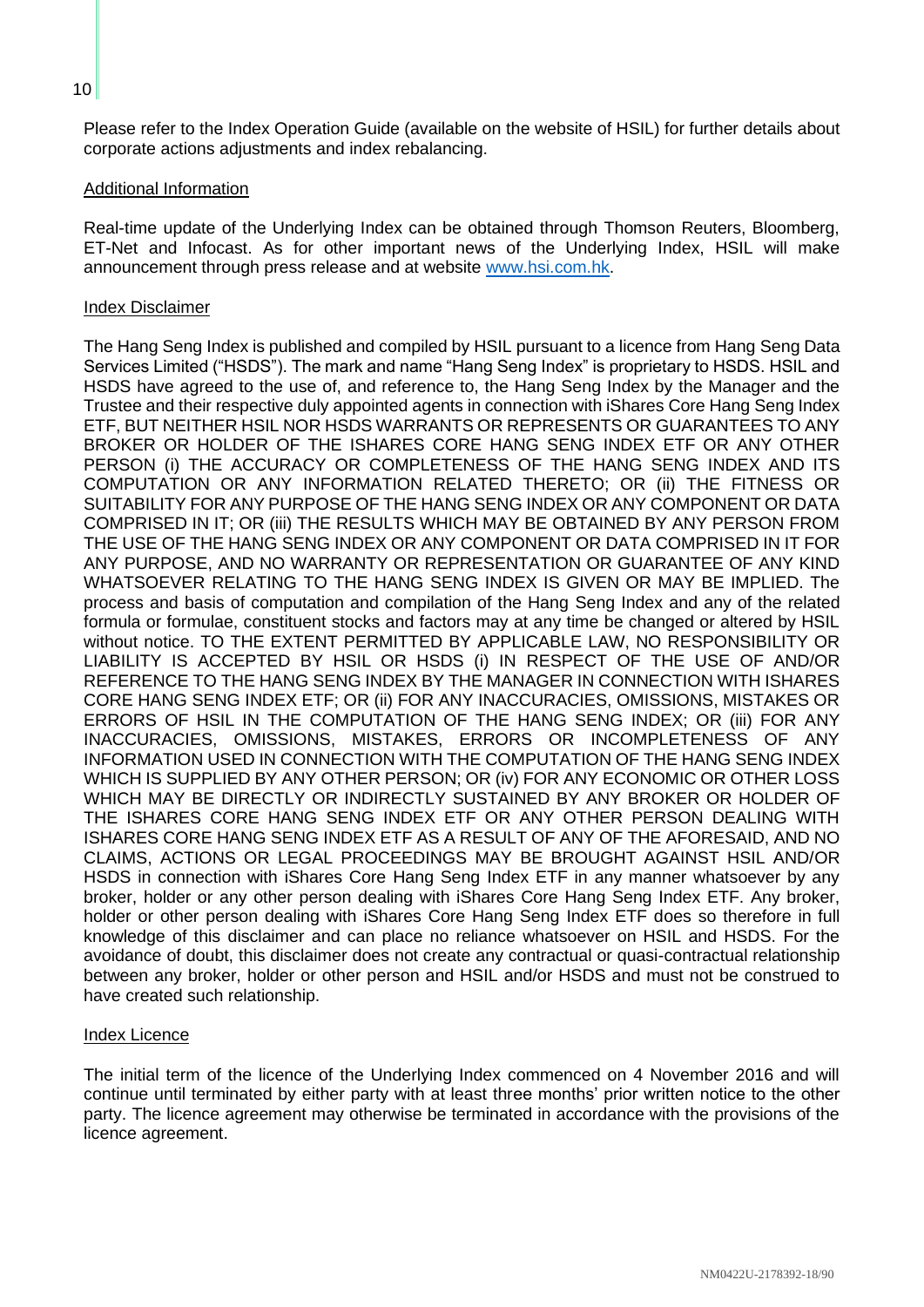Please refer to the Index Operation Guide (available on the website of HSIL) for further details about corporate actions adjustments and index rebalancing.

### Additional Information

Real-time update of the Underlying Index can be obtained through Thomson Reuters, Bloomberg, ET-Net and Infocast. As for other important news of the Underlying Index, HSIL will make announcement through press release and at website www.hsi.com.hk.

### Index Disclaimer

The Hang Seng Index is published and compiled by HSIL pursuant to a licence from Hang Seng Data Services Limited ("HSDS"). The mark and name "Hang Seng Index" is proprietary to HSDS. HSIL and HSDS have agreed to the use of, and reference to, the Hang Seng Index by the Manager and the Trustee and their respective duly appointed agents in connection with iShares Core Hang Seng Index ETF, BUT NEITHER HSIL NOR HSDS WARRANTS OR REPRESENTS OR GUARANTEES TO ANY BROKER OR HOLDER OF THE ISHARES CORE HANG SENG INDEX ETF OR ANY OTHER PERSON (i) THE ACCURACY OR COMPLETENESS OF THE HANG SENG INDEX AND ITS COMPUTATION OR ANY INFORMATION RELATED THERETO; OR (ii) THE FITNESS OR SUITABILITY FOR ANY PURPOSE OF THE HANG SENG INDEX OR ANY COMPONENT OR DATA COMPRISED IN IT; OR (iii) THE RESULTS WHICH MAY BE OBTAINED BY ANY PERSON FROM THE USE OF THE HANG SENG INDEX OR ANY COMPONENT OR DATA COMPRISED IN IT FOR ANY PURPOSE, AND NO WARRANTY OR REPRESENTATION OR GUARANTEE OF ANY KIND WHATSOEVER RELATING TO THE HANG SENG INDEX IS GIVEN OR MAY BE IMPLIED. The process and basis of computation and compilation of the Hang Seng Index and any of the related formula or formulae, constituent stocks and factors may at any time be changed or altered by HSIL without notice. TO THE EXTENT PERMITTED BY APPLICABLE LAW, NO RESPONSIBILITY OR LIABILITY IS ACCEPTED BY HSIL OR HSDS (i) IN RESPECT OF THE USE OF AND/OR REFERENCE TO THE HANG SENG INDEX BY THE MANAGER IN CONNECTION WITH ISHARES CORE HANG SENG INDEX ETF; OR (ii) FOR ANY INACCURACIES, OMISSIONS, MISTAKES OR ERRORS OF HSIL IN THE COMPUTATION OF THE HANG SENG INDEX; OR (iii) FOR ANY INACCURACIES, OMISSIONS, MISTAKES, ERRORS OR INCOMPLETENESS OF ANY INFORMATION USED IN CONNECTION WITH THE COMPUTATION OF THE HANG SENG INDEX WHICH IS SUPPLIED BY ANY OTHER PERSON; OR (iv) FOR ANY ECONOMIC OR OTHER LOSS WHICH MAY BE DIRECTLY OR INDIRECTLY SUSTAINED BY ANY BROKER OR HOLDER OF THE ISHARES CORE HANG SENG INDEX ETF OR ANY OTHER PERSON DEALING WITH ISHARES CORE HANG SENG INDEX ETF AS A RESULT OF ANY OF THE AFORESAID, AND NO CLAIMS, ACTIONS OR LEGAL PROCEEDINGS MAY BE BROUGHT AGAINST HSIL AND/OR HSDS in connection with iShares Core Hang Seng Index ETF in any manner whatsoever by any broker, holder or any other person dealing with iShares Core Hang Seng Index ETF. Any broker, holder or other person dealing with iShares Core Hang Seng Index ETF does so therefore in full knowledge of this disclaimer and can place no reliance whatsoever on HSIL and HSDS. For the avoidance of doubt, this disclaimer does not create any contractual or quasi-contractual relationship between any broker, holder or other person and HSIL and/or HSDS and must not be construed to have created such relationship.

### Index Licence

The initial term of the licence of the Underlying Index commenced on 4 November 2016 and will continue until terminated by either party with at least three months' prior written notice to the other party. The licence agreement may otherwise be terminated in accordance with the provisions of the licence agreement.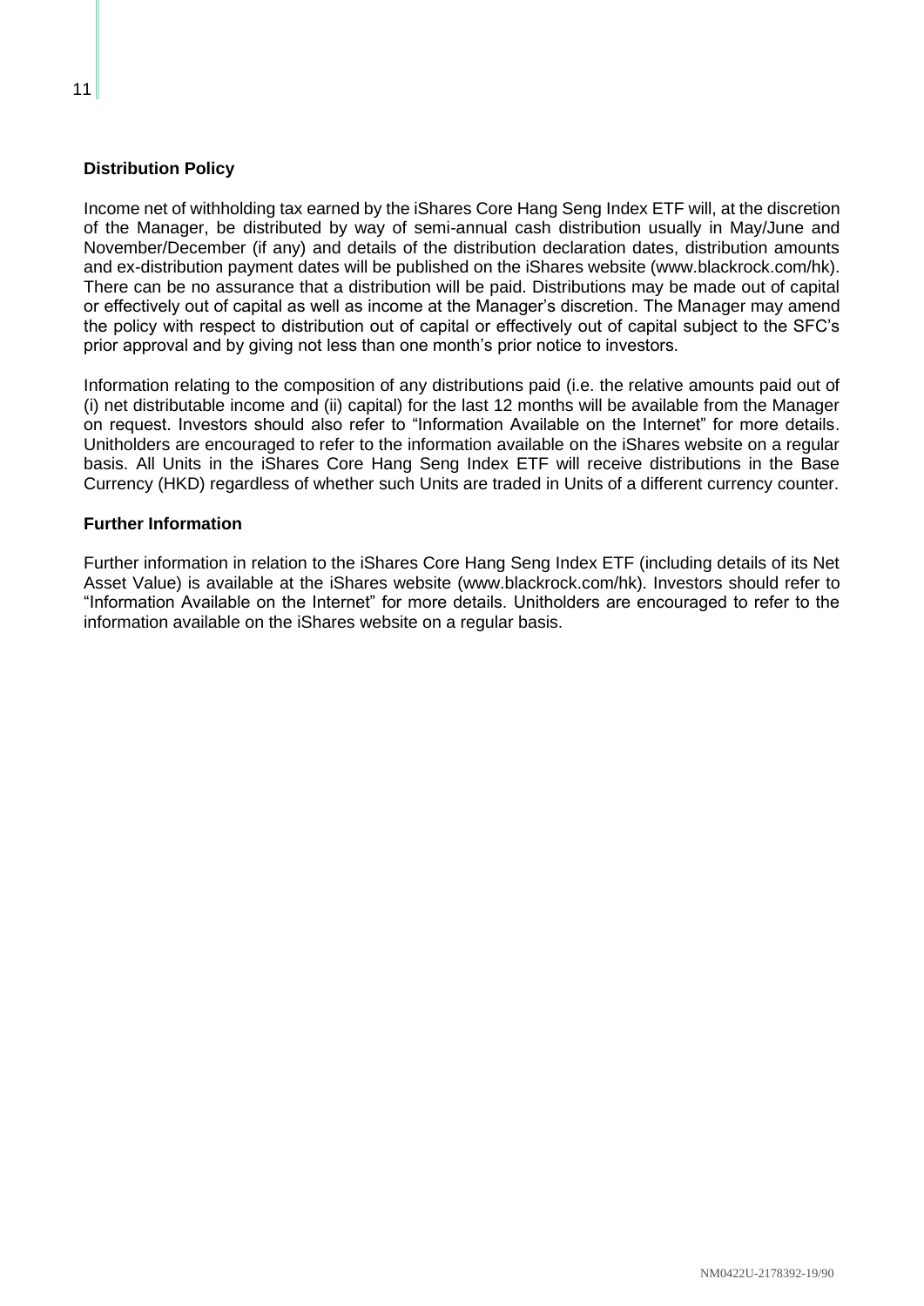**Distribution Policy**

Income net of withholding tax earned by the iShares Core Hang Seng Index ETF will, at the discretion of the Manager, be distributed by way of semi-annual cash distribution usually in May/June and November/December (if any) and details of the distribution declaration dates, distribution amounts and ex-distribution payment dates will be published on the iShares website (www.blackrock.com/hk). There can be no assurance that a distribution will be paid. Distributions may be made out of capital or effectively out of capital as well as income at the Manager's discretion. The Manager may amend the policy with respect to distribution out of capital or effectively out of capital subject to the SFC's prior approval and by giving not less than one month's prior notice to investors.

Information relating to the composition of any distributions paid (i.e. the relative amounts paid out of (i) net distributable income and (ii) capital) for the last 12 months will be available from the Manager on request. Investors should also refer to "Information Available on the Internet" for more details. Unitholders are encouraged to refer to the information available on the iShares website on a regular basis. All Units in the iShares Core Hang Seng Index ETF will receive distributions in the Base Currency (HKD) regardless of whether such Units are traded in Units of a different currency counter.

**Further Information**

Further information in relation to the iShares Core Hang Seng Index ETF (including details of its Net Asset Value) is available at the iShares website (www.blackrock.com/hk). Investors should refer to "Information Available on the Internet" for more details. Unitholders are encouraged to refer to the information available on the iShares website on a regular basis.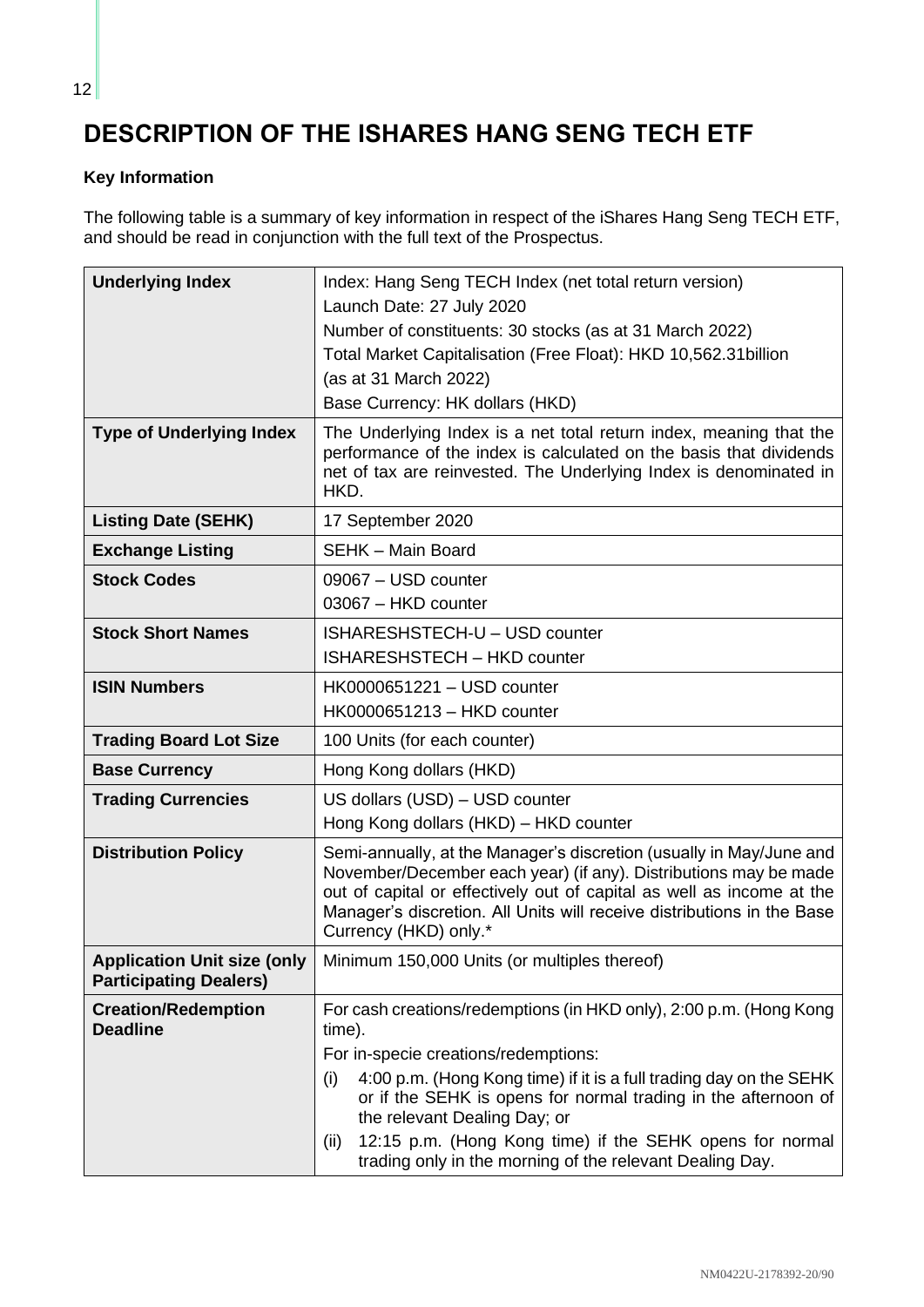# DESCRIPTION OF THE ISHARES HANG SENG TECH ETF

**Key Information**

The following table is a summary of key information in respect of the iShares Hang Seng TECH ETF, and should be read in conjunction with the full text of the Prospectus.

| | |
|---|---|
| **Underlying Index** | Index: Hang Seng TECH Index (net total return version)<br>Launch Date: 27 July 2020<br>Number of constituents: 30 stocks (as at 31 March 2022)<br>Total Market Capitalisation (Free Float): HKD 10,562.31billion (as at 31 March 2022)<br>Base Currency: HK dollars (HKD) |
| **Type of Underlying Index** | The Underlying Index is a net total return index, meaning that the performance of the index is calculated on the basis that dividends net of tax are reinvested. The Underlying Index is denominated in HKD. |
| **Listing Date (SEHK)** | 17 September 2020 |
| **Exchange Listing** | SEHK – Main Board |
| **Stock Codes** | 09067 – USD counter<br>03067 – HKD counter |
| **Stock Short Names** | ISHARESHSTECH-U – USD counter<br>ISHARESHSTECH – HKD counter |
| **ISIN Numbers** | HK0000651221 – USD counter<br>HK0000651213 – HKD counter |
| **Trading Board Lot Size** | 100 Units (for each counter) |
| **Base Currency** | Hong Kong dollars (HKD) |
| **Trading Currencies** | US dollars (USD) – USD counter<br>Hong Kong dollars (HKD) – HKD counter |
| **Distribution Policy** | Semi-annually, at the Manager's discretion (usually in May/June and November/December each year) (if any). Distributions may be made out of capital or effectively out of capital as well as income at the Manager's discretion. All Units will receive distributions in the Base Currency (HKD) only.* |
| **Application Unit size (only Participating Dealers)** | Minimum 150,000 Units (or multiples thereof) |
| **Creation/Redemption Deadline** | For cash creations/redemptions (in HKD only), 2:00 p.m. (Hong Kong time).<br>For in-specie creations/redemptions:<br>(i) 4:00 p.m. (Hong Kong time) if it is a full trading day on the SEHK or if the SEHK is opens for normal trading in the afternoon of the relevant Dealing Day; or<br>(ii) 12:15 p.m. (Hong Kong time) if the SEHK opens for normal trading only in the morning of the relevant Dealing Day. |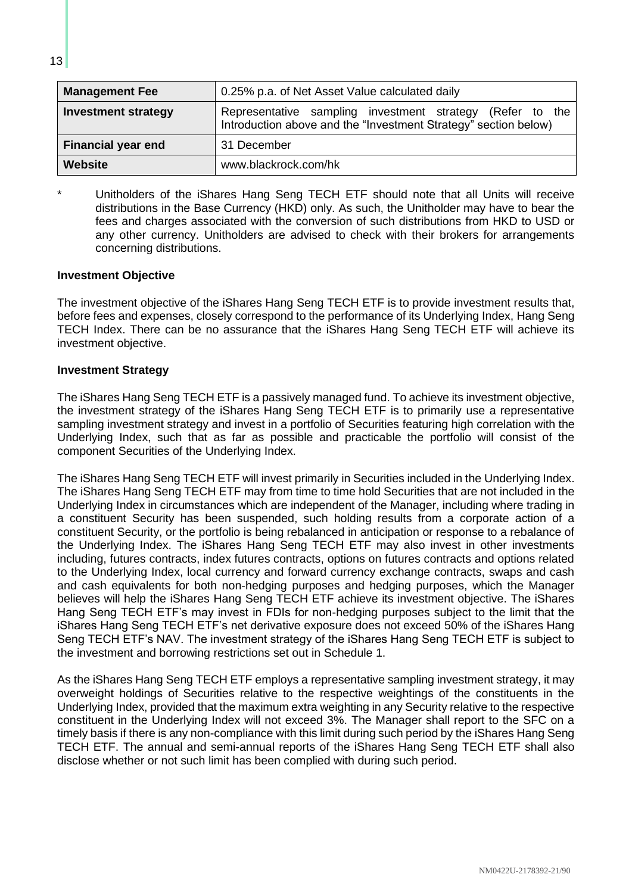| Management Fee | 0.25% p.a. of Net Asset Value calculated daily |
|---|---|
| **Investment strategy** | Representative sampling investment strategy (Refer to the Introduction above and the "Investment Strategy" section below) |
| **Financial year end** | 31 December |
| **Website** | www.blackrock.com/hk |

\* Unitholders of the iShares Hang Seng TECH ETF should note that all Units will receive distributions in the Base Currency (HKD) only. As such, the Unitholder may have to bear the fees and charges associated with the conversion of such distributions from HKD to USD or any other currency. Unitholders are advised to check with their brokers for arrangements concerning distributions.

**Investment Objective**

The investment objective of the iShares Hang Seng TECH ETF is to provide investment results that, before fees and expenses, closely correspond to the performance of its Underlying Index, Hang Seng TECH Index. There can be no assurance that the iShares Hang Seng TECH ETF will achieve its investment objective.

**Investment Strategy**

The iShares Hang Seng TECH ETF is a passively managed fund. To achieve its investment objective, the investment strategy of the iShares Hang Seng TECH ETF is to primarily use a representative sampling investment strategy and invest in a portfolio of Securities featuring high correlation with the Underlying Index, such that as far as possible and practicable the portfolio will consist of the component Securities of the Underlying Index.

The iShares Hang Seng TECH ETF will invest primarily in Securities included in the Underlying Index. The iShares Hang Seng TECH ETF may from time to time hold Securities that are not included in the Underlying Index in circumstances which are independent of the Manager, including where trading in a constituent Security has been suspended, such holding results from a corporate action of a constituent Security, or the portfolio is being rebalanced in anticipation or response to a rebalance of the Underlying Index. The iShares Hang Seng TECH ETF may also invest in other investments including, futures contracts, index futures contracts, options on futures contracts and options related to the Underlying Index, local currency and forward currency exchange contracts, swaps and cash and cash equivalents for both non-hedging purposes and hedging purposes, which the Manager believes will help the iShares Hang Seng TECH ETF achieve its investment objective. The iShares Hang Seng TECH ETF's may invest in FDIs for non-hedging purposes subject to the limit that the iShares Hang Seng TECH ETF's net derivative exposure does not exceed 50% of the iShares Hang Seng TECH ETF's NAV. The investment strategy of the iShares Hang Seng TECH ETF is subject to the investment and borrowing restrictions set out in Schedule 1.

As the iShares Hang Seng TECH ETF employs a representative sampling investment strategy, it may overweight holdings of Securities relative to the respective weightings of the constituents in the Underlying Index, provided that the maximum extra weighting in any Security relative to the respective constituent in the Underlying Index will not exceed 3%. The Manager shall report to the SFC on a timely basis if there is any non-compliance with this limit during such period by the iShares Hang Seng TECH ETF. The annual and semi-annual reports of the iShares Hang Seng TECH ETF shall also disclose whether or not such limit has been complied with during such period.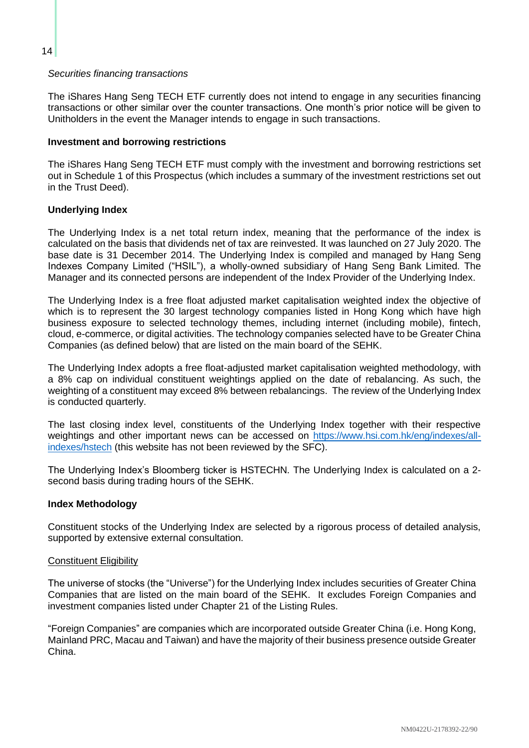*Securities financing transactions*

The iShares Hang Seng TECH ETF currently does not intend to engage in any securities financing transactions or other similar over the counter transactions. One month's prior notice will be given to Unitholders in the event the Manager intends to engage in such transactions.

**Investment and borrowing restrictions**

The iShares Hang Seng TECH ETF must comply with the investment and borrowing restrictions set out in Schedule 1 of this Prospectus (which includes a summary of the investment restrictions set out in the Trust Deed).

**Underlying Index**

The Underlying Index is a net total return index, meaning that the performance of the index is calculated on the basis that dividends net of tax are reinvested. It was launched on 27 July 2020. The base date is 31 December 2014. The Underlying Index is compiled and managed by Hang Seng Indexes Company Limited ("HSIL"), a wholly-owned subsidiary of Hang Seng Bank Limited. The Manager and its connected persons are independent of the Index Provider of the Underlying Index.

The Underlying Index is a free float adjusted market capitalisation weighted index the objective of which is to represent the 30 largest technology companies listed in Hong Kong which have high business exposure to selected technology themes, including internet (including mobile), fintech, cloud, e-commerce, or digital activities. The technology companies selected have to be Greater China Companies (as defined below) that are listed on the main board of the SEHK.

The Underlying Index adopts a free float-adjusted market capitalisation weighted methodology, with a 8% cap on individual constituent weightings applied on the date of rebalancing. As such, the weighting of a constituent may exceed 8% between rebalancings. The review of the Underlying Index is conducted quarterly.

The last closing index level, constituents of the Underlying Index together with their respective weightings and other important news can be accessed on [https://www.hsi.com.hk/eng/indexes/all-indexes/hstech](https://www.hsi.com.hk/eng/indexes/all-indexes/hstech) (this website has not been reviewed by the SFC).

The Underlying Index's Bloomberg ticker is HSTECHN. The Underlying Index is calculated on a 2-second basis during trading hours of the SEHK.

**Index Methodology**

Constituent stocks of the Underlying Index are selected by a rigorous process of detailed analysis, supported by extensive external consultation.

<u>Constituent Eligibility</u>

The universe of stocks (the "Universe") for the Underlying Index includes securities of Greater China Companies that are listed on the main board of the SEHK. It excludes Foreign Companies and investment companies listed under Chapter 21 of the Listing Rules.

"Foreign Companies" are companies which are incorporated outside Greater China (i.e. Hong Kong, Mainland PRC, Macau and Taiwan) and have the majority of their business presence outside Greater China.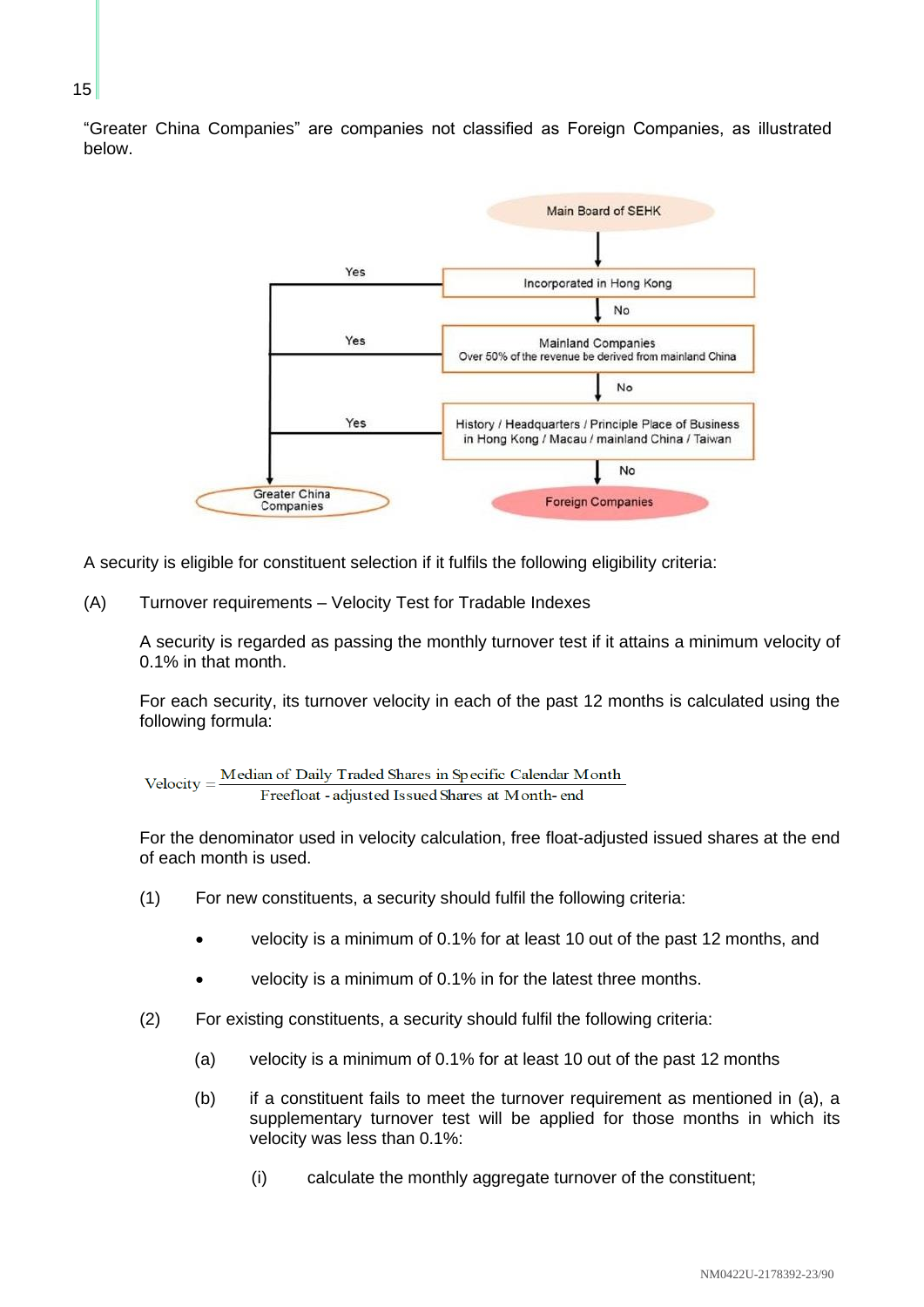"Greater China Companies" are companies not classified as Foreign Companies, as illustrated below.

Main Board of SEHK

Incorporated in Hong Kong — Yes → Greater China Companies; No ↓

Mainland Companies
Over 50% of the revenue be derived from mainland China — Yes → Greater China Companies; No ↓

History / Headquarters / Principle Place of Business in Hong Kong / Macau / mainland China / Taiwan — Yes → Greater China Companies; No ↓

Foreign Companies

A security is eligible for constituent selection if it fulfils the following eligibility criteria:

(A) Turnover requirements – Velocity Test for Tradable Indexes

A security is regarded as passing the monthly turnover test if it attains a minimum velocity of 0.1% in that month.

For each security, its turnover velocity in each of the past 12 months is calculated using the following formula:

$$\text{Velocity} = \frac{\text{Median of Daily Traded Shares in Specific Calendar Month}}{\text{Freefloat - adjusted Issued Shares at Month-end}}$$

For the denominator used in velocity calculation, free float-adjusted issued shares at the end of each month is used.

(1) For new constituents, a security should fulfil the following criteria:

- velocity is a minimum of 0.1% for at least 10 out of the past 12 months, and
- velocity is a minimum of 0.1% in for the latest three months.

(2) For existing constituents, a security should fulfil the following criteria:

(a) velocity is a minimum of 0.1% for at least 10 out of the past 12 months

(b) if a constituent fails to meet the turnover requirement as mentioned in (a), a supplementary turnover test will be applied for those months in which its velocity was less than 0.1%:

(i) calculate the monthly aggregate turnover of the constituent;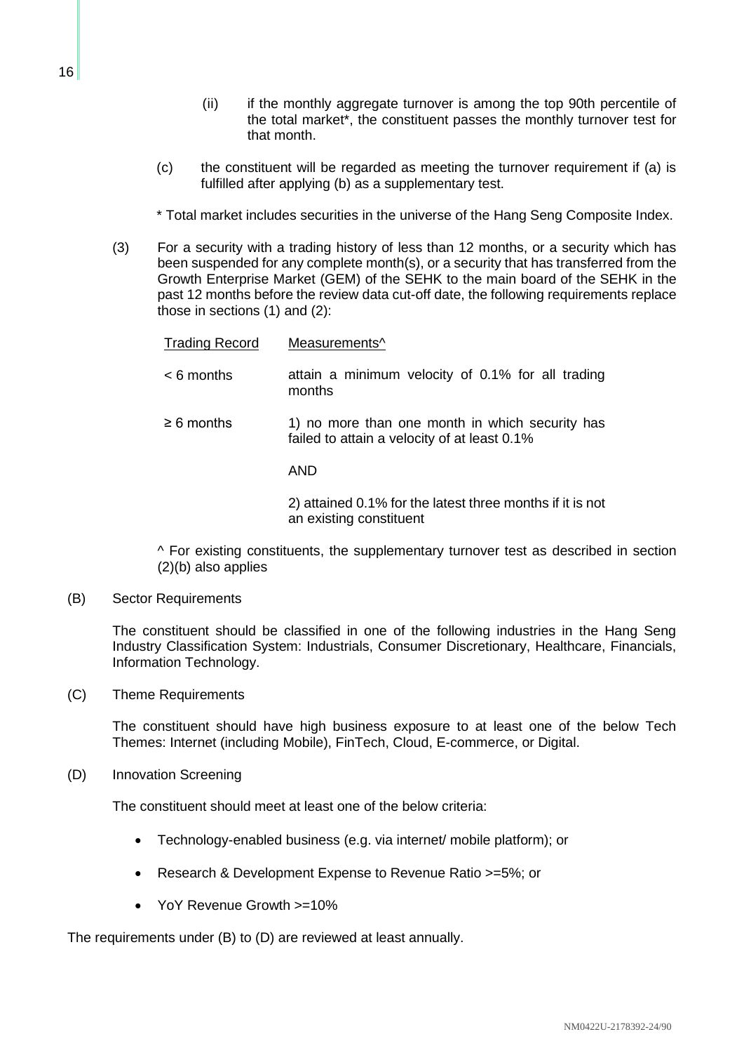(ii) if the monthly aggregate turnover is among the top 90th percentile of the total market*, the constituent passes the monthly turnover test for that month.

(c) the constituent will be regarded as meeting the turnover requirement if (a) is fulfilled after applying (b) as a supplementary test.

\* Total market includes securities in the universe of the Hang Seng Composite Index.

(3) For a security with a trading history of less than 12 months, or a security which has been suspended for any complete month(s), or a security that has transferred from the Growth Enterprise Market (GEM) of the SEHK to the main board of the SEHK in the past 12 months before the review data cut-off date, the following requirements replace those in sections (1) and (2):

| Trading Record | Measurements^ |
|---|---|
| < 6 months | attain a minimum velocity of 0.1% for all trading months |
| ≥ 6 months | 1) no more than one month in which security has failed to attain a velocity of at least 0.1%<br><br>AND<br><br>2) attained 0.1% for the latest three months if it is not an existing constituent |

^ For existing constituents, the supplementary turnover test as described in section (2)(b) also applies

(B) Sector Requirements

The constituent should be classified in one of the following industries in the Hang Seng Industry Classification System: Industrials, Consumer Discretionary, Healthcare, Financials, Information Technology.

(C) Theme Requirements

The constituent should have high business exposure to at least one of the below Tech Themes: Internet (including Mobile), FinTech, Cloud, E-commerce, or Digital.

(D) Innovation Screening

The constituent should meet at least one of the below criteria:

- Technology-enabled business (e.g. via internet/ mobile platform); or
- Research & Development Expense to Revenue Ratio >=5%; or
- YoY Revenue Growth >=10%

The requirements under (B) to (D) are reviewed at least annually.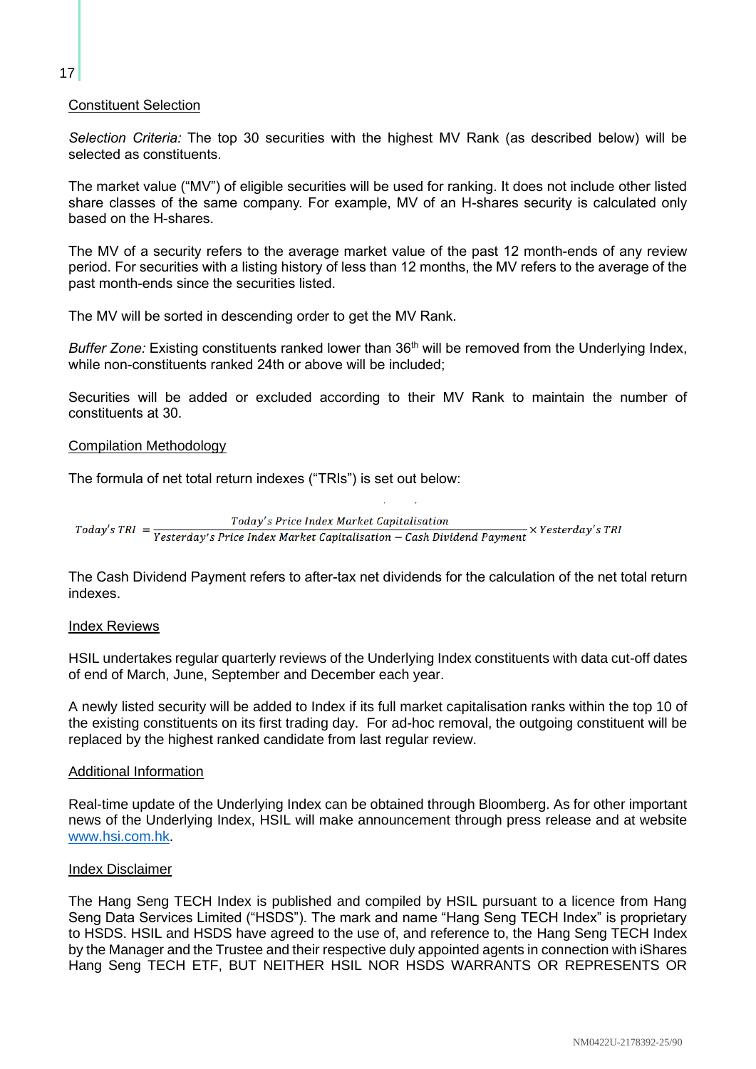Constituent Selection

*Selection Criteria:* The top 30 securities with the highest MV Rank (as described below) will be selected as constituents.

The market value ("MV") of eligible securities will be used for ranking. It does not include other listed share classes of the same company. For example, MV of an H-shares security is calculated only based on the H-shares.

The MV of a security refers to the average market value of the past 12 month-ends of any review period. For securities with a listing history of less than 12 months, the MV refers to the average of the past month-ends since the securities listed.

The MV will be sorted in descending order to get the MV Rank.

*Buffer Zone:* Existing constituents ranked lower than 36th will be removed from the Underlying Index, while non-constituents ranked 24th or above will be included;

Securities will be added or excluded according to their MV Rank to maintain the number of constituents at 30.

Compilation Methodology

The formula of net total return indexes ("TRIs") is set out below:

$$Today's\ TRI = \frac{Today's\ Price\ Index\ Market\ Capitalisation}{Yesterday's\ Price\ Index\ Market\ Capitalisation - Cash\ Dividend\ Payment} \times Yesterday's\ TRI$$

The Cash Dividend Payment refers to after-tax net dividends for the calculation of the net total return indexes.

Index Reviews

HSIL undertakes regular quarterly reviews of the Underlying Index constituents with data cut-off dates of end of March, June, September and December each year.

A newly listed security will be added to Index if its full market capitalisation ranks within the top 10 of the existing constituents on its first trading day. For ad-hoc removal, the outgoing constituent will be replaced by the highest ranked candidate from last regular review.

Additional Information

Real-time update of the Underlying Index can be obtained through Bloomberg. As for other important news of the Underlying Index, HSIL will make announcement through press release and at website www.hsi.com.hk.

Index Disclaimer

The Hang Seng TECH Index is published and compiled by HSIL pursuant to a licence from Hang Seng Data Services Limited ("HSDS"). The mark and name "Hang Seng TECH Index" is proprietary to HSDS. HSIL and HSDS have agreed to the use of, and reference to, the Hang Seng TECH Index by the Manager and the Trustee and their respective duly appointed agents in connection with iShares Hang Seng TECH ETF, BUT NEITHER HSIL NOR HSDS WARRANTS OR REPRESENTS OR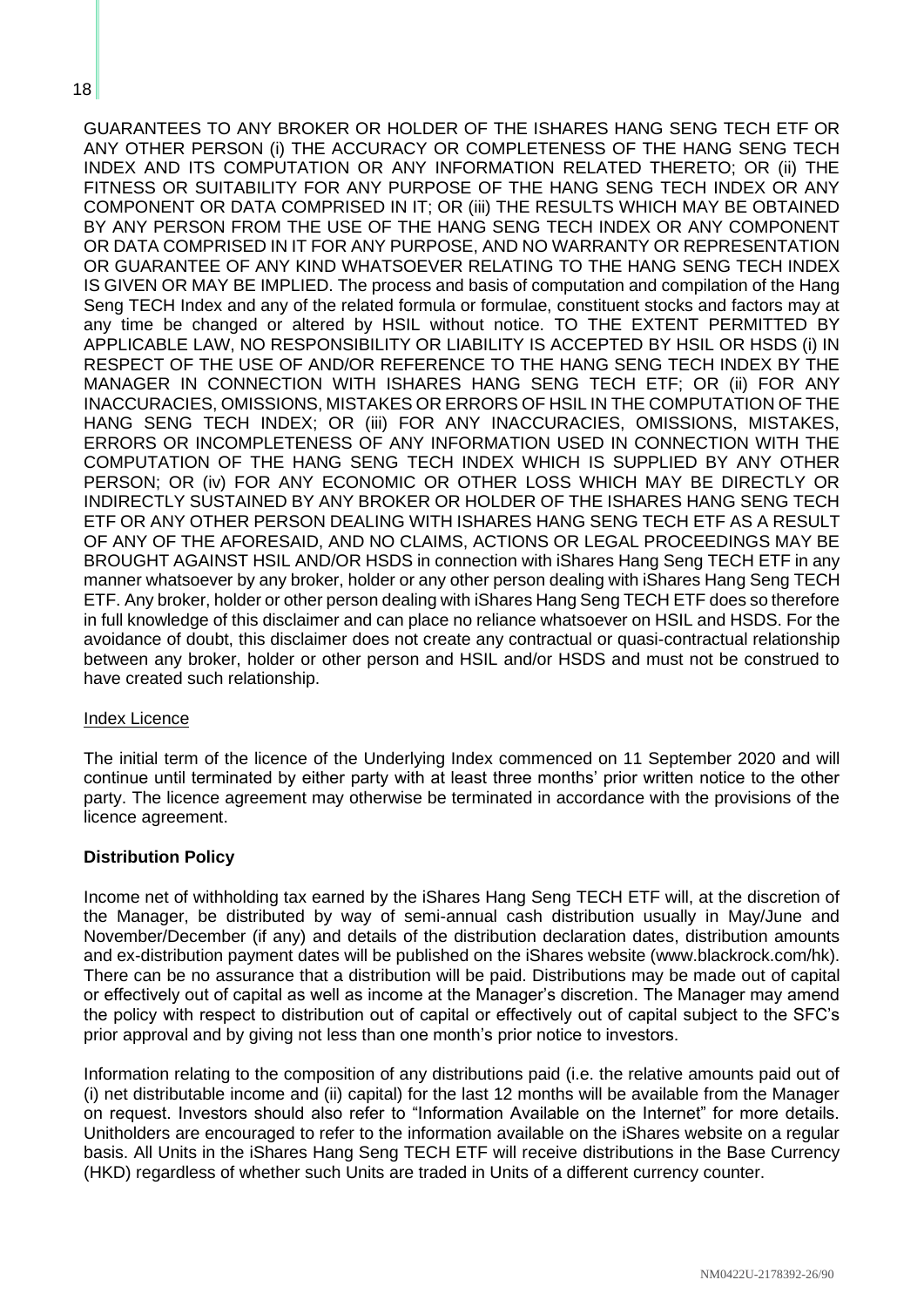GUARANTEES TO ANY BROKER OR HOLDER OF THE ISHARES HANG SENG TECH ETF OR ANY OTHER PERSON (i) THE ACCURACY OR COMPLETENESS OF THE HANG SENG TECH INDEX AND ITS COMPUTATION OR ANY INFORMATION RELATED THERETO; OR (ii) THE FITNESS OR SUITABILITY FOR ANY PURPOSE OF THE HANG SENG TECH INDEX OR ANY COMPONENT OR DATA COMPRISED IN IT; OR (iii) THE RESULTS WHICH MAY BE OBTAINED BY ANY PERSON FROM THE USE OF THE HANG SENG TECH INDEX OR ANY COMPONENT OR DATA COMPRISED IN IT FOR ANY PURPOSE, AND NO WARRANTY OR REPRESENTATION OR GUARANTEE OF ANY KIND WHATSOEVER RELATING TO THE HANG SENG TECH INDEX IS GIVEN OR MAY BE IMPLIED. The process and basis of computation and compilation of the Hang Seng TECH Index and any of the related formula or formulae, constituent stocks and factors may at any time be changed or altered by HSIL without notice. TO THE EXTENT PERMITTED BY APPLICABLE LAW, NO RESPONSIBILITY OR LIABILITY IS ACCEPTED BY HSIL OR HSDS (i) IN RESPECT OF THE USE OF AND/OR REFERENCE TO THE HANG SENG TECH INDEX BY THE MANAGER IN CONNECTION WITH ISHARES HANG SENG TECH ETF; OR (ii) FOR ANY INACCURACIES, OMISSIONS, MISTAKES OR ERRORS OF HSIL IN THE COMPUTATION OF THE HANG SENG TECH INDEX; OR (iii) FOR ANY INACCURACIES, OMISSIONS, MISTAKES, ERRORS OR INCOMPLETENESS OF ANY INFORMATION USED IN CONNECTION WITH THE COMPUTATION OF THE HANG SENG TECH INDEX WHICH IS SUPPLIED BY ANY OTHER PERSON; OR (iv) FOR ANY ECONOMIC OR OTHER LOSS WHICH MAY BE DIRECTLY OR INDIRECTLY SUSTAINED BY ANY BROKER OR HOLDER OF THE ISHARES HANG SENG TECH ETF OR ANY OTHER PERSON DEALING WITH ISHARES HANG SENG TECH ETF AS A RESULT OF ANY OF THE AFORESAID, AND NO CLAIMS, ACTIONS OR LEGAL PROCEEDINGS MAY BE BROUGHT AGAINST HSIL AND/OR HSDS in connection with iShares Hang Seng TECH ETF in any manner whatsoever by any broker, holder or any other person dealing with iShares Hang Seng TECH ETF. Any broker, holder or other person dealing with iShares Hang Seng TECH ETF does so therefore in full knowledge of this disclaimer and can place no reliance whatsoever on HSIL and HSDS. For the avoidance of doubt, this disclaimer does not create any contractual or quasi-contractual relationship between any broker, holder or other person and HSIL and/or HSDS and must not be construed to have created such relationship.

Index Licence

The initial term of the licence of the Underlying Index commenced on 11 September 2020 and will continue until terminated by either party with at least three months' prior written notice to the other party. The licence agreement may otherwise be terminated in accordance with the provisions of the licence agreement.

**Distribution Policy**

Income net of withholding tax earned by the iShares Hang Seng TECH ETF will, at the discretion of the Manager, be distributed by way of semi-annual cash distribution usually in May/June and November/December (if any) and details of the distribution declaration dates, distribution amounts and ex-distribution payment dates will be published on the iShares website (www.blackrock.com/hk). There can be no assurance that a distribution will be paid. Distributions may be made out of capital or effectively out of capital as well as income at the Manager's discretion. The Manager may amend the policy with respect to distribution out of capital or effectively out of capital subject to the SFC's prior approval and by giving not less than one month's prior notice to investors.

Information relating to the composition of any distributions paid (i.e. the relative amounts paid out of (i) net distributable income and (ii) capital) for the last 12 months will be available from the Manager on request. Investors should also refer to "Information Available on the Internet" for more details. Unitholders are encouraged to refer to the information available on the iShares website on a regular basis. All Units in the iShares Hang Seng TECH ETF will receive distributions in the Base Currency (HKD) regardless of whether such Units are traded in Units of a different currency counter.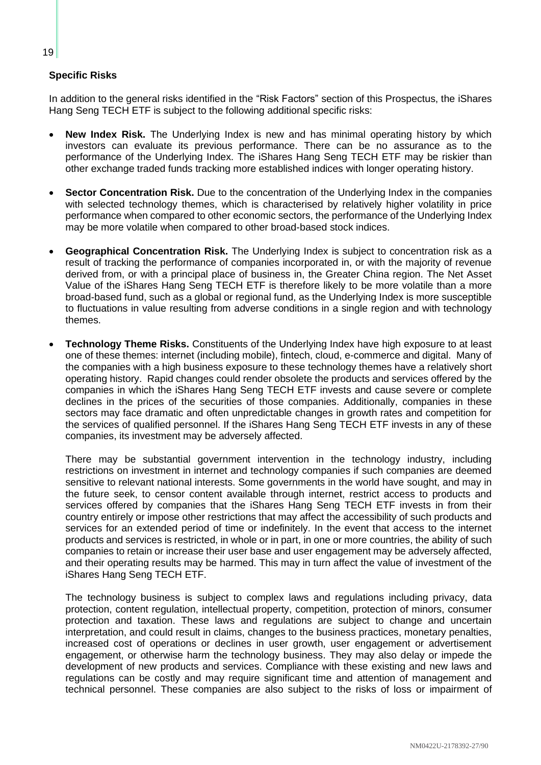**Specific Risks**

In addition to the general risks identified in the "Risk Factors" section of this Prospectus, the iShares Hang Seng TECH ETF is subject to the following additional specific risks:

- **New Index Risk.** The Underlying Index is new and has minimal operating history by which investors can evaluate its previous performance. There can be no assurance as to the performance of the Underlying Index. The iShares Hang Seng TECH ETF may be riskier than other exchange traded funds tracking more established indices with longer operating history.

- **Sector Concentration Risk.** Due to the concentration of the Underlying Index in the companies with selected technology themes, which is characterised by relatively higher volatility in price performance when compared to other economic sectors, the performance of the Underlying Index may be more volatile when compared to other broad-based stock indices.

- **Geographical Concentration Risk.** The Underlying Index is subject to concentration risk as a result of tracking the performance of companies incorporated in, or with the majority of revenue derived from, or with a principal place of business in, the Greater China region. The Net Asset Value of the iShares Hang Seng TECH ETF is therefore likely to be more volatile than a more broad-based fund, such as a global or regional fund, as the Underlying Index is more susceptible to fluctuations in value resulting from adverse conditions in a single region and with technology themes.

- **Technology Theme Risks.** Constituents of the Underlying Index have high exposure to at least one of these themes: internet (including mobile), fintech, cloud, e-commerce and digital. Many of the companies with a high business exposure to these technology themes have a relatively short operating history. Rapid changes could render obsolete the products and services offered by the companies in which the iShares Hang Seng TECH ETF invests and cause severe or complete declines in the prices of the securities of those companies. Additionally, companies in these sectors may face dramatic and often unpredictable changes in growth rates and competition for the services of qualified personnel. If the iShares Hang Seng TECH ETF invests in any of these companies, its investment may be adversely affected.

  There may be substantial government intervention in the technology industry, including restrictions on investment in internet and technology companies if such companies are deemed sensitive to relevant national interests. Some governments in the world have sought, and may in the future seek, to censor content available through internet, restrict access to products and services offered by companies that the iShares Hang Seng TECH ETF invests in from their country entirely or impose other restrictions that may affect the accessibility of such products and services for an extended period of time or indefinitely. In the event that access to the internet products and services is restricted, in whole or in part, in one or more countries, the ability of such companies to retain or increase their user base and user engagement may be adversely affected, and their operating results may be harmed. This may in turn affect the value of investment of the iShares Hang Seng TECH ETF.

  The technology business is subject to complex laws and regulations including privacy, data protection, content regulation, intellectual property, competition, protection of minors, consumer protection and taxation. These laws and regulations are subject to change and uncertain interpretation, and could result in claims, changes to the business practices, monetary penalties, increased cost of operations or declines in user growth, user engagement or advertisement engagement, or otherwise harm the technology business. They may also delay or impede the development of new products and services. Compliance with these existing and new laws and regulations can be costly and may require significant time and attention of management and technical personnel. These companies are also subject to the risks of loss or impairment of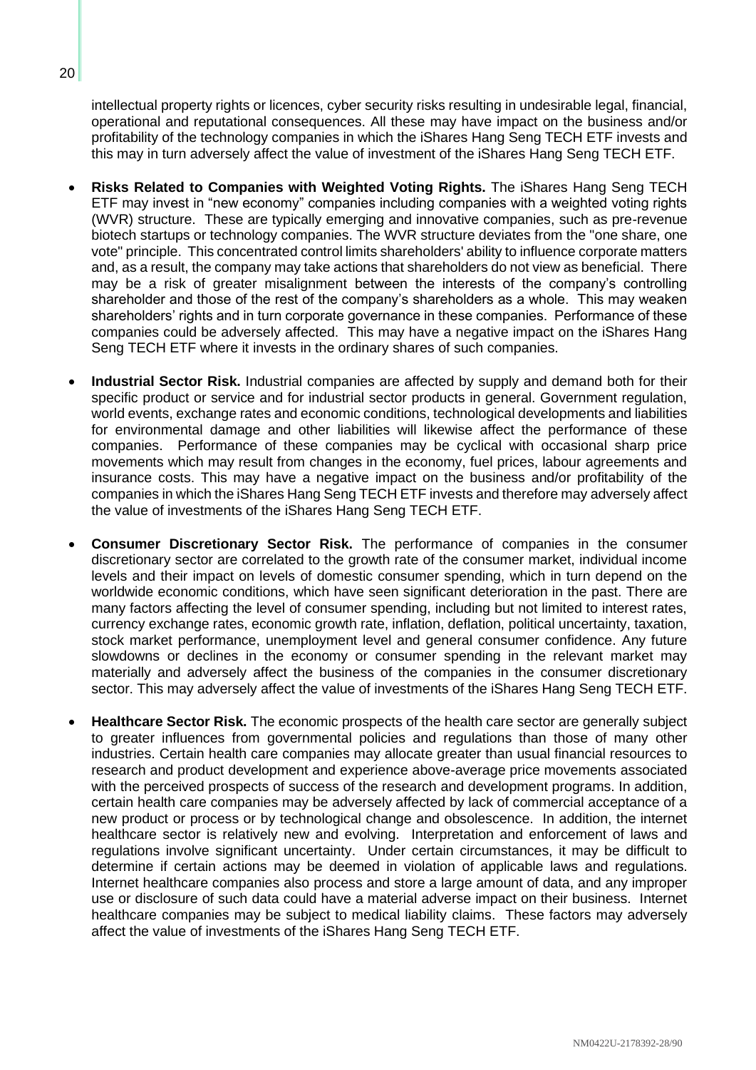intellectual property rights or licences, cyber security risks resulting in undesirable legal, financial, operational and reputational consequences. All these may have impact on the business and/or profitability of the technology companies in which the iShares Hang Seng TECH ETF invests and this may in turn adversely affect the value of investment of the iShares Hang Seng TECH ETF.

- **Risks Related to Companies with Weighted Voting Rights.** The iShares Hang Seng TECH ETF may invest in "new economy" companies including companies with a weighted voting rights (WVR) structure. These are typically emerging and innovative companies, such as pre-revenue biotech startups or technology companies. The WVR structure deviates from the "one share, one vote" principle. This concentrated control limits shareholders' ability to influence corporate matters and, as a result, the company may take actions that shareholders do not view as beneficial. There may be a risk of greater misalignment between the interests of the company's controlling shareholder and those of the rest of the company's shareholders as a whole. This may weaken shareholders' rights and in turn corporate governance in these companies. Performance of these companies could be adversely affected. This may have a negative impact on the iShares Hang Seng TECH ETF where it invests in the ordinary shares of such companies.

- **Industrial Sector Risk.** Industrial companies are affected by supply and demand both for their specific product or service and for industrial sector products in general. Government regulation, world events, exchange rates and economic conditions, technological developments and liabilities for environmental damage and other liabilities will likewise affect the performance of these companies. Performance of these companies may be cyclical with occasional sharp price movements which may result from changes in the economy, fuel prices, labour agreements and insurance costs. This may have a negative impact on the business and/or profitability of the companies in which the iShares Hang Seng TECH ETF invests and therefore may adversely affect the value of investments of the iShares Hang Seng TECH ETF.

- **Consumer Discretionary Sector Risk.** The performance of companies in the consumer discretionary sector are correlated to the growth rate of the consumer market, individual income levels and their impact on levels of domestic consumer spending, which in turn depend on the worldwide economic conditions, which have seen significant deterioration in the past. There are many factors affecting the level of consumer spending, including but not limited to interest rates, currency exchange rates, economic growth rate, inflation, deflation, political uncertainty, taxation, stock market performance, unemployment level and general consumer confidence. Any future slowdowns or declines in the economy or consumer spending in the relevant market may materially and adversely affect the business of the companies in the consumer discretionary sector. This may adversely affect the value of investments of the iShares Hang Seng TECH ETF.

- **Healthcare Sector Risk.** The economic prospects of the health care sector are generally subject to greater influences from governmental policies and regulations than those of many other industries. Certain health care companies may allocate greater than usual financial resources to research and product development and experience above-average price movements associated with the perceived prospects of success of the research and development programs. In addition, certain health care companies may be adversely affected by lack of commercial acceptance of a new product or process or by technological change and obsolescence. In addition, the internet healthcare sector is relatively new and evolving. Interpretation and enforcement of laws and regulations involve significant uncertainty. Under certain circumstances, it may be difficult to determine if certain actions may be deemed in violation of applicable laws and regulations. Internet healthcare companies also process and store a large amount of data, and any improper use or disclosure of such data could have a material adverse impact on their business. Internet healthcare companies may be subject to medical liability claims. These factors may adversely affect the value of investments of the iShares Hang Seng TECH ETF.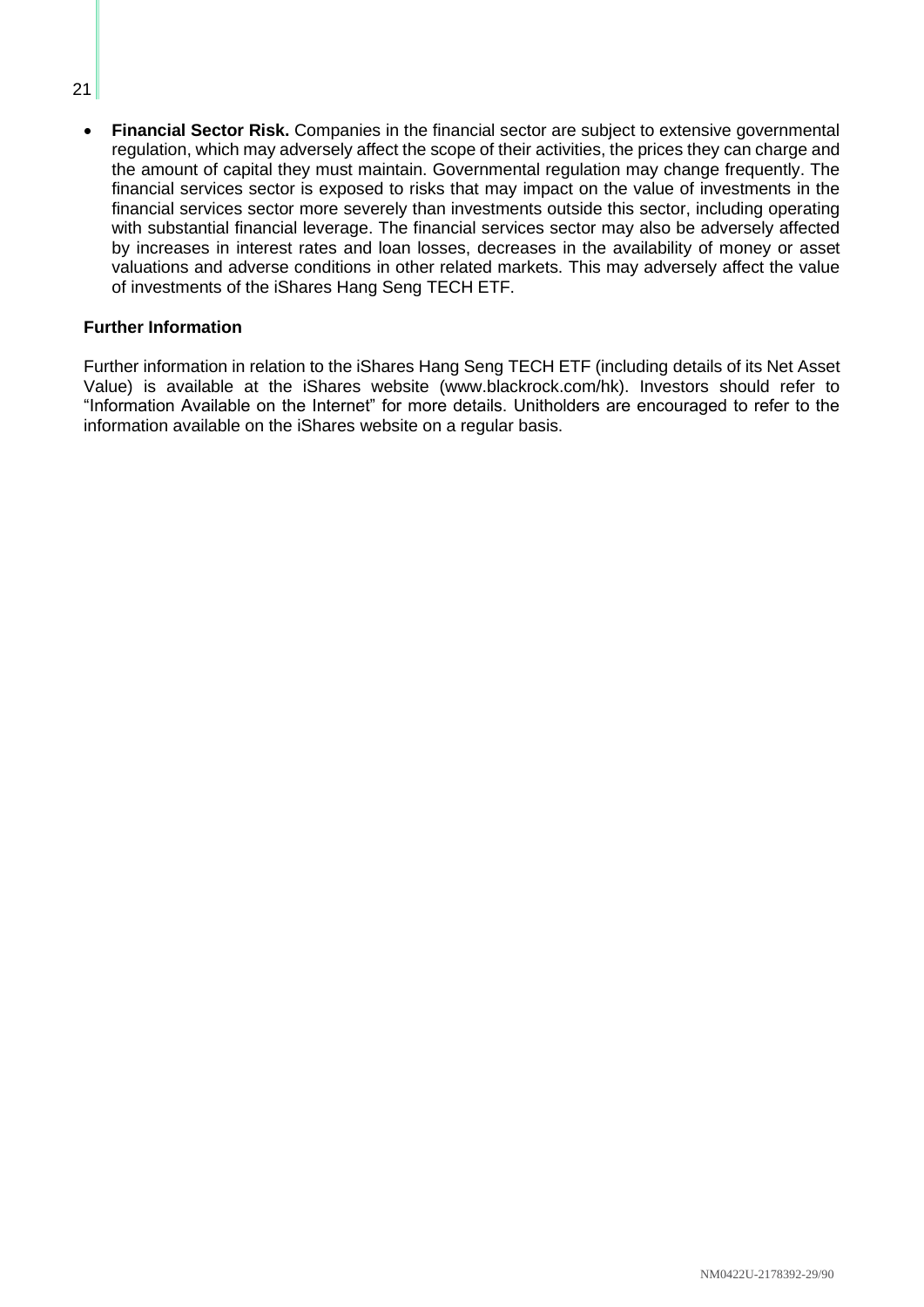- **Financial Sector Risk.** Companies in the financial sector are subject to extensive governmental regulation, which may adversely affect the scope of their activities, the prices they can charge and the amount of capital they must maintain. Governmental regulation may change frequently. The financial services sector is exposed to risks that may impact on the value of investments in the financial services sector more severely than investments outside this sector, including operating with substantial financial leverage. The financial services sector may also be adversely affected by increases in interest rates and loan losses, decreases in the availability of money or asset valuations and adverse conditions in other related markets. This may adversely affect the value of investments of the iShares Hang Seng TECH ETF.

**Further Information**

Further information in relation to the iShares Hang Seng TECH ETF (including details of its Net Asset Value) is available at the iShares website (www.blackrock.com/hk). Investors should refer to "Information Available on the Internet" for more details. Unitholders are encouraged to refer to the information available on the iShares website on a regular basis.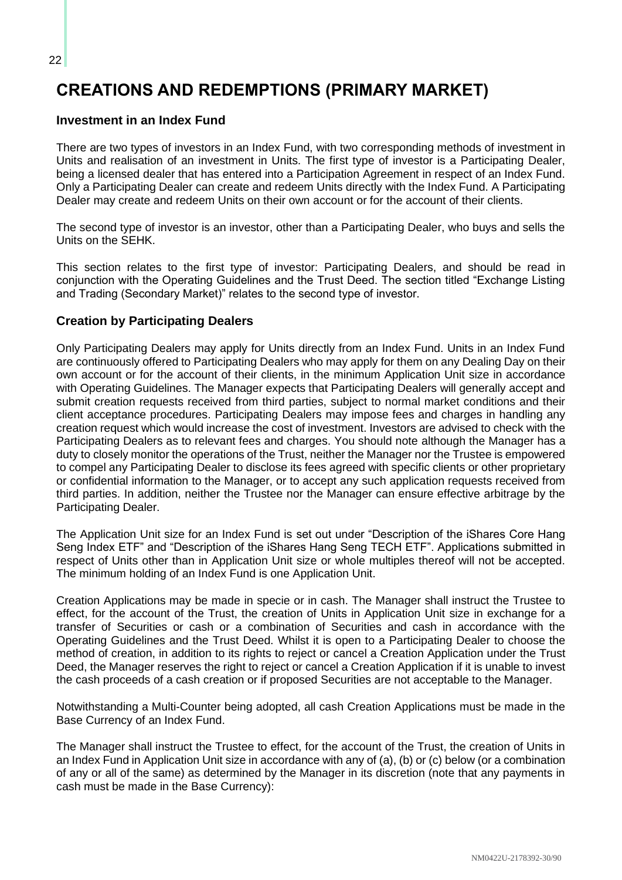# CREATIONS AND REDEMPTIONS (PRIMARY MARKET)

### Investment in an Index Fund

There are two types of investors in an Index Fund, with two corresponding methods of investment in Units and realisation of an investment in Units. The first type of investor is a Participating Dealer, being a licensed dealer that has entered into a Participation Agreement in respect of an Index Fund. Only a Participating Dealer can create and redeem Units directly with the Index Fund. A Participating Dealer may create and redeem Units on their own account or for the account of their clients.

The second type of investor is an investor, other than a Participating Dealer, who buys and sells the Units on the SEHK.

This section relates to the first type of investor: Participating Dealers, and should be read in conjunction with the Operating Guidelines and the Trust Deed. The section titled "Exchange Listing and Trading (Secondary Market)" relates to the second type of investor.

### Creation by Participating Dealers

Only Participating Dealers may apply for Units directly from an Index Fund. Units in an Index Fund are continuously offered to Participating Dealers who may apply for them on any Dealing Day on their own account or for the account of their clients, in the minimum Application Unit size in accordance with Operating Guidelines. The Manager expects that Participating Dealers will generally accept and submit creation requests received from third parties, subject to normal market conditions and their client acceptance procedures. Participating Dealers may impose fees and charges in handling any creation request which would increase the cost of investment. Investors are advised to check with the Participating Dealers as to relevant fees and charges. You should note although the Manager has a duty to closely monitor the operations of the Trust, neither the Manager nor the Trustee is empowered to compel any Participating Dealer to disclose its fees agreed with specific clients or other proprietary or confidential information to the Manager, or to accept any such application requests received from third parties. In addition, neither the Trustee nor the Manager can ensure effective arbitrage by the Participating Dealer.

The Application Unit size for an Index Fund is set out under "Description of the iShares Core Hang Seng Index ETF" and "Description of the iShares Hang Seng TECH ETF". Applications submitted in respect of Units other than in Application Unit size or whole multiples thereof will not be accepted. The minimum holding of an Index Fund is one Application Unit.

Creation Applications may be made in specie or in cash. The Manager shall instruct the Trustee to effect, for the account of the Trust, the creation of Units in Application Unit size in exchange for a transfer of Securities or cash or a combination of Securities and cash in accordance with the Operating Guidelines and the Trust Deed. Whilst it is open to a Participating Dealer to choose the method of creation, in addition to its rights to reject or cancel a Creation Application under the Trust Deed, the Manager reserves the right to reject or cancel a Creation Application if it is unable to invest the cash proceeds of a cash creation or if proposed Securities are not acceptable to the Manager.

Notwithstanding a Multi-Counter being adopted, all cash Creation Applications must be made in the Base Currency of an Index Fund.

The Manager shall instruct the Trustee to effect, for the account of the Trust, the creation of Units in an Index Fund in Application Unit size in accordance with any of (a), (b) or (c) below (or a combination of any or all of the same) as determined by the Manager in its discretion (note that any payments in cash must be made in the Base Currency):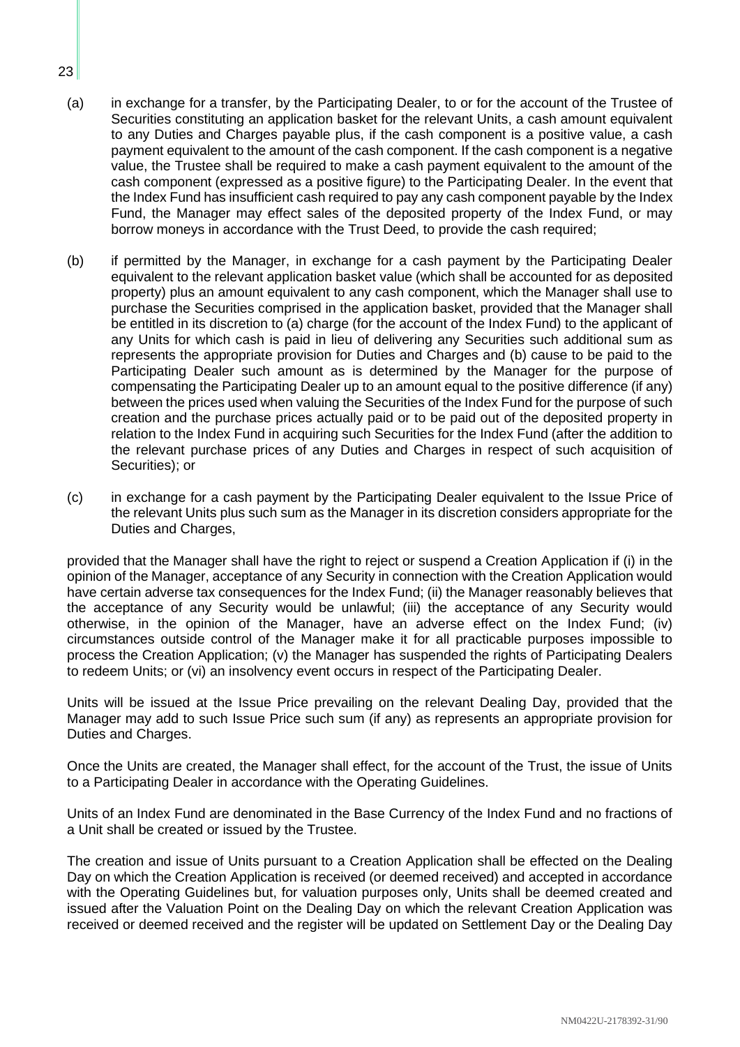(a) in exchange for a transfer, by the Participating Dealer, to or for the account of the Trustee of Securities constituting an application basket for the relevant Units, a cash amount equivalent to any Duties and Charges payable plus, if the cash component is a positive value, a cash payment equivalent to the amount of the cash component. If the cash component is a negative value, the Trustee shall be required to make a cash payment equivalent to the amount of the cash component (expressed as a positive figure) to the Participating Dealer. In the event that the Index Fund has insufficient cash required to pay any cash component payable by the Index Fund, the Manager may effect sales of the deposited property of the Index Fund, or may borrow moneys in accordance with the Trust Deed, to provide the cash required;

(b) if permitted by the Manager, in exchange for a cash payment by the Participating Dealer equivalent to the relevant application basket value (which shall be accounted for as deposited property) plus an amount equivalent to any cash component, which the Manager shall use to purchase the Securities comprised in the application basket, provided that the Manager shall be entitled in its discretion to (a) charge (for the account of the Index Fund) to the applicant of any Units for which cash is paid in lieu of delivering any Securities such additional sum as represents the appropriate provision for Duties and Charges and (b) cause to be paid to the Participating Dealer such amount as is determined by the Manager for the purpose of compensating the Participating Dealer up to an amount equal to the positive difference (if any) between the prices used when valuing the Securities of the Index Fund for the purpose of such creation and the purchase prices actually paid or to be paid out of the deposited property in relation to the Index Fund in acquiring such Securities for the Index Fund (after the addition to the relevant purchase prices of any Duties and Charges in respect of such acquisition of Securities); or

(c) in exchange for a cash payment by the Participating Dealer equivalent to the Issue Price of the relevant Units plus such sum as the Manager in its discretion considers appropriate for the Duties and Charges,

provided that the Manager shall have the right to reject or suspend a Creation Application if (i) in the opinion of the Manager, acceptance of any Security in connection with the Creation Application would have certain adverse tax consequences for the Index Fund; (ii) the Manager reasonably believes that the acceptance of any Security would be unlawful; (iii) the acceptance of any Security would otherwise, in the opinion of the Manager, have an adverse effect on the Index Fund; (iv) circumstances outside control of the Manager make it for all practicable purposes impossible to process the Creation Application; (v) the Manager has suspended the rights of Participating Dealers to redeem Units; or (vi) an insolvency event occurs in respect of the Participating Dealer.

Units will be issued at the Issue Price prevailing on the relevant Dealing Day, provided that the Manager may add to such Issue Price such sum (if any) as represents an appropriate provision for Duties and Charges.

Once the Units are created, the Manager shall effect, for the account of the Trust, the issue of Units to a Participating Dealer in accordance with the Operating Guidelines.

Units of an Index Fund are denominated in the Base Currency of the Index Fund and no fractions of a Unit shall be created or issued by the Trustee.

The creation and issue of Units pursuant to a Creation Application shall be effected on the Dealing Day on which the Creation Application is received (or deemed received) and accepted in accordance with the Operating Guidelines but, for valuation purposes only, Units shall be deemed created and issued after the Valuation Point on the Dealing Day on which the relevant Creation Application was received or deemed received and the register will be updated on Settlement Day or the Dealing Day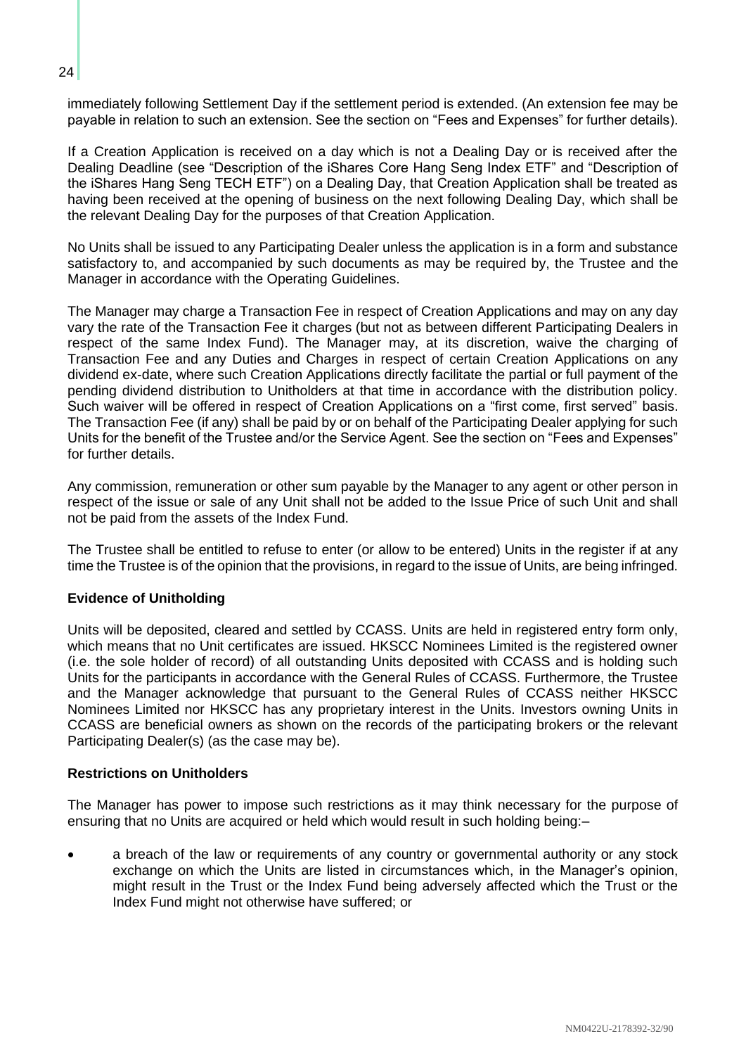immediately following Settlement Day if the settlement period is extended. (An extension fee may be payable in relation to such an extension. See the section on "Fees and Expenses" for further details).

If a Creation Application is received on a day which is not a Dealing Day or is received after the Dealing Deadline (see "Description of the iShares Core Hang Seng Index ETF" and "Description of the iShares Hang Seng TECH ETF") on a Dealing Day, that Creation Application shall be treated as having been received at the opening of business on the next following Dealing Day, which shall be the relevant Dealing Day for the purposes of that Creation Application.

No Units shall be issued to any Participating Dealer unless the application is in a form and substance satisfactory to, and accompanied by such documents as may be required by, the Trustee and the Manager in accordance with the Operating Guidelines.

The Manager may charge a Transaction Fee in respect of Creation Applications and may on any day vary the rate of the Transaction Fee it charges (but not as between different Participating Dealers in respect of the same Index Fund). The Manager may, at its discretion, waive the charging of Transaction Fee and any Duties and Charges in respect of certain Creation Applications on any dividend ex-date, where such Creation Applications directly facilitate the partial or full payment of the pending dividend distribution to Unitholders at that time in accordance with the distribution policy. Such waiver will be offered in respect of Creation Applications on a "first come, first served" basis. The Transaction Fee (if any) shall be paid by or on behalf of the Participating Dealer applying for such Units for the benefit of the Trustee and/or the Service Agent. See the section on "Fees and Expenses" for further details.

Any commission, remuneration or other sum payable by the Manager to any agent or other person in respect of the issue or sale of any Unit shall not be added to the Issue Price of such Unit and shall not be paid from the assets of the Index Fund.

The Trustee shall be entitled to refuse to enter (or allow to be entered) Units in the register if at any time the Trustee is of the opinion that the provisions, in regard to the issue of Units, are being infringed.

**Evidence of Unitholding**

Units will be deposited, cleared and settled by CCASS. Units are held in registered entry form only, which means that no Unit certificates are issued. HKSCC Nominees Limited is the registered owner (i.e. the sole holder of record) of all outstanding Units deposited with CCASS and is holding such Units for the participants in accordance with the General Rules of CCASS. Furthermore, the Trustee and the Manager acknowledge that pursuant to the General Rules of CCASS neither HKSCC Nominees Limited nor HKSCC has any proprietary interest in the Units. Investors owning Units in CCASS are beneficial owners as shown on the records of the participating brokers or the relevant Participating Dealer(s) (as the case may be).

**Restrictions on Unitholders**

The Manager has power to impose such restrictions as it may think necessary for the purpose of ensuring that no Units are acquired or held which would result in such holding being:–

- a breach of the law or requirements of any country or governmental authority or any stock exchange on which the Units are listed in circumstances which, in the Manager's opinion, might result in the Trust or the Index Fund being adversely affected which the Trust or the Index Fund might not otherwise have suffered; or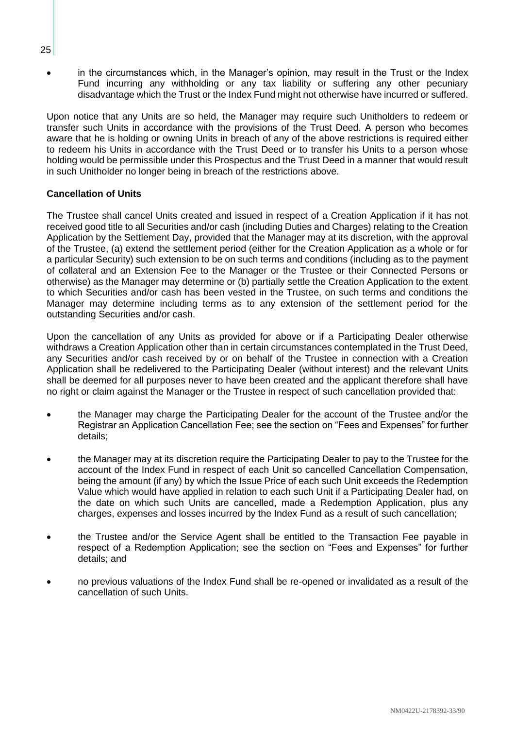- in the circumstances which, in the Manager's opinion, may result in the Trust or the Index Fund incurring any withholding or any tax liability or suffering any other pecuniary disadvantage which the Trust or the Index Fund might not otherwise have incurred or suffered.

Upon notice that any Units are so held, the Manager may require such Unitholders to redeem or transfer such Units in accordance with the provisions of the Trust Deed. A person who becomes aware that he is holding or owning Units in breach of any of the above restrictions is required either to redeem his Units in accordance with the Trust Deed or to transfer his Units to a person whose holding would be permissible under this Prospectus and the Trust Deed in a manner that would result in such Unitholder no longer being in breach of the restrictions above.

**Cancellation of Units**

The Trustee shall cancel Units created and issued in respect of a Creation Application if it has not received good title to all Securities and/or cash (including Duties and Charges) relating to the Creation Application by the Settlement Day, provided that the Manager may at its discretion, with the approval of the Trustee, (a) extend the settlement period (either for the Creation Application as a whole or for a particular Security) such extension to be on such terms and conditions (including as to the payment of collateral and an Extension Fee to the Manager or the Trustee or their Connected Persons or otherwise) as the Manager may determine or (b) partially settle the Creation Application to the extent to which Securities and/or cash has been vested in the Trustee, on such terms and conditions the Manager may determine including terms as to any extension of the settlement period for the outstanding Securities and/or cash.

Upon the cancellation of any Units as provided for above or if a Participating Dealer otherwise withdraws a Creation Application other than in certain circumstances contemplated in the Trust Deed, any Securities and/or cash received by or on behalf of the Trustee in connection with a Creation Application shall be redelivered to the Participating Dealer (without interest) and the relevant Units shall be deemed for all purposes never to have been created and the applicant therefore shall have no right or claim against the Manager or the Trustee in respect of such cancellation provided that:

- the Manager may charge the Participating Dealer for the account of the Trustee and/or the Registrar an Application Cancellation Fee; see the section on "Fees and Expenses" for further details;
- the Manager may at its discretion require the Participating Dealer to pay to the Trustee for the account of the Index Fund in respect of each Unit so cancelled Cancellation Compensation, being the amount (if any) by which the Issue Price of each such Unit exceeds the Redemption Value which would have applied in relation to each such Unit if a Participating Dealer had, on the date on which such Units are cancelled, made a Redemption Application, plus any charges, expenses and losses incurred by the Index Fund as a result of such cancellation;
- the Trustee and/or the Service Agent shall be entitled to the Transaction Fee payable in respect of a Redemption Application; see the section on "Fees and Expenses" for further details; and
- no previous valuations of the Index Fund shall be re-opened or invalidated as a result of the cancellation of such Units.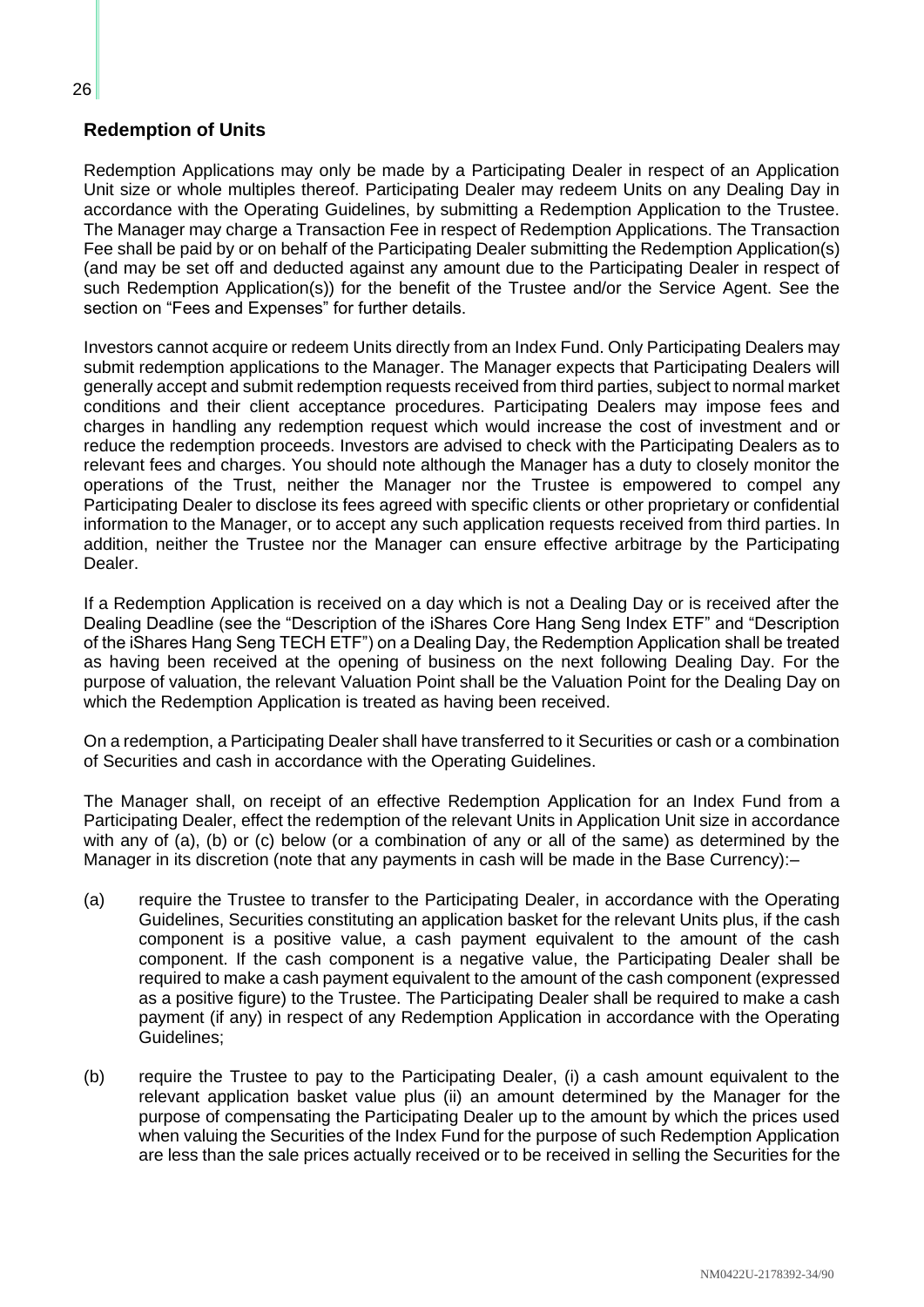## Redemption of Units

Redemption Applications may only be made by a Participating Dealer in respect of an Application Unit size or whole multiples thereof. Participating Dealer may redeem Units on any Dealing Day in accordance with the Operating Guidelines, by submitting a Redemption Application to the Trustee. The Manager may charge a Transaction Fee in respect of Redemption Applications. The Transaction Fee shall be paid by or on behalf of the Participating Dealer submitting the Redemption Application(s) (and may be set off and deducted against any amount due to the Participating Dealer in respect of such Redemption Application(s)) for the benefit of the Trustee and/or the Service Agent. See the section on "Fees and Expenses" for further details.

Investors cannot acquire or redeem Units directly from an Index Fund. Only Participating Dealers may submit redemption applications to the Manager. The Manager expects that Participating Dealers will generally accept and submit redemption requests received from third parties, subject to normal market conditions and their client acceptance procedures. Participating Dealers may impose fees and charges in handling any redemption request which would increase the cost of investment and or reduce the redemption proceeds. Investors are advised to check with the Participating Dealers as to relevant fees and charges. You should note although the Manager has a duty to closely monitor the operations of the Trust, neither the Manager nor the Trustee is empowered to compel any Participating Dealer to disclose its fees agreed with specific clients or other proprietary or confidential information to the Manager, or to accept any such application requests received from third parties. In addition, neither the Trustee nor the Manager can ensure effective arbitrage by the Participating Dealer.

If a Redemption Application is received on a day which is not a Dealing Day or is received after the Dealing Deadline (see the "Description of the iShares Core Hang Seng Index ETF" and "Description of the iShares Hang Seng TECH ETF") on a Dealing Day, the Redemption Application shall be treated as having been received at the opening of business on the next following Dealing Day. For the purpose of valuation, the relevant Valuation Point shall be the Valuation Point for the Dealing Day on which the Redemption Application is treated as having been received.

On a redemption, a Participating Dealer shall have transferred to it Securities or cash or a combination of Securities and cash in accordance with the Operating Guidelines.

The Manager shall, on receipt of an effective Redemption Application for an Index Fund from a Participating Dealer, effect the redemption of the relevant Units in Application Unit size in accordance with any of (a), (b) or (c) below (or a combination of any or all of the same) as determined by the Manager in its discretion (note that any payments in cash will be made in the Base Currency):–

(a) require the Trustee to transfer to the Participating Dealer, in accordance with the Operating Guidelines, Securities constituting an application basket for the relevant Units plus, if the cash component is a positive value, a cash payment equivalent to the amount of the cash component. If the cash component is a negative value, the Participating Dealer shall be required to make a cash payment equivalent to the amount of the cash component (expressed as a positive figure) to the Trustee. The Participating Dealer shall be required to make a cash payment (if any) in respect of any Redemption Application in accordance with the Operating Guidelines;

(b) require the Trustee to pay to the Participating Dealer, (i) a cash amount equivalent to the relevant application basket value plus (ii) an amount determined by the Manager for the purpose of compensating the Participating Dealer up to the amount by which the prices used when valuing the Securities of the Index Fund for the purpose of such Redemption Application are less than the sale prices actually received or to be received in selling the Securities for the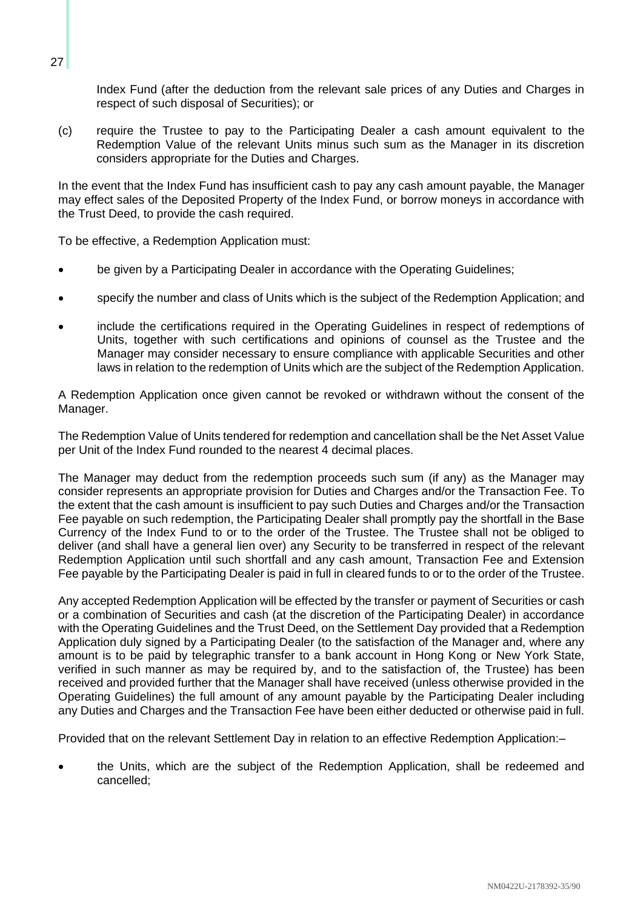Index Fund (after the deduction from the relevant sale prices of any Duties and Charges in respect of such disposal of Securities); or

(c) require the Trustee to pay to the Participating Dealer a cash amount equivalent to the Redemption Value of the relevant Units minus such sum as the Manager in its discretion considers appropriate for the Duties and Charges.

In the event that the Index Fund has insufficient cash to pay any cash amount payable, the Manager may effect sales of the Deposited Property of the Index Fund, or borrow moneys in accordance with the Trust Deed, to provide the cash required.

To be effective, a Redemption Application must:

- be given by a Participating Dealer in accordance with the Operating Guidelines;
- specify the number and class of Units which is the subject of the Redemption Application; and
- include the certifications required in the Operating Guidelines in respect of redemptions of Units, together with such certifications and opinions of counsel as the Trustee and the Manager may consider necessary to ensure compliance with applicable Securities and other laws in relation to the redemption of Units which are the subject of the Redemption Application.

A Redemption Application once given cannot be revoked or withdrawn without the consent of the Manager.

The Redemption Value of Units tendered for redemption and cancellation shall be the Net Asset Value per Unit of the Index Fund rounded to the nearest 4 decimal places.

The Manager may deduct from the redemption proceeds such sum (if any) as the Manager may consider represents an appropriate provision for Duties and Charges and/or the Transaction Fee. To the extent that the cash amount is insufficient to pay such Duties and Charges and/or the Transaction Fee payable on such redemption, the Participating Dealer shall promptly pay the shortfall in the Base Currency of the Index Fund to or to the order of the Trustee. The Trustee shall not be obliged to deliver (and shall have a general lien over) any Security to be transferred in respect of the relevant Redemption Application until such shortfall and any cash amount, Transaction Fee and Extension Fee payable by the Participating Dealer is paid in full in cleared funds to or to the order of the Trustee.

Any accepted Redemption Application will be effected by the transfer or payment of Securities or cash or a combination of Securities and cash (at the discretion of the Participating Dealer) in accordance with the Operating Guidelines and the Trust Deed, on the Settlement Day provided that a Redemption Application duly signed by a Participating Dealer (to the satisfaction of the Manager and, where any amount is to be paid by telegraphic transfer to a bank account in Hong Kong or New York State, verified in such manner as may be required by, and to the satisfaction of, the Trustee) has been received and provided further that the Manager shall have received (unless otherwise provided in the Operating Guidelines) the full amount of any amount payable by the Participating Dealer including any Duties and Charges and the Transaction Fee have been either deducted or otherwise paid in full.

Provided that on the relevant Settlement Day in relation to an effective Redemption Application:–

- the Units, which are the subject of the Redemption Application, shall be redeemed and cancelled;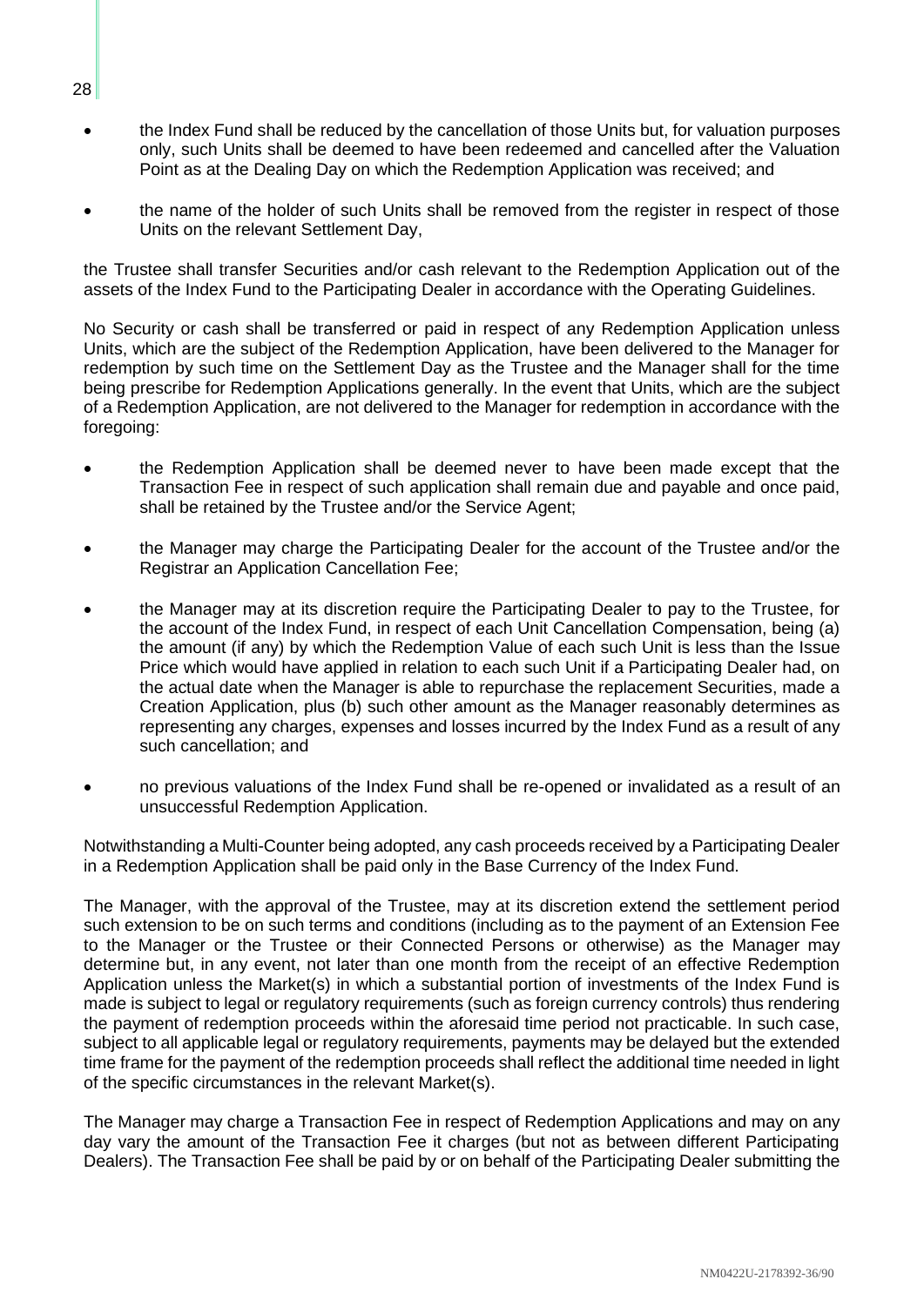- the Index Fund shall be reduced by the cancellation of those Units but, for valuation purposes only, such Units shall be deemed to have been redeemed and cancelled after the Valuation Point as at the Dealing Day on which the Redemption Application was received; and

- the name of the holder of such Units shall be removed from the register in respect of those Units on the relevant Settlement Day,

the Trustee shall transfer Securities and/or cash relevant to the Redemption Application out of the assets of the Index Fund to the Participating Dealer in accordance with the Operating Guidelines.

No Security or cash shall be transferred or paid in respect of any Redemption Application unless Units, which are the subject of the Redemption Application, have been delivered to the Manager for redemption by such time on the Settlement Day as the Trustee and the Manager shall for the time being prescribe for Redemption Applications generally. In the event that Units, which are the subject of a Redemption Application, are not delivered to the Manager for redemption in accordance with the foregoing:

- the Redemption Application shall be deemed never to have been made except that the Transaction Fee in respect of such application shall remain due and payable and once paid, shall be retained by the Trustee and/or the Service Agent;

- the Manager may charge the Participating Dealer for the account of the Trustee and/or the Registrar an Application Cancellation Fee;

- the Manager may at its discretion require the Participating Dealer to pay to the Trustee, for the account of the Index Fund, in respect of each Unit Cancellation Compensation, being (a) the amount (if any) by which the Redemption Value of each such Unit is less than the Issue Price which would have applied in relation to each such Unit if a Participating Dealer had, on the actual date when the Manager is able to repurchase the replacement Securities, made a Creation Application, plus (b) such other amount as the Manager reasonably determines as representing any charges, expenses and losses incurred by the Index Fund as a result of any such cancellation; and

- no previous valuations of the Index Fund shall be re-opened or invalidated as a result of an unsuccessful Redemption Application.

Notwithstanding a Multi-Counter being adopted, any cash proceeds received by a Participating Dealer in a Redemption Application shall be paid only in the Base Currency of the Index Fund.

The Manager, with the approval of the Trustee, may at its discretion extend the settlement period such extension to be on such terms and conditions (including as to the payment of an Extension Fee to the Manager or the Trustee or their Connected Persons or otherwise) as the Manager may determine but, in any event, not later than one month from the receipt of an effective Redemption Application unless the Market(s) in which a substantial portion of investments of the Index Fund is made is subject to legal or regulatory requirements (such as foreign currency controls) thus rendering the payment of redemption proceeds within the aforesaid time period not practicable. In such case, subject to all applicable legal or regulatory requirements, payments may be delayed but the extended time frame for the payment of the redemption proceeds shall reflect the additional time needed in light of the specific circumstances in the relevant Market(s).

The Manager may charge a Transaction Fee in respect of Redemption Applications and may on any day vary the amount of the Transaction Fee it charges (but not as between different Participating Dealers). The Transaction Fee shall be paid by or on behalf of the Participating Dealer submitting the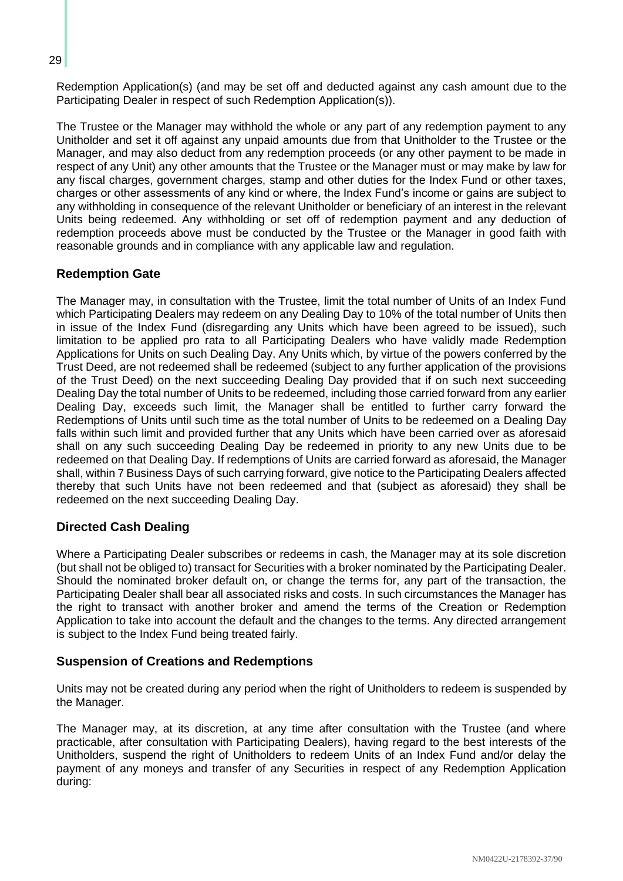Redemption Application(s) (and may be set off and deducted against any cash amount due to the Participating Dealer in respect of such Redemption Application(s)).

The Trustee or the Manager may withhold the whole or any part of any redemption payment to any Unitholder and set it off against any unpaid amounts due from that Unitholder to the Trustee or the Manager, and may also deduct from any redemption proceeds (or any other payment to be made in respect of any Unit) any other amounts that the Trustee or the Manager must or may make by law for any fiscal charges, government charges, stamp and other duties for the Index Fund or other taxes, charges or other assessments of any kind or where, the Index Fund's income or gains are subject to any withholding in consequence of the relevant Unitholder or beneficiary of an interest in the relevant Units being redeemed. Any withholding or set off of redemption payment and any deduction of redemption proceeds above must be conducted by the Trustee or the Manager in good faith with reasonable grounds and in compliance with any applicable law and regulation.

## Redemption Gate

The Manager may, in consultation with the Trustee, limit the total number of Units of an Index Fund which Participating Dealers may redeem on any Dealing Day to 10% of the total number of Units then in issue of the Index Fund (disregarding any Units which have been agreed to be issued), such limitation to be applied pro rata to all Participating Dealers who have validly made Redemption Applications for Units on such Dealing Day. Any Units which, by virtue of the powers conferred by the Trust Deed, are not redeemed shall be redeemed (subject to any further application of the provisions of the Trust Deed) on the next succeeding Dealing Day provided that if on such next succeeding Dealing Day the total number of Units to be redeemed, including those carried forward from any earlier Dealing Day, exceeds such limit, the Manager shall be entitled to further carry forward the Redemptions of Units until such time as the total number of Units to be redeemed on a Dealing Day falls within such limit and provided further that any Units which have been carried over as aforesaid shall on any such succeeding Dealing Day be redeemed in priority to any new Units due to be redeemed on that Dealing Day. If redemptions of Units are carried forward as aforesaid, the Manager shall, within 7 Business Days of such carrying forward, give notice to the Participating Dealers affected thereby that such Units have not been redeemed and that (subject as aforesaid) they shall be redeemed on the next succeeding Dealing Day.

## Directed Cash Dealing

Where a Participating Dealer subscribes or redeems in cash, the Manager may at its sole discretion (but shall not be obliged to) transact for Securities with a broker nominated by the Participating Dealer. Should the nominated broker default on, or change the terms for, any part of the transaction, the Participating Dealer shall bear all associated risks and costs. In such circumstances the Manager has the right to transact with another broker and amend the terms of the Creation or Redemption Application to take into account the default and the changes to the terms. Any directed arrangement is subject to the Index Fund being treated fairly.

## Suspension of Creations and Redemptions

Units may not be created during any period when the right of Unitholders to redeem is suspended by the Manager.

The Manager may, at its discretion, at any time after consultation with the Trustee (and where practicable, after consultation with Participating Dealers), having regard to the best interests of the Unitholders, suspend the right of Unitholders to redeem Units of an Index Fund and/or delay the payment of any moneys and transfer of any Securities in respect of any Redemption Application during: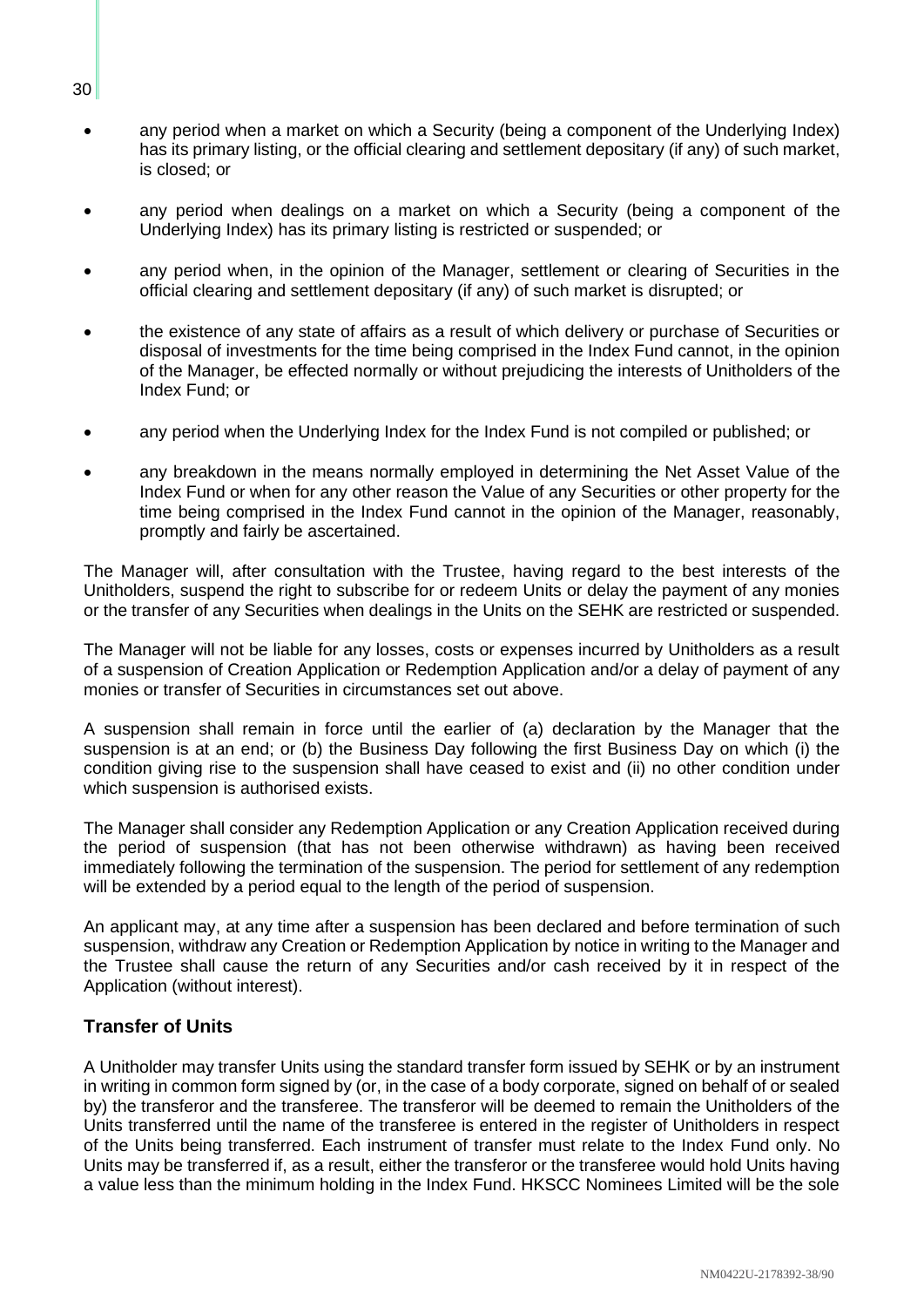- any period when a market on which a Security (being a component of the Underlying Index) has its primary listing, or the official clearing and settlement depositary (if any) of such market, is closed; or
- any period when dealings on a market on which a Security (being a component of the Underlying Index) has its primary listing is restricted or suspended; or
- any period when, in the opinion of the Manager, settlement or clearing of Securities in the official clearing and settlement depositary (if any) of such market is disrupted; or
- the existence of any state of affairs as a result of which delivery or purchase of Securities or disposal of investments for the time being comprised in the Index Fund cannot, in the opinion of the Manager, be effected normally or without prejudicing the interests of Unitholders of the Index Fund; or
- any period when the Underlying Index for the Index Fund is not compiled or published; or
- any breakdown in the means normally employed in determining the Net Asset Value of the Index Fund or when for any other reason the Value of any Securities or other property for the time being comprised in the Index Fund cannot in the opinion of the Manager, reasonably, promptly and fairly be ascertained.

The Manager will, after consultation with the Trustee, having regard to the best interests of the Unitholders, suspend the right to subscribe for or redeem Units or delay the payment of any monies or the transfer of any Securities when dealings in the Units on the SEHK are restricted or suspended.

The Manager will not be liable for any losses, costs or expenses incurred by Unitholders as a result of a suspension of Creation Application or Redemption Application and/or a delay of payment of any monies or transfer of Securities in circumstances set out above.

A suspension shall remain in force until the earlier of (a) declaration by the Manager that the suspension is at an end; or (b) the Business Day following the first Business Day on which (i) the condition giving rise to the suspension shall have ceased to exist and (ii) no other condition under which suspension is authorised exists.

The Manager shall consider any Redemption Application or any Creation Application received during the period of suspension (that has not been otherwise withdrawn) as having been received immediately following the termination of the suspension. The period for settlement of any redemption will be extended by a period equal to the length of the period of suspension.

An applicant may, at any time after a suspension has been declared and before termination of such suspension, withdraw any Creation or Redemption Application by notice in writing to the Manager and the Trustee shall cause the return of any Securities and/or cash received by it in respect of the Application (without interest).

## Transfer of Units

A Unitholder may transfer Units using the standard transfer form issued by SEHK or by an instrument in writing in common form signed by (or, in the case of a body corporate, signed on behalf of or sealed by) the transferor and the transferee. The transferor will be deemed to remain the Unitholders of the Units transferred until the name of the transferee is entered in the register of Unitholders in respect of the Units being transferred. Each instrument of transfer must relate to the Index Fund only. No Units may be transferred if, as a result, either the transferor or the transferee would hold Units having a value less than the minimum holding in the Index Fund. HKSCC Nominees Limited will be the sole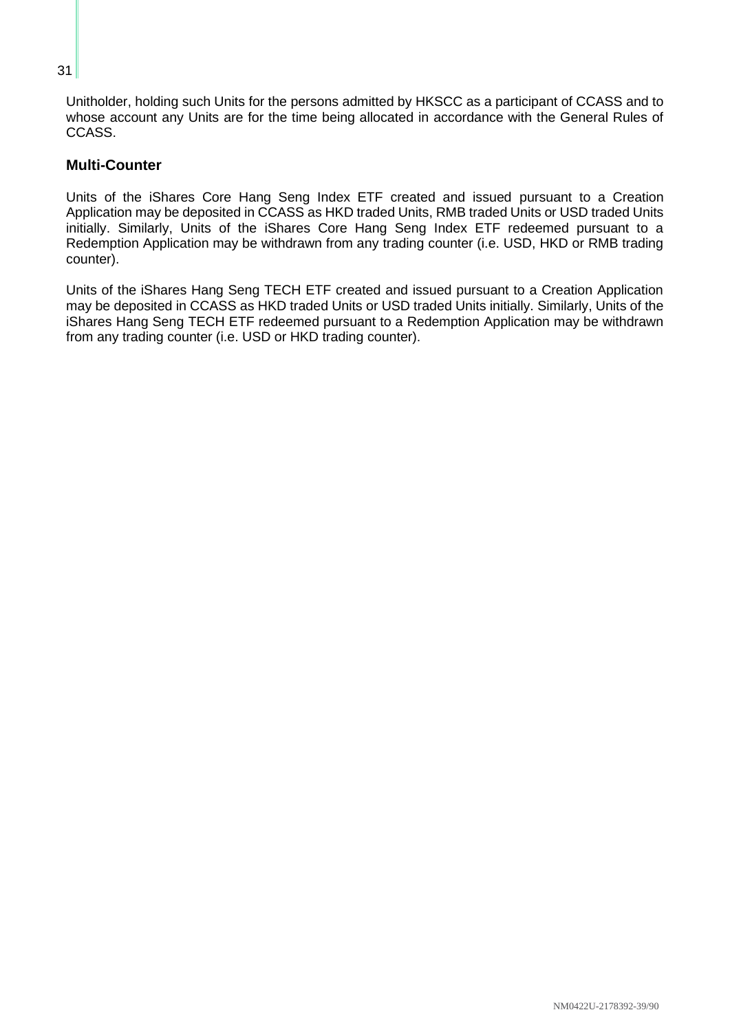Unitholder, holding such Units for the persons admitted by HKSCC as a participant of CCASS and to whose account any Units are for the time being allocated in accordance with the General Rules of CCASS.

### Multi-Counter

Units of the iShares Core Hang Seng Index ETF created and issued pursuant to a Creation Application may be deposited in CCASS as HKD traded Units, RMB traded Units or USD traded Units initially. Similarly, Units of the iShares Core Hang Seng Index ETF redeemed pursuant to a Redemption Application may be withdrawn from any trading counter (i.e. USD, HKD or RMB trading counter).

Units of the iShares Hang Seng TECH ETF created and issued pursuant to a Creation Application may be deposited in CCASS as HKD traded Units or USD traded Units initially. Similarly, Units of the iShares Hang Seng TECH ETF redeemed pursuant to a Redemption Application may be withdrawn from any trading counter (i.e. USD or HKD trading counter).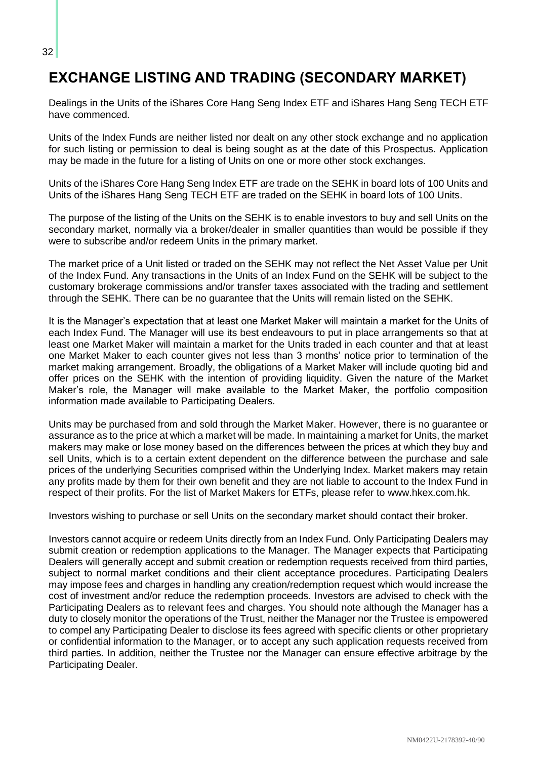# EXCHANGE LISTING AND TRADING (SECONDARY MARKET)

Dealings in the Units of the iShares Core Hang Seng Index ETF and iShares Hang Seng TECH ETF have commenced.

Units of the Index Funds are neither listed nor dealt on any other stock exchange and no application for such listing or permission to deal is being sought as at the date of this Prospectus. Application may be made in the future for a listing of Units on one or more other stock exchanges.

Units of the iShares Core Hang Seng Index ETF are trade on the SEHK in board lots of 100 Units and Units of the iShares Hang Seng TECH ETF are traded on the SEHK in board lots of 100 Units.

The purpose of the listing of the Units on the SEHK is to enable investors to buy and sell Units on the secondary market, normally via a broker/dealer in smaller quantities than would be possible if they were to subscribe and/or redeem Units in the primary market.

The market price of a Unit listed or traded on the SEHK may not reflect the Net Asset Value per Unit of the Index Fund. Any transactions in the Units of an Index Fund on the SEHK will be subject to the customary brokerage commissions and/or transfer taxes associated with the trading and settlement through the SEHK. There can be no guarantee that the Units will remain listed on the SEHK.

It is the Manager's expectation that at least one Market Maker will maintain a market for the Units of each Index Fund. The Manager will use its best endeavours to put in place arrangements so that at least one Market Maker will maintain a market for the Units traded in each counter and that at least one Market Maker to each counter gives not less than 3 months' notice prior to termination of the market making arrangement. Broadly, the obligations of a Market Maker will include quoting bid and offer prices on the SEHK with the intention of providing liquidity. Given the nature of the Market Maker's role, the Manager will make available to the Market Maker, the portfolio composition information made available to Participating Dealers.

Units may be purchased from and sold through the Market Maker. However, there is no guarantee or assurance as to the price at which a market will be made. In maintaining a market for Units, the market makers may make or lose money based on the differences between the prices at which they buy and sell Units, which is to a certain extent dependent on the difference between the purchase and sale prices of the underlying Securities comprised within the Underlying Index. Market makers may retain any profits made by them for their own benefit and they are not liable to account to the Index Fund in respect of their profits. For the list of Market Makers for ETFs, please refer to www.hkex.com.hk.

Investors wishing to purchase or sell Units on the secondary market should contact their broker.

Investors cannot acquire or redeem Units directly from an Index Fund. Only Participating Dealers may submit creation or redemption applications to the Manager. The Manager expects that Participating Dealers will generally accept and submit creation or redemption requests received from third parties, subject to normal market conditions and their client acceptance procedures. Participating Dealers may impose fees and charges in handling any creation/redemption request which would increase the cost of investment and/or reduce the redemption proceeds. Investors are advised to check with the Participating Dealers as to relevant fees and charges. You should note although the Manager has a duty to closely monitor the operations of the Trust, neither the Manager nor the Trustee is empowered to compel any Participating Dealer to disclose its fees agreed with specific clients or other proprietary or confidential information to the Manager, or to accept any such application requests received from third parties. In addition, neither the Trustee nor the Manager can ensure effective arbitrage by the Participating Dealer.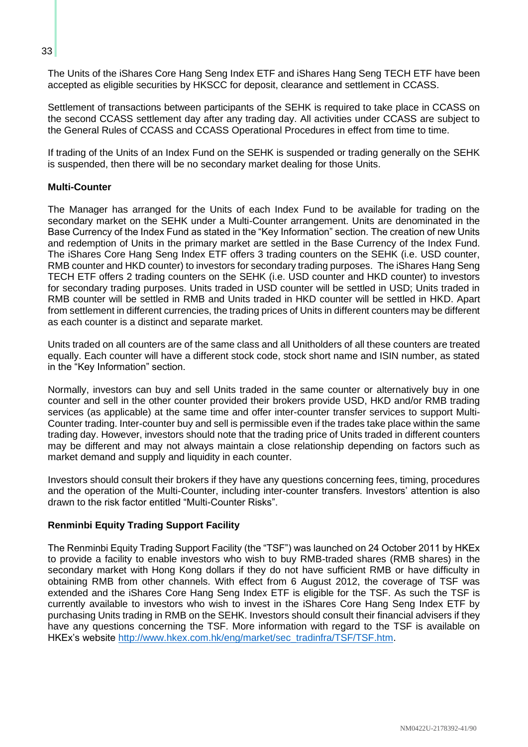The Units of the iShares Core Hang Seng Index ETF and iShares Hang Seng TECH ETF have been accepted as eligible securities by HKSCC for deposit, clearance and settlement in CCASS.

Settlement of transactions between participants of the SEHK is required to take place in CCASS on the second CCASS settlement day after any trading day. All activities under CCASS are subject to the General Rules of CCASS and CCASS Operational Procedures in effect from time to time.

If trading of the Units of an Index Fund on the SEHK is suspended or trading generally on the SEHK is suspended, then there will be no secondary market dealing for those Units.

**Multi-Counter**

The Manager has arranged for the Units of each Index Fund to be available for trading on the secondary market on the SEHK under a Multi-Counter arrangement. Units are denominated in the Base Currency of the Index Fund as stated in the "Key Information" section. The creation of new Units and redemption of Units in the primary market are settled in the Base Currency of the Index Fund. The iShares Core Hang Seng Index ETF offers 3 trading counters on the SEHK (i.e. USD counter, RMB counter and HKD counter) to investors for secondary trading purposes. The iShares Hang Seng TECH ETF offers 2 trading counters on the SEHK (i.e. USD counter and HKD counter) to investors for secondary trading purposes. Units traded in USD counter will be settled in USD; Units traded in RMB counter will be settled in RMB and Units traded in HKD counter will be settled in HKD. Apart from settlement in different currencies, the trading prices of Units in different counters may be different as each counter is a distinct and separate market.

Units traded on all counters are of the same class and all Unitholders of all these counters are treated equally. Each counter will have a different stock code, stock short name and ISIN number, as stated in the "Key Information" section.

Normally, investors can buy and sell Units traded in the same counter or alternatively buy in one counter and sell in the other counter provided their brokers provide USD, HKD and/or RMB trading services (as applicable) at the same time and offer inter-counter transfer services to support Multi-Counter trading. Inter-counter buy and sell is permissible even if the trades take place within the same trading day. However, investors should note that the trading price of Units traded in different counters may be different and may not always maintain a close relationship depending on factors such as market demand and supply and liquidity in each counter.

Investors should consult their brokers if they have any questions concerning fees, timing, procedures and the operation of the Multi-Counter, including inter-counter transfers. Investors' attention is also drawn to the risk factor entitled "Multi-Counter Risks".

**Renminbi Equity Trading Support Facility**

The Renminbi Equity Trading Support Facility (the "TSF") was launched on 24 October 2011 by HKEx to provide a facility to enable investors who wish to buy RMB-traded shares (RMB shares) in the secondary market with Hong Kong dollars if they do not have sufficient RMB or have difficulty in obtaining RMB from other channels. With effect from 6 August 2012, the coverage of TSF was extended and the iShares Core Hang Seng Index ETF is eligible for the TSF. As such the TSF is currently available to investors who wish to invest in the iShares Core Hang Seng Index ETF by purchasing Units trading in RMB on the SEHK. Investors should consult their financial advisers if they have any questions concerning the TSF. More information with regard to the TSF is available on HKEx's website http://www.hkex.com.hk/eng/market/sec_tradinfra/TSF/TSF.htm.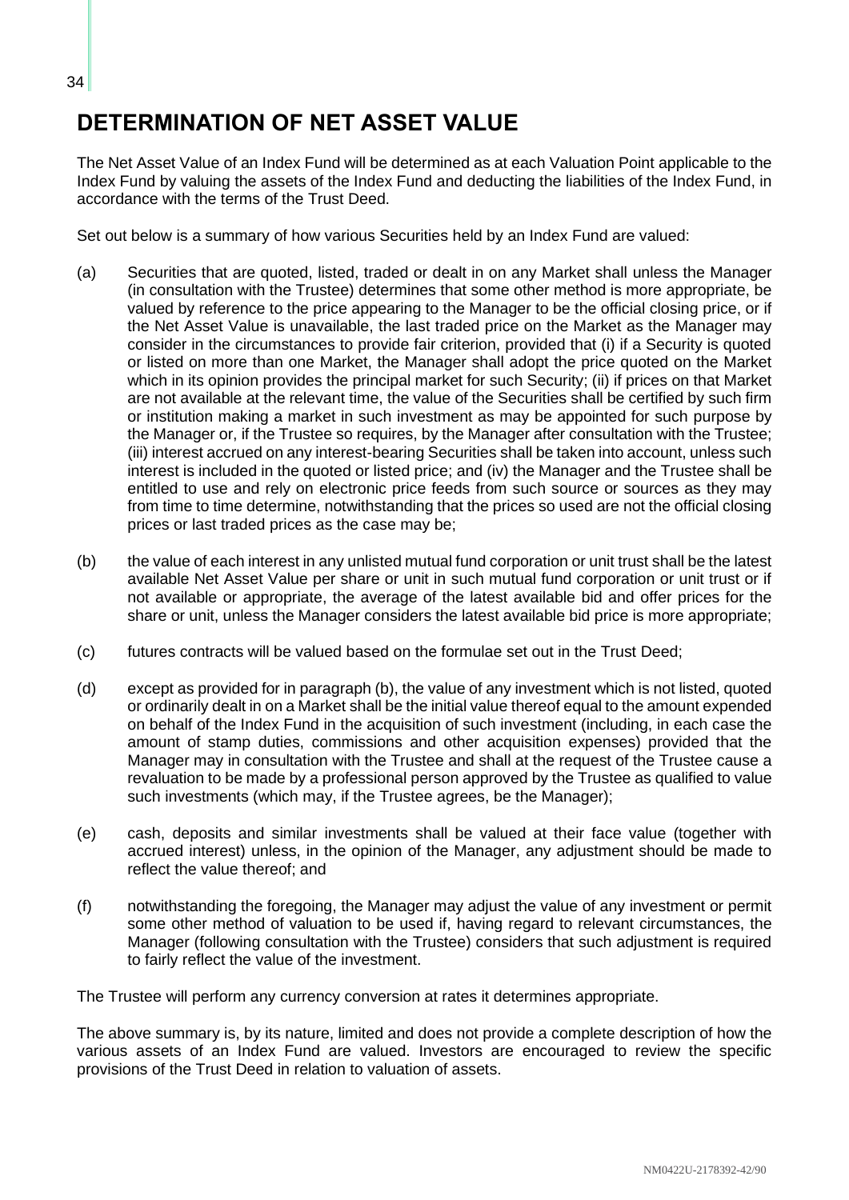# DETERMINATION OF NET ASSET VALUE

The Net Asset Value of an Index Fund will be determined as at each Valuation Point applicable to the Index Fund by valuing the assets of the Index Fund and deducting the liabilities of the Index Fund, in accordance with the terms of the Trust Deed.

Set out below is a summary of how various Securities held by an Index Fund are valued:

(a) Securities that are quoted, listed, traded or dealt in on any Market shall unless the Manager (in consultation with the Trustee) determines that some other method is more appropriate, be valued by reference to the price appearing to the Manager to be the official closing price, or if the Net Asset Value is unavailable, the last traded price on the Market as the Manager may consider in the circumstances to provide fair criterion, provided that (i) if a Security is quoted or listed on more than one Market, the Manager shall adopt the price quoted on the Market which in its opinion provides the principal market for such Security; (ii) if prices on that Market are not available at the relevant time, the value of the Securities shall be certified by such firm or institution making a market in such investment as may be appointed for such purpose by the Manager or, if the Trustee so requires, by the Manager after consultation with the Trustee; (iii) interest accrued on any interest-bearing Securities shall be taken into account, unless such interest is included in the quoted or listed price; and (iv) the Manager and the Trustee shall be entitled to use and rely on electronic price feeds from such source or sources as they may from time to time determine, notwithstanding that the prices so used are not the official closing prices or last traded prices as the case may be;

(b) the value of each interest in any unlisted mutual fund corporation or unit trust shall be the latest available Net Asset Value per share or unit in such mutual fund corporation or unit trust or if not available or appropriate, the average of the latest available bid and offer prices for the share or unit, unless the Manager considers the latest available bid price is more appropriate;

(c) futures contracts will be valued based on the formulae set out in the Trust Deed;

(d) except as provided for in paragraph (b), the value of any investment which is not listed, quoted or ordinarily dealt in on a Market shall be the initial value thereof equal to the amount expended on behalf of the Index Fund in the acquisition of such investment (including, in each case the amount of stamp duties, commissions and other acquisition expenses) provided that the Manager may in consultation with the Trustee and shall at the request of the Trustee cause a revaluation to be made by a professional person approved by the Trustee as qualified to value such investments (which may, if the Trustee agrees, be the Manager);

(e) cash, deposits and similar investments shall be valued at their face value (together with accrued interest) unless, in the opinion of the Manager, any adjustment should be made to reflect the value thereof; and

(f) notwithstanding the foregoing, the Manager may adjust the value of any investment or permit some other method of valuation to be used if, having regard to relevant circumstances, the Manager (following consultation with the Trustee) considers that such adjustment is required to fairly reflect the value of the investment.

The Trustee will perform any currency conversion at rates it determines appropriate.

The above summary is, by its nature, limited and does not provide a complete description of how the various assets of an Index Fund are valued. Investors are encouraged to review the specific provisions of the Trust Deed in relation to valuation of assets.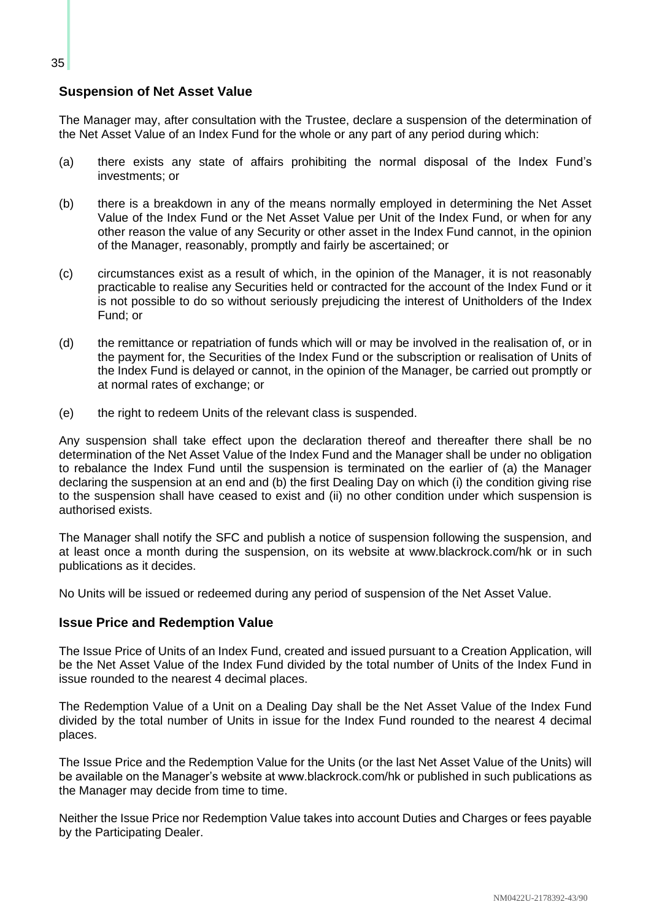## Suspension of Net Asset Value

The Manager may, after consultation with the Trustee, declare a suspension of the determination of the Net Asset Value of an Index Fund for the whole or any part of any period during which:

(a) there exists any state of affairs prohibiting the normal disposal of the Index Fund's investments; or

(b) there is a breakdown in any of the means normally employed in determining the Net Asset Value of the Index Fund or the Net Asset Value per Unit of the Index Fund, or when for any other reason the value of any Security or other asset in the Index Fund cannot, in the opinion of the Manager, reasonably, promptly and fairly be ascertained; or

(c) circumstances exist as a result of which, in the opinion of the Manager, it is not reasonably practicable to realise any Securities held or contracted for the account of the Index Fund or it is not possible to do so without seriously prejudicing the interest of Unitholders of the Index Fund; or

(d) the remittance or repatriation of funds which will or may be involved in the realisation of, or in the payment for, the Securities of the Index Fund or the subscription or realisation of Units of the Index Fund is delayed or cannot, in the opinion of the Manager, be carried out promptly or at normal rates of exchange; or

(e) the right to redeem Units of the relevant class is suspended.

Any suspension shall take effect upon the declaration thereof and thereafter there shall be no determination of the Net Asset Value of the Index Fund and the Manager shall be under no obligation to rebalance the Index Fund until the suspension is terminated on the earlier of (a) the Manager declaring the suspension at an end and (b) the first Dealing Day on which (i) the condition giving rise to the suspension shall have ceased to exist and (ii) no other condition under which suspension is authorised exists.

The Manager shall notify the SFC and publish a notice of suspension following the suspension, and at least once a month during the suspension, on its website at www.blackrock.com/hk or in such publications as it decides.

No Units will be issued or redeemed during any period of suspension of the Net Asset Value.

## Issue Price and Redemption Value

The Issue Price of Units of an Index Fund, created and issued pursuant to a Creation Application, will be the Net Asset Value of the Index Fund divided by the total number of Units of the Index Fund in issue rounded to the nearest 4 decimal places.

The Redemption Value of a Unit on a Dealing Day shall be the Net Asset Value of the Index Fund divided by the total number of Units in issue for the Index Fund rounded to the nearest 4 decimal places.

The Issue Price and the Redemption Value for the Units (or the last Net Asset Value of the Units) will be available on the Manager's website at www.blackrock.com/hk or published in such publications as the Manager may decide from time to time.

Neither the Issue Price nor Redemption Value takes into account Duties and Charges or fees payable by the Participating Dealer.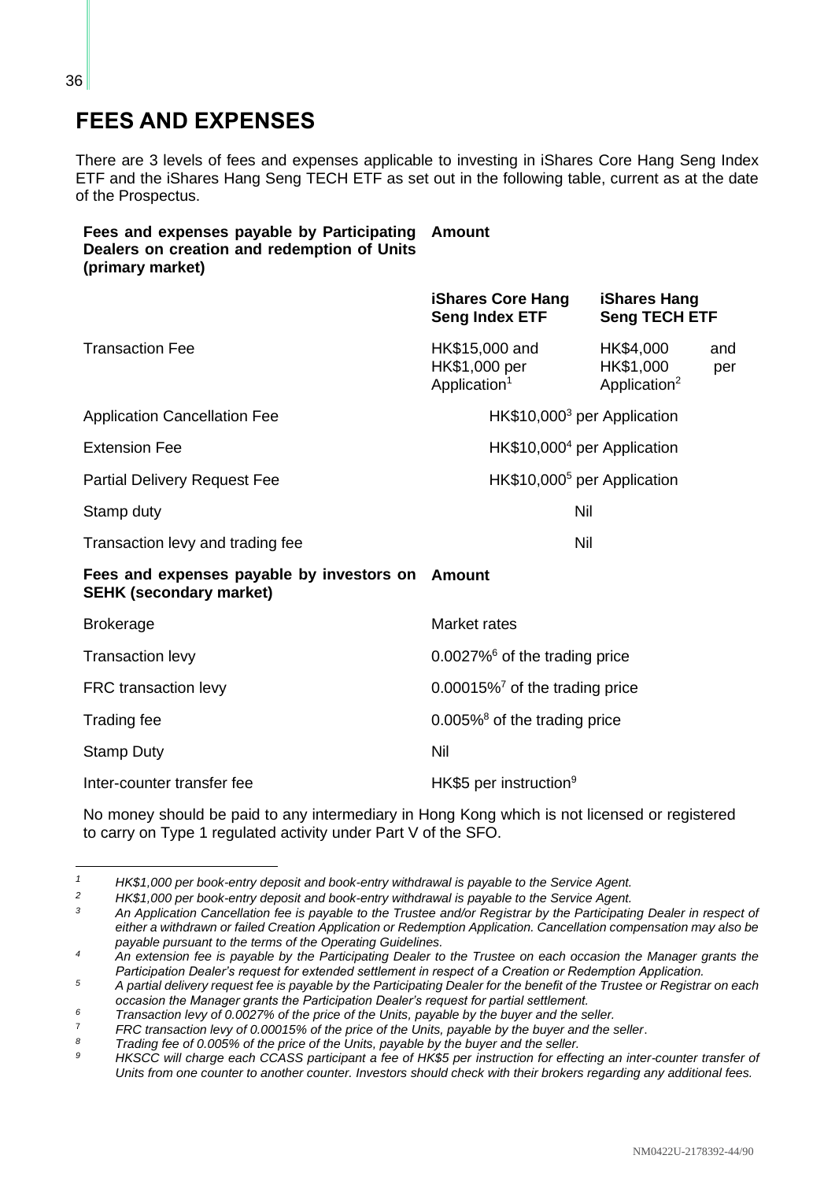# FEES AND EXPENSES

There are 3 levels of fees and expenses applicable to investing in iShares Core Hang Seng Index ETF and the iShares Hang Seng TECH ETF as set out in the following table, current as at the date of the Prospectus.

| **Fees and expenses payable by Participating Dealers on creation and redemption of Units (primary market)** | **Amount** | |
|---|---|---|
| | **iShares Core Hang Seng Index ETF** | **iShares Hang Seng TECH ETF** |
| Transaction Fee | HK$15,000 and HK$1,000 per Application[1] | HK$4,000 and HK$1,000 per Application[2] |
| Application Cancellation Fee | HK$10,000[3] per Application | |
| Extension Fee | HK$10,000[4] per Application | |
| Partial Delivery Request Fee | HK$10,000[5] per Application | |
| Stamp duty | Nil | |
| Transaction levy and trading fee | Nil | |

| **Fees and expenses payable by investors on SEHK (secondary market)** | **Amount** |
|---|---|
| Brokerage | Market rates |
| Transaction levy | 0.0027%[6] of the trading price |
| FRC transaction levy | 0.00015%[7] of the trading price |
| Trading fee | 0.005%[8] of the trading price |
| Stamp Duty | Nil |
| Inter-counter transfer fee | HK$5 per instruction[9] |

No money should be paid to any intermediary in Hong Kong which is not licensed or registered to carry on Type 1 regulated activity under Part V of the SFO.

---

*1 HK$1,000 per book-entry deposit and book-entry withdrawal is payable to the Service Agent.*

*2 HK$1,000 per book-entry deposit and book-entry withdrawal is payable to the Service Agent.*

*3 An Application Cancellation fee is payable to the Trustee and/or Registrar by the Participating Dealer in respect of either a withdrawn or failed Creation Application or Redemption Application. Cancellation compensation may also be payable pursuant to the terms of the Operating Guidelines.*

*4 An extension fee is payable by the Participating Dealer to the Trustee on each occasion the Manager grants the Participation Dealer's request for extended settlement in respect of a Creation or Redemption Application.*

*5 A partial delivery request fee is payable by the Participating Dealer for the benefit of the Trustee or Registrar on each occasion the Manager grants the Participation Dealer's request for partial settlement.*

*6 Transaction levy of 0.0027% of the price of the Units, payable by the buyer and the seller.*

*7 FRC transaction levy of 0.00015% of the price of the Units, payable by the buyer and the seller.*

*8 Trading fee of 0.005% of the price of the Units, payable by the buyer and the seller.*

*9 HKSCC will charge each CCASS participant a fee of HK$5 per instruction for effecting an inter-counter transfer of Units from one counter to another counter. Investors should check with their brokers regarding any additional fees.*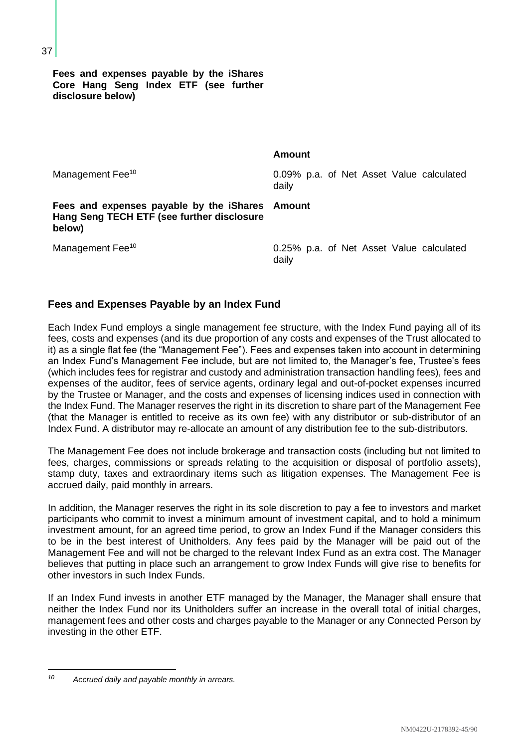| Fees and expenses payable by the iShares Core Hang Seng Index ETF (see further disclosure below) | Amount |
| --- | --- |
| Management Fee[10] | 0.09% p.a. of Net Asset Value calculated daily |

| Fees and expenses payable by the iShares Hang Seng TECH ETF (see further disclosure below) | Amount |
| --- | --- |
| Management Fee[10] | 0.25% p.a. of Net Asset Value calculated daily |

## Fees and Expenses Payable by an Index Fund

Each Index Fund employs a single management fee structure, with the Index Fund paying all of its fees, costs and expenses (and its due proportion of any costs and expenses of the Trust allocated to it) as a single flat fee (the "Management Fee"). Fees and expenses taken into account in determining an Index Fund's Management Fee include, but are not limited to, the Manager's fee, Trustee's fees (which includes fees for registrar and custody and administration transaction handling fees), fees and expenses of the auditor, fees of service agents, ordinary legal and out-of-pocket expenses incurred by the Trustee or Manager, and the costs and expenses of licensing indices used in connection with the Index Fund. The Manager reserves the right in its discretion to share part of the Management Fee (that the Manager is entitled to receive as its own fee) with any distributor or sub-distributor of an Index Fund. A distributor may re-allocate an amount of any distribution fee to the sub-distributors.

The Management Fee does not include brokerage and transaction costs (including but not limited to fees, charges, commissions or spreads relating to the acquisition or disposal of portfolio assets), stamp duty, taxes and extraordinary items such as litigation expenses. The Management Fee is accrued daily, paid monthly in arrears.

In addition, the Manager reserves the right in its sole discretion to pay a fee to investors and market participants who commit to invest a minimum amount of investment capital, and to hold a minimum investment amount, for an agreed time period, to grow an Index Fund if the Manager considers this to be in the best interest of Unitholders. Any fees paid by the Manager will be paid out of the Management Fee and will not be charged to the relevant Index Fund as an extra cost. The Manager believes that putting in place such an arrangement to grow Index Funds will give rise to benefits for other investors in such Index Funds.

If an Index Fund invests in another ETF managed by the Manager, the Manager shall ensure that neither the Index Fund nor its Unitholders suffer an increase in the overall total of initial charges, management fees and other costs and charges payable to the Manager or any Connected Person by investing in the other ETF.

---

[10] *Accrued daily and payable monthly in arrears.*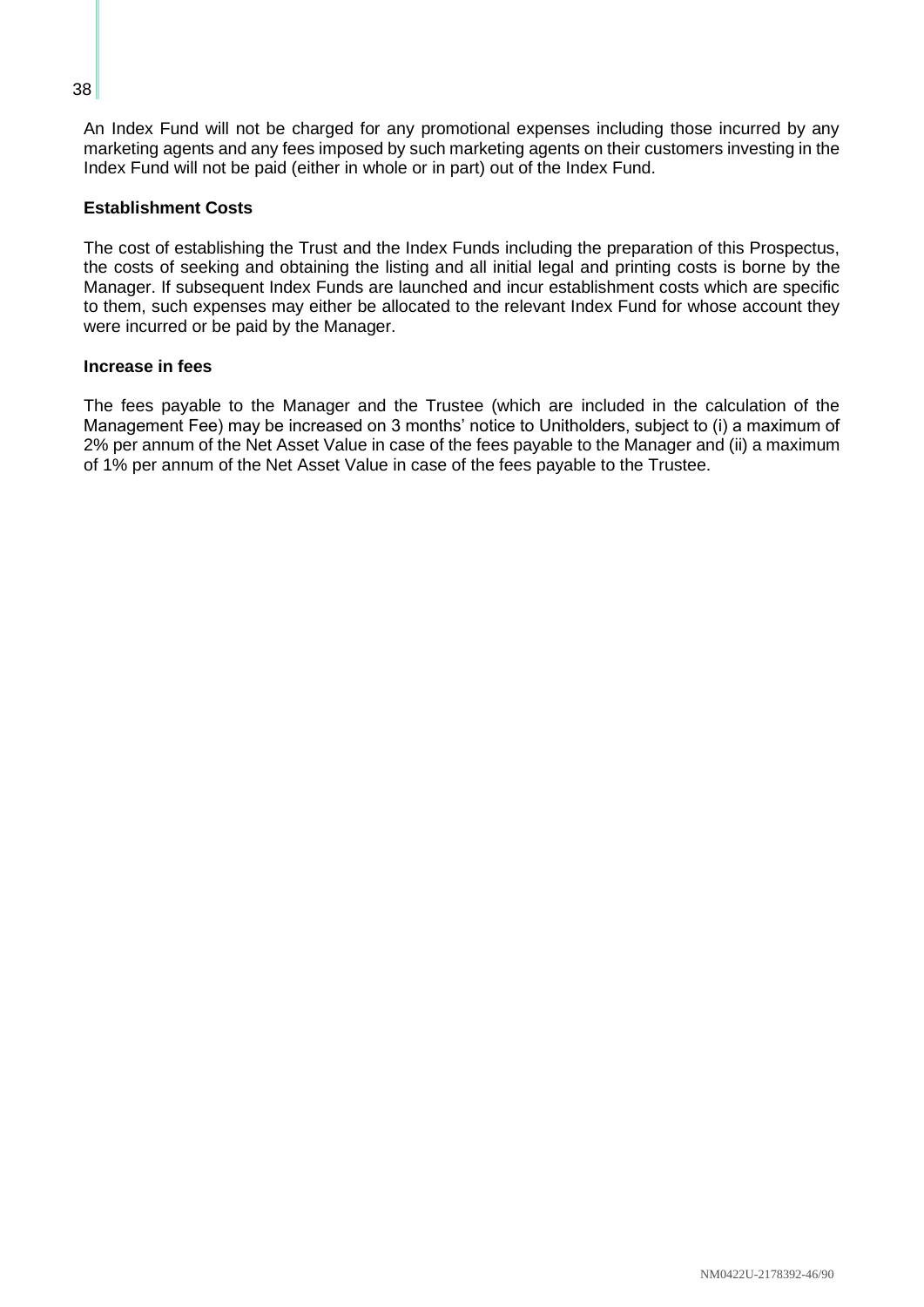An Index Fund will not be charged for any promotional expenses including those incurred by any marketing agents and any fees imposed by such marketing agents on their customers investing in the Index Fund will not be paid (either in whole or in part) out of the Index Fund.

**Establishment Costs**

The cost of establishing the Trust and the Index Funds including the preparation of this Prospectus, the costs of seeking and obtaining the listing and all initial legal and printing costs is borne by the Manager. If subsequent Index Funds are launched and incur establishment costs which are specific to them, such expenses may either be allocated to the relevant Index Fund for whose account they were incurred or be paid by the Manager.

**Increase in fees**

The fees payable to the Manager and the Trustee (which are included in the calculation of the Management Fee) may be increased on 3 months' notice to Unitholders, subject to (i) a maximum of 2% per annum of the Net Asset Value in case of the fees payable to the Manager and (ii) a maximum of 1% per annum of the Net Asset Value in case of the fees payable to the Trustee.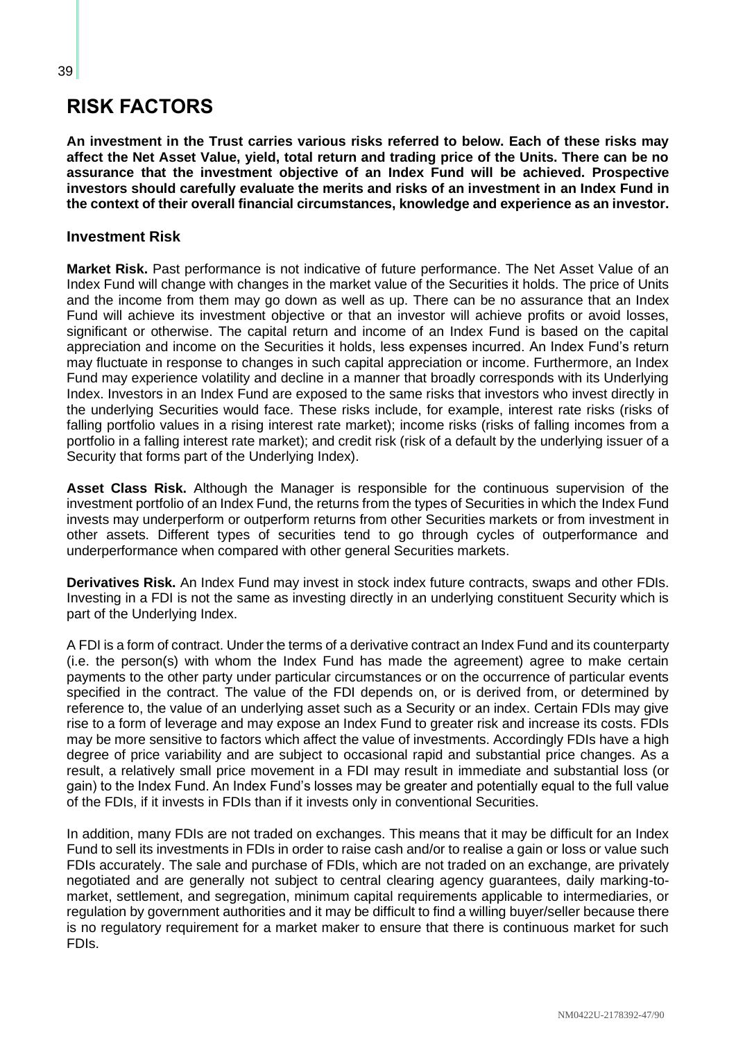# RISK FACTORS

**An investment in the Trust carries various risks referred to below. Each of these risks may affect the Net Asset Value, yield, total return and trading price of the Units. There can be no assurance that the investment objective of an Index Fund will be achieved. Prospective investors should carefully evaluate the merits and risks of an investment in an Index Fund in the context of their overall financial circumstances, knowledge and experience as an investor.**

## Investment Risk

**Market Risk.** Past performance is not indicative of future performance. The Net Asset Value of an Index Fund will change with changes in the market value of the Securities it holds. The price of Units and the income from them may go down as well as up. There can be no assurance that an Index Fund will achieve its investment objective or that an investor will achieve profits or avoid losses, significant or otherwise. The capital return and income of an Index Fund is based on the capital appreciation and income on the Securities it holds, less expenses incurred. An Index Fund's return may fluctuate in response to changes in such capital appreciation or income. Furthermore, an Index Fund may experience volatility and decline in a manner that broadly corresponds with its Underlying Index. Investors in an Index Fund are exposed to the same risks that investors who invest directly in the underlying Securities would face. These risks include, for example, interest rate risks (risks of falling portfolio values in a rising interest rate market); income risks (risks of falling incomes from a portfolio in a falling interest rate market); and credit risk (risk of a default by the underlying issuer of a Security that forms part of the Underlying Index).

**Asset Class Risk.** Although the Manager is responsible for the continuous supervision of the investment portfolio of an Index Fund, the returns from the types of Securities in which the Index Fund invests may underperform or outperform returns from other Securities markets or from investment in other assets. Different types of securities tend to go through cycles of outperformance and underperformance when compared with other general Securities markets.

**Derivatives Risk.** An Index Fund may invest in stock index future contracts, swaps and other FDIs. Investing in a FDI is not the same as investing directly in an underlying constituent Security which is part of the Underlying Index.

A FDI is a form of contract. Under the terms of a derivative contract an Index Fund and its counterparty (i.e. the person(s) with whom the Index Fund has made the agreement) agree to make certain payments to the other party under particular circumstances or on the occurrence of particular events specified in the contract. The value of the FDI depends on, or is derived from, or determined by reference to, the value of an underlying asset such as a Security or an index. Certain FDIs may give rise to a form of leverage and may expose an Index Fund to greater risk and increase its costs. FDIs may be more sensitive to factors which affect the value of investments. Accordingly FDIs have a high degree of price variability and are subject to occasional rapid and substantial price changes. As a result, a relatively small price movement in a FDI may result in immediate and substantial loss (or gain) to the Index Fund. An Index Fund's losses may be greater and potentially equal to the full value of the FDIs, if it invests in FDIs than if it invests only in conventional Securities.

In addition, many FDIs are not traded on exchanges. This means that it may be difficult for an Index Fund to sell its investments in FDIs in order to raise cash and/or to realise a gain or loss or value such FDIs accurately. The sale and purchase of FDIs, which are not traded on an exchange, are privately negotiated and are generally not subject to central clearing agency guarantees, daily marking-to-market, settlement, and segregation, minimum capital requirements applicable to intermediaries, or regulation by government authorities and it may be difficult to find a willing buyer/seller because there is no regulatory requirement for a market maker to ensure that there is continuous market for such FDIs.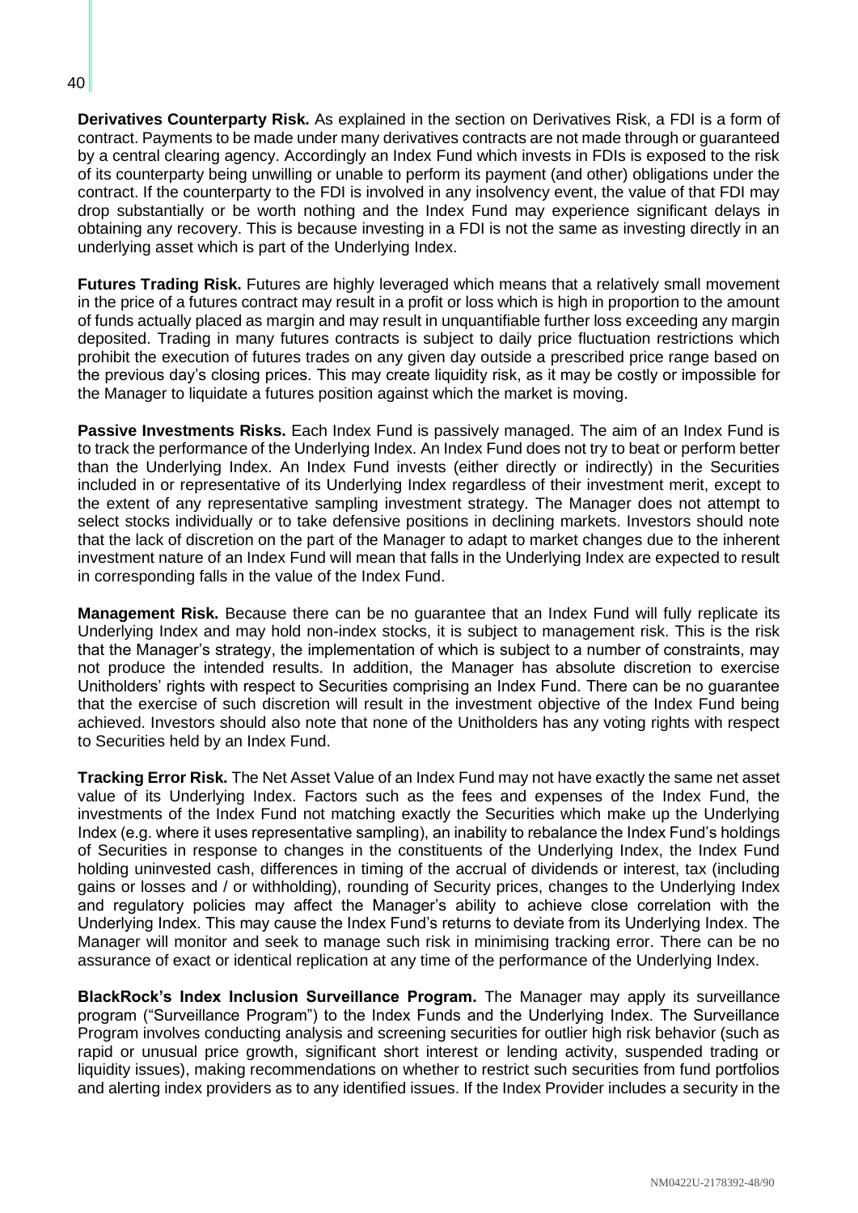**Derivatives Counterparty Risk.** As explained in the section on Derivatives Risk, a FDI is a form of contract. Payments to be made under many derivatives contracts are not made through or guaranteed by a central clearing agency. Accordingly an Index Fund which invests in FDIs is exposed to the risk of its counterparty being unwilling or unable to perform its payment (and other) obligations under the contract. If the counterparty to the FDI is involved in any insolvency event, the value of that FDI may drop substantially or be worth nothing and the Index Fund may experience significant delays in obtaining any recovery. This is because investing in a FDI is not the same as investing directly in an underlying asset which is part of the Underlying Index.

**Futures Trading Risk.** Futures are highly leveraged which means that a relatively small movement in the price of a futures contract may result in a profit or loss which is high in proportion to the amount of funds actually placed as margin and may result in unquantifiable further loss exceeding any margin deposited. Trading in many futures contracts is subject to daily price fluctuation restrictions which prohibit the execution of futures trades on any given day outside a prescribed price range based on the previous day's closing prices. This may create liquidity risk, as it may be costly or impossible for the Manager to liquidate a futures position against which the market is moving.

**Passive Investments Risks.** Each Index Fund is passively managed. The aim of an Index Fund is to track the performance of the Underlying Index. An Index Fund does not try to beat or perform better than the Underlying Index. An Index Fund invests (either directly or indirectly) in the Securities included in or representative of its Underlying Index regardless of their investment merit, except to the extent of any representative sampling investment strategy. The Manager does not attempt to select stocks individually or to take defensive positions in declining markets. Investors should note that the lack of discretion on the part of the Manager to adapt to market changes due to the inherent investment nature of an Index Fund will mean that falls in the Underlying Index are expected to result in corresponding falls in the value of the Index Fund.

**Management Risk.** Because there can be no guarantee that an Index Fund will fully replicate its Underlying Index and may hold non-index stocks, it is subject to management risk. This is the risk that the Manager's strategy, the implementation of which is subject to a number of constraints, may not produce the intended results. In addition, the Manager has absolute discretion to exercise Unitholders' rights with respect to Securities comprising an Index Fund. There can be no guarantee that the exercise of such discretion will result in the investment objective of the Index Fund being achieved. Investors should also note that none of the Unitholders has any voting rights with respect to Securities held by an Index Fund.

**Tracking Error Risk.** The Net Asset Value of an Index Fund may not have exactly the same net asset value of its Underlying Index. Factors such as the fees and expenses of the Index Fund, the investments of the Index Fund not matching exactly the Securities which make up the Underlying Index (e.g. where it uses representative sampling), an inability to rebalance the Index Fund's holdings of Securities in response to changes in the constituents of the Underlying Index, the Index Fund holding uninvested cash, differences in timing of the accrual of dividends or interest, tax (including gains or losses and / or withholding), rounding of Security prices, changes to the Underlying Index and regulatory policies may affect the Manager's ability to achieve close correlation with the Underlying Index. This may cause the Index Fund's returns to deviate from its Underlying Index. The Manager will monitor and seek to manage such risk in minimising tracking error. There can be no assurance of exact or identical replication at any time of the performance of the Underlying Index.

**BlackRock's Index Inclusion Surveillance Program.** The Manager may apply its surveillance program ("Surveillance Program") to the Index Funds and the Underlying Index. The Surveillance Program involves conducting analysis and screening securities for outlier high risk behavior (such as rapid or unusual price growth, significant short interest or lending activity, suspended trading or liquidity issues), making recommendations on whether to restrict such securities from fund portfolios and alerting index providers as to any identified issues. If the Index Provider includes a security in the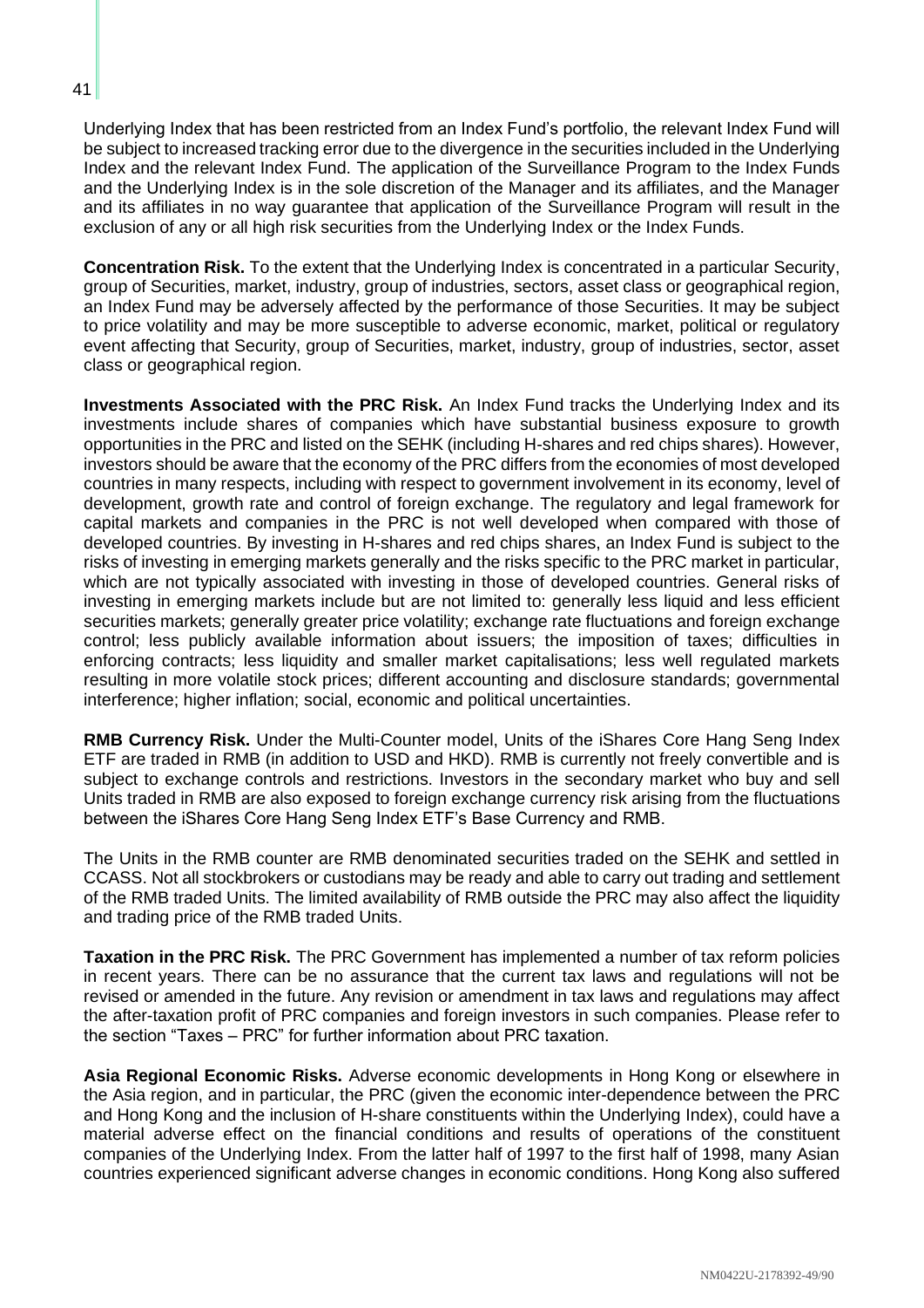Underlying Index that has been restricted from an Index Fund's portfolio, the relevant Index Fund will be subject to increased tracking error due to the divergence in the securities included in the Underlying Index and the relevant Index Fund. The application of the Surveillance Program to the Index Funds and the Underlying Index is in the sole discretion of the Manager and its affiliates, and the Manager and its affiliates in no way guarantee that application of the Surveillance Program will result in the exclusion of any or all high risk securities from the Underlying Index or the Index Funds.

**Concentration Risk.** To the extent that the Underlying Index is concentrated in a particular Security, group of Securities, market, industry, group of industries, sectors, asset class or geographical region, an Index Fund may be adversely affected by the performance of those Securities. It may be subject to price volatility and may be more susceptible to adverse economic, market, political or regulatory event affecting that Security, group of Securities, market, industry, group of industries, sector, asset class or geographical region.

**Investments Associated with the PRC Risk.** An Index Fund tracks the Underlying Index and its investments include shares of companies which have substantial business exposure to growth opportunities in the PRC and listed on the SEHK (including H-shares and red chips shares). However, investors should be aware that the economy of the PRC differs from the economies of most developed countries in many respects, including with respect to government involvement in its economy, level of development, growth rate and control of foreign exchange. The regulatory and legal framework for capital markets and companies in the PRC is not well developed when compared with those of developed countries. By investing in H-shares and red chips shares, an Index Fund is subject to the risks of investing in emerging markets generally and the risks specific to the PRC market in particular, which are not typically associated with investing in those of developed countries. General risks of investing in emerging markets include but are not limited to: generally less liquid and less efficient securities markets; generally greater price volatility; exchange rate fluctuations and foreign exchange control; less publicly available information about issuers; the imposition of taxes; difficulties in enforcing contracts; less liquidity and smaller market capitalisations; less well regulated markets resulting in more volatile stock prices; different accounting and disclosure standards; governmental interference; higher inflation; social, economic and political uncertainties.

**RMB Currency Risk.** Under the Multi-Counter model, Units of the iShares Core Hang Seng Index ETF are traded in RMB (in addition to USD and HKD). RMB is currently not freely convertible and is subject to exchange controls and restrictions. Investors in the secondary market who buy and sell Units traded in RMB are also exposed to foreign exchange currency risk arising from the fluctuations between the iShares Core Hang Seng Index ETF's Base Currency and RMB.

The Units in the RMB counter are RMB denominated securities traded on the SEHK and settled in CCASS. Not all stockbrokers or custodians may be ready and able to carry out trading and settlement of the RMB traded Units. The limited availability of RMB outside the PRC may also affect the liquidity and trading price of the RMB traded Units.

**Taxation in the PRC Risk.** The PRC Government has implemented a number of tax reform policies in recent years. There can be no assurance that the current tax laws and regulations will not be revised or amended in the future. Any revision or amendment in tax laws and regulations may affect the after-taxation profit of PRC companies and foreign investors in such companies. Please refer to the section "Taxes – PRC" for further information about PRC taxation.

**Asia Regional Economic Risks.** Adverse economic developments in Hong Kong or elsewhere in the Asia region, and in particular, the PRC (given the economic inter-dependence between the PRC and Hong Kong and the inclusion of H-share constituents within the Underlying Index), could have a material adverse effect on the financial conditions and results of operations of the constituent companies of the Underlying Index. From the latter half of 1997 to the first half of 1998, many Asian countries experienced significant adverse changes in economic conditions. Hong Kong also suffered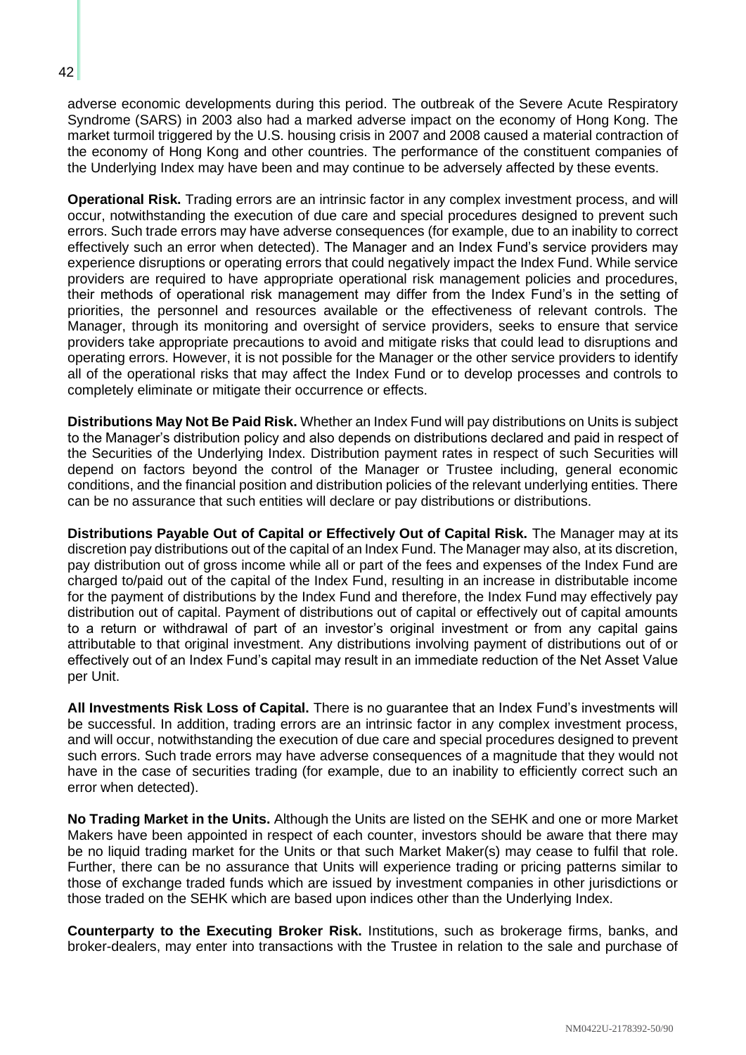adverse economic developments during this period. The outbreak of the Severe Acute Respiratory Syndrome (SARS) in 2003 also had a marked adverse impact on the economy of Hong Kong. The market turmoil triggered by the U.S. housing crisis in 2007 and 2008 caused a material contraction of the economy of Hong Kong and other countries. The performance of the constituent companies of the Underlying Index may have been and may continue to be adversely affected by these events.

**Operational Risk.** Trading errors are an intrinsic factor in any complex investment process, and will occur, notwithstanding the execution of due care and special procedures designed to prevent such errors. Such trade errors may have adverse consequences (for example, due to an inability to correct effectively such an error when detected). The Manager and an Index Fund's service providers may experience disruptions or operating errors that could negatively impact the Index Fund. While service providers are required to have appropriate operational risk management policies and procedures, their methods of operational risk management may differ from the Index Fund's in the setting of priorities, the personnel and resources available or the effectiveness of relevant controls. The Manager, through its monitoring and oversight of service providers, seeks to ensure that service providers take appropriate precautions to avoid and mitigate risks that could lead to disruptions and operating errors. However, it is not possible for the Manager or the other service providers to identify all of the operational risks that may affect the Index Fund or to develop processes and controls to completely eliminate or mitigate their occurrence or effects.

**Distributions May Not Be Paid Risk.** Whether an Index Fund will pay distributions on Units is subject to the Manager's distribution policy and also depends on distributions declared and paid in respect of the Securities of the Underlying Index. Distribution payment rates in respect of such Securities will depend on factors beyond the control of the Manager or Trustee including, general economic conditions, and the financial position and distribution policies of the relevant underlying entities. There can be no assurance that such entities will declare or pay distributions or distributions.

**Distributions Payable Out of Capital or Effectively Out of Capital Risk.** The Manager may at its discretion pay distributions out of the capital of an Index Fund. The Manager may also, at its discretion, pay distribution out of gross income while all or part of the fees and expenses of the Index Fund are charged to/paid out of the capital of the Index Fund, resulting in an increase in distributable income for the payment of distributions by the Index Fund and therefore, the Index Fund may effectively pay distribution out of capital. Payment of distributions out of capital or effectively out of capital amounts to a return or withdrawal of part of an investor's original investment or from any capital gains attributable to that original investment. Any distributions involving payment of distributions out of or effectively out of an Index Fund's capital may result in an immediate reduction of the Net Asset Value per Unit.

**All Investments Risk Loss of Capital.** There is no guarantee that an Index Fund's investments will be successful. In addition, trading errors are an intrinsic factor in any complex investment process, and will occur, notwithstanding the execution of due care and special procedures designed to prevent such errors. Such trade errors may have adverse consequences of a magnitude that they would not have in the case of securities trading (for example, due to an inability to efficiently correct such an error when detected).

**No Trading Market in the Units.** Although the Units are listed on the SEHK and one or more Market Makers have been appointed in respect of each counter, investors should be aware that there may be no liquid trading market for the Units or that such Market Maker(s) may cease to fulfil that role. Further, there can be no assurance that Units will experience trading or pricing patterns similar to those of exchange traded funds which are issued by investment companies in other jurisdictions or those traded on the SEHK which are based upon indices other than the Underlying Index.

**Counterparty to the Executing Broker Risk.** Institutions, such as brokerage firms, banks, and broker-dealers, may enter into transactions with the Trustee in relation to the sale and purchase of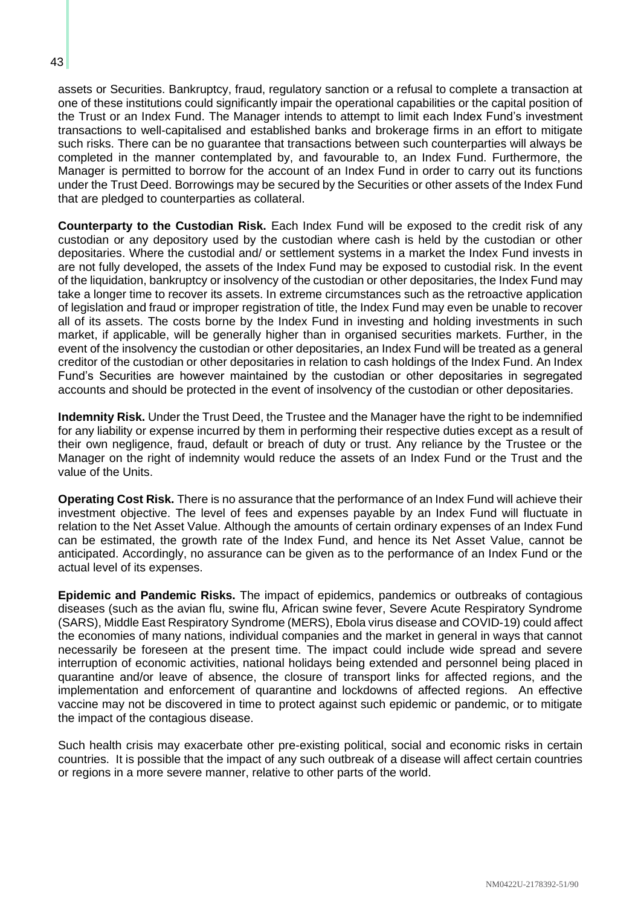assets or Securities. Bankruptcy, fraud, regulatory sanction or a refusal to complete a transaction at one of these institutions could significantly impair the operational capabilities or the capital position of the Trust or an Index Fund. The Manager intends to attempt to limit each Index Fund's investment transactions to well-capitalised and established banks and brokerage firms in an effort to mitigate such risks. There can be no guarantee that transactions between such counterparties will always be completed in the manner contemplated by, and favourable to, an Index Fund. Furthermore, the Manager is permitted to borrow for the account of an Index Fund in order to carry out its functions under the Trust Deed. Borrowings may be secured by the Securities or other assets of the Index Fund that are pledged to counterparties as collateral.

**Counterparty to the Custodian Risk.** Each Index Fund will be exposed to the credit risk of any custodian or any depository used by the custodian where cash is held by the custodian or other depositaries. Where the custodial and/ or settlement systems in a market the Index Fund invests in are not fully developed, the assets of the Index Fund may be exposed to custodial risk. In the event of the liquidation, bankruptcy or insolvency of the custodian or other depositaries, the Index Fund may take a longer time to recover its assets. In extreme circumstances such as the retroactive application of legislation and fraud or improper registration of title, the Index Fund may even be unable to recover all of its assets. The costs borne by the Index Fund in investing and holding investments in such market, if applicable, will be generally higher than in organised securities markets. Further, in the event of the insolvency the custodian or other depositaries, an Index Fund will be treated as a general creditor of the custodian or other depositaries in relation to cash holdings of the Index Fund. An Index Fund's Securities are however maintained by the custodian or other depositaries in segregated accounts and should be protected in the event of insolvency of the custodian or other depositaries.

**Indemnity Risk.** Under the Trust Deed, the Trustee and the Manager have the right to be indemnified for any liability or expense incurred by them in performing their respective duties except as a result of their own negligence, fraud, default or breach of duty or trust. Any reliance by the Trustee or the Manager on the right of indemnity would reduce the assets of an Index Fund or the Trust and the value of the Units.

**Operating Cost Risk.** There is no assurance that the performance of an Index Fund will achieve their investment objective. The level of fees and expenses payable by an Index Fund will fluctuate in relation to the Net Asset Value. Although the amounts of certain ordinary expenses of an Index Fund can be estimated, the growth rate of the Index Fund, and hence its Net Asset Value, cannot be anticipated. Accordingly, no assurance can be given as to the performance of an Index Fund or the actual level of its expenses.

**Epidemic and Pandemic Risks.** The impact of epidemics, pandemics or outbreaks of contagious diseases (such as the avian flu, swine flu, African swine fever, Severe Acute Respiratory Syndrome (SARS), Middle East Respiratory Syndrome (MERS), Ebola virus disease and COVID-19) could affect the economies of many nations, individual companies and the market in general in ways that cannot necessarily be foreseen at the present time. The impact could include wide spread and severe interruption of economic activities, national holidays being extended and personnel being placed in quarantine and/or leave of absence, the closure of transport links for affected regions, and the implementation and enforcement of quarantine and lockdowns of affected regions. An effective vaccine may not be discovered in time to protect against such epidemic or pandemic, or to mitigate the impact of the contagious disease.

Such health crisis may exacerbate other pre-existing political, social and economic risks in certain countries. It is possible that the impact of any such outbreak of a disease will affect certain countries or regions in a more severe manner, relative to other parts of the world.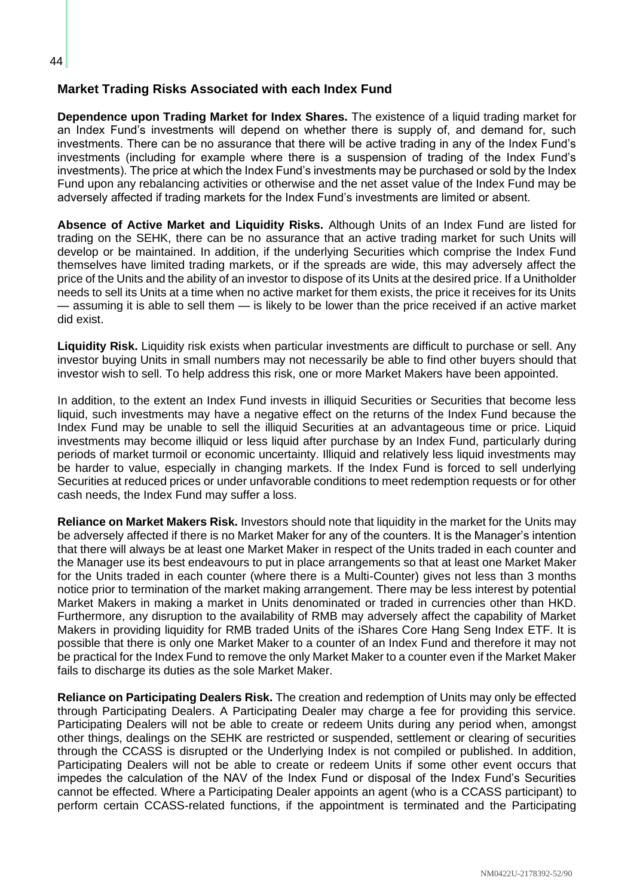## Market Trading Risks Associated with each Index Fund

**Dependence upon Trading Market for Index Shares.** The existence of a liquid trading market for an Index Fund's investments will depend on whether there is supply of, and demand for, such investments. There can be no assurance that there will be active trading in any of the Index Fund's investments (including for example where there is a suspension of trading of the Index Fund's investments). The price at which the Index Fund's investments may be purchased or sold by the Index Fund upon any rebalancing activities or otherwise and the net asset value of the Index Fund may be adversely affected if trading markets for the Index Fund's investments are limited or absent.

**Absence of Active Market and Liquidity Risks.** Although Units of an Index Fund are listed for trading on the SEHK, there can be no assurance that an active trading market for such Units will develop or be maintained. In addition, if the underlying Securities which comprise the Index Fund themselves have limited trading markets, or if the spreads are wide, this may adversely affect the price of the Units and the ability of an investor to dispose of its Units at the desired price. If a Unitholder needs to sell its Units at a time when no active market for them exists, the price it receives for its Units — assuming it is able to sell them — is likely to be lower than the price received if an active market did exist.

**Liquidity Risk.** Liquidity risk exists when particular investments are difficult to purchase or sell. Any investor buying Units in small numbers may not necessarily be able to find other buyers should that investor wish to sell. To help address this risk, one or more Market Makers have been appointed.

In addition, to the extent an Index Fund invests in illiquid Securities or Securities that become less liquid, such investments may have a negative effect on the returns of the Index Fund because the Index Fund may be unable to sell the illiquid Securities at an advantageous time or price. Liquid investments may become illiquid or less liquid after purchase by an Index Fund, particularly during periods of market turmoil or economic uncertainty. Illiquid and relatively less liquid investments may be harder to value, especially in changing markets. If the Index Fund is forced to sell underlying Securities at reduced prices or under unfavorable conditions to meet redemption requests or for other cash needs, the Index Fund may suffer a loss.

**Reliance on Market Makers Risk.** Investors should note that liquidity in the market for the Units may be adversely affected if there is no Market Maker for any of the counters. It is the Manager's intention that there will always be at least one Market Maker in respect of the Units traded in each counter and the Manager use its best endeavours to put in place arrangements so that at least one Market Maker for the Units traded in each counter (where there is a Multi-Counter) gives not less than 3 months notice prior to termination of the market making arrangement. There may be less interest by potential Market Makers in making a market in Units denominated or traded in currencies other than HKD. Furthermore, any disruption to the availability of RMB may adversely affect the capability of Market Makers in providing liquidity for RMB traded Units of the iShares Core Hang Seng Index ETF. It is possible that there is only one Market Maker to a counter of an Index Fund and therefore it may not be practical for the Index Fund to remove the only Market Maker to a counter even if the Market Maker fails to discharge its duties as the sole Market Maker.

**Reliance on Participating Dealers Risk.** The creation and redemption of Units may only be effected through Participating Dealers. A Participating Dealer may charge a fee for providing this service. Participating Dealers will not be able to create or redeem Units during any period when, amongst other things, dealings on the SEHK are restricted or suspended, settlement or clearing of securities through the CCASS is disrupted or the Underlying Index is not compiled or published. In addition, Participating Dealers will not be able to create or redeem Units if some other event occurs that impedes the calculation of the NAV of the Index Fund or disposal of the Index Fund's Securities cannot be effected. Where a Participating Dealer appoints an agent (who is a CCASS participant) to perform certain CCASS-related functions, if the appointment is terminated and the Participating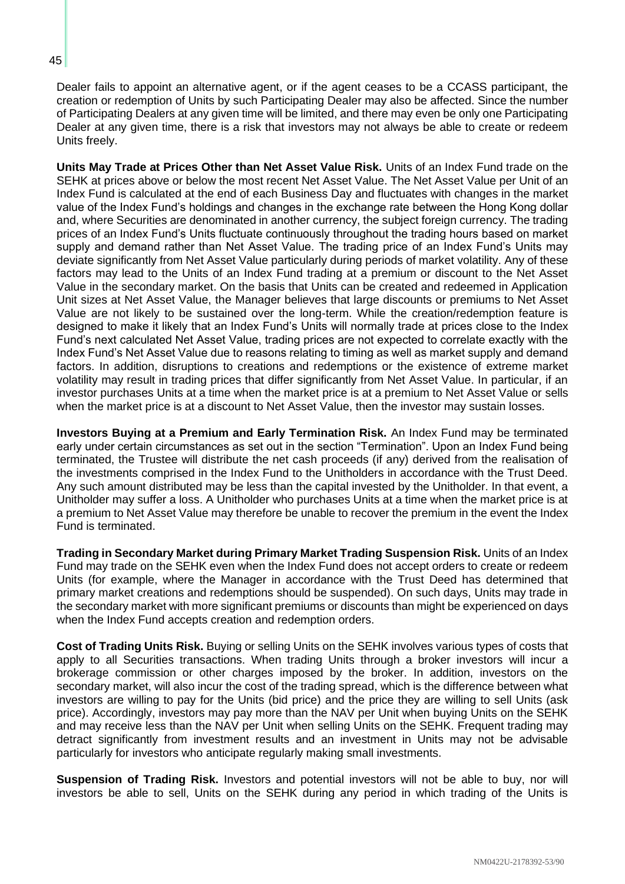Dealer fails to appoint an alternative agent, or if the agent ceases to be a CCASS participant, the creation or redemption of Units by such Participating Dealer may also be affected. Since the number of Participating Dealers at any given time will be limited, and there may even be only one Participating Dealer at any given time, there is a risk that investors may not always be able to create or redeem Units freely.

**Units May Trade at Prices Other than Net Asset Value Risk.** Units of an Index Fund trade on the SEHK at prices above or below the most recent Net Asset Value. The Net Asset Value per Unit of an Index Fund is calculated at the end of each Business Day and fluctuates with changes in the market value of the Index Fund's holdings and changes in the exchange rate between the Hong Kong dollar and, where Securities are denominated in another currency, the subject foreign currency. The trading prices of an Index Fund's Units fluctuate continuously throughout the trading hours based on market supply and demand rather than Net Asset Value. The trading price of an Index Fund's Units may deviate significantly from Net Asset Value particularly during periods of market volatility. Any of these factors may lead to the Units of an Index Fund trading at a premium or discount to the Net Asset Value in the secondary market. On the basis that Units can be created and redeemed in Application Unit sizes at Net Asset Value, the Manager believes that large discounts or premiums to Net Asset Value are not likely to be sustained over the long-term. While the creation/redemption feature is designed to make it likely that an Index Fund's Units will normally trade at prices close to the Index Fund's next calculated Net Asset Value, trading prices are not expected to correlate exactly with the Index Fund's Net Asset Value due to reasons relating to timing as well as market supply and demand factors. In addition, disruptions to creations and redemptions or the existence of extreme market volatility may result in trading prices that differ significantly from Net Asset Value. In particular, if an investor purchases Units at a time when the market price is at a premium to Net Asset Value or sells when the market price is at a discount to Net Asset Value, then the investor may sustain losses.

**Investors Buying at a Premium and Early Termination Risk.** An Index Fund may be terminated early under certain circumstances as set out in the section "Termination". Upon an Index Fund being terminated, the Trustee will distribute the net cash proceeds (if any) derived from the realisation of the investments comprised in the Index Fund to the Unitholders in accordance with the Trust Deed. Any such amount distributed may be less than the capital invested by the Unitholder. In that event, a Unitholder may suffer a loss. A Unitholder who purchases Units at a time when the market price is at a premium to Net Asset Value may therefore be unable to recover the premium in the event the Index Fund is terminated.

**Trading in Secondary Market during Primary Market Trading Suspension Risk.** Units of an Index Fund may trade on the SEHK even when the Index Fund does not accept orders to create or redeem Units (for example, where the Manager in accordance with the Trust Deed has determined that primary market creations and redemptions should be suspended). On such days, Units may trade in the secondary market with more significant premiums or discounts than might be experienced on days when the Index Fund accepts creation and redemption orders.

**Cost of Trading Units Risk.** Buying or selling Units on the SEHK involves various types of costs that apply to all Securities transactions. When trading Units through a broker investors will incur a brokerage commission or other charges imposed by the broker. In addition, investors on the secondary market, will also incur the cost of the trading spread, which is the difference between what investors are willing to pay for the Units (bid price) and the price they are willing to sell Units (ask price). Accordingly, investors may pay more than the NAV per Unit when buying Units on the SEHK and may receive less than the NAV per Unit when selling Units on the SEHK. Frequent trading may detract significantly from investment results and an investment in Units may not be advisable particularly for investors who anticipate regularly making small investments.

**Suspension of Trading Risk.** Investors and potential investors will not be able to buy, nor will investors be able to sell, Units on the SEHK during any period in which trading of the Units is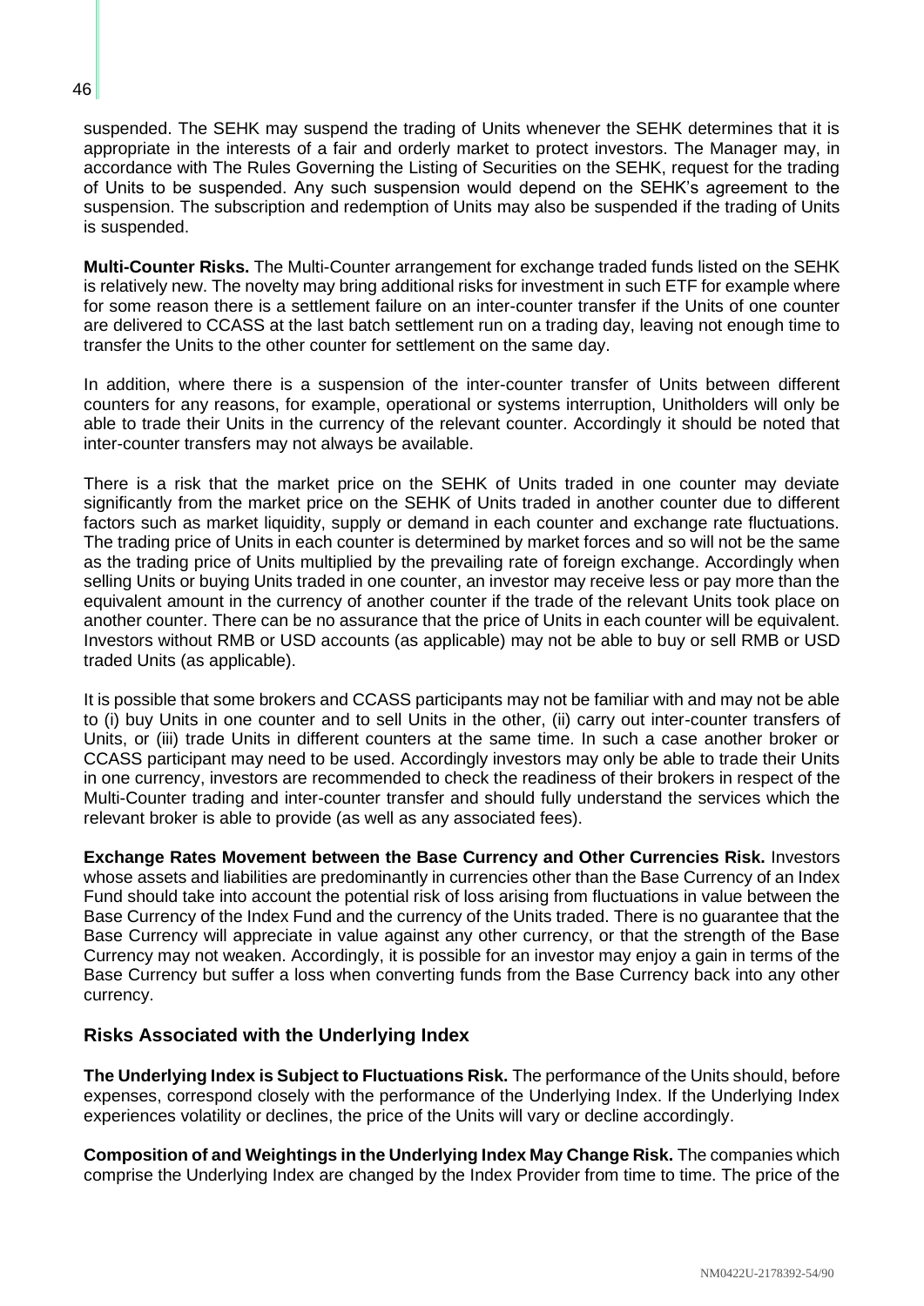suspended. The SEHK may suspend the trading of Units whenever the SEHK determines that it is appropriate in the interests of a fair and orderly market to protect investors. The Manager may, in accordance with The Rules Governing the Listing of Securities on the SEHK, request for the trading of Units to be suspended. Any such suspension would depend on the SEHK's agreement to the suspension. The subscription and redemption of Units may also be suspended if the trading of Units is suspended.

**Multi-Counter Risks.** The Multi-Counter arrangement for exchange traded funds listed on the SEHK is relatively new. The novelty may bring additional risks for investment in such ETF for example where for some reason there is a settlement failure on an inter-counter transfer if the Units of one counter are delivered to CCASS at the last batch settlement run on a trading day, leaving not enough time to transfer the Units to the other counter for settlement on the same day.

In addition, where there is a suspension of the inter-counter transfer of Units between different counters for any reasons, for example, operational or systems interruption, Unitholders will only be able to trade their Units in the currency of the relevant counter. Accordingly it should be noted that inter-counter transfers may not always be available.

There is a risk that the market price on the SEHK of Units traded in one counter may deviate significantly from the market price on the SEHK of Units traded in another counter due to different factors such as market liquidity, supply or demand in each counter and exchange rate fluctuations. The trading price of Units in each counter is determined by market forces and so will not be the same as the trading price of Units multiplied by the prevailing rate of foreign exchange. Accordingly when selling Units or buying Units traded in one counter, an investor may receive less or pay more than the equivalent amount in the currency of another counter if the trade of the relevant Units took place on another counter. There can be no assurance that the price of Units in each counter will be equivalent. Investors without RMB or USD accounts (as applicable) may not be able to buy or sell RMB or USD traded Units (as applicable).

It is possible that some brokers and CCASS participants may not be familiar with and may not be able to (i) buy Units in one counter and to sell Units in the other, (ii) carry out inter-counter transfers of Units, or (iii) trade Units in different counters at the same time. In such a case another broker or CCASS participant may need to be used. Accordingly investors may only be able to trade their Units in one currency, investors are recommended to check the readiness of their brokers in respect of the Multi-Counter trading and inter-counter transfer and should fully understand the services which the relevant broker is able to provide (as well as any associated fees).

**Exchange Rates Movement between the Base Currency and Other Currencies Risk.** Investors whose assets and liabilities are predominantly in currencies other than the Base Currency of an Index Fund should take into account the potential risk of loss arising from fluctuations in value between the Base Currency of the Index Fund and the currency of the Units traded. There is no guarantee that the Base Currency will appreciate in value against any other currency, or that the strength of the Base Currency may not weaken. Accordingly, it is possible for an investor may enjoy a gain in terms of the Base Currency but suffer a loss when converting funds from the Base Currency back into any other currency.

## Risks Associated with the Underlying Index

**The Underlying Index is Subject to Fluctuations Risk.** The performance of the Units should, before expenses, correspond closely with the performance of the Underlying Index. If the Underlying Index experiences volatility or declines, the price of the Units will vary or decline accordingly.

**Composition of and Weightings in the Underlying Index May Change Risk.** The companies which comprise the Underlying Index are changed by the Index Provider from time to time. The price of the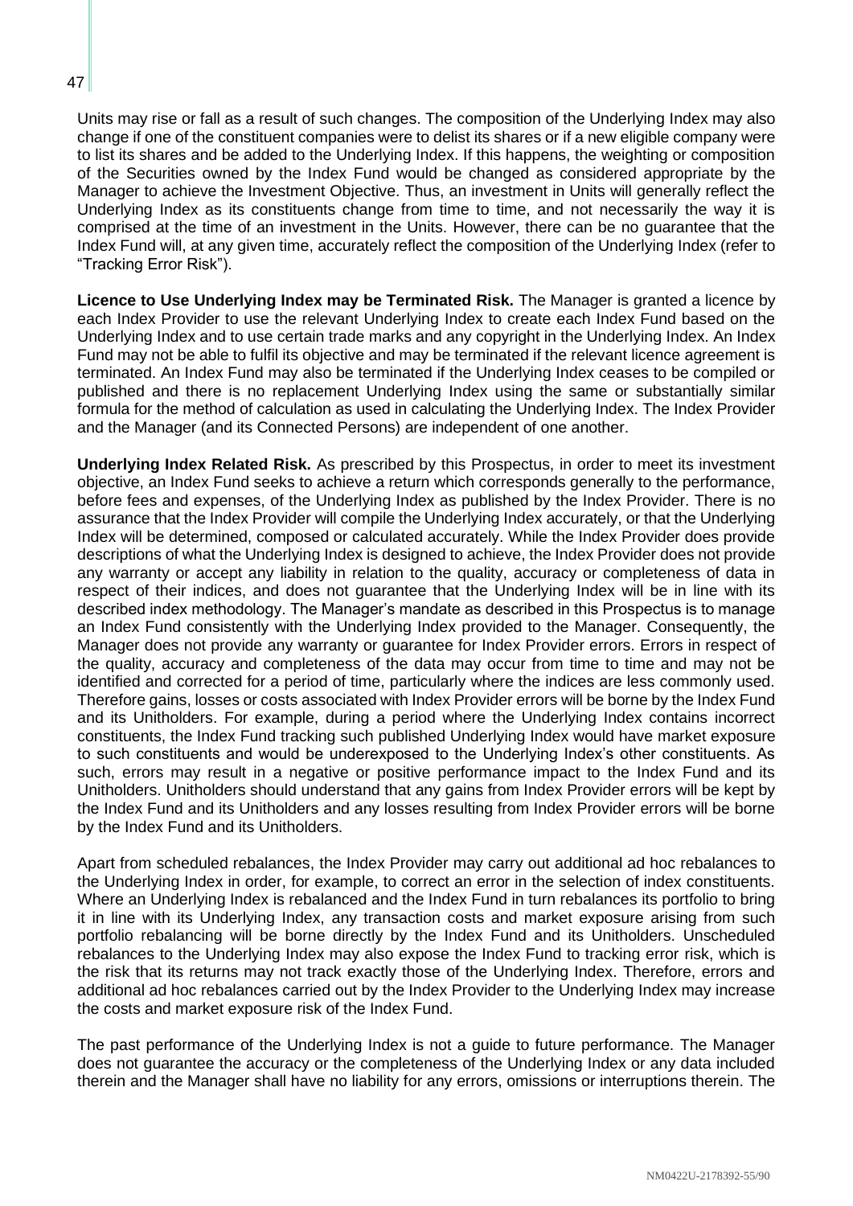Units may rise or fall as a result of such changes. The composition of the Underlying Index may also change if one of the constituent companies were to delist its shares or if a new eligible company were to list its shares and be added to the Underlying Index. If this happens, the weighting or composition of the Securities owned by the Index Fund would be changed as considered appropriate by the Manager to achieve the Investment Objective. Thus, an investment in Units will generally reflect the Underlying Index as its constituents change from time to time, and not necessarily the way it is comprised at the time of an investment in the Units. However, there can be no guarantee that the Index Fund will, at any given time, accurately reflect the composition of the Underlying Index (refer to "Tracking Error Risk").

**Licence to Use Underlying Index may be Terminated Risk.** The Manager is granted a licence by each Index Provider to use the relevant Underlying Index to create each Index Fund based on the Underlying Index and to use certain trade marks and any copyright in the Underlying Index. An Index Fund may not be able to fulfil its objective and may be terminated if the relevant licence agreement is terminated. An Index Fund may also be terminated if the Underlying Index ceases to be compiled or published and there is no replacement Underlying Index using the same or substantially similar formula for the method of calculation as used in calculating the Underlying Index. The Index Provider and the Manager (and its Connected Persons) are independent of one another.

**Underlying Index Related Risk.** As prescribed by this Prospectus, in order to meet its investment objective, an Index Fund seeks to achieve a return which corresponds generally to the performance, before fees and expenses, of the Underlying Index as published by the Index Provider. There is no assurance that the Index Provider will compile the Underlying Index accurately, or that the Underlying Index will be determined, composed or calculated accurately. While the Index Provider does provide descriptions of what the Underlying Index is designed to achieve, the Index Provider does not provide any warranty or accept any liability in relation to the quality, accuracy or completeness of data in respect of their indices, and does not guarantee that the Underlying Index will be in line with its described index methodology. The Manager's mandate as described in this Prospectus is to manage an Index Fund consistently with the Underlying Index provided to the Manager. Consequently, the Manager does not provide any warranty or guarantee for Index Provider errors. Errors in respect of the quality, accuracy and completeness of the data may occur from time to time and may not be identified and corrected for a period of time, particularly where the indices are less commonly used. Therefore gains, losses or costs associated with Index Provider errors will be borne by the Index Fund and its Unitholders. For example, during a period where the Underlying Index contains incorrect constituents, the Index Fund tracking such published Underlying Index would have market exposure to such constituents and would be underexposed to the Underlying Index's other constituents. As such, errors may result in a negative or positive performance impact to the Index Fund and its Unitholders. Unitholders should understand that any gains from Index Provider errors will be kept by the Index Fund and its Unitholders and any losses resulting from Index Provider errors will be borne by the Index Fund and its Unitholders.

Apart from scheduled rebalances, the Index Provider may carry out additional ad hoc rebalances to the Underlying Index in order, for example, to correct an error in the selection of index constituents. Where an Underlying Index is rebalanced and the Index Fund in turn rebalances its portfolio to bring it in line with its Underlying Index, any transaction costs and market exposure arising from such portfolio rebalancing will be borne directly by the Index Fund and its Unitholders. Unscheduled rebalances to the Underlying Index may also expose the Index Fund to tracking error risk, which is the risk that its returns may not track exactly those of the Underlying Index. Therefore, errors and additional ad hoc rebalances carried out by the Index Provider to the Underlying Index may increase the costs and market exposure risk of the Index Fund.

The past performance of the Underlying Index is not a guide to future performance. The Manager does not guarantee the accuracy or the completeness of the Underlying Index or any data included therein and the Manager shall have no liability for any errors, omissions or interruptions therein. The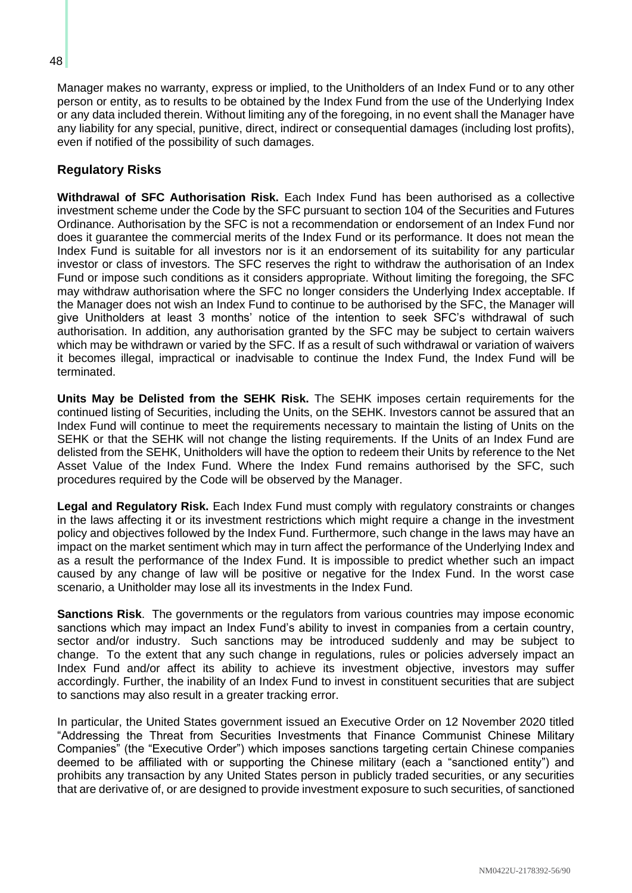Manager makes no warranty, express or implied, to the Unitholders of an Index Fund or to any other person or entity, as to results to be obtained by the Index Fund from the use of the Underlying Index or any data included therein. Without limiting any of the foregoing, in no event shall the Manager have any liability for any special, punitive, direct, indirect or consequential damages (including lost profits), even if notified of the possibility of such damages.

## Regulatory Risks

**Withdrawal of SFC Authorisation Risk.** Each Index Fund has been authorised as a collective investment scheme under the Code by the SFC pursuant to section 104 of the Securities and Futures Ordinance. Authorisation by the SFC is not a recommendation or endorsement of an Index Fund nor does it guarantee the commercial merits of the Index Fund or its performance. It does not mean the Index Fund is suitable for all investors nor is it an endorsement of its suitability for any particular investor or class of investors. The SFC reserves the right to withdraw the authorisation of an Index Fund or impose such conditions as it considers appropriate. Without limiting the foregoing, the SFC may withdraw authorisation where the SFC no longer considers the Underlying Index acceptable. If the Manager does not wish an Index Fund to continue to be authorised by the SFC, the Manager will give Unitholders at least 3 months' notice of the intention to seek SFC's withdrawal of such authorisation. In addition, any authorisation granted by the SFC may be subject to certain waivers which may be withdrawn or varied by the SFC. If as a result of such withdrawal or variation of waivers it becomes illegal, impractical or inadvisable to continue the Index Fund, the Index Fund will be terminated.

**Units May be Delisted from the SEHK Risk.** The SEHK imposes certain requirements for the continued listing of Securities, including the Units, on the SEHK. Investors cannot be assured that an Index Fund will continue to meet the requirements necessary to maintain the listing of Units on the SEHK or that the SEHK will not change the listing requirements. If the Units of an Index Fund are delisted from the SEHK, Unitholders will have the option to redeem their Units by reference to the Net Asset Value of the Index Fund. Where the Index Fund remains authorised by the SFC, such procedures required by the Code will be observed by the Manager.

**Legal and Regulatory Risk.** Each Index Fund must comply with regulatory constraints or changes in the laws affecting it or its investment restrictions which might require a change in the investment policy and objectives followed by the Index Fund. Furthermore, such change in the laws may have an impact on the market sentiment which may in turn affect the performance of the Underlying Index and as a result the performance of the Index Fund. It is impossible to predict whether such an impact caused by any change of law will be positive or negative for the Index Fund. In the worst case scenario, a Unitholder may lose all its investments in the Index Fund.

**Sanctions Risk**. The governments or the regulators from various countries may impose economic sanctions which may impact an Index Fund's ability to invest in companies from a certain country, sector and/or industry. Such sanctions may be introduced suddenly and may be subject to change. To the extent that any such change in regulations, rules or policies adversely impact an Index Fund and/or affect its ability to achieve its investment objective, investors may suffer accordingly. Further, the inability of an Index Fund to invest in constituent securities that are subject to sanctions may also result in a greater tracking error.

In particular, the United States government issued an Executive Order on 12 November 2020 titled "Addressing the Threat from Securities Investments that Finance Communist Chinese Military Companies" (the "Executive Order") which imposes sanctions targeting certain Chinese companies deemed to be affiliated with or supporting the Chinese military (each a "sanctioned entity") and prohibits any transaction by any United States person in publicly traded securities, or any securities that are derivative of, or are designed to provide investment exposure to such securities, of sanctioned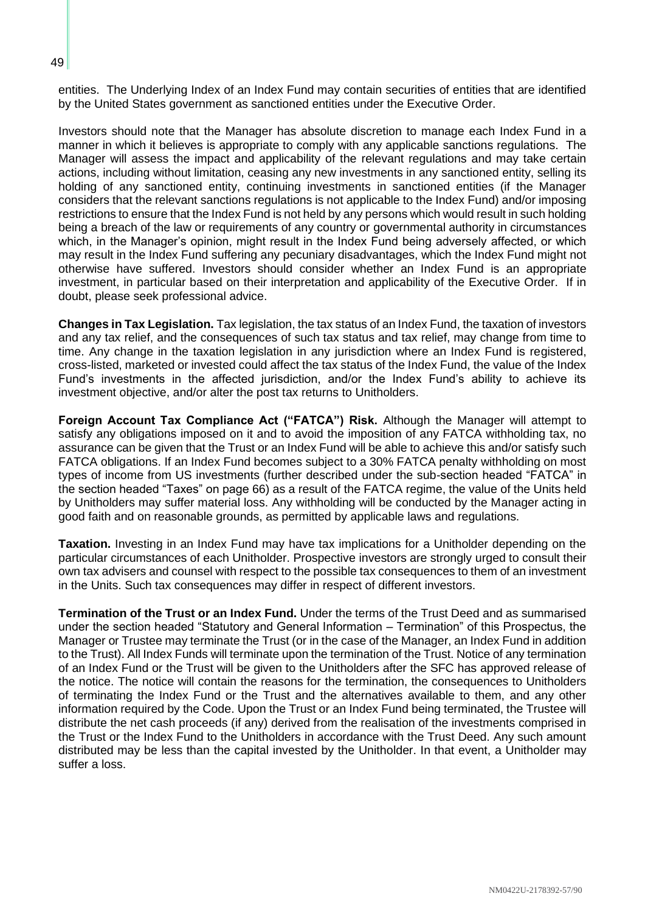entities. The Underlying Index of an Index Fund may contain securities of entities that are identified by the United States government as sanctioned entities under the Executive Order.

Investors should note that the Manager has absolute discretion to manage each Index Fund in a manner in which it believes is appropriate to comply with any applicable sanctions regulations. The Manager will assess the impact and applicability of the relevant regulations and may take certain actions, including without limitation, ceasing any new investments in any sanctioned entity, selling its holding of any sanctioned entity, continuing investments in sanctioned entities (if the Manager considers that the relevant sanctions regulations is not applicable to the Index Fund) and/or imposing restrictions to ensure that the Index Fund is not held by any persons which would result in such holding being a breach of the law or requirements of any country or governmental authority in circumstances which, in the Manager's opinion, might result in the Index Fund being adversely affected, or which may result in the Index Fund suffering any pecuniary disadvantages, which the Index Fund might not otherwise have suffered. Investors should consider whether an Index Fund is an appropriate investment, in particular based on their interpretation and applicability of the Executive Order. If in doubt, please seek professional advice.

**Changes in Tax Legislation.** Tax legislation, the tax status of an Index Fund, the taxation of investors and any tax relief, and the consequences of such tax status and tax relief, may change from time to time. Any change in the taxation legislation in any jurisdiction where an Index Fund is registered, cross-listed, marketed or invested could affect the tax status of the Index Fund, the value of the Index Fund's investments in the affected jurisdiction, and/or the Index Fund's ability to achieve its investment objective, and/or alter the post tax returns to Unitholders.

**Foreign Account Tax Compliance Act ("FATCA") Risk.** Although the Manager will attempt to satisfy any obligations imposed on it and to avoid the imposition of any FATCA withholding tax, no assurance can be given that the Trust or an Index Fund will be able to achieve this and/or satisfy such FATCA obligations. If an Index Fund becomes subject to a 30% FATCA penalty withholding on most types of income from US investments (further described under the sub-section headed "FATCA" in the section headed "Taxes" on page 66) as a result of the FATCA regime, the value of the Units held by Unitholders may suffer material loss. Any withholding will be conducted by the Manager acting in good faith and on reasonable grounds, as permitted by applicable laws and regulations.

**Taxation.** Investing in an Index Fund may have tax implications for a Unitholder depending on the particular circumstances of each Unitholder. Prospective investors are strongly urged to consult their own tax advisers and counsel with respect to the possible tax consequences to them of an investment in the Units. Such tax consequences may differ in respect of different investors.

**Termination of the Trust or an Index Fund.** Under the terms of the Trust Deed and as summarised under the section headed "Statutory and General Information – Termination" of this Prospectus, the Manager or Trustee may terminate the Trust (or in the case of the Manager, an Index Fund in addition to the Trust). All Index Funds will terminate upon the termination of the Trust. Notice of any termination of an Index Fund or the Trust will be given to the Unitholders after the SFC has approved release of the notice. The notice will contain the reasons for the termination, the consequences to Unitholders of terminating the Index Fund or the Trust and the alternatives available to them, and any other information required by the Code. Upon the Trust or an Index Fund being terminated, the Trustee will distribute the net cash proceeds (if any) derived from the realisation of the investments comprised in the Trust or the Index Fund to the Unitholders in accordance with the Trust Deed. Any such amount distributed may be less than the capital invested by the Unitholder. In that event, a Unitholder may suffer a loss.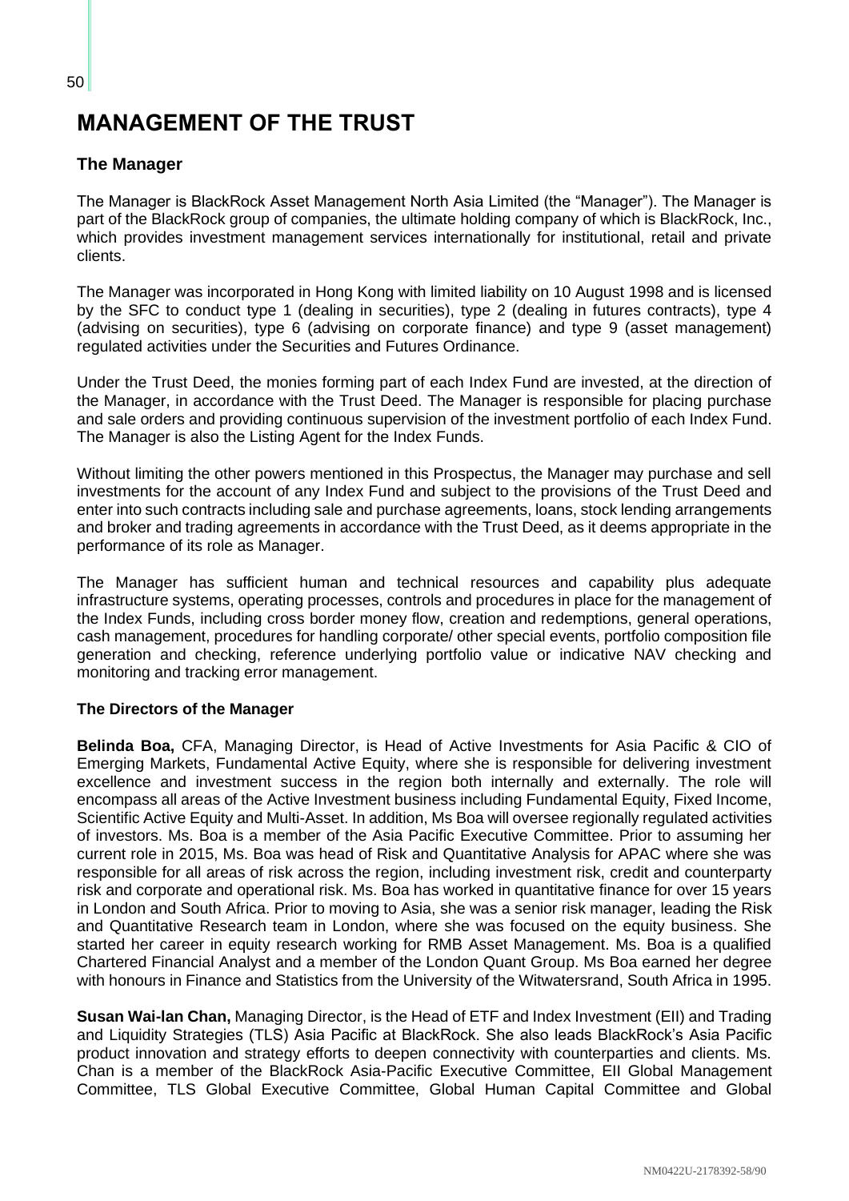# MANAGEMENT OF THE TRUST

### The Manager

The Manager is BlackRock Asset Management North Asia Limited (the "Manager"). The Manager is part of the BlackRock group of companies, the ultimate holding company of which is BlackRock, Inc., which provides investment management services internationally for institutional, retail and private clients.

The Manager was incorporated in Hong Kong with limited liability on 10 August 1998 and is licensed by the SFC to conduct type 1 (dealing in securities), type 2 (dealing in futures contracts), type 4 (advising on securities), type 6 (advising on corporate finance) and type 9 (asset management) regulated activities under the Securities and Futures Ordinance.

Under the Trust Deed, the monies forming part of each Index Fund are invested, at the direction of the Manager, in accordance with the Trust Deed. The Manager is responsible for placing purchase and sale orders and providing continuous supervision of the investment portfolio of each Index Fund. The Manager is also the Listing Agent for the Index Funds.

Without limiting the other powers mentioned in this Prospectus, the Manager may purchase and sell investments for the account of any Index Fund and subject to the provisions of the Trust Deed and enter into such contracts including sale and purchase agreements, loans, stock lending arrangements and broker and trading agreements in accordance with the Trust Deed, as it deems appropriate in the performance of its role as Manager.

The Manager has sufficient human and technical resources and capability plus adequate infrastructure systems, operating processes, controls and procedures in place for the management of the Index Funds, including cross border money flow, creation and redemptions, general operations, cash management, procedures for handling corporate/ other special events, portfolio composition file generation and checking, reference underlying portfolio value or indicative NAV checking and monitoring and tracking error management.

#### The Directors of the Manager

**Belinda Boa,** CFA, Managing Director, is Head of Active Investments for Asia Pacific & CIO of Emerging Markets, Fundamental Active Equity, where she is responsible for delivering investment excellence and investment success in the region both internally and externally. The role will encompass all areas of the Active Investment business including Fundamental Equity, Fixed Income, Scientific Active Equity and Multi-Asset. In addition, Ms Boa will oversee regionally regulated activities of investors. Ms. Boa is a member of the Asia Pacific Executive Committee. Prior to assuming her current role in 2015, Ms. Boa was head of Risk and Quantitative Analysis for APAC where she was responsible for all areas of risk across the region, including investment risk, credit and counterparty risk and corporate and operational risk. Ms. Boa has worked in quantitative finance for over 15 years in London and South Africa. Prior to moving to Asia, she was a senior risk manager, leading the Risk and Quantitative Research team in London, where she was focused on the equity business. She started her career in equity research working for RMB Asset Management. Ms. Boa is a qualified Chartered Financial Analyst and a member of the London Quant Group. Ms Boa earned her degree with honours in Finance and Statistics from the University of the Witwatersrand, South Africa in 1995.

**Susan Wai-lan Chan,** Managing Director, is the Head of ETF and Index Investment (EII) and Trading and Liquidity Strategies (TLS) Asia Pacific at BlackRock. She also leads BlackRock's Asia Pacific product innovation and strategy efforts to deepen connectivity with counterparties and clients. Ms. Chan is a member of the BlackRock Asia-Pacific Executive Committee, EII Global Management Committee, TLS Global Executive Committee, Global Human Capital Committee and Global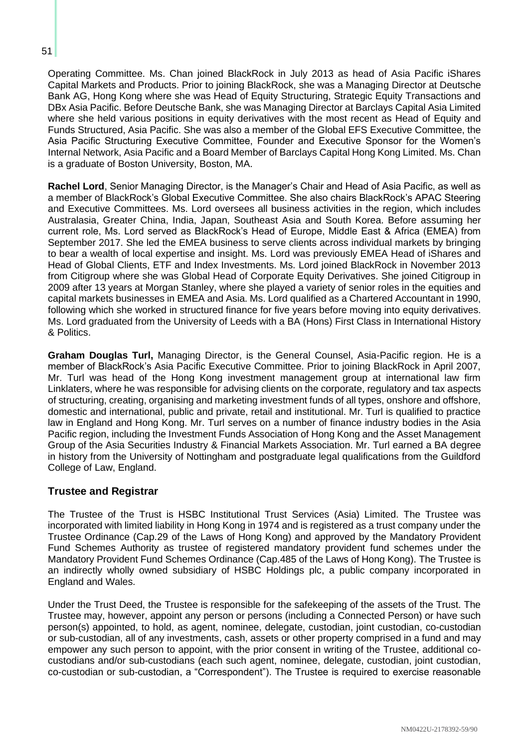Operating Committee. Ms. Chan joined BlackRock in July 2013 as head of Asia Pacific iShares Capital Markets and Products. Prior to joining BlackRock, she was a Managing Director at Deutsche Bank AG, Hong Kong where she was Head of Equity Structuring, Strategic Equity Transactions and DBx Asia Pacific. Before Deutsche Bank, she was Managing Director at Barclays Capital Asia Limited where she held various positions in equity derivatives with the most recent as Head of Equity and Funds Structured, Asia Pacific. She was also a member of the Global EFS Executive Committee, the Asia Pacific Structuring Executive Committee, Founder and Executive Sponsor for the Women's Internal Network, Asia Pacific and a Board Member of Barclays Capital Hong Kong Limited. Ms. Chan is a graduate of Boston University, Boston, MA.

**Rachel Lord**, Senior Managing Director, is the Manager's Chair and Head of Asia Pacific, as well as a member of BlackRock's Global Executive Committee. She also chairs BlackRock's APAC Steering and Executive Committees. Ms. Lord oversees all business activities in the region, which includes Australasia, Greater China, India, Japan, Southeast Asia and South Korea. Before assuming her current role, Ms. Lord served as BlackRock's Head of Europe, Middle East & Africa (EMEA) from September 2017. She led the EMEA business to serve clients across individual markets by bringing to bear a wealth of local expertise and insight. Ms. Lord was previously EMEA Head of iShares and Head of Global Clients, ETF and Index Investments. Ms. Lord joined BlackRock in November 2013 from Citigroup where she was Global Head of Corporate Equity Derivatives. She joined Citigroup in 2009 after 13 years at Morgan Stanley, where she played a variety of senior roles in the equities and capital markets businesses in EMEA and Asia. Ms. Lord qualified as a Chartered Accountant in 1990, following which she worked in structured finance for five years before moving into equity derivatives. Ms. Lord graduated from the University of Leeds with a BA (Hons) First Class in International History & Politics.

**Graham Douglas Turl,** Managing Director, is the General Counsel, Asia-Pacific region. He is a member of BlackRock's Asia Pacific Executive Committee. Prior to joining BlackRock in April 2007, Mr. Turl was head of the Hong Kong investment management group at international law firm Linklaters, where he was responsible for advising clients on the corporate, regulatory and tax aspects of structuring, creating, organising and marketing investment funds of all types, onshore and offshore, domestic and international, public and private, retail and institutional. Mr. Turl is qualified to practice law in England and Hong Kong. Mr. Turl serves on a number of finance industry bodies in the Asia Pacific region, including the Investment Funds Association of Hong Kong and the Asset Management Group of the Asia Securities Industry & Financial Markets Association. Mr. Turl earned a BA degree in history from the University of Nottingham and postgraduate legal qualifications from the Guildford College of Law, England.

## Trustee and Registrar

The Trustee of the Trust is HSBC Institutional Trust Services (Asia) Limited. The Trustee was incorporated with limited liability in Hong Kong in 1974 and is registered as a trust company under the Trustee Ordinance (Cap.29 of the Laws of Hong Kong) and approved by the Mandatory Provident Fund Schemes Authority as trustee of registered mandatory provident fund schemes under the Mandatory Provident Fund Schemes Ordinance (Cap.485 of the Laws of Hong Kong). The Trustee is an indirectly wholly owned subsidiary of HSBC Holdings plc, a public company incorporated in England and Wales.

Under the Trust Deed, the Trustee is responsible for the safekeeping of the assets of the Trust. The Trustee may, however, appoint any person or persons (including a Connected Person) or have such person(s) appointed, to hold, as agent, nominee, delegate, custodian, joint custodian, co-custodian or sub-custodian, all of any investments, cash, assets or other property comprised in a fund and may empower any such person to appoint, with the prior consent in writing of the Trustee, additional co-custodians and/or sub-custodians (each such agent, nominee, delegate, custodian, joint custodian, co-custodian or sub-custodian, a "Correspondent"). The Trustee is required to exercise reasonable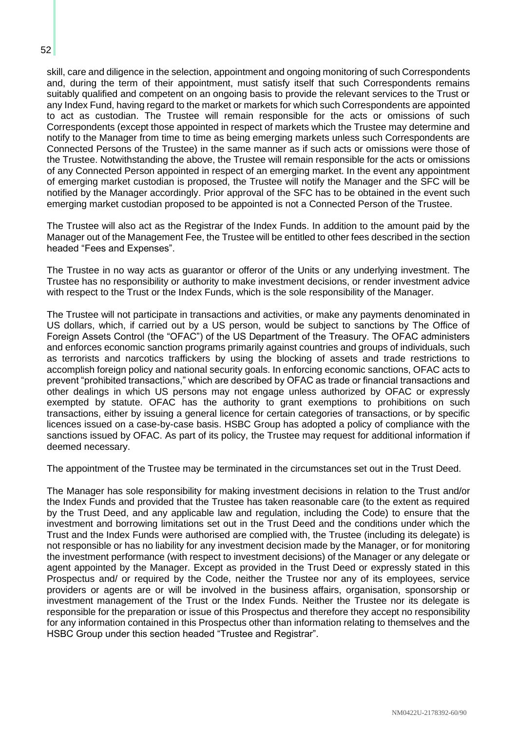skill, care and diligence in the selection, appointment and ongoing monitoring of such Correspondents and, during the term of their appointment, must satisfy itself that such Correspondents remains suitably qualified and competent on an ongoing basis to provide the relevant services to the Trust or any Index Fund, having regard to the market or markets for which such Correspondents are appointed to act as custodian. The Trustee will remain responsible for the acts or omissions of such Correspondents (except those appointed in respect of markets which the Trustee may determine and notify to the Manager from time to time as being emerging markets unless such Correspondents are Connected Persons of the Trustee) in the same manner as if such acts or omissions were those of the Trustee. Notwithstanding the above, the Trustee will remain responsible for the acts or omissions of any Connected Person appointed in respect of an emerging market. In the event any appointment of emerging market custodian is proposed, the Trustee will notify the Manager and the SFC will be notified by the Manager accordingly. Prior approval of the SFC has to be obtained in the event such emerging market custodian proposed to be appointed is not a Connected Person of the Trustee.

The Trustee will also act as the Registrar of the Index Funds. In addition to the amount paid by the Manager out of the Management Fee, the Trustee will be entitled to other fees described in the section headed "Fees and Expenses".

The Trustee in no way acts as guarantor or offeror of the Units or any underlying investment. The Trustee has no responsibility or authority to make investment decisions, or render investment advice with respect to the Trust or the Index Funds, which is the sole responsibility of the Manager.

The Trustee will not participate in transactions and activities, or make any payments denominated in US dollars, which, if carried out by a US person, would be subject to sanctions by The Office of Foreign Assets Control (the "OFAC") of the US Department of the Treasury. The OFAC administers and enforces economic sanction programs primarily against countries and groups of individuals, such as terrorists and narcotics traffickers by using the blocking of assets and trade restrictions to accomplish foreign policy and national security goals. In enforcing economic sanctions, OFAC acts to prevent "prohibited transactions," which are described by OFAC as trade or financial transactions and other dealings in which US persons may not engage unless authorized by OFAC or expressly exempted by statute. OFAC has the authority to grant exemptions to prohibitions on such transactions, either by issuing a general licence for certain categories of transactions, or by specific licences issued on a case-by-case basis. HSBC Group has adopted a policy of compliance with the sanctions issued by OFAC. As part of its policy, the Trustee may request for additional information if deemed necessary.

The appointment of the Trustee may be terminated in the circumstances set out in the Trust Deed.

The Manager has sole responsibility for making investment decisions in relation to the Trust and/or the Index Funds and provided that the Trustee has taken reasonable care (to the extent as required by the Trust Deed, and any applicable law and regulation, including the Code) to ensure that the investment and borrowing limitations set out in the Trust Deed and the conditions under which the Trust and the Index Funds were authorised are complied with, the Trustee (including its delegate) is not responsible or has no liability for any investment decision made by the Manager, or for monitoring the investment performance (with respect to investment decisions) of the Manager or any delegate or agent appointed by the Manager. Except as provided in the Trust Deed or expressly stated in this Prospectus and/ or required by the Code, neither the Trustee nor any of its employees, service providers or agents are or will be involved in the business affairs, organisation, sponsorship or investment management of the Trust or the Index Funds. Neither the Trustee nor its delegate is responsible for the preparation or issue of this Prospectus and therefore they accept no responsibility for any information contained in this Prospectus other than information relating to themselves and the HSBC Group under this section headed "Trustee and Registrar".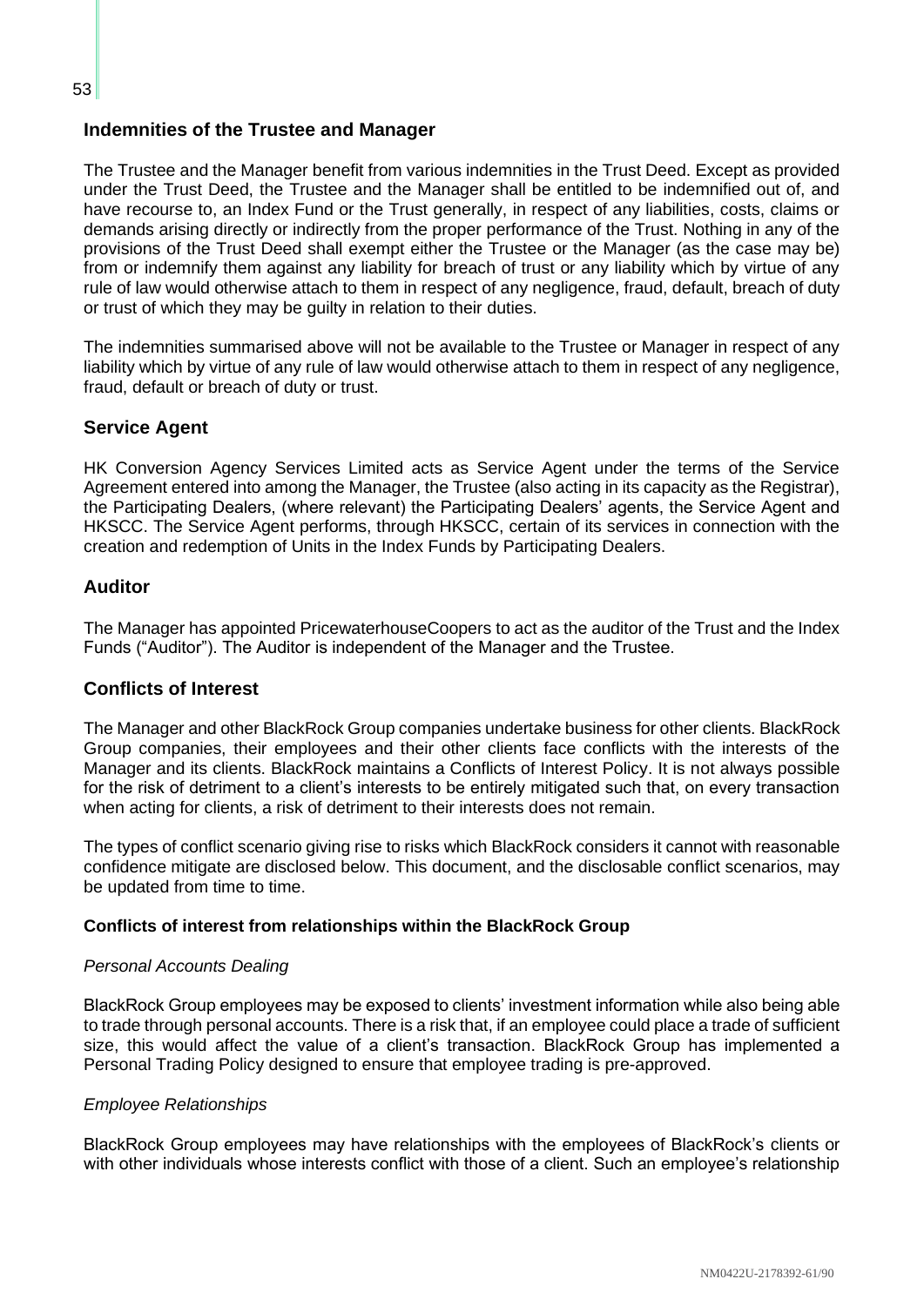## Indemnities of the Trustee and Manager

The Trustee and the Manager benefit from various indemnities in the Trust Deed. Except as provided under the Trust Deed, the Trustee and the Manager shall be entitled to be indemnified out of, and have recourse to, an Index Fund or the Trust generally, in respect of any liabilities, costs, claims or demands arising directly or indirectly from the proper performance of the Trust. Nothing in any of the provisions of the Trust Deed shall exempt either the Trustee or the Manager (as the case may be) from or indemnify them against any liability for breach of trust or any liability which by virtue of any rule of law would otherwise attach to them in respect of any negligence, fraud, default, breach of duty or trust of which they may be guilty in relation to their duties.

The indemnities summarised above will not be available to the Trustee or Manager in respect of any liability which by virtue of any rule of law would otherwise attach to them in respect of any negligence, fraud, default or breach of duty or trust.

## Service Agent

HK Conversion Agency Services Limited acts as Service Agent under the terms of the Service Agreement entered into among the Manager, the Trustee (also acting in its capacity as the Registrar), the Participating Dealers, (where relevant) the Participating Dealers' agents, the Service Agent and HKSCC. The Service Agent performs, through HKSCC, certain of its services in connection with the creation and redemption of Units in the Index Funds by Participating Dealers.

## Auditor

The Manager has appointed PricewaterhouseCoopers to act as the auditor of the Trust and the Index Funds ("Auditor"). The Auditor is independent of the Manager and the Trustee.

## Conflicts of Interest

The Manager and other BlackRock Group companies undertake business for other clients. BlackRock Group companies, their employees and their other clients face conflicts with the interests of the Manager and its clients. BlackRock maintains a Conflicts of Interest Policy. It is not always possible for the risk of detriment to a client's interests to be entirely mitigated such that, on every transaction when acting for clients, a risk of detriment to their interests does not remain.

The types of conflict scenario giving rise to risks which BlackRock considers it cannot with reasonable confidence mitigate are disclosed below. This document, and the disclosable conflict scenarios, may be updated from time to time.

### Conflicts of interest from relationships within the BlackRock Group

*Personal Accounts Dealing*

BlackRock Group employees may be exposed to clients' investment information while also being able to trade through personal accounts. There is a risk that, if an employee could place a trade of sufficient size, this would affect the value of a client's transaction. BlackRock Group has implemented a Personal Trading Policy designed to ensure that employee trading is pre-approved.

*Employee Relationships*

BlackRock Group employees may have relationships with the employees of BlackRock's clients or with other individuals whose interests conflict with those of a client. Such an employee's relationship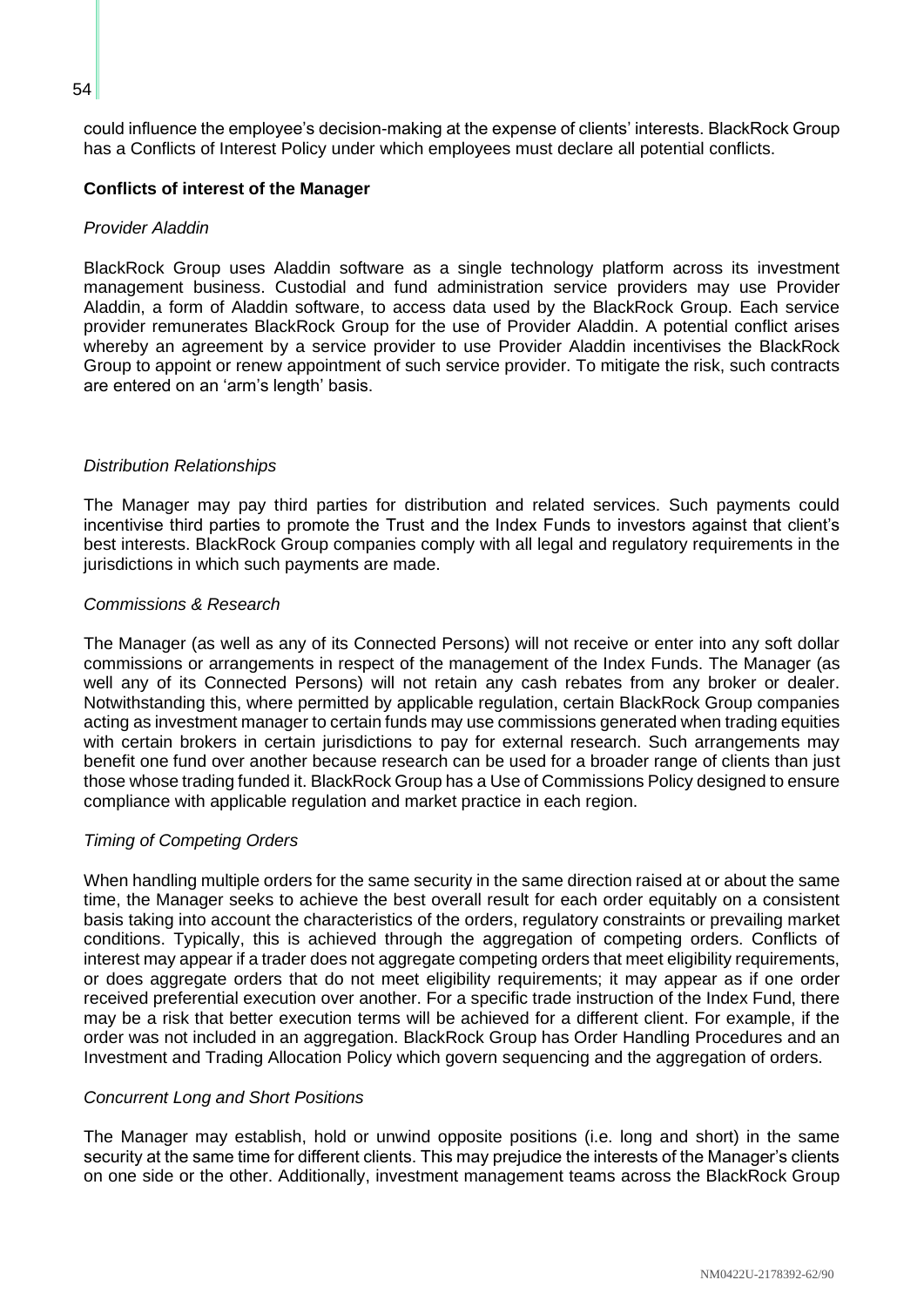could influence the employee's decision-making at the expense of clients' interests. BlackRock Group has a Conflicts of Interest Policy under which employees must declare all potential conflicts.

**Conflicts of interest of the Manager**

*Provider Aladdin*

BlackRock Group uses Aladdin software as a single technology platform across its investment management business. Custodial and fund administration service providers may use Provider Aladdin, a form of Aladdin software, to access data used by the BlackRock Group. Each service provider remunerates BlackRock Group for the use of Provider Aladdin. A potential conflict arises whereby an agreement by a service provider to use Provider Aladdin incentivises the BlackRock Group to appoint or renew appointment of such service provider. To mitigate the risk, such contracts are entered on an 'arm's length' basis.

*Distribution Relationships*

The Manager may pay third parties for distribution and related services. Such payments could incentivise third parties to promote the Trust and the Index Funds to investors against that client's best interests. BlackRock Group companies comply with all legal and regulatory requirements in the jurisdictions in which such payments are made.

*Commissions & Research*

The Manager (as well as any of its Connected Persons) will not receive or enter into any soft dollar commissions or arrangements in respect of the management of the Index Funds. The Manager (as well any of its Connected Persons) will not retain any cash rebates from any broker or dealer. Notwithstanding this, where permitted by applicable regulation, certain BlackRock Group companies acting as investment manager to certain funds may use commissions generated when trading equities with certain brokers in certain jurisdictions to pay for external research. Such arrangements may benefit one fund over another because research can be used for a broader range of clients than just those whose trading funded it. BlackRock Group has a Use of Commissions Policy designed to ensure compliance with applicable regulation and market practice in each region.

*Timing of Competing Orders*

When handling multiple orders for the same security in the same direction raised at or about the same time, the Manager seeks to achieve the best overall result for each order equitably on a consistent basis taking into account the characteristics of the orders, regulatory constraints or prevailing market conditions. Typically, this is achieved through the aggregation of competing orders. Conflicts of interest may appear if a trader does not aggregate competing orders that meet eligibility requirements, or does aggregate orders that do not meet eligibility requirements; it may appear as if one order received preferential execution over another. For a specific trade instruction of the Index Fund, there may be a risk that better execution terms will be achieved for a different client. For example, if the order was not included in an aggregation. BlackRock Group has Order Handling Procedures and an Investment and Trading Allocation Policy which govern sequencing and the aggregation of orders.

*Concurrent Long and Short Positions*

The Manager may establish, hold or unwind opposite positions (i.e. long and short) in the same security at the same time for different clients. This may prejudice the interests of the Manager's clients on one side or the other. Additionally, investment management teams across the BlackRock Group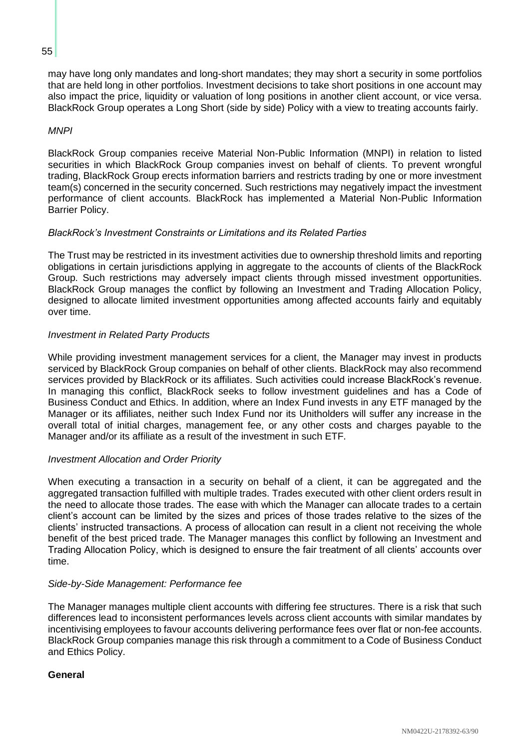may have long only mandates and long-short mandates; they may short a security in some portfolios that are held long in other portfolios. Investment decisions to take short positions in one account may also impact the price, liquidity or valuation of long positions in another client account, or vice versa. BlackRock Group operates a Long Short (side by side) Policy with a view to treating accounts fairly.

*MNPI*

BlackRock Group companies receive Material Non-Public Information (MNPI) in relation to listed securities in which BlackRock Group companies invest on behalf of clients. To prevent wrongful trading, BlackRock Group erects information barriers and restricts trading by one or more investment team(s) concerned in the security concerned. Such restrictions may negatively impact the investment performance of client accounts. BlackRock has implemented a Material Non-Public Information Barrier Policy.

*BlackRock's Investment Constraints or Limitations and its Related Parties*

The Trust may be restricted in its investment activities due to ownership threshold limits and reporting obligations in certain jurisdictions applying in aggregate to the accounts of clients of the BlackRock Group. Such restrictions may adversely impact clients through missed investment opportunities. BlackRock Group manages the conflict by following an Investment and Trading Allocation Policy, designed to allocate limited investment opportunities among affected accounts fairly and equitably over time.

*Investment in Related Party Products*

While providing investment management services for a client, the Manager may invest in products serviced by BlackRock Group companies on behalf of other clients. BlackRock may also recommend services provided by BlackRock or its affiliates. Such activities could increase BlackRock's revenue. In managing this conflict, BlackRock seeks to follow investment guidelines and has a Code of Business Conduct and Ethics. In addition, where an Index Fund invests in any ETF managed by the Manager or its affiliates, neither such Index Fund nor its Unitholders will suffer any increase in the overall total of initial charges, management fee, or any other costs and charges payable to the Manager and/or its affiliate as a result of the investment in such ETF.

*Investment Allocation and Order Priority*

When executing a transaction in a security on behalf of a client, it can be aggregated and the aggregated transaction fulfilled with multiple trades. Trades executed with other client orders result in the need to allocate those trades. The ease with which the Manager can allocate trades to a certain client's account can be limited by the sizes and prices of those trades relative to the sizes of the clients' instructed transactions. A process of allocation can result in a client not receiving the whole benefit of the best priced trade. The Manager manages this conflict by following an Investment and Trading Allocation Policy, which is designed to ensure the fair treatment of all clients' accounts over time.

*Side-by-Side Management: Performance fee*

The Manager manages multiple client accounts with differing fee structures. There is a risk that such differences lead to inconsistent performances levels across client accounts with similar mandates by incentivising employees to favour accounts delivering performance fees over flat or non-fee accounts. BlackRock Group companies manage this risk through a commitment to a Code of Business Conduct and Ethics Policy.

**General**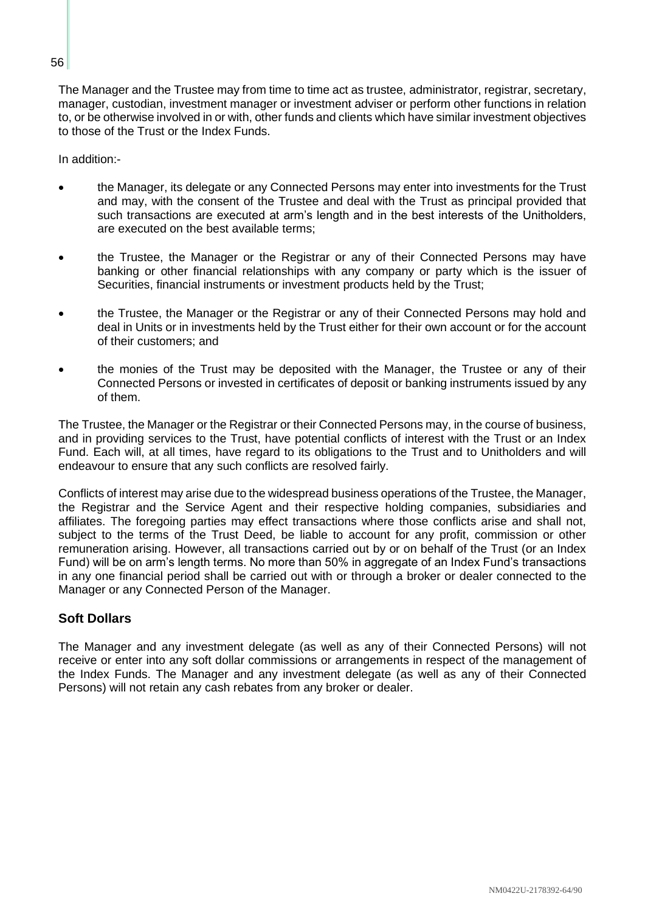The Manager and the Trustee may from time to time act as trustee, administrator, registrar, secretary, manager, custodian, investment manager or investment adviser or perform other functions in relation to, or be otherwise involved in or with, other funds and clients which have similar investment objectives to those of the Trust or the Index Funds.

In addition:-

- the Manager, its delegate or any Connected Persons may enter into investments for the Trust and may, with the consent of the Trustee and deal with the Trust as principal provided that such transactions are executed at arm's length and in the best interests of the Unitholders, are executed on the best available terms;
- the Trustee, the Manager or the Registrar or any of their Connected Persons may have banking or other financial relationships with any company or party which is the issuer of Securities, financial instruments or investment products held by the Trust;
- the Trustee, the Manager or the Registrar or any of their Connected Persons may hold and deal in Units or in investments held by the Trust either for their own account or for the account of their customers; and
- the monies of the Trust may be deposited with the Manager, the Trustee or any of their Connected Persons or invested in certificates of deposit or banking instruments issued by any of them.

The Trustee, the Manager or the Registrar or their Connected Persons may, in the course of business, and in providing services to the Trust, have potential conflicts of interest with the Trust or an Index Fund. Each will, at all times, have regard to its obligations to the Trust and to Unitholders and will endeavour to ensure that any such conflicts are resolved fairly.

Conflicts of interest may arise due to the widespread business operations of the Trustee, the Manager, the Registrar and the Service Agent and their respective holding companies, subsidiaries and affiliates. The foregoing parties may effect transactions where those conflicts arise and shall not, subject to the terms of the Trust Deed, be liable to account for any profit, commission or other remuneration arising. However, all transactions carried out by or on behalf of the Trust (or an Index Fund) will be on arm's length terms. No more than 50% in aggregate of an Index Fund's transactions in any one financial period shall be carried out with or through a broker or dealer connected to the Manager or any Connected Person of the Manager.

### Soft Dollars

The Manager and any investment delegate (as well as any of their Connected Persons) will not receive or enter into any soft dollar commissions or arrangements in respect of the management of the Index Funds. The Manager and any investment delegate (as well as any of their Connected Persons) will not retain any cash rebates from any broker or dealer.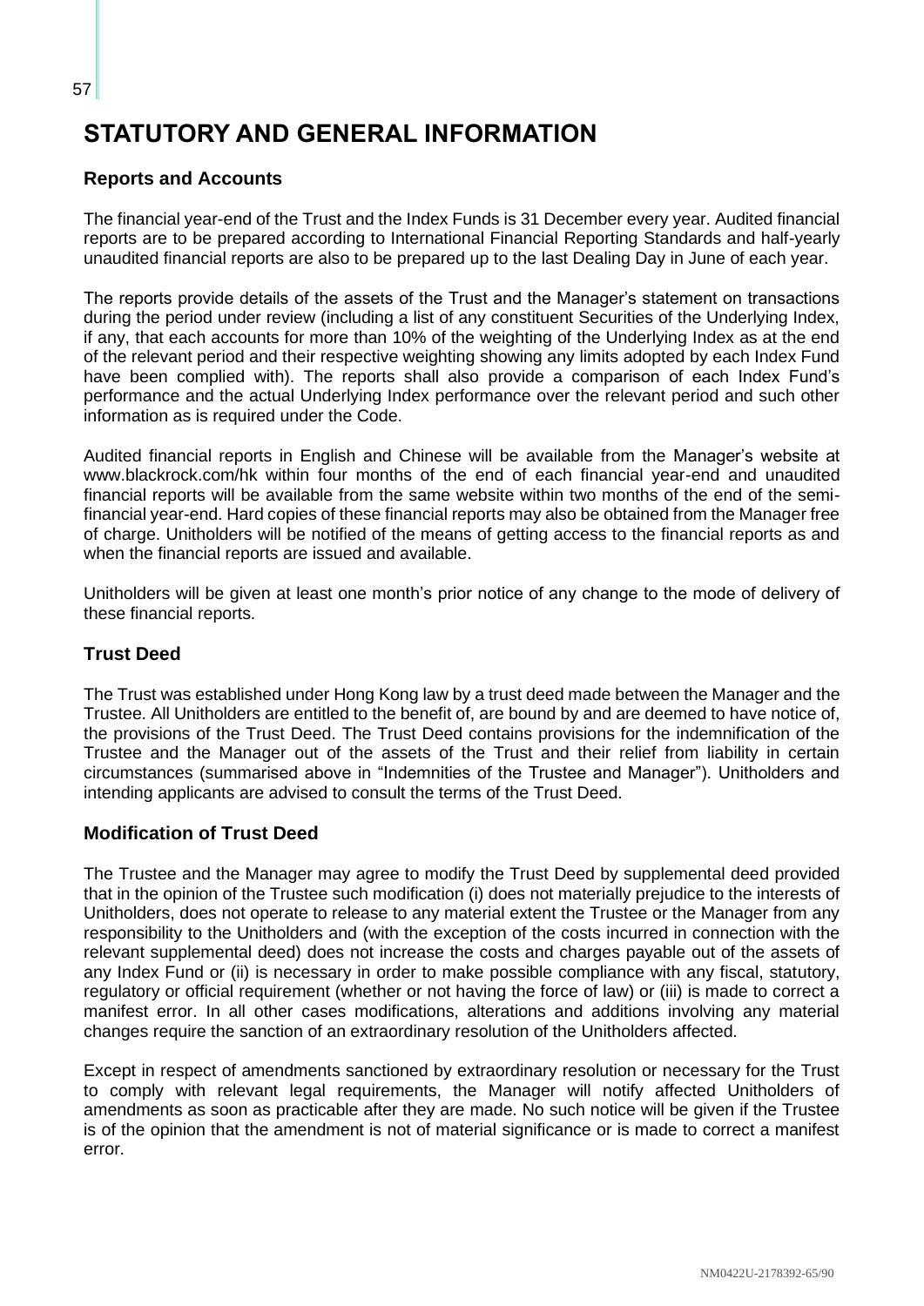# STATUTORY AND GENERAL INFORMATION

## Reports and Accounts

The financial year-end of the Trust and the Index Funds is 31 December every year. Audited financial reports are to be prepared according to International Financial Reporting Standards and half-yearly unaudited financial reports are also to be prepared up to the last Dealing Day in June of each year.

The reports provide details of the assets of the Trust and the Manager's statement on transactions during the period under review (including a list of any constituent Securities of the Underlying Index, if any, that each accounts for more than 10% of the weighting of the Underlying Index as at the end of the relevant period and their respective weighting showing any limits adopted by each Index Fund have been complied with). The reports shall also provide a comparison of each Index Fund's performance and the actual Underlying Index performance over the relevant period and such other information as is required under the Code.

Audited financial reports in English and Chinese will be available from the Manager's website at www.blackrock.com/hk within four months of the end of each financial year-end and unaudited financial reports will be available from the same website within two months of the end of the semi-financial year-end. Hard copies of these financial reports may also be obtained from the Manager free of charge. Unitholders will be notified of the means of getting access to the financial reports as and when the financial reports are issued and available.

Unitholders will be given at least one month's prior notice of any change to the mode of delivery of these financial reports.

## Trust Deed

The Trust was established under Hong Kong law by a trust deed made between the Manager and the Trustee. All Unitholders are entitled to the benefit of, are bound by and are deemed to have notice of, the provisions of the Trust Deed. The Trust Deed contains provisions for the indemnification of the Trustee and the Manager out of the assets of the Trust and their relief from liability in certain circumstances (summarised above in "Indemnities of the Trustee and Manager"). Unitholders and intending applicants are advised to consult the terms of the Trust Deed.

## Modification of Trust Deed

The Trustee and the Manager may agree to modify the Trust Deed by supplemental deed provided that in the opinion of the Trustee such modification (i) does not materially prejudice to the interests of Unitholders, does not operate to release to any material extent the Trustee or the Manager from any responsibility to the Unitholders and (with the exception of the costs incurred in connection with the relevant supplemental deed) does not increase the costs and charges payable out of the assets of any Index Fund or (ii) is necessary in order to make possible compliance with any fiscal, statutory, regulatory or official requirement (whether or not having the force of law) or (iii) is made to correct a manifest error. In all other cases modifications, alterations and additions involving any material changes require the sanction of an extraordinary resolution of the Unitholders affected.

Except in respect of amendments sanctioned by extraordinary resolution or necessary for the Trust to comply with relevant legal requirements, the Manager will notify affected Unitholders of amendments as soon as practicable after they are made. No such notice will be given if the Trustee is of the opinion that the amendment is not of material significance or is made to correct a manifest error.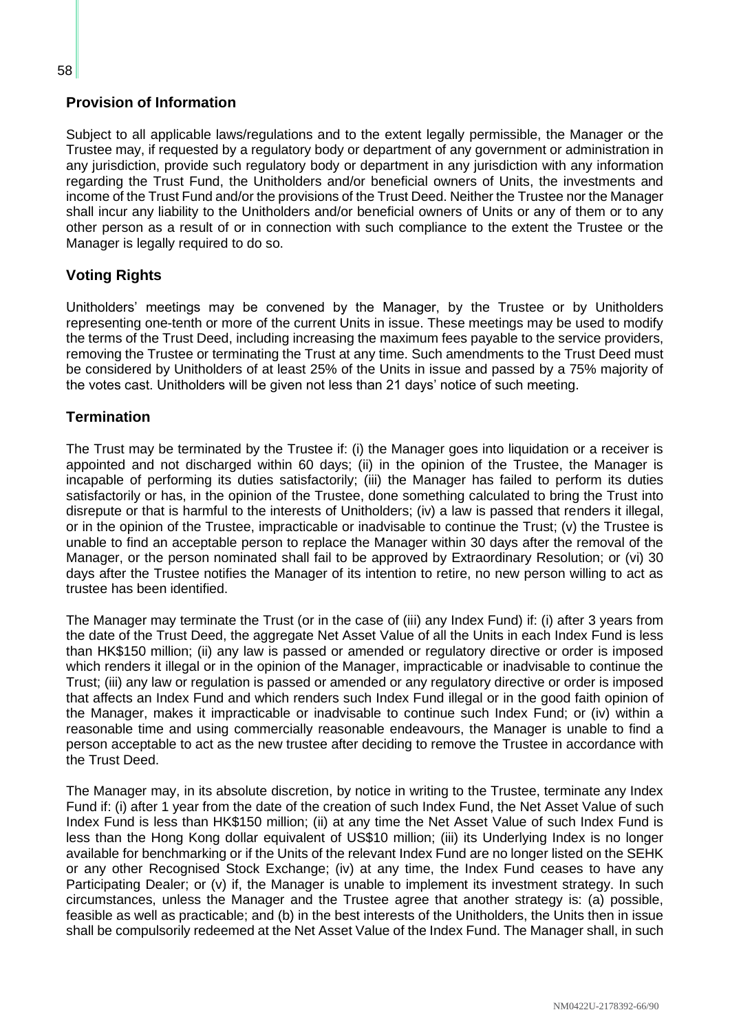## Provision of Information

Subject to all applicable laws/regulations and to the extent legally permissible, the Manager or the Trustee may, if requested by a regulatory body or department of any government or administration in any jurisdiction, provide such regulatory body or department in any jurisdiction with any information regarding the Trust Fund, the Unitholders and/or beneficial owners of Units, the investments and income of the Trust Fund and/or the provisions of the Trust Deed. Neither the Trustee nor the Manager shall incur any liability to the Unitholders and/or beneficial owners of Units or any of them or to any other person as a result of or in connection with such compliance to the extent the Trustee or the Manager is legally required to do so.

## Voting Rights

Unitholders' meetings may be convened by the Manager, by the Trustee or by Unitholders representing one-tenth or more of the current Units in issue. These meetings may be used to modify the terms of the Trust Deed, including increasing the maximum fees payable to the service providers, removing the Trustee or terminating the Trust at any time. Such amendments to the Trust Deed must be considered by Unitholders of at least 25% of the Units in issue and passed by a 75% majority of the votes cast. Unitholders will be given not less than 21 days' notice of such meeting.

## Termination

The Trust may be terminated by the Trustee if: (i) the Manager goes into liquidation or a receiver is appointed and not discharged within 60 days; (ii) in the opinion of the Trustee, the Manager is incapable of performing its duties satisfactorily; (iii) the Manager has failed to perform its duties satisfactorily or has, in the opinion of the Trustee, done something calculated to bring the Trust into disrepute or that is harmful to the interests of Unitholders; (iv) a law is passed that renders it illegal, or in the opinion of the Trustee, impracticable or inadvisable to continue the Trust; (v) the Trustee is unable to find an acceptable person to replace the Manager within 30 days after the removal of the Manager, or the person nominated shall fail to be approved by Extraordinary Resolution; or (vi) 30 days after the Trustee notifies the Manager of its intention to retire, no new person willing to act as trustee has been identified.

The Manager may terminate the Trust (or in the case of (iii) any Index Fund) if: (i) after 3 years from the date of the Trust Deed, the aggregate Net Asset Value of all the Units in each Index Fund is less than HK$150 million; (ii) any law is passed or amended or regulatory directive or order is imposed which renders it illegal or in the opinion of the Manager, impracticable or inadvisable to continue the Trust; (iii) any law or regulation is passed or amended or any regulatory directive or order is imposed that affects an Index Fund and which renders such Index Fund illegal or in the good faith opinion of the Manager, makes it impracticable or inadvisable to continue such Index Fund; or (iv) within a reasonable time and using commercially reasonable endeavours, the Manager is unable to find a person acceptable to act as the new trustee after deciding to remove the Trustee in accordance with the Trust Deed.

The Manager may, in its absolute discretion, by notice in writing to the Trustee, terminate any Index Fund if: (i) after 1 year from the date of the creation of such Index Fund, the Net Asset Value of such Index Fund is less than HK$150 million; (ii) at any time the Net Asset Value of such Index Fund is less than the Hong Kong dollar equivalent of US$10 million; (iii) its Underlying Index is no longer available for benchmarking or if the Units of the relevant Index Fund are no longer listed on the SEHK or any other Recognised Stock Exchange; (iv) at any time, the Index Fund ceases to have any Participating Dealer; or (v) if, the Manager is unable to implement its investment strategy. In such circumstances, unless the Manager and the Trustee agree that another strategy is: (a) possible, feasible as well as practicable; and (b) in the best interests of the Unitholders, the Units then in issue shall be compulsorily redeemed at the Net Asset Value of the Index Fund. The Manager shall, in such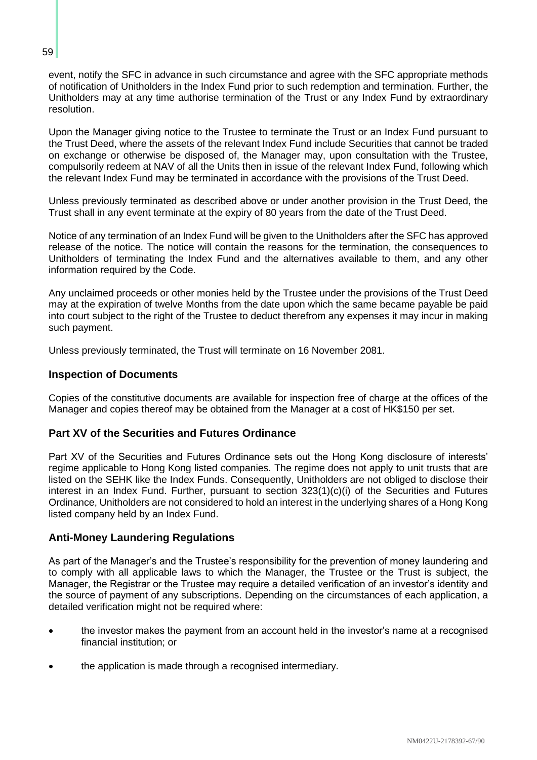event, notify the SFC in advance in such circumstance and agree with the SFC appropriate methods of notification of Unitholders in the Index Fund prior to such redemption and termination. Further, the Unitholders may at any time authorise termination of the Trust or any Index Fund by extraordinary resolution.

Upon the Manager giving notice to the Trustee to terminate the Trust or an Index Fund pursuant to the Trust Deed, where the assets of the relevant Index Fund include Securities that cannot be traded on exchange or otherwise be disposed of, the Manager may, upon consultation with the Trustee, compulsorily redeem at NAV of all the Units then in issue of the relevant Index Fund, following which the relevant Index Fund may be terminated in accordance with the provisions of the Trust Deed.

Unless previously terminated as described above or under another provision in the Trust Deed, the Trust shall in any event terminate at the expiry of 80 years from the date of the Trust Deed.

Notice of any termination of an Index Fund will be given to the Unitholders after the SFC has approved release of the notice. The notice will contain the reasons for the termination, the consequences to Unitholders of terminating the Index Fund and the alternatives available to them, and any other information required by the Code.

Any unclaimed proceeds or other monies held by the Trustee under the provisions of the Trust Deed may at the expiration of twelve Months from the date upon which the same became payable be paid into court subject to the right of the Trustee to deduct therefrom any expenses it may incur in making such payment.

Unless previously terminated, the Trust will terminate on 16 November 2081.

## Inspection of Documents

Copies of the constitutive documents are available for inspection free of charge at the offices of the Manager and copies thereof may be obtained from the Manager at a cost of HK$150 per set.

## Part XV of the Securities and Futures Ordinance

Part XV of the Securities and Futures Ordinance sets out the Hong Kong disclosure of interests' regime applicable to Hong Kong listed companies. The regime does not apply to unit trusts that are listed on the SEHK like the Index Funds. Consequently, Unitholders are not obliged to disclose their interest in an Index Fund. Further, pursuant to section 323(1)(c)(i) of the Securities and Futures Ordinance, Unitholders are not considered to hold an interest in the underlying shares of a Hong Kong listed company held by an Index Fund.

## Anti-Money Laundering Regulations

As part of the Manager's and the Trustee's responsibility for the prevention of money laundering and to comply with all applicable laws to which the Manager, the Trustee or the Trust is subject, the Manager, the Registrar or the Trustee may require a detailed verification of an investor's identity and the source of payment of any subscriptions. Depending on the circumstances of each application, a detailed verification might not be required where:

- the investor makes the payment from an account held in the investor's name at a recognised financial institution; or
- the application is made through a recognised intermediary.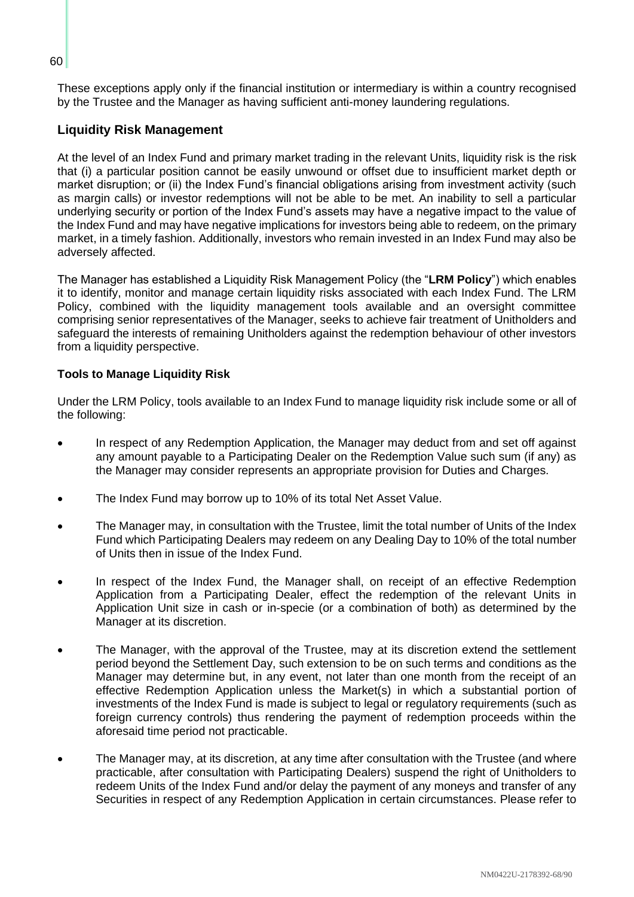These exceptions apply only if the financial institution or intermediary is within a country recognised by the Trustee and the Manager as having sufficient anti-money laundering regulations.

## Liquidity Risk Management

At the level of an Index Fund and primary market trading in the relevant Units, liquidity risk is the risk that (i) a particular position cannot be easily unwound or offset due to insufficient market depth or market disruption; or (ii) the Index Fund's financial obligations arising from investment activity (such as margin calls) or investor redemptions will not be able to be met. An inability to sell a particular underlying security or portion of the Index Fund's assets may have a negative impact to the value of the Index Fund and may have negative implications for investors being able to redeem, on the primary market, in a timely fashion. Additionally, investors who remain invested in an Index Fund may also be adversely affected.

The Manager has established a Liquidity Risk Management Policy (the "**LRM Policy**") which enables it to identify, monitor and manage certain liquidity risks associated with each Index Fund. The LRM Policy, combined with the liquidity management tools available and an oversight committee comprising senior representatives of the Manager, seeks to achieve fair treatment of Unitholders and safeguard the interests of remaining Unitholders against the redemption behaviour of other investors from a liquidity perspective.

### Tools to Manage Liquidity Risk

Under the LRM Policy, tools available to an Index Fund to manage liquidity risk include some or all of the following:

- In respect of any Redemption Application, the Manager may deduct from and set off against any amount payable to a Participating Dealer on the Redemption Value such sum (if any) as the Manager may consider represents an appropriate provision for Duties and Charges.
- The Index Fund may borrow up to 10% of its total Net Asset Value.
- The Manager may, in consultation with the Trustee, limit the total number of Units of the Index Fund which Participating Dealers may redeem on any Dealing Day to 10% of the total number of Units then in issue of the Index Fund.
- In respect of the Index Fund, the Manager shall, on receipt of an effective Redemption Application from a Participating Dealer, effect the redemption of the relevant Units in Application Unit size in cash or in-specie (or a combination of both) as determined by the Manager at its discretion.
- The Manager, with the approval of the Trustee, may at its discretion extend the settlement period beyond the Settlement Day, such extension to be on such terms and conditions as the Manager may determine but, in any event, not later than one month from the receipt of an effective Redemption Application unless the Market(s) in which a substantial portion of investments of the Index Fund is made is subject to legal or regulatory requirements (such as foreign currency controls) thus rendering the payment of redemption proceeds within the aforesaid time period not practicable.
- The Manager may, at its discretion, at any time after consultation with the Trustee (and where practicable, after consultation with Participating Dealers) suspend the right of Unitholders to redeem Units of the Index Fund and/or delay the payment of any moneys and transfer of any Securities in respect of any Redemption Application in certain circumstances. Please refer to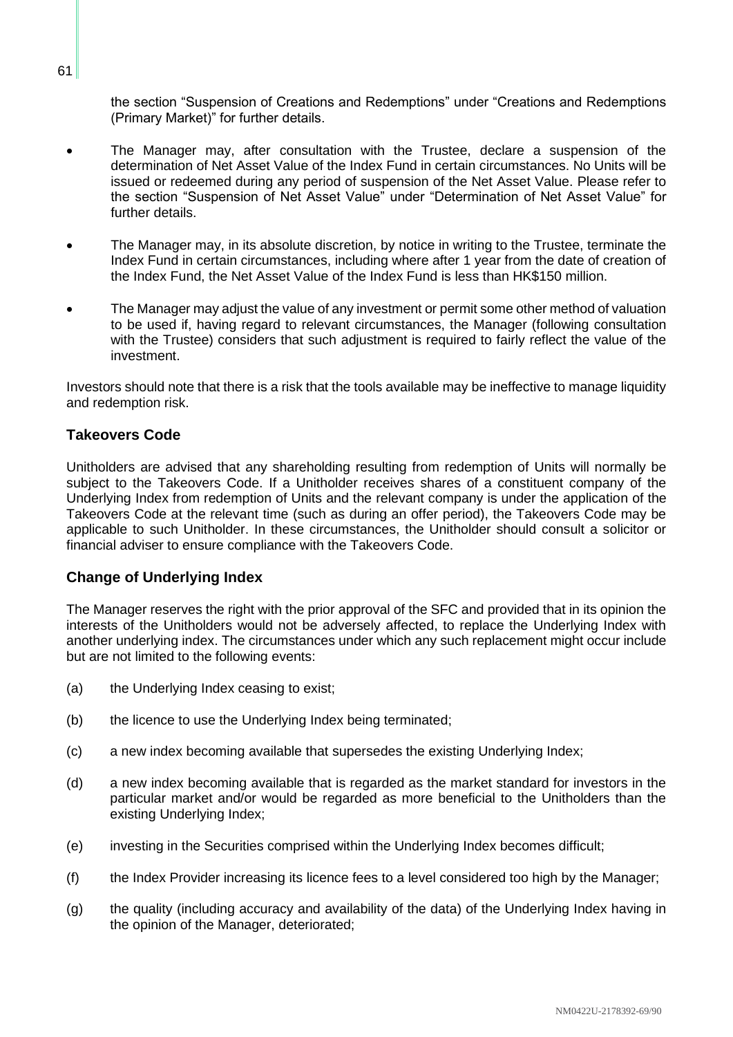the section "Suspension of Creations and Redemptions" under "Creations and Redemptions (Primary Market)" for further details.

- The Manager may, after consultation with the Trustee, declare a suspension of the determination of Net Asset Value of the Index Fund in certain circumstances. No Units will be issued or redeemed during any period of suspension of the Net Asset Value. Please refer to the section "Suspension of Net Asset Value" under "Determination of Net Asset Value" for further details.

- The Manager may, in its absolute discretion, by notice in writing to the Trustee, terminate the Index Fund in certain circumstances, including where after 1 year from the date of creation of the Index Fund, the Net Asset Value of the Index Fund is less than HK$150 million.

- The Manager may adjust the value of any investment or permit some other method of valuation to be used if, having regard to relevant circumstances, the Manager (following consultation with the Trustee) considers that such adjustment is required to fairly reflect the value of the investment.

Investors should note that there is a risk that the tools available may be ineffective to manage liquidity and redemption risk.

## Takeovers Code

Unitholders are advised that any shareholding resulting from redemption of Units will normally be subject to the Takeovers Code. If a Unitholder receives shares of a constituent company of the Underlying Index from redemption of Units and the relevant company is under the application of the Takeovers Code at the relevant time (such as during an offer period), the Takeovers Code may be applicable to such Unitholder. In these circumstances, the Unitholder should consult a solicitor or financial adviser to ensure compliance with the Takeovers Code.

## Change of Underlying Index

The Manager reserves the right with the prior approval of the SFC and provided that in its opinion the interests of the Unitholders would not be adversely affected, to replace the Underlying Index with another underlying index. The circumstances under which any such replacement might occur include but are not limited to the following events:

(a) the Underlying Index ceasing to exist;

(b) the licence to use the Underlying Index being terminated;

(c) a new index becoming available that supersedes the existing Underlying Index;

(d) a new index becoming available that is regarded as the market standard for investors in the particular market and/or would be regarded as more beneficial to the Unitholders than the existing Underlying Index;

(e) investing in the Securities comprised within the Underlying Index becomes difficult;

(f) the Index Provider increasing its licence fees to a level considered too high by the Manager;

(g) the quality (including accuracy and availability of the data) of the Underlying Index having in the opinion of the Manager, deteriorated;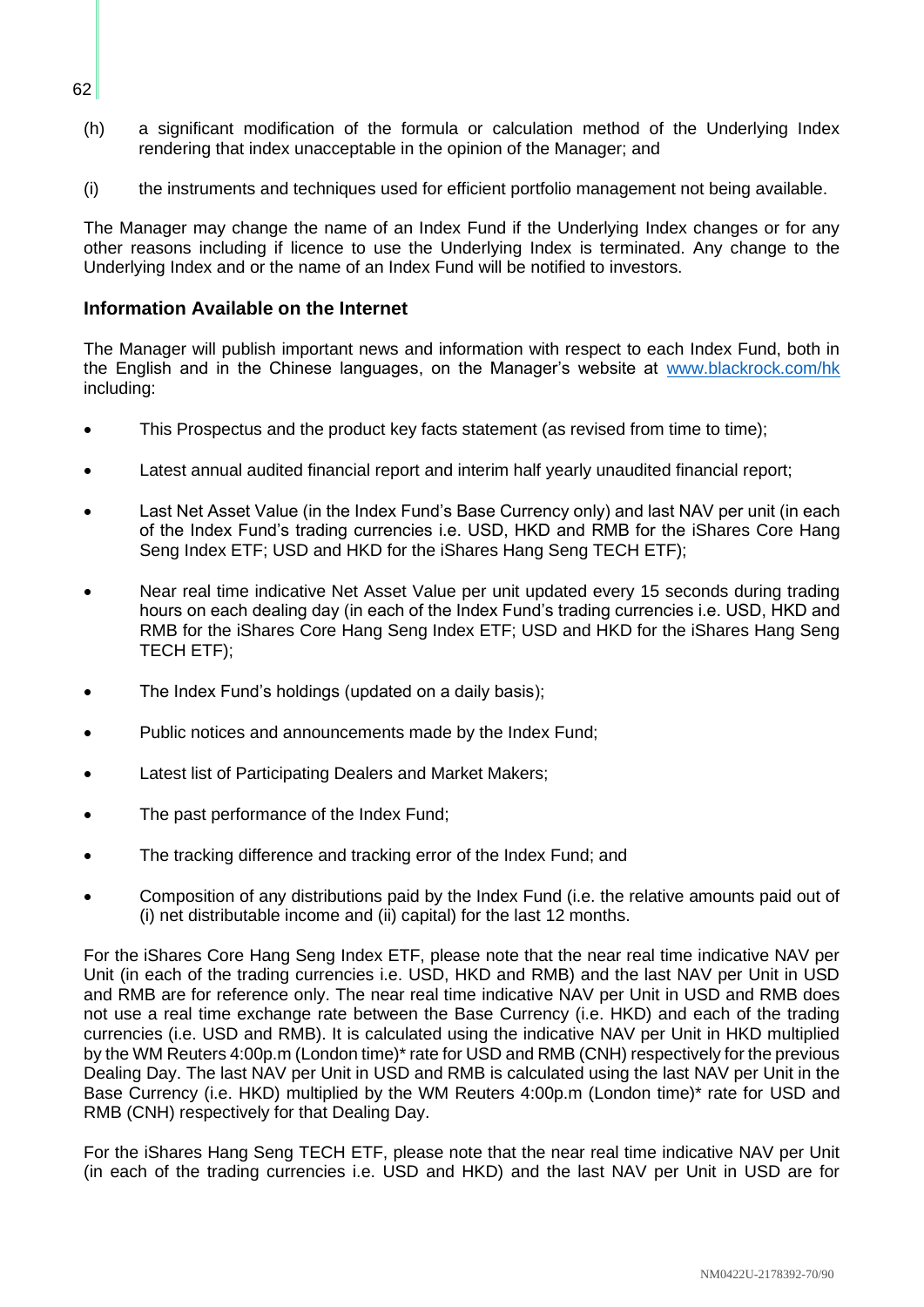(h) a significant modification of the formula or calculation method of the Underlying Index rendering that index unacceptable in the opinion of the Manager; and

(i) the instruments and techniques used for efficient portfolio management not being available.

The Manager may change the name of an Index Fund if the Underlying Index changes or for any other reasons including if licence to use the Underlying Index is terminated. Any change to the Underlying Index and or the name of an Index Fund will be notified to investors.

### Information Available on the Internet

The Manager will publish important news and information with respect to each Index Fund, both in the English and in the Chinese languages, on the Manager's website at www.blackrock.com/hk including:

- This Prospectus and the product key facts statement (as revised from time to time);
- Latest annual audited financial report and interim half yearly unaudited financial report;
- Last Net Asset Value (in the Index Fund's Base Currency only) and last NAV per unit (in each of the Index Fund's trading currencies i.e. USD, HKD and RMB for the iShares Core Hang Seng Index ETF; USD and HKD for the iShares Hang Seng TECH ETF);
- Near real time indicative Net Asset Value per unit updated every 15 seconds during trading hours on each dealing day (in each of the Index Fund's trading currencies i.e. USD, HKD and RMB for the iShares Core Hang Seng Index ETF; USD and HKD for the iShares Hang Seng TECH ETF);
- The Index Fund's holdings (updated on a daily basis);
- Public notices and announcements made by the Index Fund;
- Latest list of Participating Dealers and Market Makers;
- The past performance of the Index Fund;
- The tracking difference and tracking error of the Index Fund; and
- Composition of any distributions paid by the Index Fund (i.e. the relative amounts paid out of (i) net distributable income and (ii) capital) for the last 12 months.

For the iShares Core Hang Seng Index ETF, please note that the near real time indicative NAV per Unit (in each of the trading currencies i.e. USD, HKD and RMB) and the last NAV per Unit in USD and RMB are for reference only. The near real time indicative NAV per Unit in USD and RMB does not use a real time exchange rate between the Base Currency (i.e. HKD) and each of the trading currencies (i.e. USD and RMB). It is calculated using the indicative NAV per Unit in HKD multiplied by the WM Reuters 4:00p.m (London time)* rate for USD and RMB (CNH) respectively for the previous Dealing Day. The last NAV per Unit in USD and RMB is calculated using the last NAV per Unit in the Base Currency (i.e. HKD) multiplied by the WM Reuters 4:00p.m (London time)* rate for USD and RMB (CNH) respectively for that Dealing Day.

For the iShares Hang Seng TECH ETF, please note that the near real time indicative NAV per Unit (in each of the trading currencies i.e. USD and HKD) and the last NAV per Unit in USD are for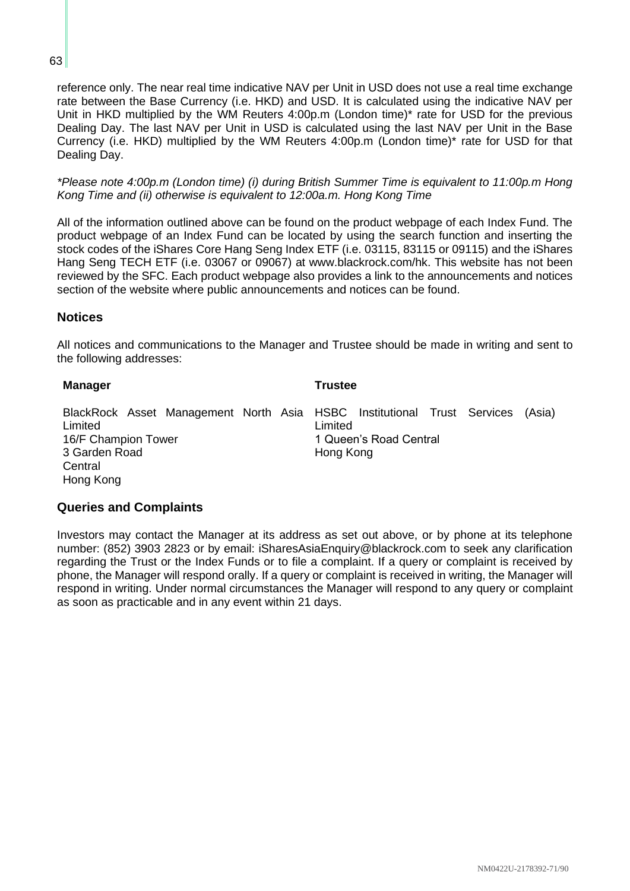reference only. The near real time indicative NAV per Unit in USD does not use a real time exchange rate between the Base Currency (i.e. HKD) and USD. It is calculated using the indicative NAV per Unit in HKD multiplied by the WM Reuters 4:00p.m (London time)* rate for USD for the previous Dealing Day. The last NAV per Unit in USD is calculated using the last NAV per Unit in the Base Currency (i.e. HKD) multiplied by the WM Reuters 4:00p.m (London time)* rate for USD for that Dealing Day.

*\*Please note 4:00p.m (London time) (i) during British Summer Time is equivalent to 11:00p.m Hong Kong Time and (ii) otherwise is equivalent to 12:00a.m. Hong Kong Time*

All of the information outlined above can be found on the product webpage of each Index Fund. The product webpage of an Index Fund can be located by using the search function and inserting the stock codes of the iShares Core Hang Seng Index ETF (i.e. 03115, 83115 or 09115) and the iShares Hang Seng TECH ETF (i.e. 03067 or 09067) at www.blackrock.com/hk. This website has not been reviewed by the SFC. Each product webpage also provides a link to the announcements and notices section of the website where public announcements and notices can be found.

## Notices

All notices and communications to the Manager and Trustee should be made in writing and sent to the following addresses:

| **Manager** | **Trustee** |
|---|---|
| BlackRock Asset Management North Asia Limited<br>16/F Champion Tower<br>3 Garden Road<br>Central<br>Hong Kong | HSBC Institutional Trust Services (Asia) Limited<br>1 Queen's Road Central<br>Hong Kong |

## Queries and Complaints

Investors may contact the Manager at its address as set out above, or by phone at its telephone number: (852) 3903 2823 or by email: iSharesAsiaEnquiry@blackrock.com to seek any clarification regarding the Trust or the Index Funds or to file a complaint. If a query or complaint is received by phone, the Manager will respond orally. If a query or complaint is received in writing, the Manager will respond in writing. Under normal circumstances the Manager will respond to any query or complaint as soon as practicable and in any event within 21 days.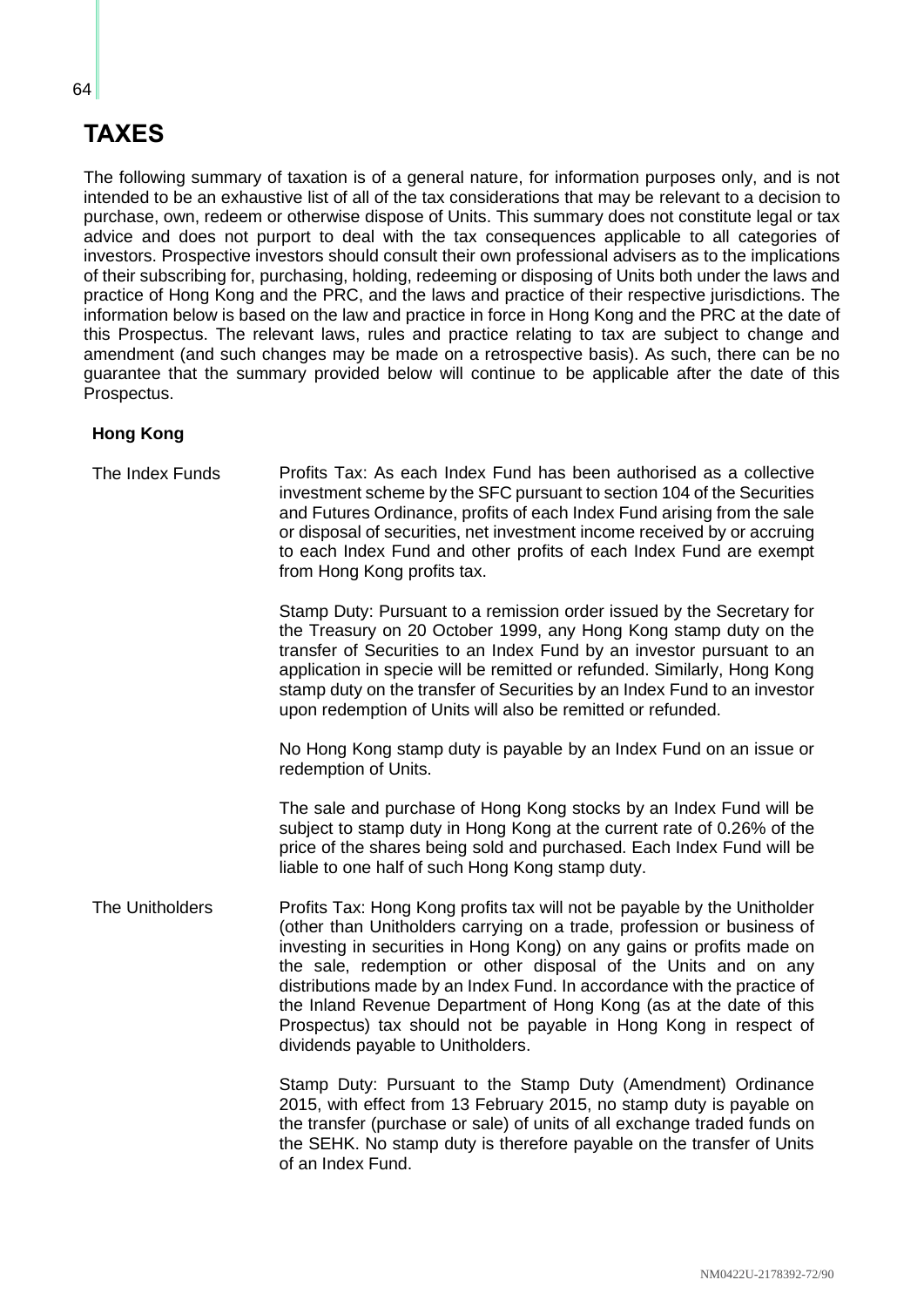# TAXES

The following summary of taxation is of a general nature, for information purposes only, and is not intended to be an exhaustive list of all of the tax considerations that may be relevant to a decision to purchase, own, redeem or otherwise dispose of Units. This summary does not constitute legal or tax advice and does not purport to deal with the tax consequences applicable to all categories of investors. Prospective investors should consult their own professional advisers as to the implications of their subscribing for, purchasing, holding, redeeming or disposing of Units both under the laws and practice of Hong Kong and the PRC, and the laws and practice of their respective jurisdictions. The information below is based on the law and practice in force in Hong Kong and the PRC at the date of this Prospectus. The relevant laws, rules and practice relating to tax are subject to change and amendment (and such changes may be made on a retrospective basis). As such, there can be no guarantee that the summary provided below will continue to be applicable after the date of this Prospectus.

## Hong Kong

**The Index Funds**

Profits Tax: As each Index Fund has been authorised as a collective investment scheme by the SFC pursuant to section 104 of the Securities and Futures Ordinance, profits of each Index Fund arising from the sale or disposal of securities, net investment income received by or accruing to each Index Fund and other profits of each Index Fund are exempt from Hong Kong profits tax.

Stamp Duty: Pursuant to a remission order issued by the Secretary for the Treasury on 20 October 1999, any Hong Kong stamp duty on the transfer of Securities to an Index Fund by an investor pursuant to an application in specie will be remitted or refunded. Similarly, Hong Kong stamp duty on the transfer of Securities by an Index Fund to an investor upon redemption of Units will also be remitted or refunded.

No Hong Kong stamp duty is payable by an Index Fund on an issue or redemption of Units.

The sale and purchase of Hong Kong stocks by an Index Fund will be subject to stamp duty in Hong Kong at the current rate of 0.26% of the price of the shares being sold and purchased. Each Index Fund will be liable to one half of such Hong Kong stamp duty.

**The Unitholders**

Profits Tax: Hong Kong profits tax will not be payable by the Unitholder (other than Unitholders carrying on a trade, profession or business of investing in securities in Hong Kong) on any gains or profits made on the sale, redemption or other disposal of the Units and on any distributions made by an Index Fund. In accordance with the practice of the Inland Revenue Department of Hong Kong (as at the date of this Prospectus) tax should not be payable in Hong Kong in respect of dividends payable to Unitholders.

Stamp Duty: Pursuant to the Stamp Duty (Amendment) Ordinance 2015, with effect from 13 February 2015, no stamp duty is payable on the transfer (purchase or sale) of units of all exchange traded funds on the SEHK. No stamp duty is therefore payable on the transfer of Units of an Index Fund.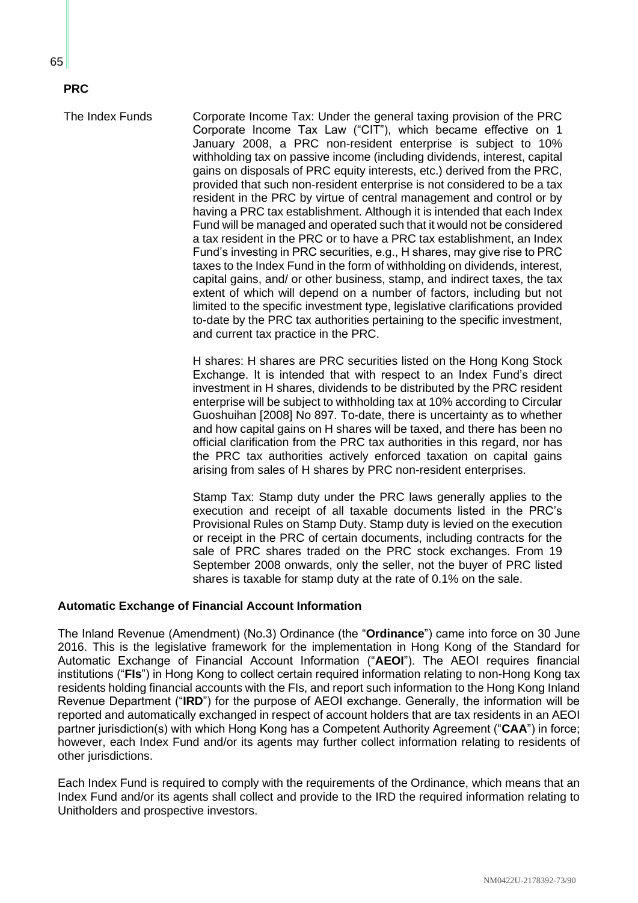**PRC**

The Index Funds

Corporate Income Tax: Under the general taxing provision of the PRC Corporate Income Tax Law ("CIT"), which became effective on 1 January 2008, a PRC non-resident enterprise is subject to 10% withholding tax on passive income (including dividends, interest, capital gains on disposals of PRC equity interests, etc.) derived from the PRC, provided that such non-resident enterprise is not considered to be a tax resident in the PRC by virtue of central management and control or by having a PRC tax establishment. Although it is intended that each Index Fund will be managed and operated such that it would not be considered a tax resident in the PRC or to have a PRC tax establishment, an Index Fund's investing in PRC securities, e.g., H shares, may give rise to PRC taxes to the Index Fund in the form of withholding on dividends, interest, capital gains, and/ or other business, stamp, and indirect taxes, the tax extent of which will depend on a number of factors, including but not limited to the specific investment type, legislative clarifications provided to-date by the PRC tax authorities pertaining to the specific investment, and current tax practice in the PRC.

H shares: H shares are PRC securities listed on the Hong Kong Stock Exchange. It is intended that with respect to an Index Fund's direct investment in H shares, dividends to be distributed by the PRC resident enterprise will be subject to withholding tax at 10% according to Circular Guoshuihan [2008] No 897. To-date, there is uncertainty as to whether and how capital gains on H shares will be taxed, and there has been no official clarification from the PRC tax authorities in this regard, nor has the PRC tax authorities actively enforced taxation on capital gains arising from sales of H shares by PRC non-resident enterprises.

Stamp Tax: Stamp duty under the PRC laws generally applies to the execution and receipt of all taxable documents listed in the PRC's Provisional Rules on Stamp Duty. Stamp duty is levied on the execution or receipt in the PRC of certain documents, including contracts for the sale of PRC shares traded on the PRC stock exchanges. From 19 September 2008 onwards, only the seller, not the buyer of PRC listed shares is taxable for stamp duty at the rate of 0.1% on the sale.

**Automatic Exchange of Financial Account Information**

The Inland Revenue (Amendment) (No.3) Ordinance (the "**Ordinance**") came into force on 30 June 2016. This is the legislative framework for the implementation in Hong Kong of the Standard for Automatic Exchange of Financial Account Information ("**AEOI**"). The AEOI requires financial institutions ("**FIs**") in Hong Kong to collect certain required information relating to non-Hong Kong tax residents holding financial accounts with the FIs, and report such information to the Hong Kong Inland Revenue Department ("**IRD**") for the purpose of AEOI exchange. Generally, the information will be reported and automatically exchanged in respect of account holders that are tax residents in an AEOI partner jurisdiction(s) with which Hong Kong has a Competent Authority Agreement ("**CAA**") in force; however, each Index Fund and/or its agents may further collect information relating to residents of other jurisdictions.

Each Index Fund is required to comply with the requirements of the Ordinance, which means that an Index Fund and/or its agents shall collect and provide to the IRD the required information relating to Unitholders and prospective investors.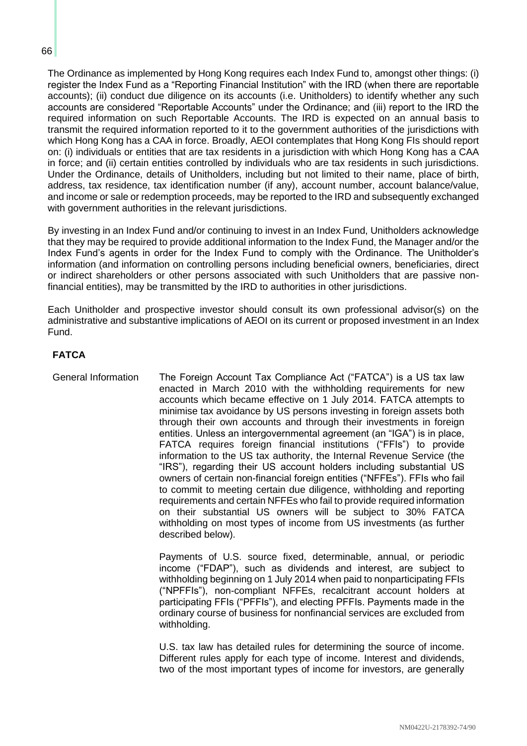The Ordinance as implemented by Hong Kong requires each Index Fund to, amongst other things: (i) register the Index Fund as a "Reporting Financial Institution" with the IRD (when there are reportable accounts); (ii) conduct due diligence on its accounts (i.e. Unitholders) to identify whether any such accounts are considered "Reportable Accounts" under the Ordinance; and (iii) report to the IRD the required information on such Reportable Accounts. The IRD is expected on an annual basis to transmit the required information reported to it to the government authorities of the jurisdictions with which Hong Kong has a CAA in force. Broadly, AEOI contemplates that Hong Kong FIs should report on: (i) individuals or entities that are tax residents in a jurisdiction with which Hong Kong has a CAA in force; and (ii) certain entities controlled by individuals who are tax residents in such jurisdictions. Under the Ordinance, details of Unitholders, including but not limited to their name, place of birth, address, tax residence, tax identification number (if any), account number, account balance/value, and income or sale or redemption proceeds, may be reported to the IRD and subsequently exchanged with government authorities in the relevant jurisdictions.

By investing in an Index Fund and/or continuing to invest in an Index Fund, Unitholders acknowledge that they may be required to provide additional information to the Index Fund, the Manager and/or the Index Fund's agents in order for the Index Fund to comply with the Ordinance. The Unitholder's information (and information on controlling persons including beneficial owners, beneficiaries, direct or indirect shareholders or other persons associated with such Unitholders that are passive non-financial entities), may be transmitted by the IRD to authorities in other jurisdictions.

Each Unitholder and prospective investor should consult its own professional advisor(s) on the administrative and substantive implications of AEOI on its current or proposed investment in an Index Fund.

## FATCA

**General Information**

The Foreign Account Tax Compliance Act ("FATCA") is a US tax law enacted in March 2010 with the withholding requirements for new accounts which became effective on 1 July 2014. FATCA attempts to minimise tax avoidance by US persons investing in foreign assets both through their own accounts and through their investments in foreign entities. Unless an intergovernmental agreement (an "IGA") is in place, FATCA requires foreign financial institutions ("FFIs") to provide information to the US tax authority, the Internal Revenue Service (the "IRS"), regarding their US account holders including substantial US owners of certain non-financial foreign entities ("NFFEs"). FFIs who fail to commit to meeting certain due diligence, withholding and reporting requirements and certain NFFEs who fail to provide required information on their substantial US owners will be subject to 30% FATCA withholding on most types of income from US investments (as further described below).

Payments of U.S. source fixed, determinable, annual, or periodic income ("FDAP"), such as dividends and interest, are subject to withholding beginning on 1 July 2014 when paid to nonparticipating FFIs ("NPFFIs"), non-compliant NFFEs, recalcitrant account holders at participating FFIs ("PFFIs"), and electing PFFIs. Payments made in the ordinary course of business for nonfinancial services are excluded from withholding.

U.S. tax law has detailed rules for determining the source of income. Different rules apply for each type of income. Interest and dividends, two of the most important types of income for investors, are generally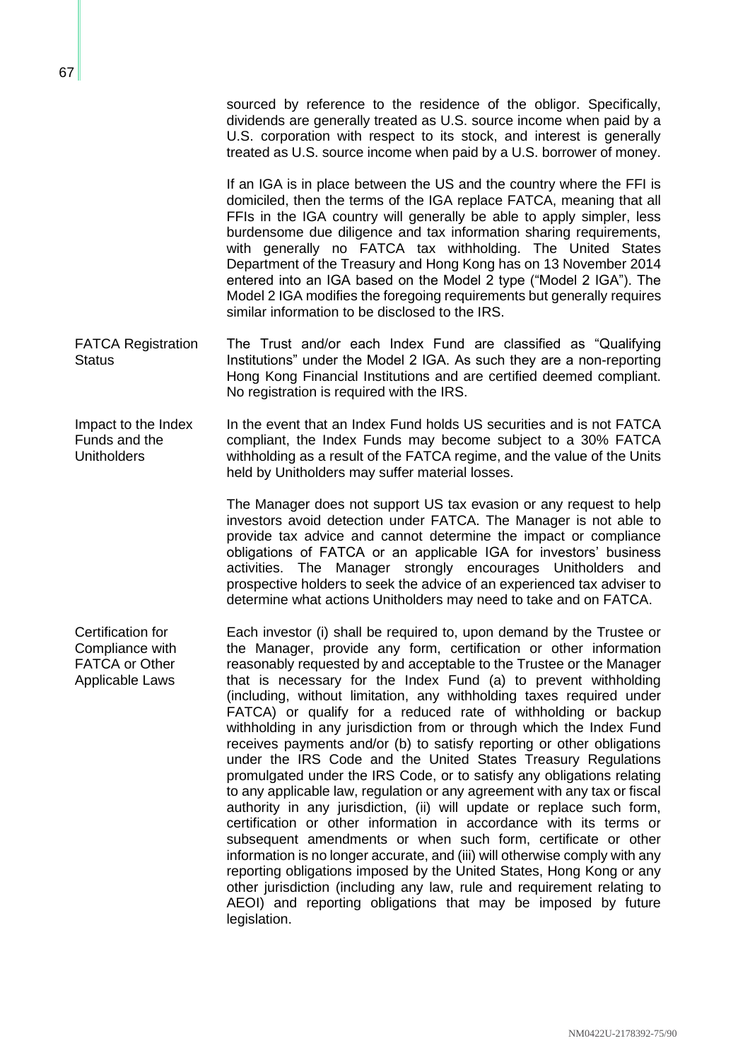sourced by reference to the residence of the obligor. Specifically, dividends are generally treated as U.S. source income when paid by a U.S. corporation with respect to its stock, and interest is generally treated as U.S. source income when paid by a U.S. borrower of money.

If an IGA is in place between the US and the country where the FFI is domiciled, then the terms of the IGA replace FATCA, meaning that all FFIs in the IGA country will generally be able to apply simpler, less burdensome due diligence and tax information sharing requirements, with generally no FATCA tax withholding. The United States Department of the Treasury and Hong Kong has on 13 November 2014 entered into an IGA based on the Model 2 type ("Model 2 IGA"). The Model 2 IGA modifies the foregoing requirements but generally requires similar information to be disclosed to the IRS.

**FATCA Registration Status**

The Trust and/or each Index Fund are classified as "Qualifying Institutions" under the Model 2 IGA. As such they are a non-reporting Hong Kong Financial Institutions and are certified deemed compliant. No registration is required with the IRS.

**Impact to the Index Funds and the Unitholders**

In the event that an Index Fund holds US securities and is not FATCA compliant, the Index Funds may become subject to a 30% FATCA withholding as a result of the FATCA regime, and the value of the Units held by Unitholders may suffer material losses.

The Manager does not support US tax evasion or any request to help investors avoid detection under FATCA. The Manager is not able to provide tax advice and cannot determine the impact or compliance obligations of FATCA or an applicable IGA for investors' business activities. The Manager strongly encourages Unitholders and prospective holders to seek the advice of an experienced tax adviser to determine what actions Unitholders may need to take and on FATCA.

**Certification for Compliance with FATCA or Other Applicable Laws**

Each investor (i) shall be required to, upon demand by the Trustee or the Manager, provide any form, certification or other information reasonably requested by and acceptable to the Trustee or the Manager that is necessary for the Index Fund (a) to prevent withholding (including, without limitation, any withholding taxes required under FATCA) or qualify for a reduced rate of withholding or backup withholding in any jurisdiction from or through which the Index Fund receives payments and/or (b) to satisfy reporting or other obligations under the IRS Code and the United States Treasury Regulations promulgated under the IRS Code, or to satisfy any obligations relating to any applicable law, regulation or any agreement with any tax or fiscal authority in any jurisdiction, (ii) will update or replace such form, certification or other information in accordance with its terms or subsequent amendments or when such form, certificate or other information is no longer accurate, and (iii) will otherwise comply with any reporting obligations imposed by the United States, Hong Kong or any other jurisdiction (including any law, rule and requirement relating to AEOI) and reporting obligations that may be imposed by future legislation.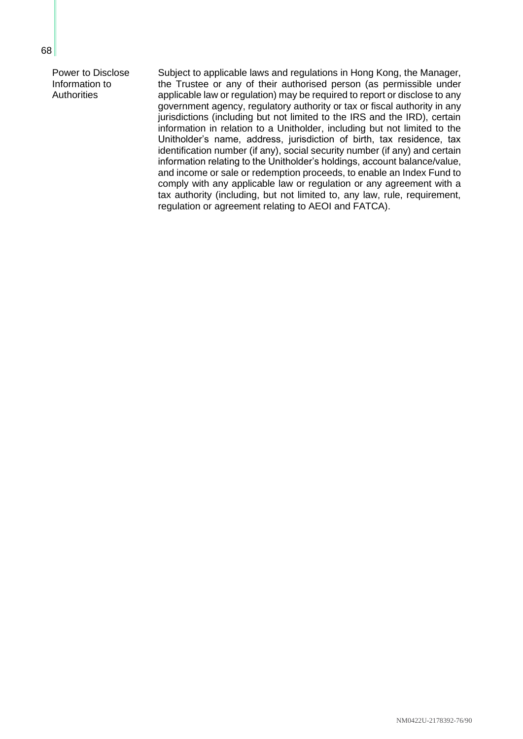**Power to Disclose Information to Authorities**

Subject to applicable laws and regulations in Hong Kong, the Manager, the Trustee or any of their authorised person (as permissible under applicable law or regulation) may be required to report or disclose to any government agency, regulatory authority or tax or fiscal authority in any jurisdictions (including but not limited to the IRS and the IRD), certain information in relation to a Unitholder, including but not limited to the Unitholder's name, address, jurisdiction of birth, tax residence, tax identification number (if any), social security number (if any) and certain information relating to the Unitholder's holdings, account balance/value, and income or sale or redemption proceeds, to enable an Index Fund to comply with any applicable law or regulation or any agreement with a tax authority (including, but not limited to, any law, rule, requirement, regulation or agreement relating to AEOI and FATCA).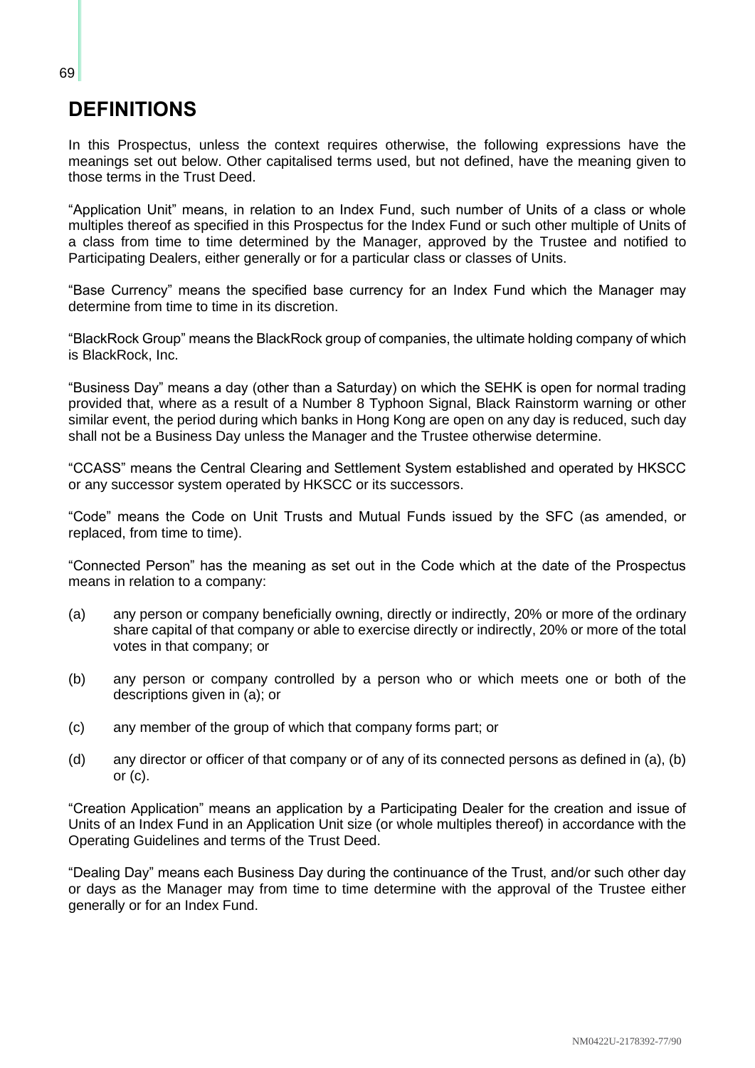# DEFINITIONS

In this Prospectus, unless the context requires otherwise, the following expressions have the meanings set out below. Other capitalised terms used, but not defined, have the meaning given to those terms in the Trust Deed.

"Application Unit" means, in relation to an Index Fund, such number of Units of a class or whole multiples thereof as specified in this Prospectus for the Index Fund or such other multiple of Units of a class from time to time determined by the Manager, approved by the Trustee and notified to Participating Dealers, either generally or for a particular class or classes of Units.

"Base Currency" means the specified base currency for an Index Fund which the Manager may determine from time to time in its discretion.

"BlackRock Group" means the BlackRock group of companies, the ultimate holding company of which is BlackRock, Inc.

"Business Day" means a day (other than a Saturday) on which the SEHK is open for normal trading provided that, where as a result of a Number 8 Typhoon Signal, Black Rainstorm warning or other similar event, the period during which banks in Hong Kong are open on any day is reduced, such day shall not be a Business Day unless the Manager and the Trustee otherwise determine.

"CCASS" means the Central Clearing and Settlement System established and operated by HKSCC or any successor system operated by HKSCC or its successors.

"Code" means the Code on Unit Trusts and Mutual Funds issued by the SFC (as amended, or replaced, from time to time).

"Connected Person" has the meaning as set out in the Code which at the date of the Prospectus means in relation to a company:

(a) any person or company beneficially owning, directly or indirectly, 20% or more of the ordinary share capital of that company or able to exercise directly or indirectly, 20% or more of the total votes in that company; or

(b) any person or company controlled by a person who or which meets one or both of the descriptions given in (a); or

(c) any member of the group of which that company forms part; or

(d) any director or officer of that company or of any of its connected persons as defined in (a), (b) or (c).

"Creation Application" means an application by a Participating Dealer for the creation and issue of Units of an Index Fund in an Application Unit size (or whole multiples thereof) in accordance with the Operating Guidelines and terms of the Trust Deed.

"Dealing Day" means each Business Day during the continuance of the Trust, and/or such other day or days as the Manager may from time to time determine with the approval of the Trustee either generally or for an Index Fund.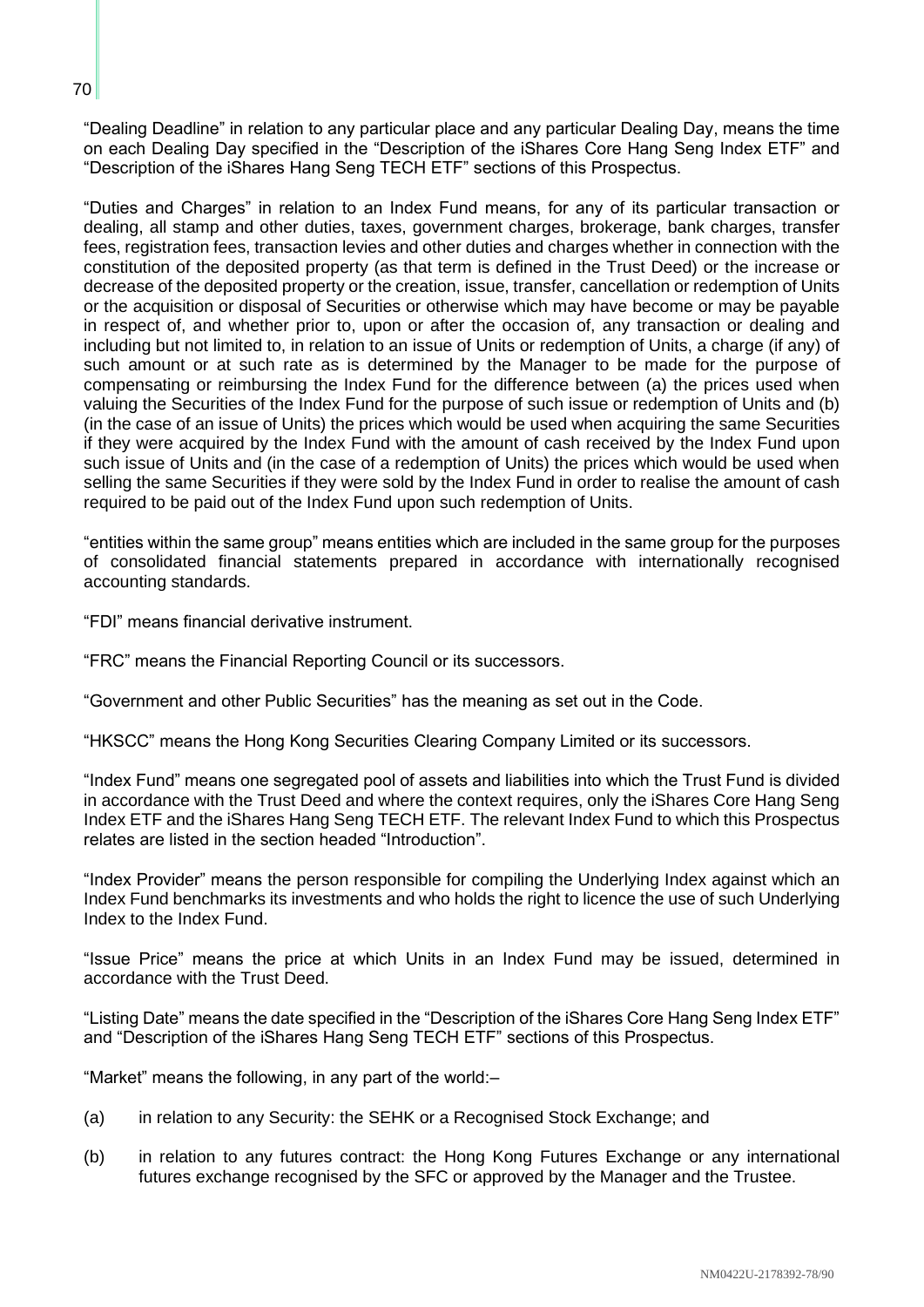"Dealing Deadline" in relation to any particular place and any particular Dealing Day, means the time on each Dealing Day specified in the "Description of the iShares Core Hang Seng Index ETF" and "Description of the iShares Hang Seng TECH ETF" sections of this Prospectus.

"Duties and Charges" in relation to an Index Fund means, for any of its particular transaction or dealing, all stamp and other duties, taxes, government charges, brokerage, bank charges, transfer fees, registration fees, transaction levies and other duties and charges whether in connection with the constitution of the deposited property (as that term is defined in the Trust Deed) or the increase or decrease of the deposited property or the creation, issue, transfer, cancellation or redemption of Units or the acquisition or disposal of Securities or otherwise which may have become or may be payable in respect of, and whether prior to, upon or after the occasion of, any transaction or dealing and including but not limited to, in relation to an issue of Units or redemption of Units, a charge (if any) of such amount or at such rate as is determined by the Manager to be made for the purpose of compensating or reimbursing the Index Fund for the difference between (a) the prices used when valuing the Securities of the Index Fund for the purpose of such issue or redemption of Units and (b) (in the case of an issue of Units) the prices which would be used when acquiring the same Securities if they were acquired by the Index Fund with the amount of cash received by the Index Fund upon such issue of Units and (in the case of a redemption of Units) the prices which would be used when selling the same Securities if they were sold by the Index Fund in order to realise the amount of cash required to be paid out of the Index Fund upon such redemption of Units.

"entities within the same group" means entities which are included in the same group for the purposes of consolidated financial statements prepared in accordance with internationally recognised accounting standards.

"FDI" means financial derivative instrument.

"FRC" means the Financial Reporting Council or its successors.

"Government and other Public Securities" has the meaning as set out in the Code.

"HKSCC" means the Hong Kong Securities Clearing Company Limited or its successors.

"Index Fund" means one segregated pool of assets and liabilities into which the Trust Fund is divided in accordance with the Trust Deed and where the context requires, only the iShares Core Hang Seng Index ETF and the iShares Hang Seng TECH ETF. The relevant Index Fund to which this Prospectus relates are listed in the section headed "Introduction".

"Index Provider" means the person responsible for compiling the Underlying Index against which an Index Fund benchmarks its investments and who holds the right to licence the use of such Underlying Index to the Index Fund.

"Issue Price" means the price at which Units in an Index Fund may be issued, determined in accordance with the Trust Deed.

"Listing Date" means the date specified in the "Description of the iShares Core Hang Seng Index ETF" and "Description of the iShares Hang Seng TECH ETF" sections of this Prospectus.

"Market" means the following, in any part of the world:–

(a) in relation to any Security: the SEHK or a Recognised Stock Exchange; and

(b) in relation to any futures contract: the Hong Kong Futures Exchange or any international futures exchange recognised by the SFC or approved by the Manager and the Trustee.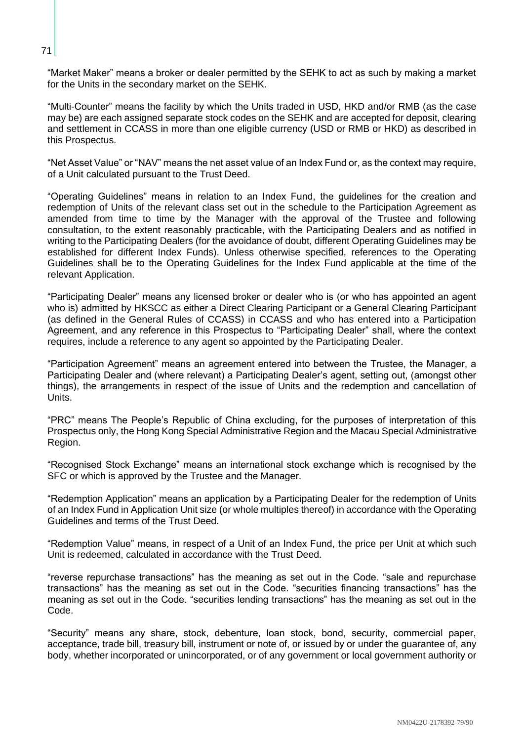"Market Maker" means a broker or dealer permitted by the SEHK to act as such by making a market for the Units in the secondary market on the SEHK.

"Multi-Counter" means the facility by which the Units traded in USD, HKD and/or RMB (as the case may be) are each assigned separate stock codes on the SEHK and are accepted for deposit, clearing and settlement in CCASS in more than one eligible currency (USD or RMB or HKD) as described in this Prospectus.

"Net Asset Value" or "NAV" means the net asset value of an Index Fund or, as the context may require, of a Unit calculated pursuant to the Trust Deed.

"Operating Guidelines" means in relation to an Index Fund, the guidelines for the creation and redemption of Units of the relevant class set out in the schedule to the Participation Agreement as amended from time to time by the Manager with the approval of the Trustee and following consultation, to the extent reasonably practicable, with the Participating Dealers and as notified in writing to the Participating Dealers (for the avoidance of doubt, different Operating Guidelines may be established for different Index Funds). Unless otherwise specified, references to the Operating Guidelines shall be to the Operating Guidelines for the Index Fund applicable at the time of the relevant Application.

"Participating Dealer" means any licensed broker or dealer who is (or who has appointed an agent who is) admitted by HKSCC as either a Direct Clearing Participant or a General Clearing Participant (as defined in the General Rules of CCASS) in CCASS and who has entered into a Participation Agreement, and any reference in this Prospectus to "Participating Dealer" shall, where the context requires, include a reference to any agent so appointed by the Participating Dealer.

"Participation Agreement" means an agreement entered into between the Trustee, the Manager, a Participating Dealer and (where relevant) a Participating Dealer's agent, setting out, (amongst other things), the arrangements in respect of the issue of Units and the redemption and cancellation of Units.

"PRC" means The People's Republic of China excluding, for the purposes of interpretation of this Prospectus only, the Hong Kong Special Administrative Region and the Macau Special Administrative Region.

"Recognised Stock Exchange" means an international stock exchange which is recognised by the SFC or which is approved by the Trustee and the Manager.

"Redemption Application" means an application by a Participating Dealer for the redemption of Units of an Index Fund in Application Unit size (or whole multiples thereof) in accordance with the Operating Guidelines and terms of the Trust Deed.

"Redemption Value" means, in respect of a Unit of an Index Fund, the price per Unit at which such Unit is redeemed, calculated in accordance with the Trust Deed.

"reverse repurchase transactions" has the meaning as set out in the Code. "sale and repurchase transactions" has the meaning as set out in the Code. "securities financing transactions" has the meaning as set out in the Code. "securities lending transactions" has the meaning as set out in the Code.

"Security" means any share, stock, debenture, loan stock, bond, security, commercial paper, acceptance, trade bill, treasury bill, instrument or note of, or issued by or under the guarantee of, any body, whether incorporated or unincorporated, or of any government or local government authority or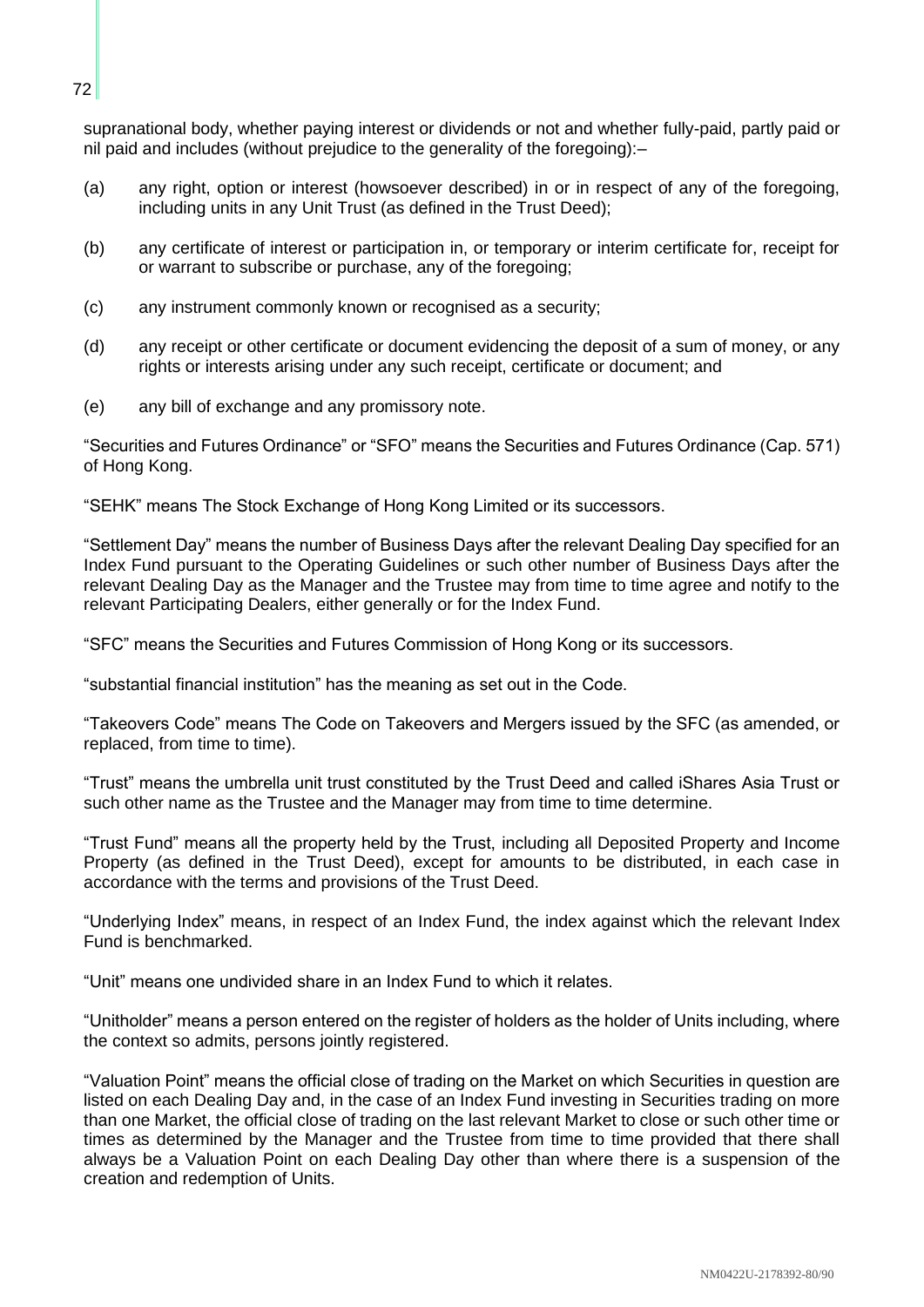supranational body, whether paying interest or dividends or not and whether fully-paid, partly paid or nil paid and includes (without prejudice to the generality of the foregoing):–

(a) any right, option or interest (howsoever described) in or in respect of any of the foregoing, including units in any Unit Trust (as defined in the Trust Deed);

(b) any certificate of interest or participation in, or temporary or interim certificate for, receipt for or warrant to subscribe or purchase, any of the foregoing;

(c) any instrument commonly known or recognised as a security;

(d) any receipt or other certificate or document evidencing the deposit of a sum of money, or any rights or interests arising under any such receipt, certificate or document; and

(e) any bill of exchange and any promissory note.

"Securities and Futures Ordinance" or "SFO" means the Securities and Futures Ordinance (Cap. 571) of Hong Kong.

"SEHK" means The Stock Exchange of Hong Kong Limited or its successors.

"Settlement Day" means the number of Business Days after the relevant Dealing Day specified for an Index Fund pursuant to the Operating Guidelines or such other number of Business Days after the relevant Dealing Day as the Manager and the Trustee may from time to time agree and notify to the relevant Participating Dealers, either generally or for the Index Fund.

"SFC" means the Securities and Futures Commission of Hong Kong or its successors.

"substantial financial institution" has the meaning as set out in the Code.

"Takeovers Code" means The Code on Takeovers and Mergers issued by the SFC (as amended, or replaced, from time to time).

"Trust" means the umbrella unit trust constituted by the Trust Deed and called iShares Asia Trust or such other name as the Trustee and the Manager may from time to time determine.

"Trust Fund" means all the property held by the Trust, including all Deposited Property and Income Property (as defined in the Trust Deed), except for amounts to be distributed, in each case in accordance with the terms and provisions of the Trust Deed.

"Underlying Index" means, in respect of an Index Fund, the index against which the relevant Index Fund is benchmarked.

"Unit" means one undivided share in an Index Fund to which it relates.

"Unitholder" means a person entered on the register of holders as the holder of Units including, where the context so admits, persons jointly registered.

"Valuation Point" means the official close of trading on the Market on which Securities in question are listed on each Dealing Day and, in the case of an Index Fund investing in Securities trading on more than one Market, the official close of trading on the last relevant Market to close or such other time or times as determined by the Manager and the Trustee from time to time provided that there shall always be a Valuation Point on each Dealing Day other than where there is a suspension of the creation and redemption of Units.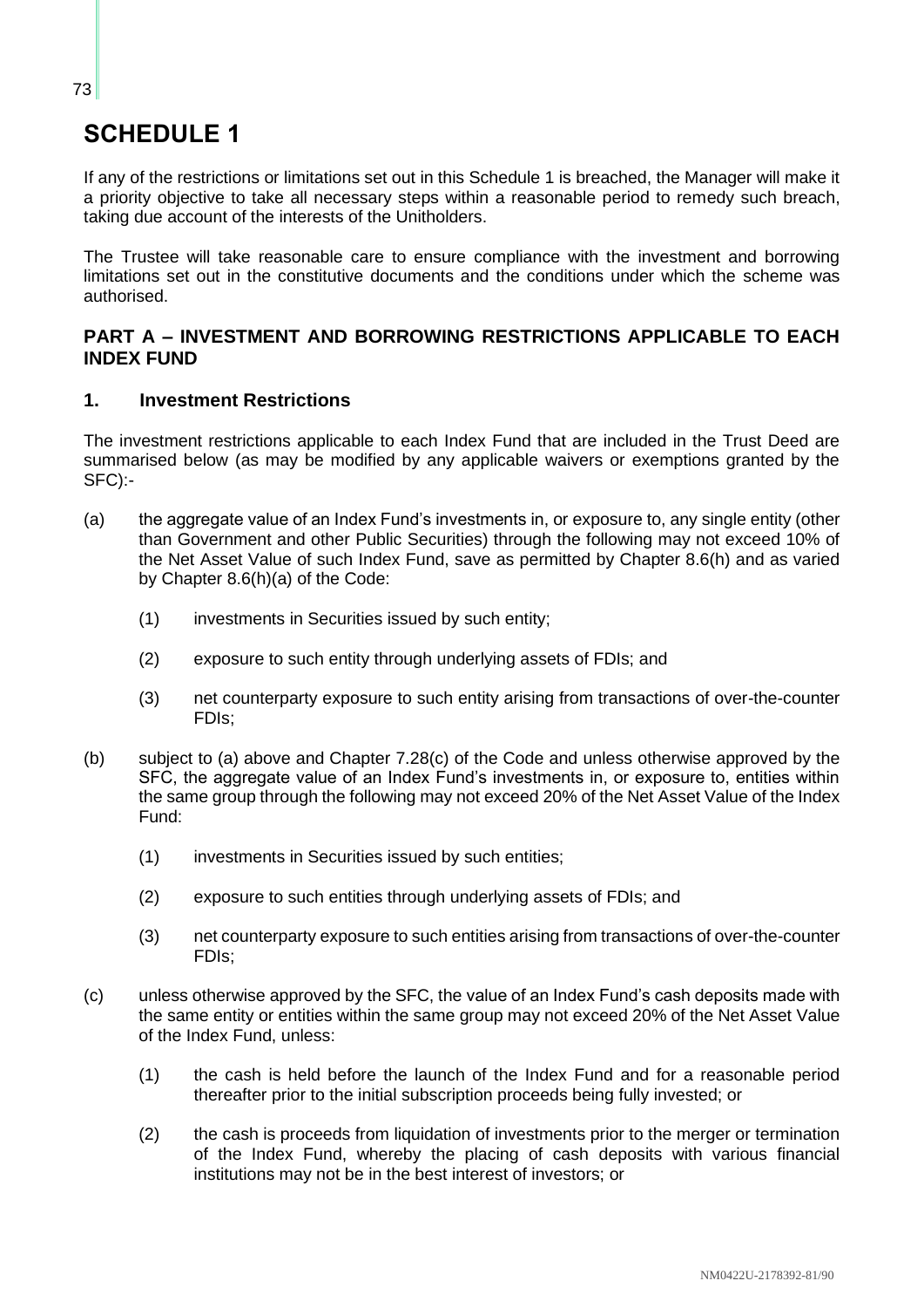# SCHEDULE 1

If any of the restrictions or limitations set out in this Schedule 1 is breached, the Manager will make it a priority objective to take all necessary steps within a reasonable period to remedy such breach, taking due account of the interests of the Unitholders.

The Trustee will take reasonable care to ensure compliance with the investment and borrowing limitations set out in the constitutive documents and the conditions under which the scheme was authorised.

## PART A – INVESTMENT AND BORROWING RESTRICTIONS APPLICABLE TO EACH INDEX FUND

### 1. Investment Restrictions

The investment restrictions applicable to each Index Fund that are included in the Trust Deed are summarised below (as may be modified by any applicable waivers or exemptions granted by the SFC):-

(a) the aggregate value of an Index Fund's investments in, or exposure to, any single entity (other than Government and other Public Securities) through the following may not exceed 10% of the Net Asset Value of such Index Fund, save as permitted by Chapter 8.6(h) and as varied by Chapter 8.6(h)(a) of the Code:

   (1) investments in Securities issued by such entity;

   (2) exposure to such entity through underlying assets of FDIs; and

   (3) net counterparty exposure to such entity arising from transactions of over-the-counter FDIs;

(b) subject to (a) above and Chapter 7.28(c) of the Code and unless otherwise approved by the SFC, the aggregate value of an Index Fund's investments in, or exposure to, entities within the same group through the following may not exceed 20% of the Net Asset Value of the Index Fund:

   (1) investments in Securities issued by such entities;

   (2) exposure to such entities through underlying assets of FDIs; and

   (3) net counterparty exposure to such entities arising from transactions of over-the-counter FDIs;

(c) unless otherwise approved by the SFC, the value of an Index Fund's cash deposits made with the same entity or entities within the same group may not exceed 20% of the Net Asset Value of the Index Fund, unless:

   (1) the cash is held before the launch of the Index Fund and for a reasonable period thereafter prior to the initial subscription proceeds being fully invested; or

   (2) the cash is proceeds from liquidation of investments prior to the merger or termination of the Index Fund, whereby the placing of cash deposits with various financial institutions may not be in the best interest of investors; or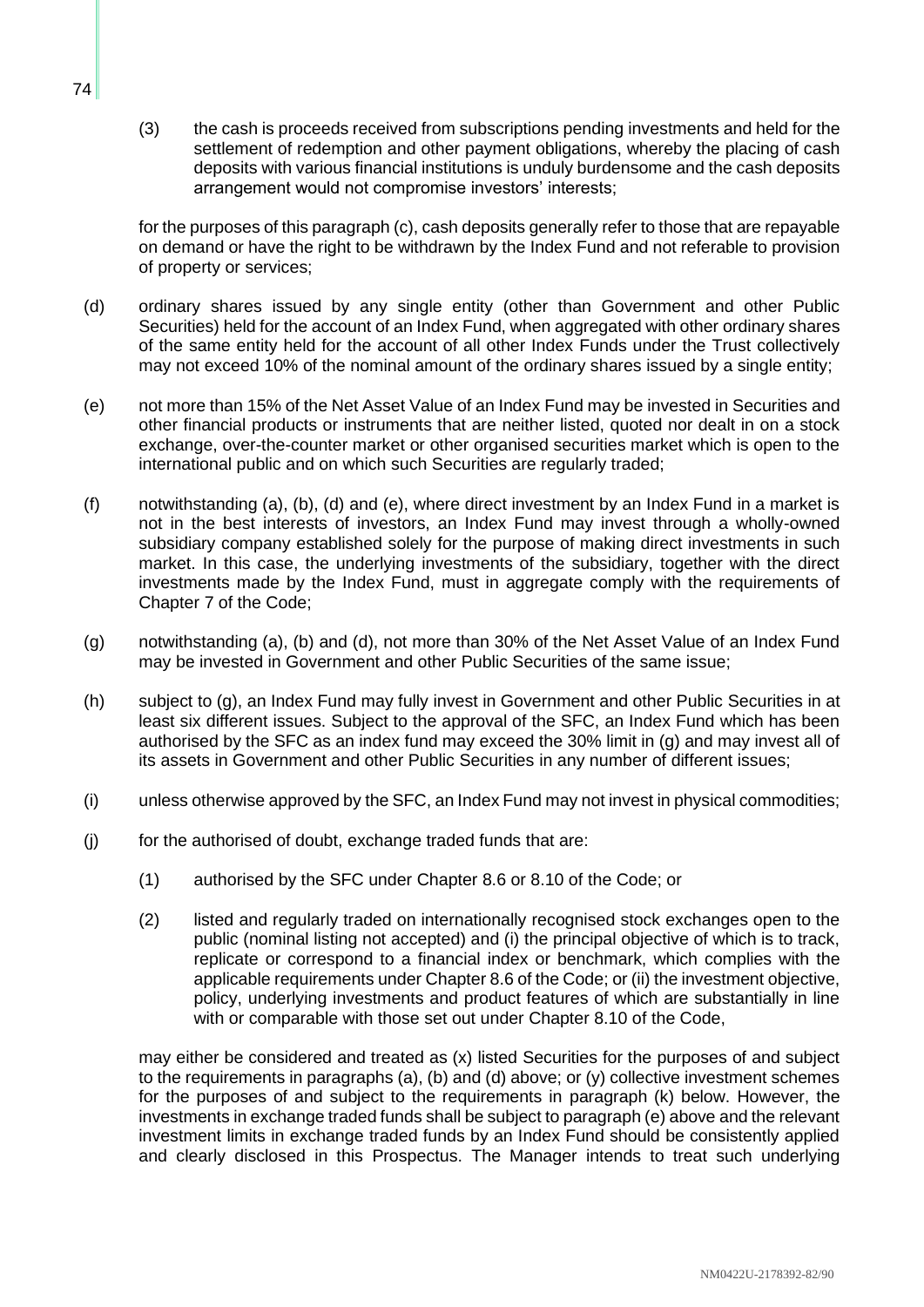(3) the cash is proceeds received from subscriptions pending investments and held for the settlement of redemption and other payment obligations, whereby the placing of cash deposits with various financial institutions is unduly burdensome and the cash deposits arrangement would not compromise investors' interests;

for the purposes of this paragraph (c), cash deposits generally refer to those that are repayable on demand or have the right to be withdrawn by the Index Fund and not referable to provision of property or services;

(d) ordinary shares issued by any single entity (other than Government and other Public Securities) held for the account of an Index Fund, when aggregated with other ordinary shares of the same entity held for the account of all other Index Funds under the Trust collectively may not exceed 10% of the nominal amount of the ordinary shares issued by a single entity;

(e) not more than 15% of the Net Asset Value of an Index Fund may be invested in Securities and other financial products or instruments that are neither listed, quoted nor dealt in on a stock exchange, over-the-counter market or other organised securities market which is open to the international public and on which such Securities are regularly traded;

(f) notwithstanding (a), (b), (d) and (e), where direct investment by an Index Fund in a market is not in the best interests of investors, an Index Fund may invest through a wholly-owned subsidiary company established solely for the purpose of making direct investments in such market. In this case, the underlying investments of the subsidiary, together with the direct investments made by the Index Fund, must in aggregate comply with the requirements of Chapter 7 of the Code;

(g) notwithstanding (a), (b) and (d), not more than 30% of the Net Asset Value of an Index Fund may be invested in Government and other Public Securities of the same issue;

(h) subject to (g), an Index Fund may fully invest in Government and other Public Securities in at least six different issues. Subject to the approval of the SFC, an Index Fund which has been authorised by the SFC as an index fund may exceed the 30% limit in (g) and may invest all of its assets in Government and other Public Securities in any number of different issues;

(i) unless otherwise approved by the SFC, an Index Fund may not invest in physical commodities;

(j) for the authorised of doubt, exchange traded funds that are:

(1) authorised by the SFC under Chapter 8.6 or 8.10 of the Code; or

(2) listed and regularly traded on internationally recognised stock exchanges open to the public (nominal listing not accepted) and (i) the principal objective of which is to track, replicate or correspond to a financial index or benchmark, which complies with the applicable requirements under Chapter 8.6 of the Code; or (ii) the investment objective, policy, underlying investments and product features of which are substantially in line with or comparable with those set out under Chapter 8.10 of the Code,

may either be considered and treated as (x) listed Securities for the purposes of and subject to the requirements in paragraphs (a), (b) and (d) above; or (y) collective investment schemes for the purposes of and subject to the requirements in paragraph (k) below. However, the investments in exchange traded funds shall be subject to paragraph (e) above and the relevant investment limits in exchange traded funds by an Index Fund should be consistently applied and clearly disclosed in this Prospectus. The Manager intends to treat such underlying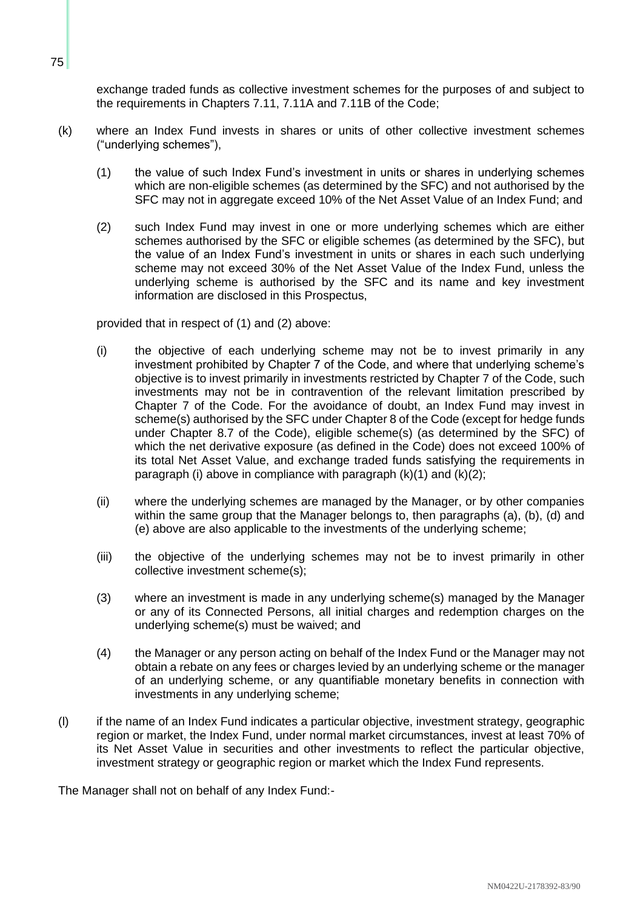exchange traded funds as collective investment schemes for the purposes of and subject to the requirements in Chapters 7.11, 7.11A and 7.11B of the Code;

(k) where an Index Fund invests in shares or units of other collective investment schemes ("underlying schemes"),

(1) the value of such Index Fund's investment in units or shares in underlying schemes which are non-eligible schemes (as determined by the SFC) and not authorised by the SFC may not in aggregate exceed 10% of the Net Asset Value of an Index Fund; and

(2) such Index Fund may invest in one or more underlying schemes which are either schemes authorised by the SFC or eligible schemes (as determined by the SFC), but the value of an Index Fund's investment in units or shares in each such underlying scheme may not exceed 30% of the Net Asset Value of the Index Fund, unless the underlying scheme is authorised by the SFC and its name and key investment information are disclosed in this Prospectus,

provided that in respect of (1) and (2) above:

(i) the objective of each underlying scheme may not be to invest primarily in any investment prohibited by Chapter 7 of the Code, and where that underlying scheme's objective is to invest primarily in investments restricted by Chapter 7 of the Code, such investments may not be in contravention of the relevant limitation prescribed by Chapter 7 of the Code. For the avoidance of doubt, an Index Fund may invest in scheme(s) authorised by the SFC under Chapter 8 of the Code (except for hedge funds under Chapter 8.7 of the Code), eligible scheme(s) (as determined by the SFC) of which the net derivative exposure (as defined in the Code) does not exceed 100% of its total Net Asset Value, and exchange traded funds satisfying the requirements in paragraph (i) above in compliance with paragraph (k)(1) and (k)(2);

(ii) where the underlying schemes are managed by the Manager, or by other companies within the same group that the Manager belongs to, then paragraphs (a), (b), (d) and (e) above are also applicable to the investments of the underlying scheme;

(iii) the objective of the underlying schemes may not be to invest primarily in other collective investment scheme(s);

(3) where an investment is made in any underlying scheme(s) managed by the Manager or any of its Connected Persons, all initial charges and redemption charges on the underlying scheme(s) must be waived; and

(4) the Manager or any person acting on behalf of the Index Fund or the Manager may not obtain a rebate on any fees or charges levied by an underlying scheme or the manager of an underlying scheme, or any quantifiable monetary benefits in connection with investments in any underlying scheme;

(l) if the name of an Index Fund indicates a particular objective, investment strategy, geographic region or market, the Index Fund, under normal market circumstances, invest at least 70% of its Net Asset Value in securities and other investments to reflect the particular objective, investment strategy or geographic region or market which the Index Fund represents.

The Manager shall not on behalf of any Index Fund:-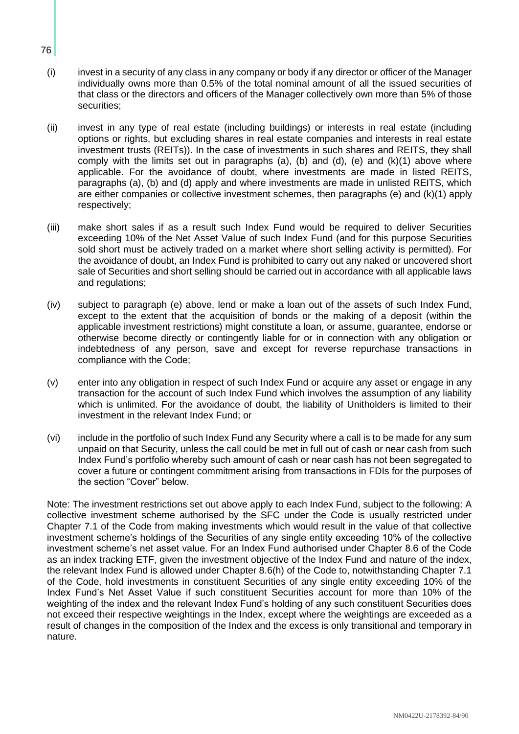(i) invest in a security of any class in any company or body if any director or officer of the Manager individually owns more than 0.5% of the total nominal amount of all the issued securities of that class or the directors and officers of the Manager collectively own more than 5% of those securities;

(ii) invest in any type of real estate (including buildings) or interests in real estate (including options or rights, but excluding shares in real estate companies and interests in real estate investment trusts (REITs)). In the case of investments in such shares and REITS, they shall comply with the limits set out in paragraphs (a), (b) and (d), (e) and (k)(1) above where applicable. For the avoidance of doubt, where investments are made in listed REITS, paragraphs (a), (b) and (d) apply and where investments are made in unlisted REITS, which are either companies or collective investment schemes, then paragraphs (e) and (k)(1) apply respectively;

(iii) make short sales if as a result such Index Fund would be required to deliver Securities exceeding 10% of the Net Asset Value of such Index Fund (and for this purpose Securities sold short must be actively traded on a market where short selling activity is permitted). For the avoidance of doubt, an Index Fund is prohibited to carry out any naked or uncovered short sale of Securities and short selling should be carried out in accordance with all applicable laws and regulations;

(iv) subject to paragraph (e) above, lend or make a loan out of the assets of such Index Fund, except to the extent that the acquisition of bonds or the making of a deposit (within the applicable investment restrictions) might constitute a loan, or assume, guarantee, endorse or otherwise become directly or contingently liable for or in connection with any obligation or indebtedness of any person, save and except for reverse repurchase transactions in compliance with the Code;

(v) enter into any obligation in respect of such Index Fund or acquire any asset or engage in any transaction for the account of such Index Fund which involves the assumption of any liability which is unlimited. For the avoidance of doubt, the liability of Unitholders is limited to their investment in the relevant Index Fund; or

(vi) include in the portfolio of such Index Fund any Security where a call is to be made for any sum unpaid on that Security, unless the call could be met in full out of cash or near cash from such Index Fund's portfolio whereby such amount of cash or near cash has not been segregated to cover a future or contingent commitment arising from transactions in FDIs for the purposes of the section "Cover" below.

Note: The investment restrictions set out above apply to each Index Fund, subject to the following: A collective investment scheme authorised by the SFC under the Code is usually restricted under Chapter 7.1 of the Code from making investments which would result in the value of that collective investment scheme's holdings of the Securities of any single entity exceeding 10% of the collective investment scheme's net asset value. For an Index Fund authorised under Chapter 8.6 of the Code as an index tracking ETF, given the investment objective of the Index Fund and nature of the index, the relevant Index Fund is allowed under Chapter 8.6(h) of the Code to, notwithstanding Chapter 7.1 of the Code, hold investments in constituent Securities of any single entity exceeding 10% of the Index Fund's Net Asset Value if such constituent Securities account for more than 10% of the weighting of the index and the relevant Index Fund's holding of any such constituent Securities does not exceed their respective weightings in the Index, except where the weightings are exceeded as a result of changes in the composition of the Index and the excess is only transitional and temporary in nature.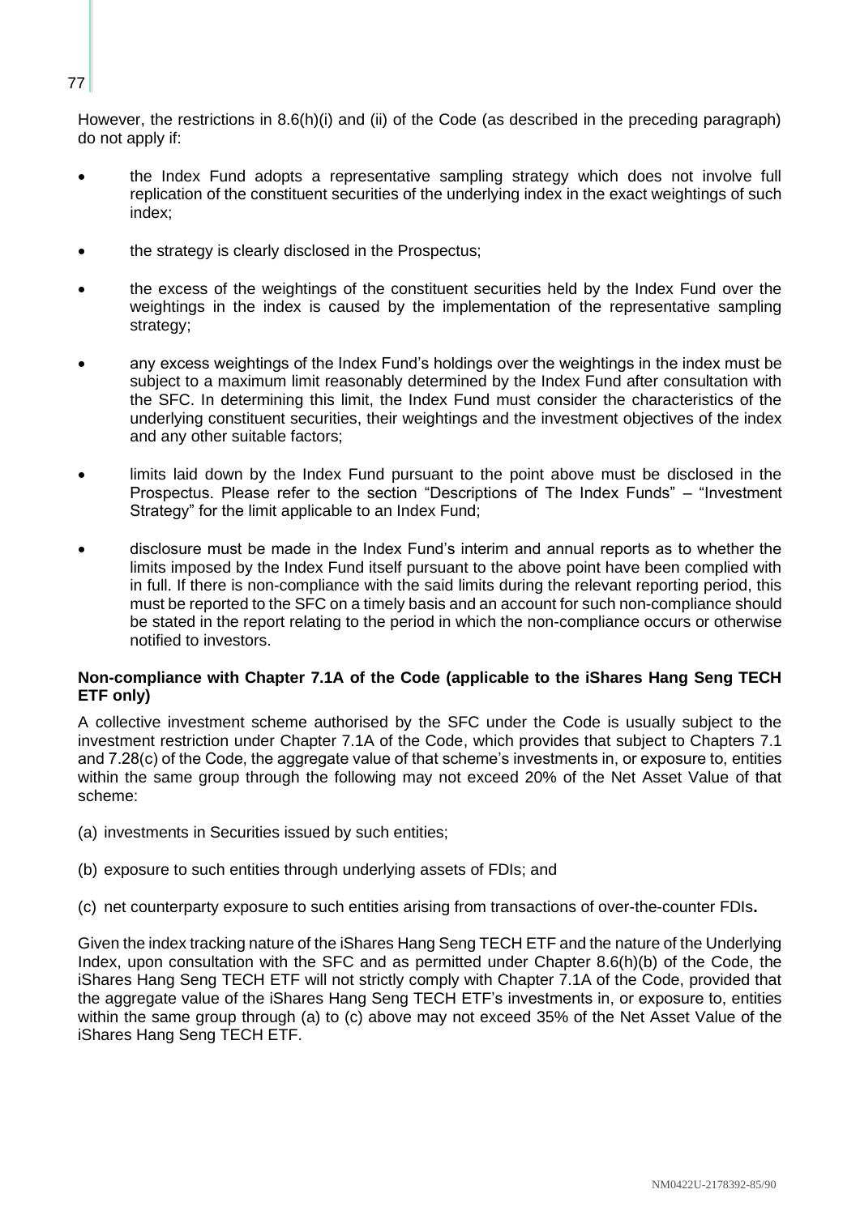However, the restrictions in 8.6(h)(i) and (ii) of the Code (as described in the preceding paragraph) do not apply if:

- the Index Fund adopts a representative sampling strategy which does not involve full replication of the constituent securities of the underlying index in the exact weightings of such index;
- the strategy is clearly disclosed in the Prospectus;
- the excess of the weightings of the constituent securities held by the Index Fund over the weightings in the index is caused by the implementation of the representative sampling strategy;
- any excess weightings of the Index Fund's holdings over the weightings in the index must be subject to a maximum limit reasonably determined by the Index Fund after consultation with the SFC. In determining this limit, the Index Fund must consider the characteristics of the underlying constituent securities, their weightings and the investment objectives of the index and any other suitable factors;
- limits laid down by the Index Fund pursuant to the point above must be disclosed in the Prospectus. Please refer to the section "Descriptions of The Index Funds" – "Investment Strategy" for the limit applicable to an Index Fund;
- disclosure must be made in the Index Fund's interim and annual reports as to whether the limits imposed by the Index Fund itself pursuant to the above point have been complied with in full. If there is non-compliance with the said limits during the relevant reporting period, this must be reported to the SFC on a timely basis and an account for such non-compliance should be stated in the report relating to the period in which the non-compliance occurs or otherwise notified to investors.

**Non-compliance with Chapter 7.1A of the Code (applicable to the iShares Hang Seng TECH ETF only)**

A collective investment scheme authorised by the SFC under the Code is usually subject to the investment restriction under Chapter 7.1A of the Code, which provides that subject to Chapters 7.1 and 7.28(c) of the Code, the aggregate value of that scheme's investments in, or exposure to, entities within the same group through the following may not exceed 20% of the Net Asset Value of that scheme:

(a) investments in Securities issued by such entities;

(b) exposure to such entities through underlying assets of FDIs; and

(c) net counterparty exposure to such entities arising from transactions of over-the-counter FDIs**.**

Given the index tracking nature of the iShares Hang Seng TECH ETF and the nature of the Underlying Index, upon consultation with the SFC and as permitted under Chapter 8.6(h)(b) of the Code, the iShares Hang Seng TECH ETF will not strictly comply with Chapter 7.1A of the Code, provided that the aggregate value of the iShares Hang Seng TECH ETF's investments in, or exposure to, entities within the same group through (a) to (c) above may not exceed 35% of the Net Asset Value of the iShares Hang Seng TECH ETF.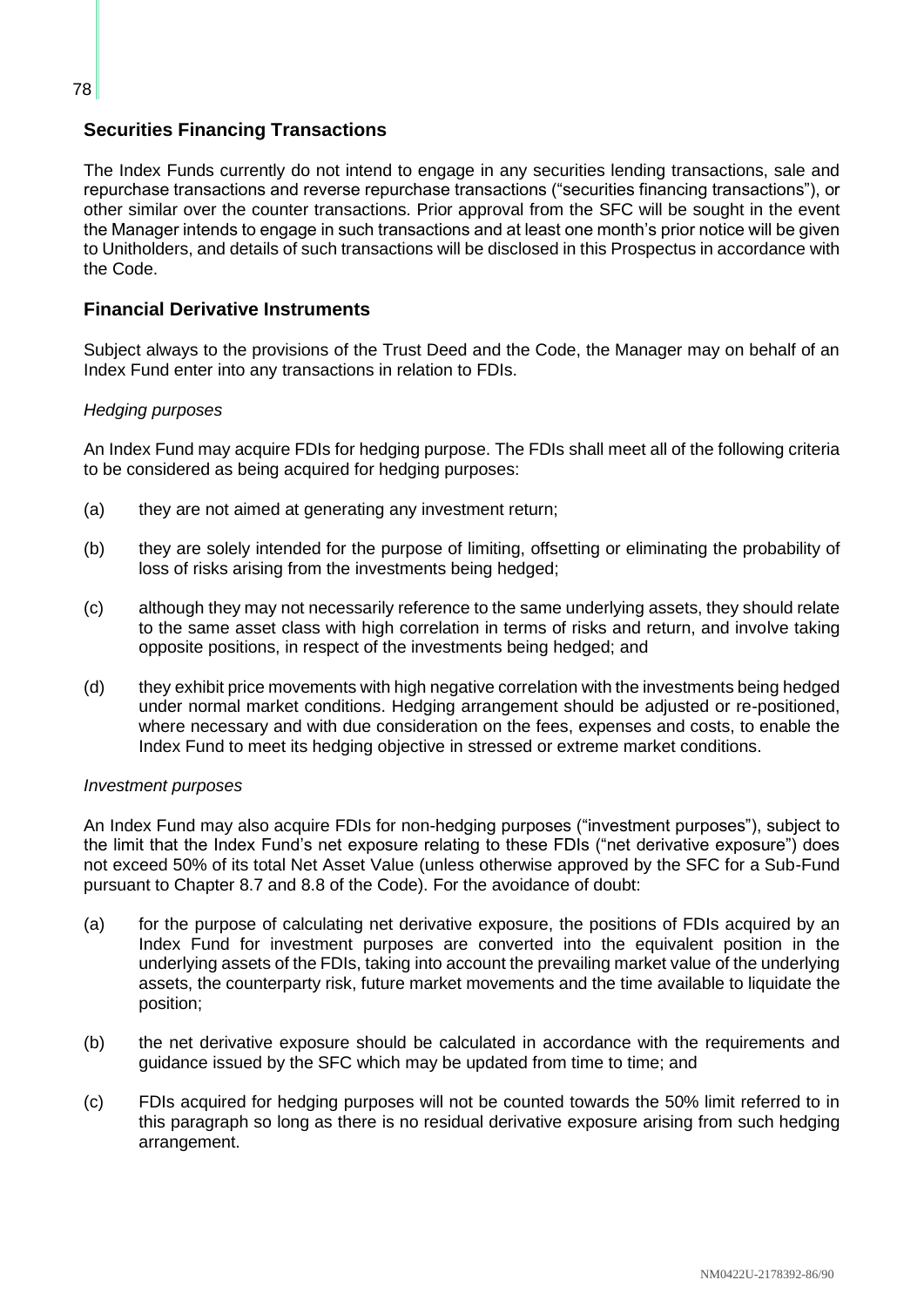## Securities Financing Transactions

The Index Funds currently do not intend to engage in any securities lending transactions, sale and repurchase transactions and reverse repurchase transactions ("securities financing transactions"), or other similar over the counter transactions. Prior approval from the SFC will be sought in the event the Manager intends to engage in such transactions and at least one month's prior notice will be given to Unitholders, and details of such transactions will be disclosed in this Prospectus in accordance with the Code.

## Financial Derivative Instruments

Subject always to the provisions of the Trust Deed and the Code, the Manager may on behalf of an Index Fund enter into any transactions in relation to FDIs.

*Hedging purposes*

An Index Fund may acquire FDIs for hedging purpose. The FDIs shall meet all of the following criteria to be considered as being acquired for hedging purposes:

(a) they are not aimed at generating any investment return;

(b) they are solely intended for the purpose of limiting, offsetting or eliminating the probability of loss of risks arising from the investments being hedged;

(c) although they may not necessarily reference to the same underlying assets, they should relate to the same asset class with high correlation in terms of risks and return, and involve taking opposite positions, in respect of the investments being hedged; and

(d) they exhibit price movements with high negative correlation with the investments being hedged under normal market conditions. Hedging arrangement should be adjusted or re-positioned, where necessary and with due consideration on the fees, expenses and costs, to enable the Index Fund to meet its hedging objective in stressed or extreme market conditions.

*Investment purposes*

An Index Fund may also acquire FDIs for non-hedging purposes ("investment purposes"), subject to the limit that the Index Fund's net exposure relating to these FDIs ("net derivative exposure") does not exceed 50% of its total Net Asset Value (unless otherwise approved by the SFC for a Sub-Fund pursuant to Chapter 8.7 and 8.8 of the Code). For the avoidance of doubt:

(a) for the purpose of calculating net derivative exposure, the positions of FDIs acquired by an Index Fund for investment purposes are converted into the equivalent position in the underlying assets of the FDIs, taking into account the prevailing market value of the underlying assets, the counterparty risk, future market movements and the time available to liquidate the position;

(b) the net derivative exposure should be calculated in accordance with the requirements and guidance issued by the SFC which may be updated from time to time; and

(c) FDIs acquired for hedging purposes will not be counted towards the 50% limit referred to in this paragraph so long as there is no residual derivative exposure arising from such hedging arrangement.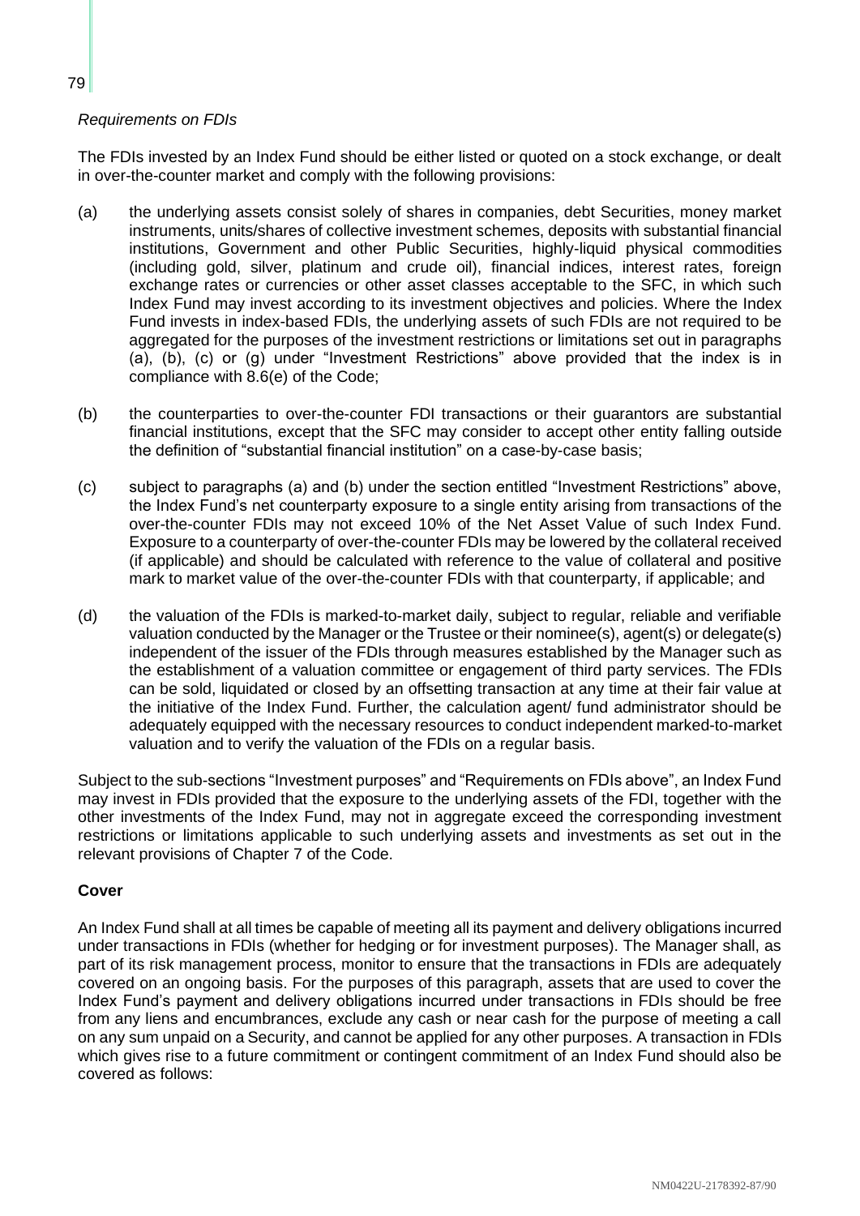*Requirements on FDIs*

The FDIs invested by an Index Fund should be either listed or quoted on a stock exchange, or dealt in over-the-counter market and comply with the following provisions:

(a) the underlying assets consist solely of shares in companies, debt Securities, money market instruments, units/shares of collective investment schemes, deposits with substantial financial institutions, Government and other Public Securities, highly-liquid physical commodities (including gold, silver, platinum and crude oil), financial indices, interest rates, foreign exchange rates or currencies or other asset classes acceptable to the SFC, in which such Index Fund may invest according to its investment objectives and policies. Where the Index Fund invests in index-based FDIs, the underlying assets of such FDIs are not required to be aggregated for the purposes of the investment restrictions or limitations set out in paragraphs (a), (b), (c) or (g) under "Investment Restrictions" above provided that the index is in compliance with 8.6(e) of the Code;

(b) the counterparties to over-the-counter FDI transactions or their guarantors are substantial financial institutions, except that the SFC may consider to accept other entity falling outside the definition of "substantial financial institution" on a case-by-case basis;

(c) subject to paragraphs (a) and (b) under the section entitled "Investment Restrictions" above, the Index Fund's net counterparty exposure to a single entity arising from transactions of the over-the-counter FDIs may not exceed 10% of the Net Asset Value of such Index Fund. Exposure to a counterparty of over-the-counter FDIs may be lowered by the collateral received (if applicable) and should be calculated with reference to the value of collateral and positive mark to market value of the over-the-counter FDIs with that counterparty, if applicable; and

(d) the valuation of the FDIs is marked-to-market daily, subject to regular, reliable and verifiable valuation conducted by the Manager or the Trustee or their nominee(s), agent(s) or delegate(s) independent of the issuer of the FDIs through measures established by the Manager such as the establishment of a valuation committee or engagement of third party services. The FDIs can be sold, liquidated or closed by an offsetting transaction at any time at their fair value at the initiative of the Index Fund. Further, the calculation agent/ fund administrator should be adequately equipped with the necessary resources to conduct independent marked-to-market valuation and to verify the valuation of the FDIs on a regular basis.

Subject to the sub-sections "Investment purposes" and "Requirements on FDIs above", an Index Fund may invest in FDIs provided that the exposure to the underlying assets of the FDI, together with the other investments of the Index Fund, may not in aggregate exceed the corresponding investment restrictions or limitations applicable to such underlying assets and investments as set out in the relevant provisions of Chapter 7 of the Code.

**Cover**

An Index Fund shall at all times be capable of meeting all its payment and delivery obligations incurred under transactions in FDIs (whether for hedging or for investment purposes). The Manager shall, as part of its risk management process, monitor to ensure that the transactions in FDIs are adequately covered on an ongoing basis. For the purposes of this paragraph, assets that are used to cover the Index Fund's payment and delivery obligations incurred under transactions in FDIs should be free from any liens and encumbrances, exclude any cash or near cash for the purpose of meeting a call on any sum unpaid on a Security, and cannot be applied for any other purposes. A transaction in FDIs which gives rise to a future commitment or contingent commitment of an Index Fund should also be covered as follows: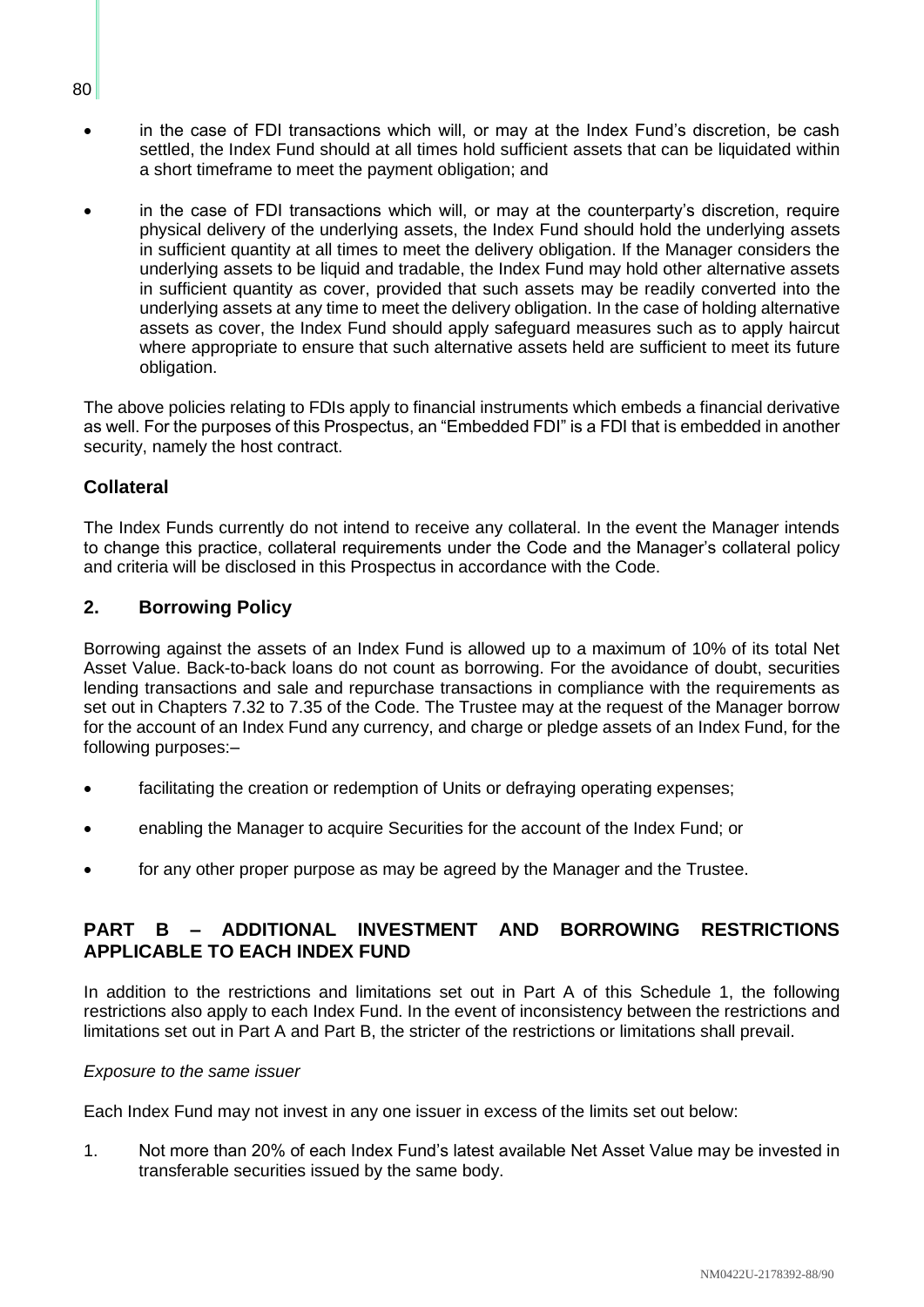- in the case of FDI transactions which will, or may at the Index Fund's discretion, be cash settled, the Index Fund should at all times hold sufficient assets that can be liquidated within a short timeframe to meet the payment obligation; and

- in the case of FDI transactions which will, or may at the counterparty's discretion, require physical delivery of the underlying assets, the Index Fund should hold the underlying assets in sufficient quantity at all times to meet the delivery obligation. If the Manager considers the underlying assets to be liquid and tradable, the Index Fund may hold other alternative assets in sufficient quantity as cover, provided that such assets may be readily converted into the underlying assets at any time to meet the delivery obligation. In the case of holding alternative assets as cover, the Index Fund should apply safeguard measures such as to apply haircut where appropriate to ensure that such alternative assets held are sufficient to meet its future obligation.

The above policies relating to FDIs apply to financial instruments which embeds a financial derivative as well. For the purposes of this Prospectus, an "Embedded FDI" is a FDI that is embedded in another security, namely the host contract.

### Collateral

The Index Funds currently do not intend to receive any collateral. In the event the Manager intends to change this practice, collateral requirements under the Code and the Manager's collateral policy and criteria will be disclosed in this Prospectus in accordance with the Code.

## 2. Borrowing Policy

Borrowing against the assets of an Index Fund is allowed up to a maximum of 10% of its total Net Asset Value. Back-to-back loans do not count as borrowing. For the avoidance of doubt, securities lending transactions and sale and repurchase transactions in compliance with the requirements as set out in Chapters 7.32 to 7.35 of the Code. The Trustee may at the request of the Manager borrow for the account of an Index Fund any currency, and charge or pledge assets of an Index Fund, for the following purposes:–

- facilitating the creation or redemption of Units or defraying operating expenses;

- enabling the Manager to acquire Securities for the account of the Index Fund; or

- for any other proper purpose as may be agreed by the Manager and the Trustee.

## PART B – ADDITIONAL INVESTMENT AND BORROWING RESTRICTIONS APPLICABLE TO EACH INDEX FUND

In addition to the restrictions and limitations set out in Part A of this Schedule 1, the following restrictions also apply to each Index Fund. In the event of inconsistency between the restrictions and limitations set out in Part A and Part B, the stricter of the restrictions or limitations shall prevail.

*Exposure to the same issuer*

Each Index Fund may not invest in any one issuer in excess of the limits set out below:

1. Not more than 20% of each Index Fund's latest available Net Asset Value may be invested in transferable securities issued by the same body.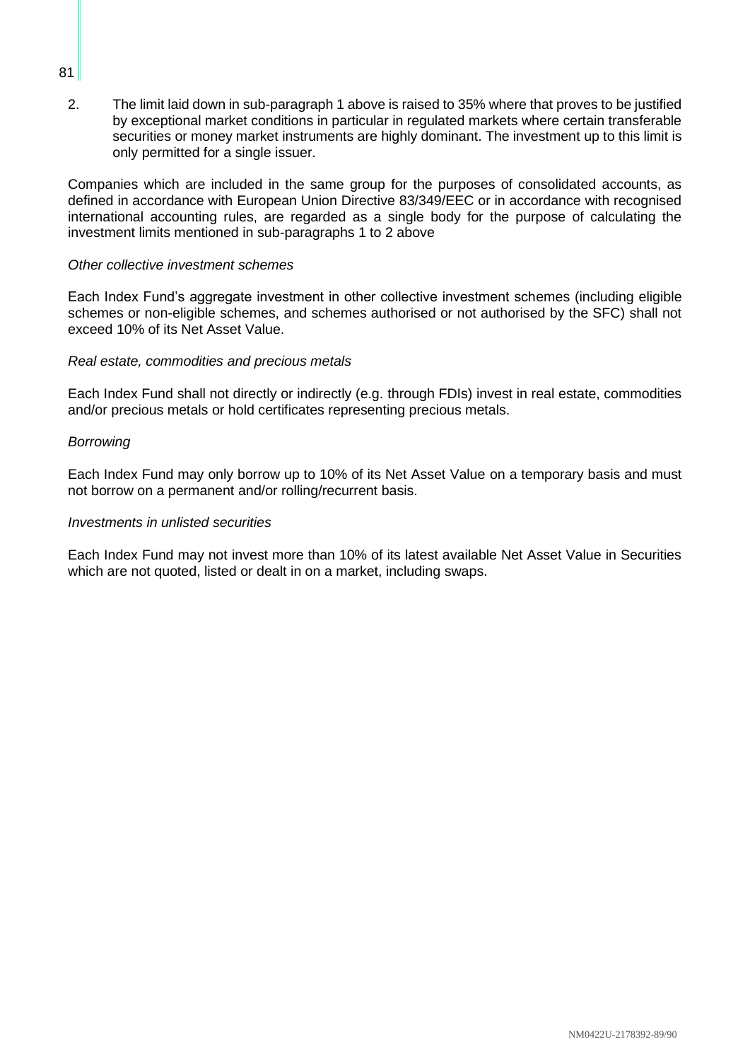2. The limit laid down in sub-paragraph 1 above is raised to 35% where that proves to be justified by exceptional market conditions in particular in regulated markets where certain transferable securities or money market instruments are highly dominant. The investment up to this limit is only permitted for a single issuer.

Companies which are included in the same group for the purposes of consolidated accounts, as defined in accordance with European Union Directive 83/349/EEC or in accordance with recognised international accounting rules, are regarded as a single body for the purpose of calculating the investment limits mentioned in sub-paragraphs 1 to 2 above

*Other collective investment schemes*

Each Index Fund's aggregate investment in other collective investment schemes (including eligible schemes or non-eligible schemes, and schemes authorised or not authorised by the SFC) shall not exceed 10% of its Net Asset Value.

*Real estate, commodities and precious metals*

Each Index Fund shall not directly or indirectly (e.g. through FDIs) invest in real estate, commodities and/or precious metals or hold certificates representing precious metals.

*Borrowing*

Each Index Fund may only borrow up to 10% of its Net Asset Value on a temporary basis and must not borrow on a permanent and/or rolling/recurrent basis.

*Investments in unlisted securities*

Each Index Fund may not invest more than 10% of its latest available Net Asset Value in Securities which are not quoted, listed or dealt in on a market, including swaps.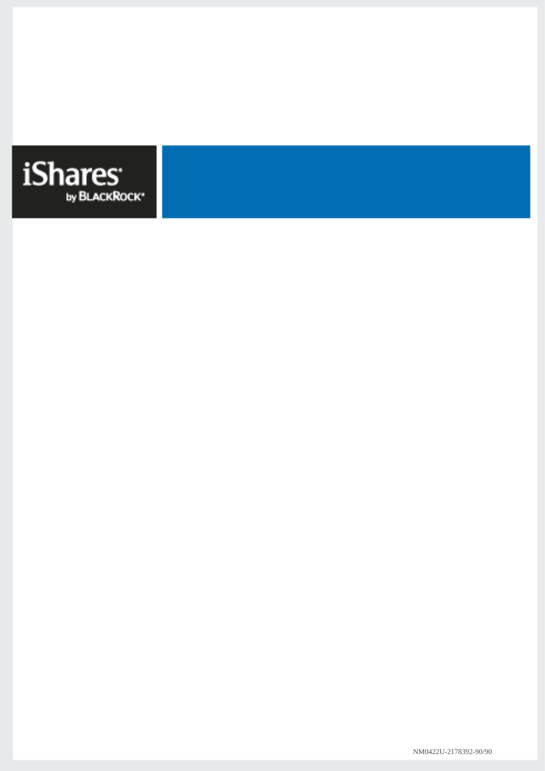iShares by BLACKROCK

NM0422U-2178392-90/90